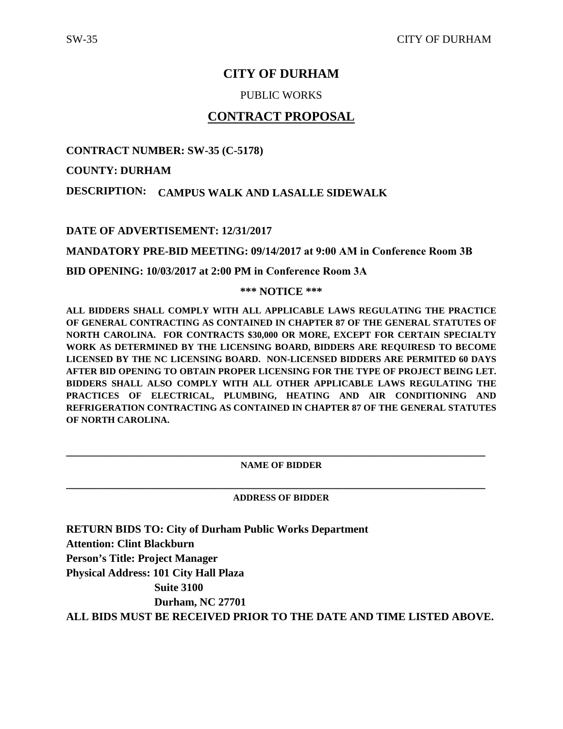# CITY OF DURHAM

PUBLIC WORKS

## CONTRACT PROPOSAL

**CONTRACT NUMBER: SW-35 (C-5178)**

**COUNTY: DURHAM**

**DESCRIPTION: CAMPUS WALK AND LASALLE SIDEWALK**

**DATE OF ADVERTISEMENT: 12/31/2017**

**MANDATORY PRE-BID MEETING: 09/14/2017 at 9:00 AM in Conference Room 3B**

**BID OPENING: 10/03/2017 at 2:00 PM in Conference Room 3A**

**\*\*\* NOTICE \*\*\***

**ALL BIDDERS SHALL COMPLY WITH ALL APPLICABLE LAWS REGULATING THE PRACTICE OF GENERAL CONTRACTING AS CONTAINED IN CHAPTER 87 OF THE GENERAL STATUTES OF NORTH CAROLINA. FOR CONTRACTS $30,000 OR MORE, EXCEPT FOR CERTAIN SPECIALTY WORK AS DETERMINED BY THE LICENSING BOARD, BIDDERS ARE REQUIRESD TO BECOME LICENSED BY THE NC LICENSING BOARD. NON-LICENSED BIDDERS ARE PERMITED 60 DAYS AFTER BID OPENING TO OBTAIN PROPER LICENSING FOR THE TYPE OF PROJECT BEING LET. BIDDERS SHALL ALSO COMPLY WITH ALL OTHER APPLICABLE LAWS REGULATING THE PRACTICES OF ELECTRICAL, PLUMBING, HEATING AND AIR CONDITIONING AND REFRIGERATION CONTRACTING AS CONTAINED IN CHAPTER 87 OF THE GENERAL STATUTES OF NORTH CAROLINA.**

\_\_\_\_\_\_\_\_\_\_\_\_\_\_\_\_\_\_\_\_\_\_\_\_\_\_\_\_\_\_\_\_\_\_\_\_\_\_\_\_\_\_\_\_\_\_\_\_\_\_\_\_\_\_\_\_\_\_\_\_

**NAME OF BIDDER**

\_\_\_\_\_\_\_\_\_\_\_\_\_\_\_\_\_\_\_\_\_\_\_\_\_\_\_\_\_\_\_\_\_\_\_\_\_\_\_\_\_\_\_\_\_\_\_\_\_\_\_\_\_\_\_\_\_\_\_\_

**ADDRESS OF BIDDER**

**RETURN BIDS TO: City of Durham Public Works Department**
**Attention: Clint Blackburn**
**Person's Title: Project Manager**
**Physical Address: 101 City Hall Plaza**
**Suite 3100**
**Durham, NC 27701**

**ALL BIDS MUST BE RECEIVED PRIOR TO THE DATE AND TIME LISTED ABOVE.**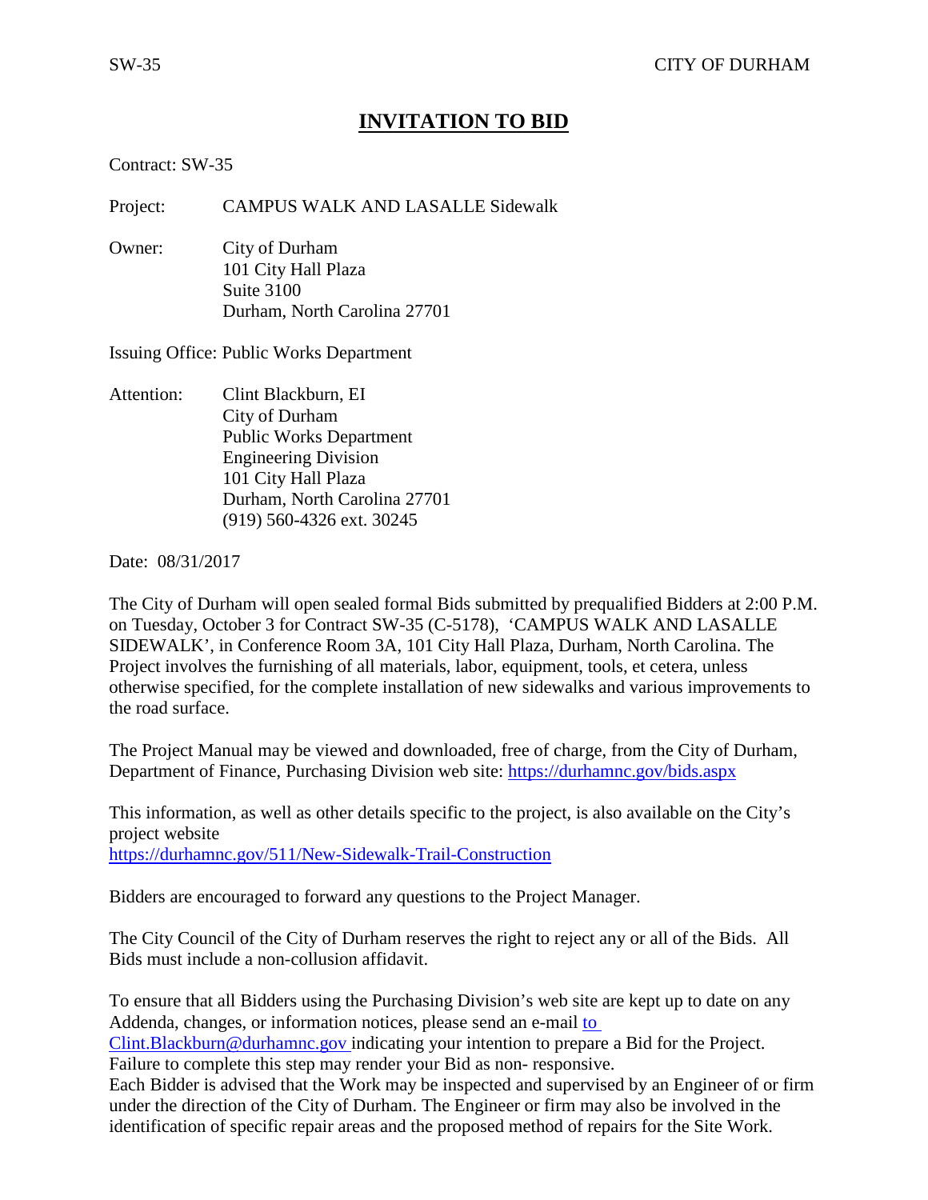# INVITATION TO BID

Contract: SW-35

Project: CAMPUS WALK AND LASALLE Sidewalk

Owner: City of Durham
101 City Hall Plaza
Suite 3100
Durham, North Carolina 27701

Issuing Office: Public Works Department

Attention: Clint Blackburn, EI
City of Durham
Public Works Department
Engineering Division
101 City Hall Plaza
Durham, North Carolina 27701
(919) 560-4326 ext. 30245

Date: 08/31/2017

The City of Durham will open sealed formal Bids submitted by prequalified Bidders at 2:00 P.M. on Tuesday, October 3 for Contract SW-35 (C-5178), 'CAMPUS WALK AND LASALLE SIDEWALK', in Conference Room 3A, 101 City Hall Plaza, Durham, North Carolina. The Project involves the furnishing of all materials, labor, equipment, tools, et cetera, unless otherwise specified, for the complete installation of new sidewalks and various improvements to the road surface.

The Project Manual may be viewed and downloaded, free of charge, from the City of Durham, Department of Finance, Purchasing Division web site: https://durhamnc.gov/bids.aspx

This information, as well as other details specific to the project, is also available on the City's project website
https://durhamnc.gov/511/New-Sidewalk-Trail-Construction

Bidders are encouraged to forward any questions to the Project Manager.

The City Council of the City of Durham reserves the right to reject any or all of the Bids. All Bids must include a non-collusion affidavit.

To ensure that all Bidders using the Purchasing Division's web site are kept up to date on any Addenda, changes, or information notices, please send an e-mail to Clint.Blackburn@durhamnc.gov indicating your intention to prepare a Bid for the Project. Failure to complete this step may render your Bid as non- responsive.
Each Bidder is advised that the Work may be inspected and supervised by an Engineer of or firm under the direction of the City of Durham. The Engineer or firm may also be involved in the identification of specific repair areas and the proposed method of repairs for the Site Work.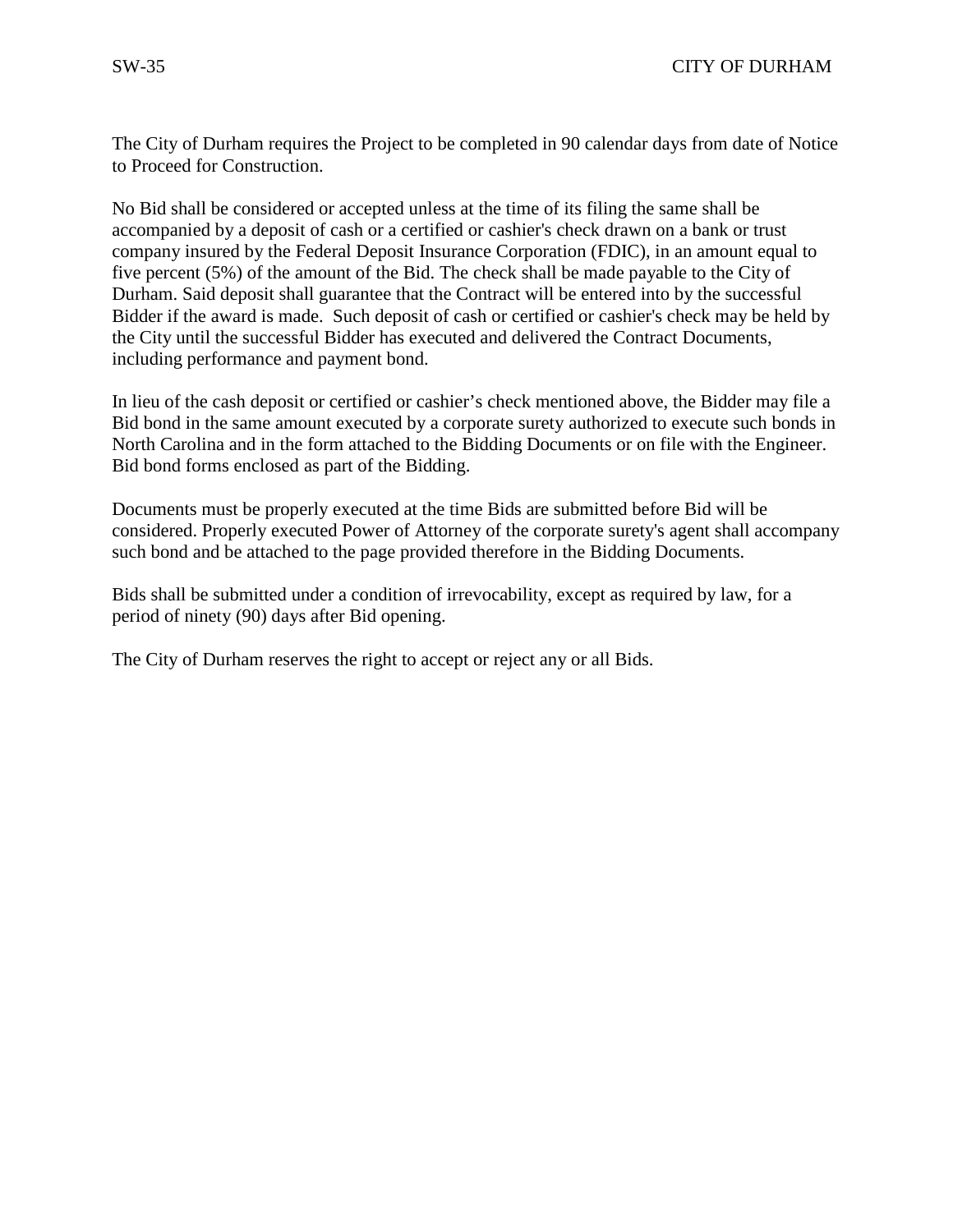The City of Durham requires the Project to be completed in 90 calendar days from date of Notice to Proceed for Construction.

No Bid shall be considered or accepted unless at the time of its filing the same shall be accompanied by a deposit of cash or a certified or cashier's check drawn on a bank or trust company insured by the Federal Deposit Insurance Corporation (FDIC), in an amount equal to five percent (5%) of the amount of the Bid. The check shall be made payable to the City of Durham. Said deposit shall guarantee that the Contract will be entered into by the successful Bidder if the award is made. Such deposit of cash or certified or cashier's check may be held by the City until the successful Bidder has executed and delivered the Contract Documents, including performance and payment bond.

In lieu of the cash deposit or certified or cashier's check mentioned above, the Bidder may file a Bid bond in the same amount executed by a corporate surety authorized to execute such bonds in North Carolina and in the form attached to the Bidding Documents or on file with the Engineer. Bid bond forms enclosed as part of the Bidding.

Documents must be properly executed at the time Bids are submitted before Bid will be considered. Properly executed Power of Attorney of the corporate surety's agent shall accompany such bond and be attached to the page provided therefore in the Bidding Documents.

Bids shall be submitted under a condition of irrevocability, except as required by law, for a period of ninety (90) days after Bid opening.

The City of Durham reserves the right to accept or reject any or all Bids.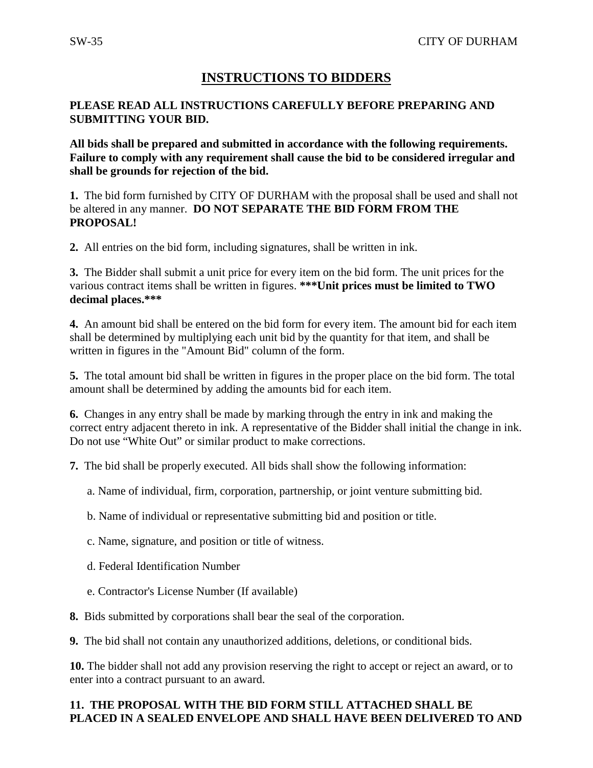# INSTRUCTIONS TO BIDDERS

**PLEASE READ ALL INSTRUCTIONS CAREFULLY BEFORE PREPARING AND SUBMITTING YOUR BID.**

**All bids shall be prepared and submitted in accordance with the following requirements. Failure to comply with any requirement shall cause the bid to be considered irregular and shall be grounds for rejection of the bid.**

**1.** The bid form furnished by CITY OF DURHAM with the proposal shall be used and shall not be altered in any manner. **DO NOT SEPARATE THE BID FORM FROM THE PROPOSAL!**

**2.** All entries on the bid form, including signatures, shall be written in ink.

**3.** The Bidder shall submit a unit price for every item on the bid form. The unit prices for the various contract items shall be written in figures. **\*\*\*Unit prices must be limited to TWO decimal places.\*\*\***

**4.** An amount bid shall be entered on the bid form for every item. The amount bid for each item shall be determined by multiplying each unit bid by the quantity for that item, and shall be written in figures in the "Amount Bid" column of the form.

**5.** The total amount bid shall be written in figures in the proper place on the bid form. The total amount shall be determined by adding the amounts bid for each item.

**6.** Changes in any entry shall be made by marking through the entry in ink and making the correct entry adjacent thereto in ink. A representative of the Bidder shall initial the change in ink. Do not use "White Out" or similar product to make corrections.

**7.** The bid shall be properly executed. All bids shall show the following information:

a. Name of individual, firm, corporation, partnership, or joint venture submitting bid.

b. Name of individual or representative submitting bid and position or title.

c. Name, signature, and position or title of witness.

d. Federal Identification Number

e. Contractor's License Number (If available)

**8.** Bids submitted by corporations shall bear the seal of the corporation.

**9.** The bid shall not contain any unauthorized additions, deletions, or conditional bids.

**10.** The bidder shall not add any provision reserving the right to accept or reject an award, or to enter into a contract pursuant to an award.

**11. THE PROPOSAL WITH THE BID FORM STILL ATTACHED SHALL BE PLACED IN A SEALED ENVELOPE AND SHALL HAVE BEEN DELIVERED TO AND**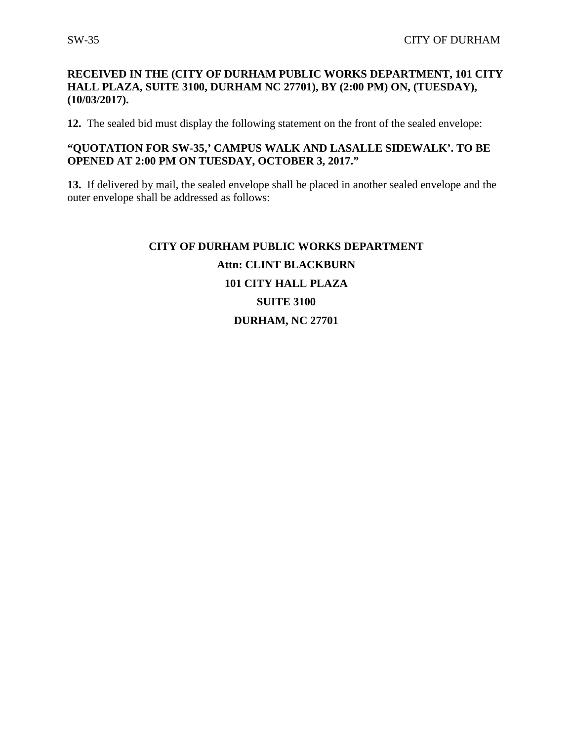**RECEIVED IN THE (CITY OF DURHAM PUBLIC WORKS DEPARTMENT, 101 CITY HALL PLAZA, SUITE 3100, DURHAM NC 27701), BY (2:00 PM) ON, (TUESDAY), (10/03/2017).**

**12.** The sealed bid must display the following statement on the front of the sealed envelope:

**"QUOTATION FOR SW-35,' CAMPUS WALK AND LASALLE SIDEWALK'. TO BE OPENED AT 2:00 PM ON TUESDAY, OCTOBER 3, 2017."**

**13.** <u>If delivered by mail</u>, the sealed envelope shall be placed in another sealed envelope and the outer envelope shall be addressed as follows:

**CITY OF DURHAM PUBLIC WORKS DEPARTMENT**

**Attn: CLINT BLACKBURN**

**101 CITY HALL PLAZA**

**SUITE 3100**

**DURHAM, NC 27701**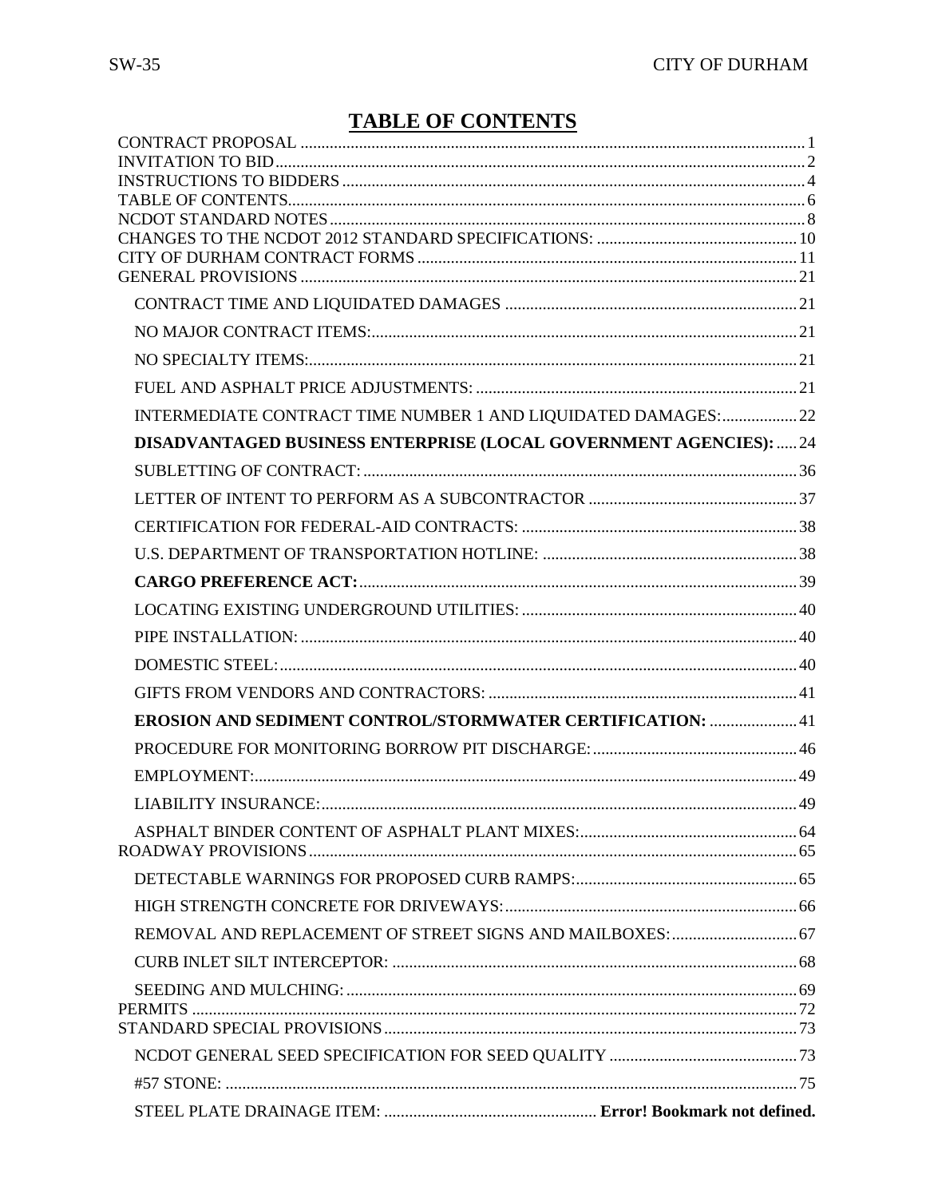# TABLE OF CONTENTS

CONTRACT PROPOSAL ........................................................................................................................ 1
INVITATION TO BID ........................................................................................................................ 2
INSTRUCTIONS TO BIDDERS ........................................................................................................... 4
TABLE OF CONTENTS ....................................................................................................................... 6
NCDOT STANDARD NOTES ............................................................................................................... 8
CHANGES TO THE NCDOT 2012 STANDARD SPECIFICATIONS: ................................................ 10
CITY OF DURHAM CONTRACT FORMS ......................................................................................... 11
GENERAL PROVISIONS ..................................................................................................................... 21

- CONTRACT TIME AND LIQUIDATED DAMAGES ..................................................................... 21
- NO MAJOR CONTRACT ITEMS: .................................................................................................... 21
- NO SPECIALTY ITEMS: .................................................................................................................. 21
- FUEL AND ASPHALT PRICE ADJUSTMENTS: ............................................................................. 21
- INTERMEDIATE CONTRACT TIME NUMBER 1 AND LIQUIDATED DAMAGES: .................. 22
- **DISADVANTAGED BUSINESS ENTERPRISE (LOCAL GOVERNMENT AGENCIES):** ..... 24
- SUBLETTING OF CONTRACT: ....................................................................................................... 36
- LETTER OF INTENT TO PERFORM AS A SUBCONTRACTOR .................................................. 37
- CERTIFICATION FOR FEDERAL-AID CONTRACTS: .................................................................. 38
- U.S. DEPARTMENT OF TRANSPORTATION HOTLINE: ............................................................. 38
- **CARGO PREFERENCE ACT:** ....................................................................................................... 39
- LOCATING EXISTING UNDERGROUND UTILITIES: .................................................................. 40
- PIPE INSTALLATION: ...................................................................................................................... 40
- DOMESTIC STEEL: ........................................................................................................................... 40
- GIFTS FROM VENDORS AND CONTRACTORS: ......................................................................... 41
- **EROSION AND SEDIMENT CONTROL/STORMWATER CERTIFICATION:** ..................... 41
- PROCEDURE FOR MONITORING BORROW PIT DISCHARGE: ................................................. 46
- EMPLOYMENT: ................................................................................................................................. 49
- LIABILITY INSURANCE: ................................................................................................................. 49
- ASPHALT BINDER CONTENT OF ASPHALT PLANT MIXES: .................................................... 64

ROADWAY PROVISIONS .................................................................................................................... 65

- DETECTABLE WARNINGS FOR PROPOSED CURB RAMPS: ..................................................... 65
- HIGH STRENGTH CONCRETE FOR DRIVEWAYS: ..................................................................... 66
- REMOVAL AND REPLACEMENT OF STREET SIGNS AND MAILBOXES: .............................. 67
- CURB INLET SILT INTERCEPTOR: ................................................................................................ 68
- SEEDING AND MULCHING: ............................................................................................................ 69

PERMITS ................................................................................................................................................ 72
STANDARD SPECIAL PROVISIONS .................................................................................................. 73

- NCDOT GENERAL SEED SPECIFICATION FOR SEED QUALITY ............................................. 73
- #57 STONE: ........................................................................................................................................ 75
- STEEL PLATE DRAINAGE ITEM: ................................................... **Error! Bookmark not defined.**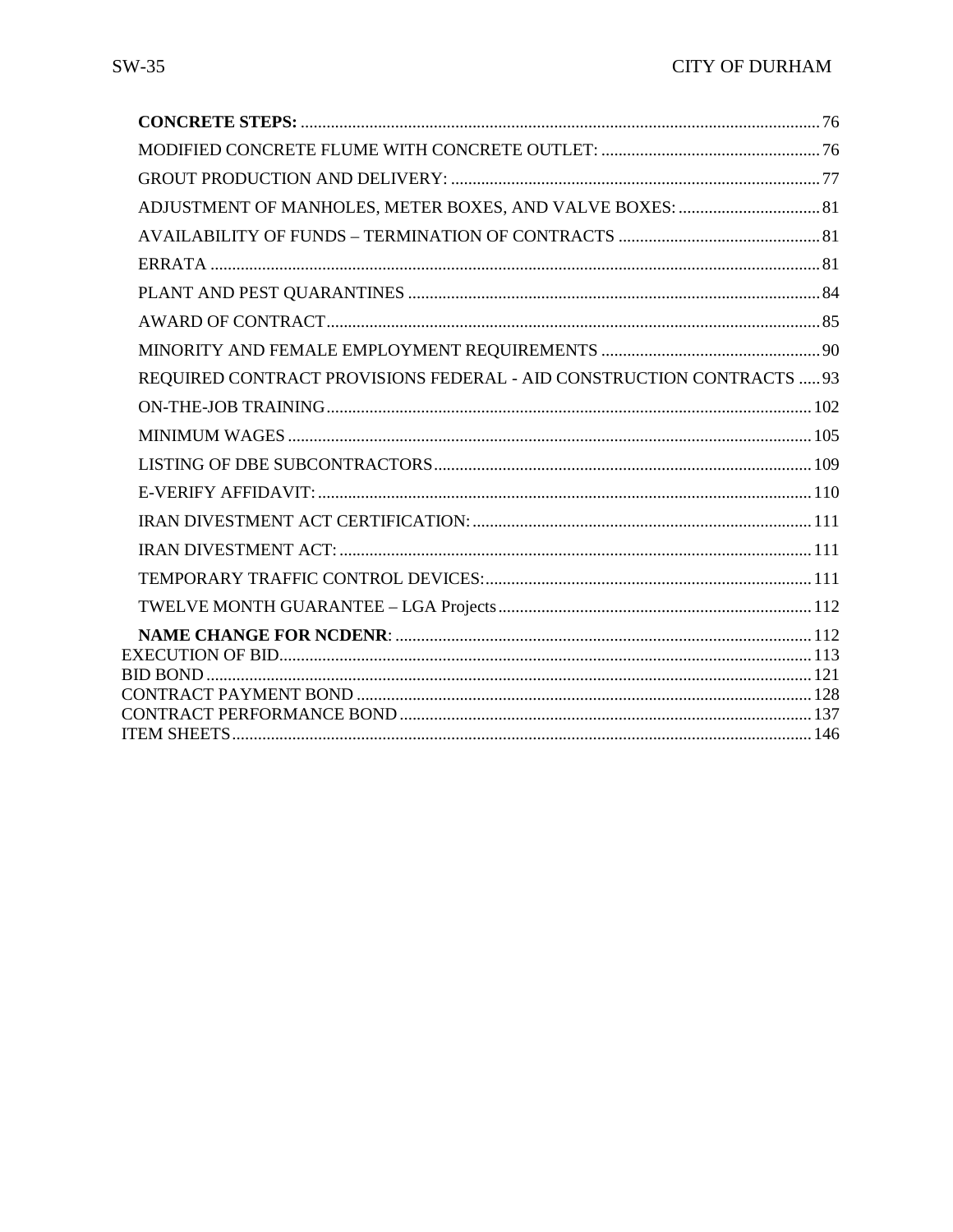**CONCRETE STEPS:** ........................................................................................................................ 76

MODIFIED CONCRETE FLUME WITH CONCRETE OUTLET: .................................................. 76

GROUT PRODUCTION AND DELIVERY: ..................................................................................... 77

ADJUSTMENT OF MANHOLES, METER BOXES, AND VALVE BOXES: ................................. 81

AVAILABILITY OF FUNDS – TERMINATION OF CONTRACTS ............................................... 81

ERRATA ............................................................................................................................................ 81

PLANT AND PEST QUARANTINES ............................................................................................... 84

AWARD OF CONTRACT.................................................................................................................. 85

MINORITY AND FEMALE EMPLOYMENT REQUIREMENTS ................................................... 90

REQUIRED CONTRACT PROVISIONS FEDERAL - AID CONSTRUCTION CONTRACTS ..... 93

ON-THE-JOB TRAINING................................................................................................................ 102

MINIMUM WAGES ......................................................................................................................... 105

LISTING OF DBE SUBCONTRACTORS....................................................................................... 109

E-VERIFY AFFIDAVIT: .................................................................................................................. 110

IRAN DIVESTMENT ACT CERTIFICATION: .............................................................................. 111

IRAN DIVESTMENT ACT: ............................................................................................................. 111

TEMPORARY TRAFFIC CONTROL DEVICES:............................................................................ 111

TWELVE MONTH GUARANTEE – LGA Projects ........................................................................ 112

**NAME CHANGE FOR NCDENR**: ................................................................................................ 112

EXECUTION OF BID........................................................................................................................ 113

BID BOND ......................................................................................................................................... 121

CONTRACT PAYMENT BOND ...................................................................................................... 128

CONTRACT PERFORMANCE BOND ............................................................................................ 137

ITEM SHEETS.................................................................................................................................... 146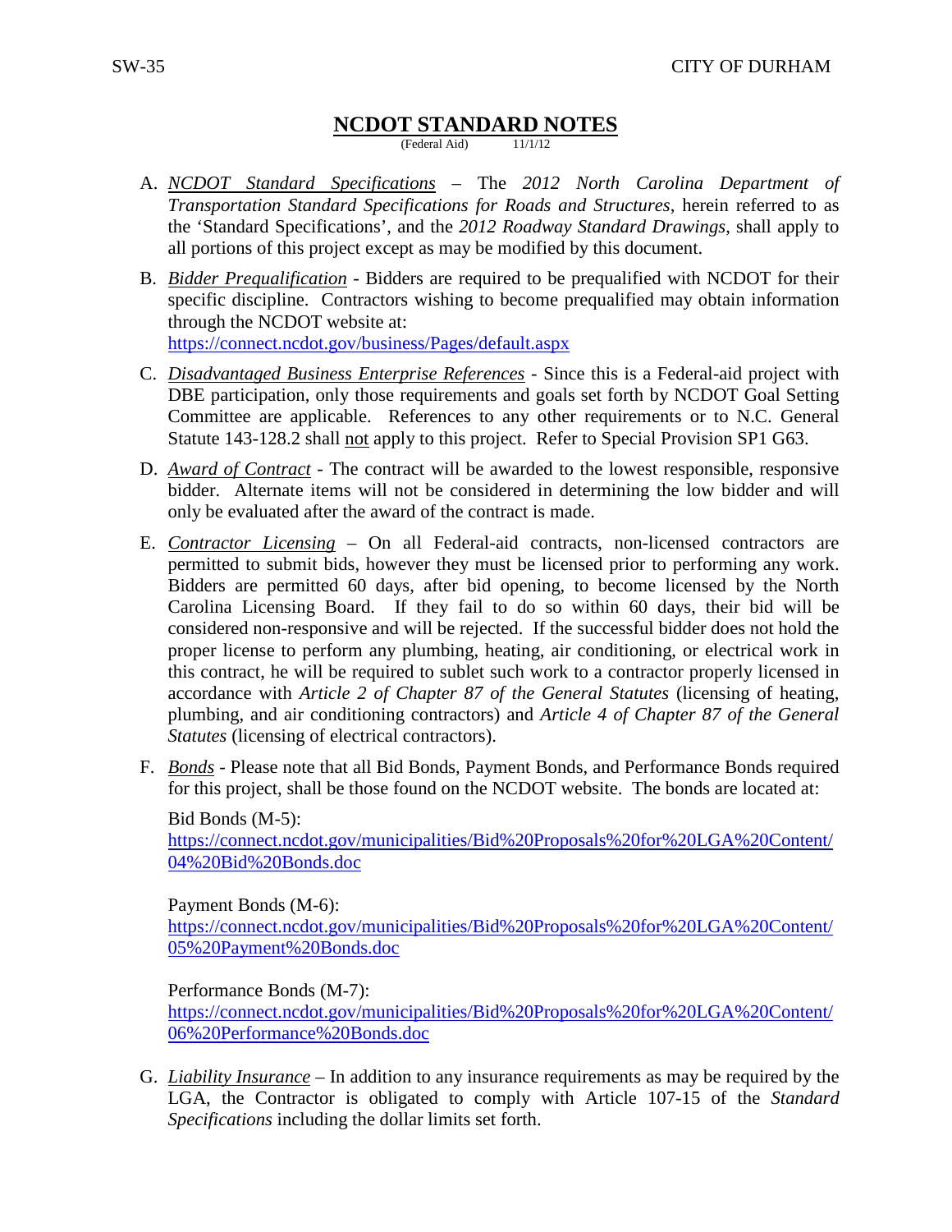# NCDOT STANDARD NOTES

(Federal Aid) 11/1/12

A. *NCDOT Standard Specifications* – The *2012 North Carolina Department of Transportation Standard Specifications for Roads and Structures*, herein referred to as the 'Standard Specifications', and the *2012 Roadway Standard Drawings*, shall apply to all portions of this project except as may be modified by this document.

B. *Bidder Prequalification* - Bidders are required to be prequalified with NCDOT for their specific discipline. Contractors wishing to become prequalified may obtain information through the NCDOT website at: https://connect.ncdot.gov/business/Pages/default.aspx

C. *Disadvantaged Business Enterprise References* - Since this is a Federal-aid project with DBE participation, only those requirements and goals set forth by NCDOT Goal Setting Committee are applicable. References to any other requirements or to N.C. General Statute 143-128.2 shall not apply to this project. Refer to Special Provision SP1 G63.

D. *Award of Contract* - The contract will be awarded to the lowest responsible, responsive bidder. Alternate items will not be considered in determining the low bidder and will only be evaluated after the award of the contract is made.

E. *Contractor Licensing* – On all Federal-aid contracts, non-licensed contractors are permitted to submit bids, however they must be licensed prior to performing any work. Bidders are permitted 60 days, after bid opening, to become licensed by the North Carolina Licensing Board. If they fail to do so within 60 days, their bid will be considered non-responsive and will be rejected. If the successful bidder does not hold the proper license to perform any plumbing, heating, air conditioning, or electrical work in this contract, he will be required to sublet such work to a contractor properly licensed in accordance with *Article 2 of Chapter 87 of the General Statutes* (licensing of heating, plumbing, and air conditioning contractors) and *Article 4 of Chapter 87 of the General Statutes* (licensing of electrical contractors).

F. *Bonds* - Please note that all Bid Bonds, Payment Bonds, and Performance Bonds required for this project, shall be those found on the NCDOT website. The bonds are located at:

   Bid Bonds (M-5):
   https://connect.ncdot.gov/municipalities/Bid%20Proposals%20for%20LGA%20Content/04%20Bid%20Bonds.doc

   Payment Bonds (M-6):
   https://connect.ncdot.gov/municipalities/Bid%20Proposals%20for%20LGA%20Content/05%20Payment%20Bonds.doc

   Performance Bonds (M-7):
   https://connect.ncdot.gov/municipalities/Bid%20Proposals%20for%20LGA%20Content/06%20Performance%20Bonds.doc

G. *Liability Insurance* – In addition to any insurance requirements as may be required by the LGA, the Contractor is obligated to comply with Article 107-15 of the *Standard Specifications* including the dollar limits set forth.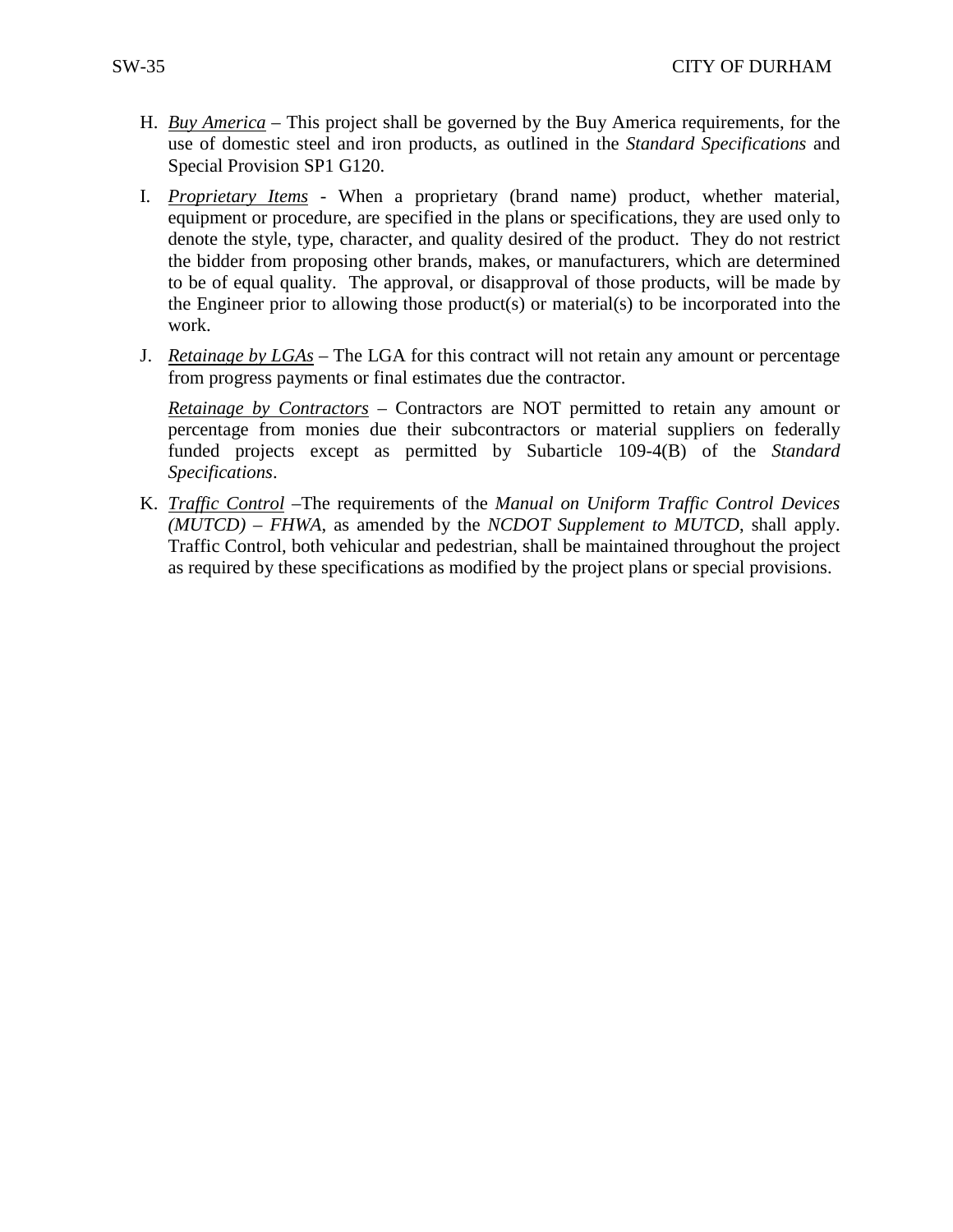H. *Buy America* – This project shall be governed by the Buy America requirements, for the use of domestic steel and iron products, as outlined in the *Standard Specifications* and Special Provision SP1 G120.

I. *Proprietary Items* - When a proprietary (brand name) product, whether material, equipment or procedure, are specified in the plans or specifications, they are used only to denote the style, type, character, and quality desired of the product. They do not restrict the bidder from proposing other brands, makes, or manufacturers, which are determined to be of equal quality. The approval, or disapproval of those products, will be made by the Engineer prior to allowing those product(s) or material(s) to be incorporated into the work.

J. *Retainage by LGAs* – The LGA for this contract will not retain any amount or percentage from progress payments or final estimates due the contractor.

   *Retainage by Contractors* – Contractors are NOT permitted to retain any amount or percentage from monies due their subcontractors or material suppliers on federally funded projects except as permitted by Subarticle 109-4(B) of the *Standard Specifications*.

K. *Traffic Control* –The requirements of the *Manual on Uniform Traffic Control Devices (MUTCD) – FHWA*, as amended by the *NCDOT Supplement to MUTCD*, shall apply. Traffic Control, both vehicular and pedestrian, shall be maintained throughout the project as required by these specifications as modified by the project plans or special provisions.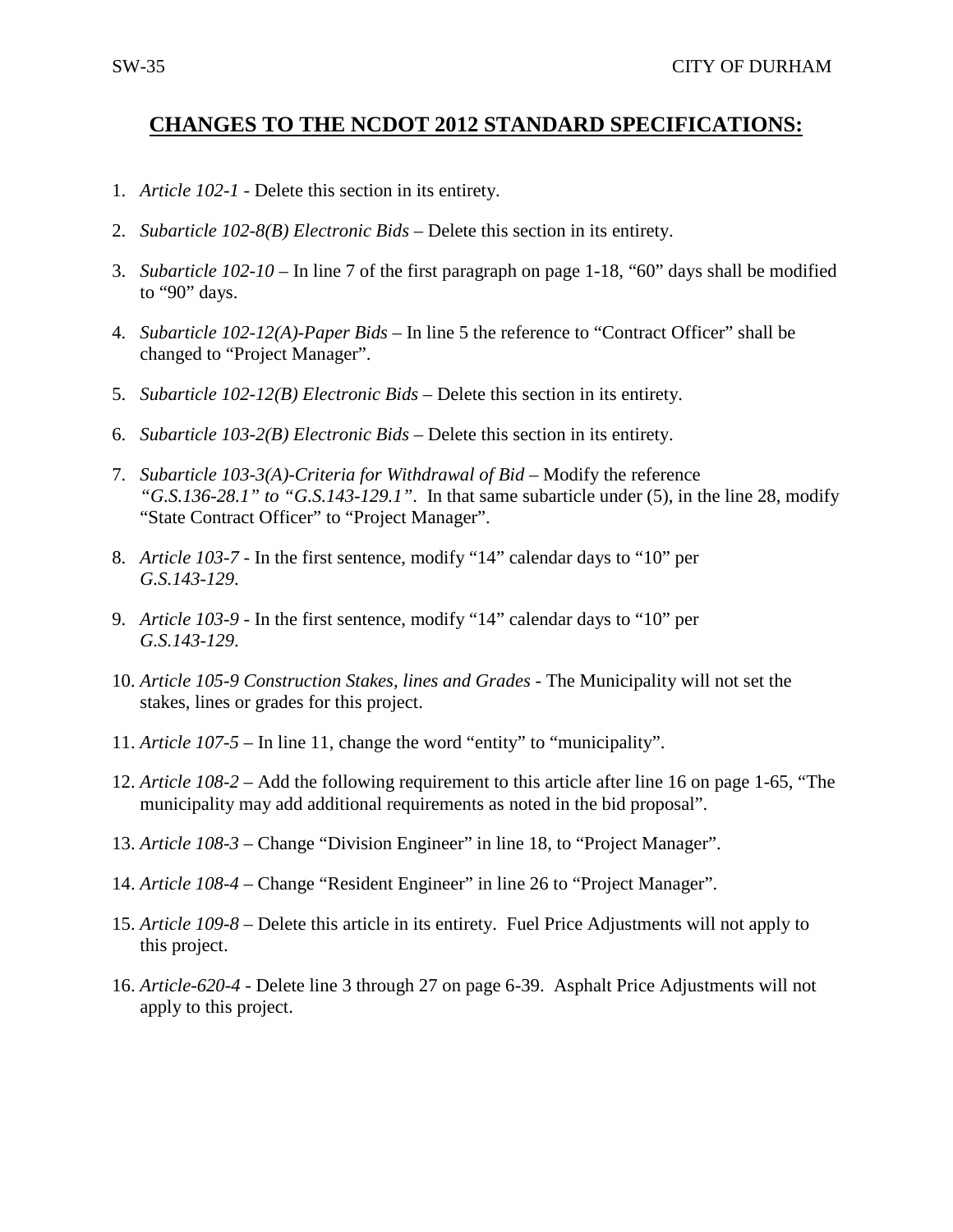## CHANGES TO THE NCDOT 2012 STANDARD SPECIFICATIONS:

1. *Article 102-1* - Delete this section in its entirety.

2. *Subarticle 102-8(B) Electronic Bids* – Delete this section in its entirety.

3. *Subarticle 102-10* – In line 7 of the first paragraph on page 1-18, "60" days shall be modified to "90" days.

4. *Subarticle 102-12(A)-Paper Bids* – In line 5 the reference to "Contract Officer" shall be changed to "Project Manager".

5. *Subarticle 102-12(B) Electronic Bids* – Delete this section in its entirety.

6. *Subarticle 103-2(B) Electronic Bids* – Delete this section in its entirety.

7. *Subarticle 103-3(A)-Criteria for Withdrawal of Bid* – Modify the reference *"G.S.136-28.1" to "G.S.143-129.1"*. In that same subarticle under (5), in the line 28, modify "State Contract Officer" to "Project Manager".

8. *Article 103-7* - In the first sentence, modify "14" calendar days to "10" per *G.S.143-129*.

9. *Article 103-9* - In the first sentence, modify "14" calendar days to "10" per *G.S.143-129*.

10. *Article 105-9 Construction Stakes, lines and Grades* - The Municipality will not set the stakes, lines or grades for this project.

11. *Article 107-5* – In line 11, change the word "entity" to "municipality".

12. *Article 108-2* – Add the following requirement to this article after line 16 on page 1-65, "The municipality may add additional requirements as noted in the bid proposal".

13. *Article 108-3* – Change "Division Engineer" in line 18, to "Project Manager".

14. *Article 108-4* – Change "Resident Engineer" in line 26 to "Project Manager".

15. *Article 109-8* – Delete this article in its entirety. Fuel Price Adjustments will not apply to this project.

16. *Article-620-4* - Delete line 3 through 27 on page 6-39. Asphalt Price Adjustments will not apply to this project.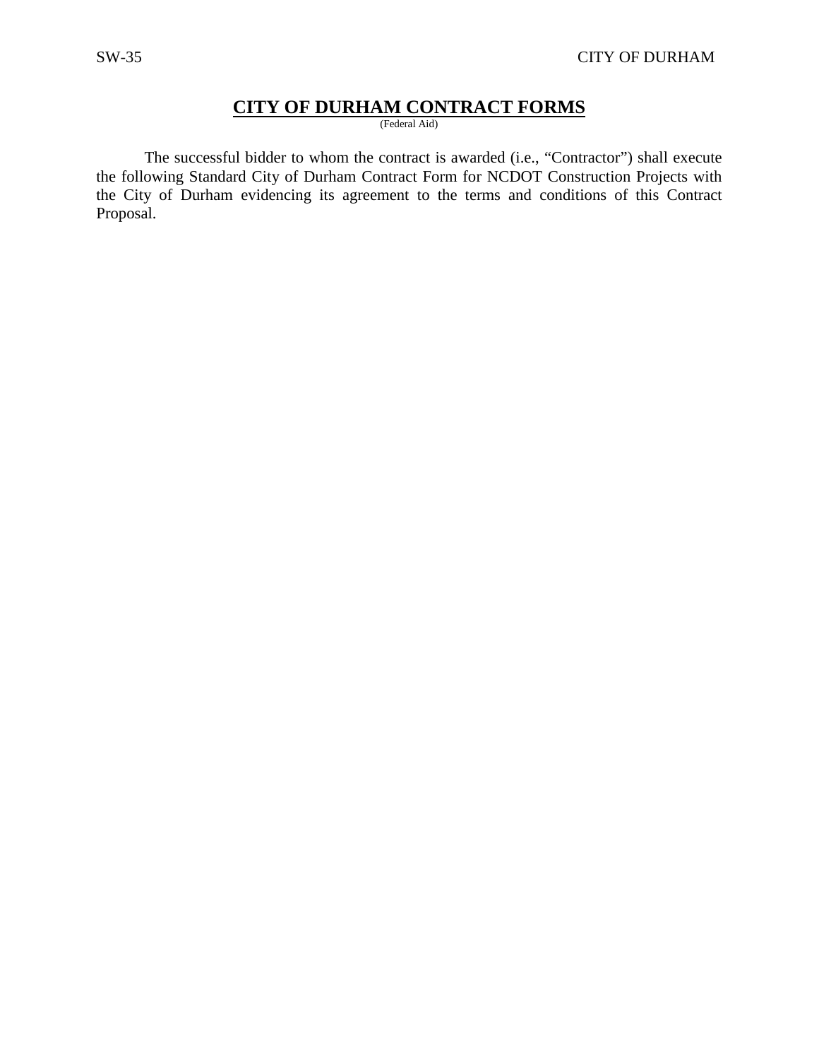# **CITY OF DURHAM CONTRACT FORMS**

(Federal Aid)

The successful bidder to whom the contract is awarded (i.e., "Contractor") shall execute the following Standard City of Durham Contract Form for NCDOT Construction Projects with the City of Durham evidencing its agreement to the terms and conditions of this Contract Proposal.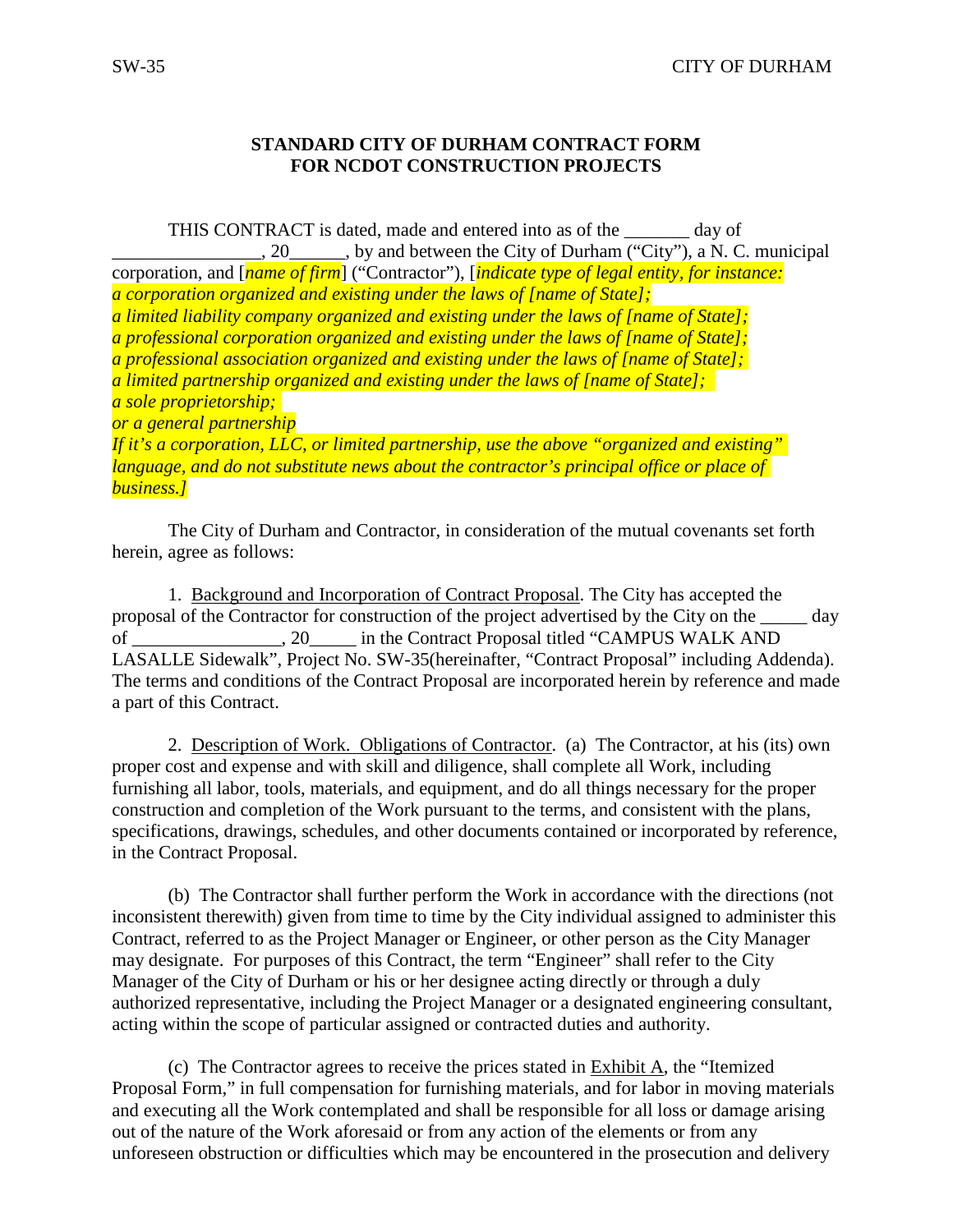**STANDARD CITY OF DURHAM CONTRACT FORM**
**FOR NCDOT CONSTRUCTION PROJECTS**

THIS CONTRACT is dated, made and entered into as of the _______ day of ________________, 20______, by and between the City of Durham ("City"), a N. C. municipal corporation, and [*name of firm*] ("Contractor"), [*indicate type of legal entity, for instance:*
*a corporation organized and existing under the laws of [name of State];*
*a limited liability company organized and existing under the laws of [name of State];*
*a professional corporation organized and existing under the laws of [name of State];*
*a professional association organized and existing under the laws of [name of State];*
*a limited partnership organized and existing under the laws of [name of State];*
*a sole proprietorship;*
*or a general partnership*
*If it's a corporation, LLC, or limited partnership, use the above "organized and existing" language, and do not substitute news about the contractor's principal office or place of business.]*

The City of Durham and Contractor, in consideration of the mutual covenants set forth herein, agree as follows:

1. Background and Incorporation of Contract Proposal. The City has accepted the proposal of the Contractor for construction of the project advertised by the City on the _____ day of ________________, 20_____ in the Contract Proposal titled "CAMPUS WALK AND LASALLE Sidewalk", Project No. SW-35(hereinafter, "Contract Proposal" including Addenda). The terms and conditions of the Contract Proposal are incorporated herein by reference and made a part of this Contract.

2. Description of Work. Obligations of Contractor. (a) The Contractor, at his (its) own proper cost and expense and with skill and diligence, shall complete all Work, including furnishing all labor, tools, materials, and equipment, and do all things necessary for the proper construction and completion of the Work pursuant to the terms, and consistent with the plans, specifications, drawings, schedules, and other documents contained or incorporated by reference, in the Contract Proposal.

(b) The Contractor shall further perform the Work in accordance with the directions (not inconsistent therewith) given from time to time by the City individual assigned to administer this Contract, referred to as the Project Manager or Engineer, or other person as the City Manager may designate. For purposes of this Contract, the term "Engineer" shall refer to the City Manager of the City of Durham or his or her designee acting directly or through a duly authorized representative, including the Project Manager or a designated engineering consultant, acting within the scope of particular assigned or contracted duties and authority.

(c) The Contractor agrees to receive the prices stated in Exhibit A, the "Itemized Proposal Form," in full compensation for furnishing materials, and for labor in moving materials and executing all the Work contemplated and shall be responsible for all loss or damage arising out of the nature of the Work aforesaid or from any action of the elements or from any unforeseen obstruction or difficulties which may be encountered in the prosecution and delivery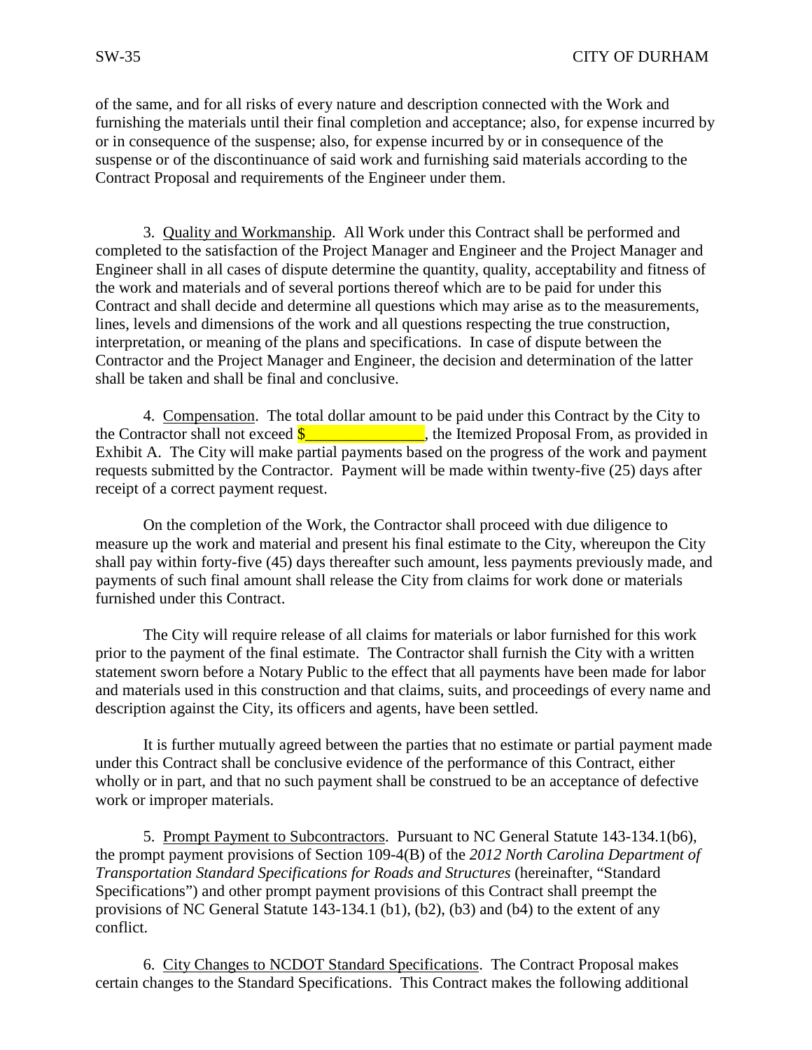of the same, and for all risks of every nature and description connected with the Work and furnishing the materials until their final completion and acceptance; also, for expense incurred by or in consequence of the suspense; also, for expense incurred by or in consequence of the suspense or of the discontinuance of said work and furnishing said materials according to the Contract Proposal and requirements of the Engineer under them.

3. Quality and Workmanship. All Work under this Contract shall be performed and completed to the satisfaction of the Project Manager and Engineer and the Project Manager and Engineer shall in all cases of dispute determine the quantity, quality, acceptability and fitness of the work and materials and of several portions thereof which are to be paid for under this Contract and shall decide and determine all questions which may arise as to the measurements, lines, levels and dimensions of the work and all questions respecting the true construction, interpretation, or meaning of the plans and specifications. In case of dispute between the Contractor and the Project Manager and Engineer, the decision and determination of the latter shall be taken and shall be final and conclusive.

4. Compensation. The total dollar amount to be paid under this Contract by the City to the Contractor shall not exceed $______________, the Itemized Proposal From, as provided in Exhibit A. The City will make partial payments based on the progress of the work and payment requests submitted by the Contractor. Payment will be made within twenty-five (25) days after receipt of a correct payment request.

On the completion of the Work, the Contractor shall proceed with due diligence to measure up the work and material and present his final estimate to the City, whereupon the City shall pay within forty-five (45) days thereafter such amount, less payments previously made, and payments of such final amount shall release the City from claims for work done or materials furnished under this Contract.

The City will require release of all claims for materials or labor furnished for this work prior to the payment of the final estimate. The Contractor shall furnish the City with a written statement sworn before a Notary Public to the effect that all payments have been made for labor and materials used in this construction and that claims, suits, and proceedings of every name and description against the City, its officers and agents, have been settled.

It is further mutually agreed between the parties that no estimate or partial payment made under this Contract shall be conclusive evidence of the performance of this Contract, either wholly or in part, and that no such payment shall be construed to be an acceptance of defective work or improper materials.

5. Prompt Payment to Subcontractors. Pursuant to NC General Statute 143-134.1(b6), the prompt payment provisions of Section 109-4(B) of the *2012 North Carolina Department of Transportation Standard Specifications for Roads and Structures* (hereinafter, "Standard Specifications") and other prompt payment provisions of this Contract shall preempt the provisions of NC General Statute 143-134.1 (b1), (b2), (b3) and (b4) to the extent of any conflict.

6. City Changes to NCDOT Standard Specifications. The Contract Proposal makes certain changes to the Standard Specifications. This Contract makes the following additional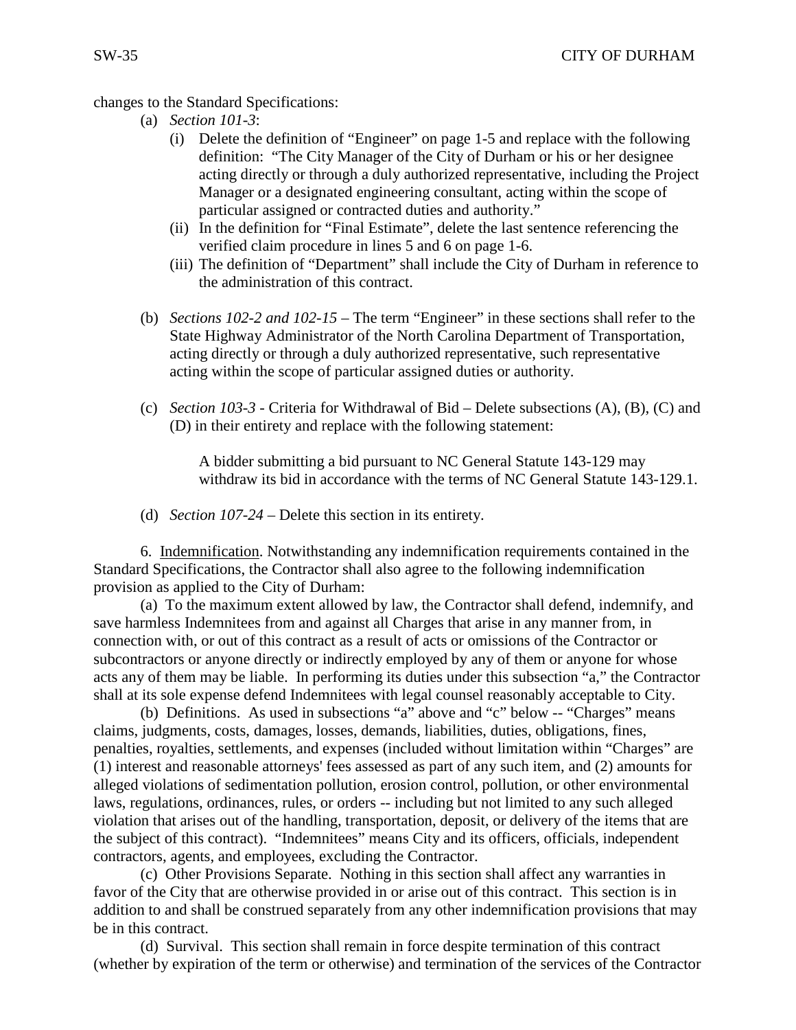changes to the Standard Specifications:

(a) *Section 101-3*:

(i) Delete the definition of "Engineer" on page 1-5 and replace with the following definition: "The City Manager of the City of Durham or his or her designee acting directly or through a duly authorized representative, including the Project Manager or a designated engineering consultant, acting within the scope of particular assigned or contracted duties and authority."

(ii) In the definition for "Final Estimate", delete the last sentence referencing the verified claim procedure in lines 5 and 6 on page 1-6.

(iii) The definition of "Department" shall include the City of Durham in reference to the administration of this contract.

(b) *Sections 102-2 and 102-15* – The term "Engineer" in these sections shall refer to the State Highway Administrator of the North Carolina Department of Transportation, acting directly or through a duly authorized representative, such representative acting within the scope of particular assigned duties or authority.

(c) *Section 103-3* - Criteria for Withdrawal of Bid – Delete subsections (A), (B), (C) and (D) in their entirety and replace with the following statement:

> A bidder submitting a bid pursuant to NC General Statute 143-129 may withdraw its bid in accordance with the terms of NC General Statute 143-129.1.

(d) *Section 107-24* – Delete this section in its entirety.

6. Indemnification. Notwithstanding any indemnification requirements contained in the Standard Specifications, the Contractor shall also agree to the following indemnification provision as applied to the City of Durham:

(a) To the maximum extent allowed by law, the Contractor shall defend, indemnify, and save harmless Indemnitees from and against all Charges that arise in any manner from, in connection with, or out of this contract as a result of acts or omissions of the Contractor or subcontractors or anyone directly or indirectly employed by any of them or anyone for whose acts any of them may be liable. In performing its duties under this subsection "a," the Contractor shall at its sole expense defend Indemnitees with legal counsel reasonably acceptable to City.

(b) Definitions. As used in subsections "a" above and "c" below -- "Charges" means claims, judgments, costs, damages, losses, demands, liabilities, duties, obligations, fines, penalties, royalties, settlements, and expenses (included without limitation within "Charges" are (1) interest and reasonable attorneys' fees assessed as part of any such item, and (2) amounts for alleged violations of sedimentation pollution, erosion control, pollution, or other environmental laws, regulations, ordinances, rules, or orders -- including but not limited to any such alleged violation that arises out of the handling, transportation, deposit, or delivery of the items that are the subject of this contract). "Indemnitees" means City and its officers, officials, independent contractors, agents, and employees, excluding the Contractor.

(c) Other Provisions Separate. Nothing in this section shall affect any warranties in favor of the City that are otherwise provided in or arise out of this contract. This section is in addition to and shall be construed separately from any other indemnification provisions that may be in this contract.

(d) Survival. This section shall remain in force despite termination of this contract (whether by expiration of the term or otherwise) and termination of the services of the Contractor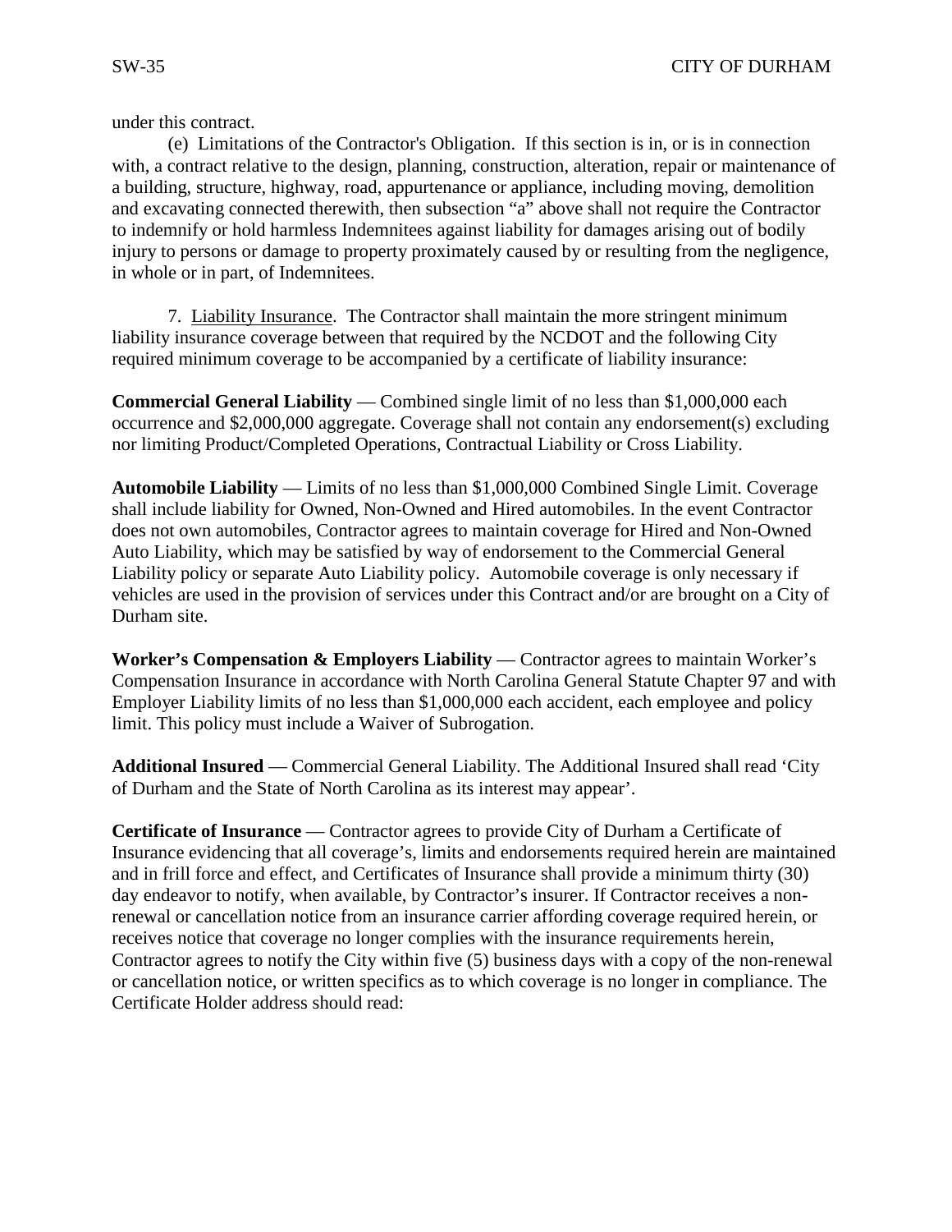under this contract.

(e) Limitations of the Contractor's Obligation. If this section is in, or is in connection with, a contract relative to the design, planning, construction, alteration, repair or maintenance of a building, structure, highway, road, appurtenance or appliance, including moving, demolition and excavating connected therewith, then subsection "a" above shall not require the Contractor to indemnify or hold harmless Indemnitees against liability for damages arising out of bodily injury to persons or damage to property proximately caused by or resulting from the negligence, in whole or in part, of Indemnitees.

7. Liability Insurance. The Contractor shall maintain the more stringent minimum liability insurance coverage between that required by the NCDOT and the following City required minimum coverage to be accompanied by a certificate of liability insurance:

**Commercial General Liability** — Combined single limit of no less than $1,000,000 each occurrence and $2,000,000 aggregate. Coverage shall not contain any endorsement(s) excluding nor limiting Product/Completed Operations, Contractual Liability or Cross Liability.

**Automobile Liability** — Limits of no less than $1,000,000 Combined Single Limit. Coverage shall include liability for Owned, Non-Owned and Hired automobiles. In the event Contractor does not own automobiles, Contractor agrees to maintain coverage for Hired and Non-Owned Auto Liability, which may be satisfied by way of endorsement to the Commercial General Liability policy or separate Auto Liability policy. Automobile coverage is only necessary if vehicles are used in the provision of services under this Contract and/or are brought on a City of Durham site.

**Worker's Compensation & Employers Liability** — Contractor agrees to maintain Worker's Compensation Insurance in accordance with North Carolina General Statute Chapter 97 and with Employer Liability limits of no less than $1,000,000 each accident, each employee and policy limit. This policy must include a Waiver of Subrogation.

**Additional Insured** — Commercial General Liability. The Additional Insured shall read 'City of Durham and the State of North Carolina as its interest may appear'.

**Certificate of Insurance** — Contractor agrees to provide City of Durham a Certificate of Insurance evidencing that all coverage's, limits and endorsements required herein are maintained and in frill force and effect, and Certificates of Insurance shall provide a minimum thirty (30) day endeavor to notify, when available, by Contractor's insurer. If Contractor receives a non-renewal or cancellation notice from an insurance carrier affording coverage required herein, or receives notice that coverage no longer complies with the insurance requirements herein, Contractor agrees to notify the City within five (5) business days with a copy of the non-renewal or cancellation notice, or written specifics as to which coverage is no longer in compliance. The Certificate Holder address should read: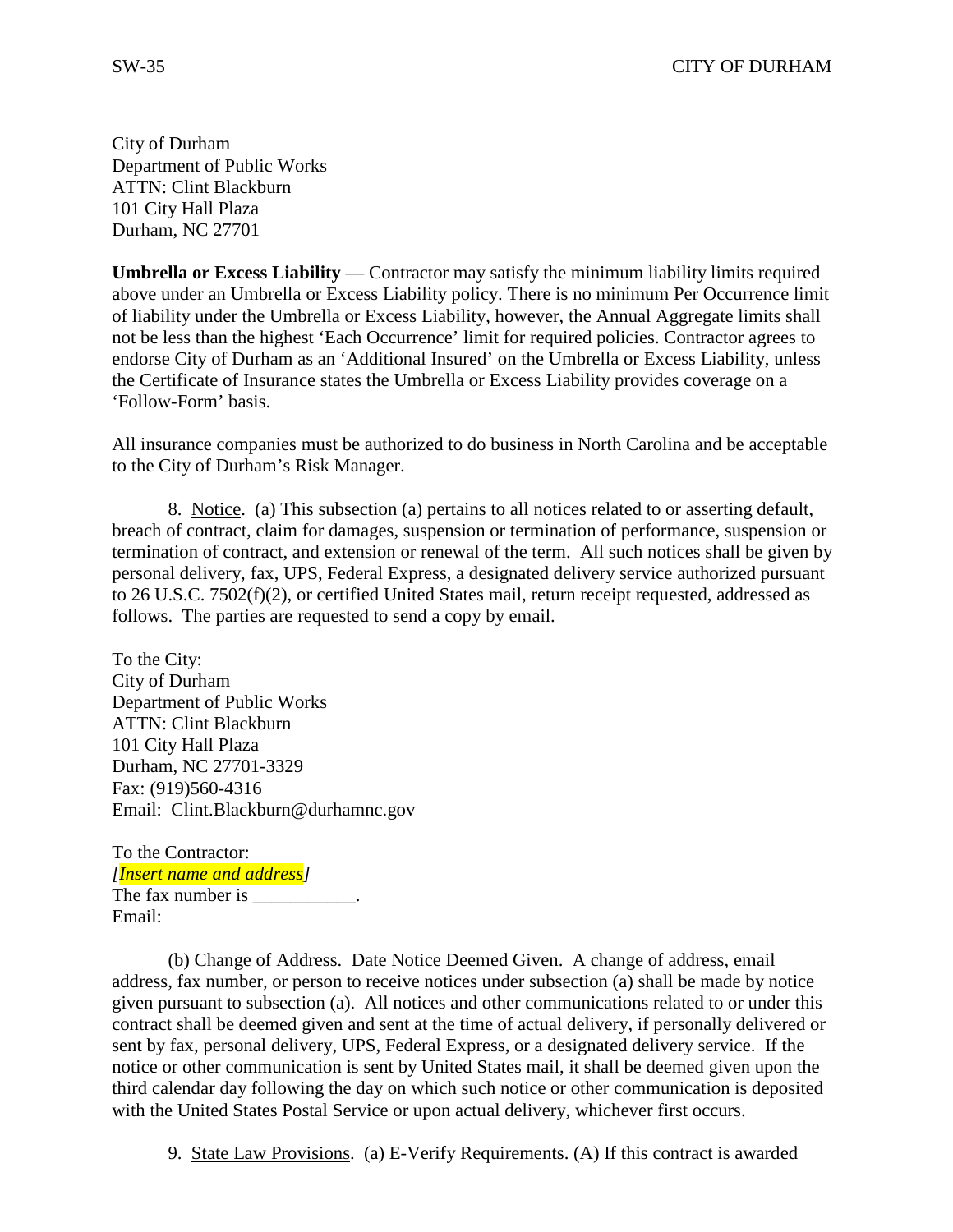City of Durham
Department of Public Works
ATTN: Clint Blackburn
101 City Hall Plaza
Durham, NC 27701

**Umbrella or Excess Liability** — Contractor may satisfy the minimum liability limits required above under an Umbrella or Excess Liability policy. There is no minimum Per Occurrence limit of liability under the Umbrella or Excess Liability, however, the Annual Aggregate limits shall not be less than the highest 'Each Occurrence' limit for required policies. Contractor agrees to endorse City of Durham as an 'Additional Insured' on the Umbrella or Excess Liability, unless the Certificate of Insurance states the Umbrella or Excess Liability provides coverage on a 'Follow-Form' basis.

All insurance companies must be authorized to do business in North Carolina and be acceptable to the City of Durham's Risk Manager.

8. Notice. (a) This subsection (a) pertains to all notices related to or asserting default, breach of contract, claim for damages, suspension or termination of performance, suspension or termination of contract, and extension or renewal of the term. All such notices shall be given by personal delivery, fax, UPS, Federal Express, a designated delivery service authorized pursuant to 26 U.S.C. 7502(f)(2), or certified United States mail, return receipt requested, addressed as follows. The parties are requested to send a copy by email.

To the City:
City of Durham
Department of Public Works
ATTN: Clint Blackburn
101 City Hall Plaza
Durham, NC 27701-3329
Fax: (919)560-4316
Email: Clint.Blackburn@durhamnc.gov

To the Contractor:
*[Insert name and address]*
The fax number is ___________.
Email:

(b) Change of Address. Date Notice Deemed Given. A change of address, email address, fax number, or person to receive notices under subsection (a) shall be made by notice given pursuant to subsection (a). All notices and other communications related to or under this contract shall be deemed given and sent at the time of actual delivery, if personally delivered or sent by fax, personal delivery, UPS, Federal Express, or a designated delivery service. If the notice or other communication is sent by United States mail, it shall be deemed given upon the third calendar day following the day on which such notice or other communication is deposited with the United States Postal Service or upon actual delivery, whichever first occurs.

9. State Law Provisions. (a) E-Verify Requirements. (A) If this contract is awarded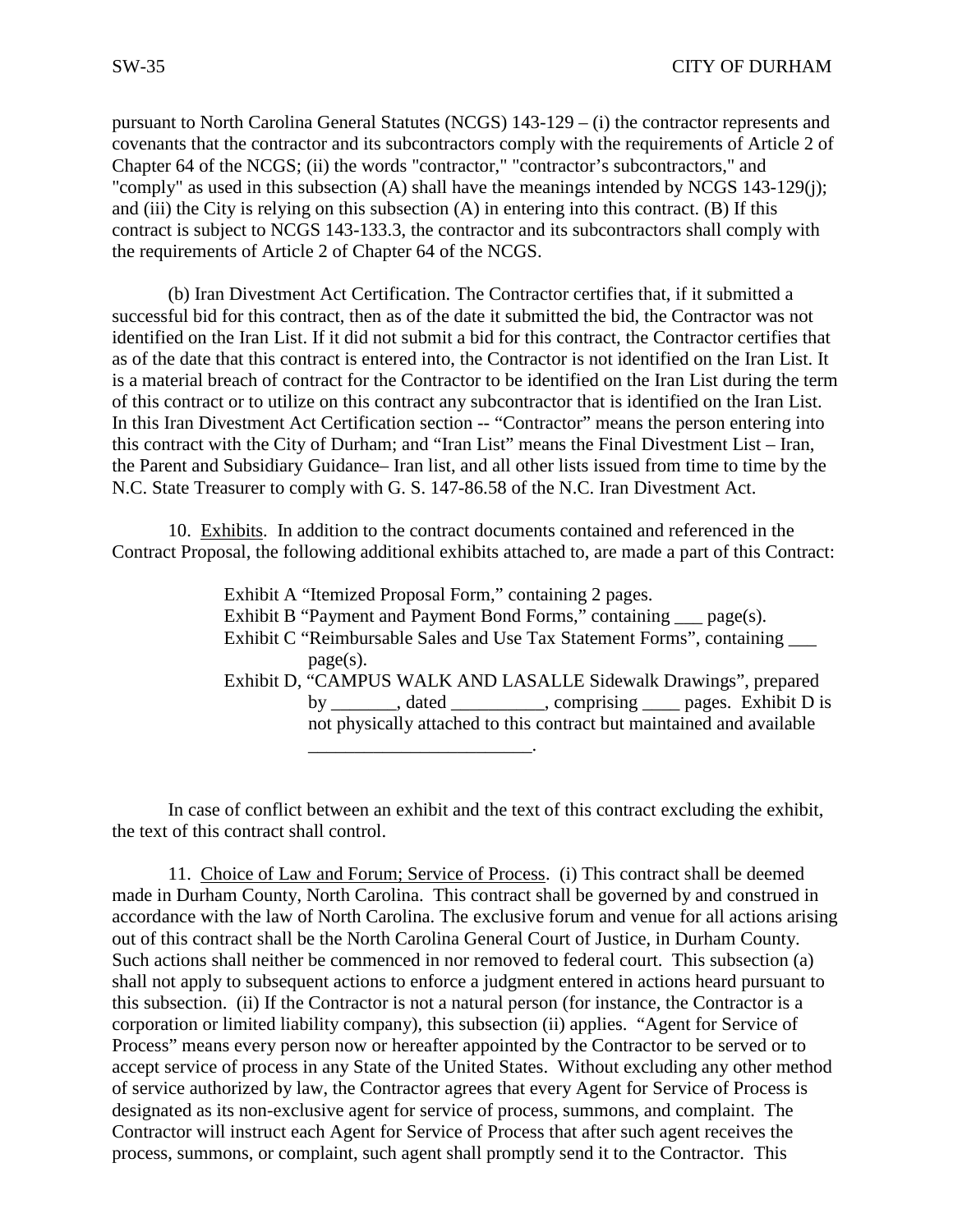pursuant to North Carolina General Statutes (NCGS) 143-129 – (i) the contractor represents and covenants that the contractor and its subcontractors comply with the requirements of Article 2 of Chapter 64 of the NCGS; (ii) the words "contractor," "contractor's subcontractors," and "comply" as used in this subsection (A) shall have the meanings intended by NCGS 143-129(j); and (iii) the City is relying on this subsection (A) in entering into this contract. (B) If this contract is subject to NCGS 143-133.3, the contractor and its subcontractors shall comply with the requirements of Article 2 of Chapter 64 of the NCGS.

(b) Iran Divestment Act Certification. The Contractor certifies that, if it submitted a successful bid for this contract, then as of the date it submitted the bid, the Contractor was not identified on the Iran List. If it did not submit a bid for this contract, the Contractor certifies that as of the date that this contract is entered into, the Contractor is not identified on the Iran List. It is a material breach of contract for the Contractor to be identified on the Iran List during the term of this contract or to utilize on this contract any subcontractor that is identified on the Iran List. In this Iran Divestment Act Certification section -- "Contractor" means the person entering into this contract with the City of Durham; and "Iran List" means the Final Divestment List – Iran, the Parent and Subsidiary Guidance– Iran list, and all other lists issued from time to time by the N.C. State Treasurer to comply with G. S. 147-86.58 of the N.C. Iran Divestment Act.

10. Exhibits. In addition to the contract documents contained and referenced in the Contract Proposal, the following additional exhibits attached to, are made a part of this Contract:

Exhibit A "Itemized Proposal Form," containing 2 pages.
Exhibit B "Payment and Payment Bond Forms," containing ___ page(s).
Exhibit C "Reimbursable Sales and Use Tax Statement Forms", containing ___ page(s).
Exhibit D, "CAMPUS WALK AND LASALLE Sidewalk Drawings", prepared by _______, dated __________, comprising ____ pages. Exhibit D is not physically attached to this contract but maintained and available ________________________.

In case of conflict between an exhibit and the text of this contract excluding the exhibit, the text of this contract shall control.

11. Choice of Law and Forum; Service of Process. (i) This contract shall be deemed made in Durham County, North Carolina. This contract shall be governed by and construed in accordance with the law of North Carolina. The exclusive forum and venue for all actions arising out of this contract shall be the North Carolina General Court of Justice, in Durham County. Such actions shall neither be commenced in nor removed to federal court. This subsection (a) shall not apply to subsequent actions to enforce a judgment entered in actions heard pursuant to this subsection. (ii) If the Contractor is not a natural person (for instance, the Contractor is a corporation or limited liability company), this subsection (ii) applies. "Agent for Service of Process" means every person now or hereafter appointed by the Contractor to be served or to accept service of process in any State of the United States. Without excluding any other method of service authorized by law, the Contractor agrees that every Agent for Service of Process is designated as its non-exclusive agent for service of process, summons, and complaint. The Contractor will instruct each Agent for Service of Process that after such agent receives the process, summons, or complaint, such agent shall promptly send it to the Contractor. This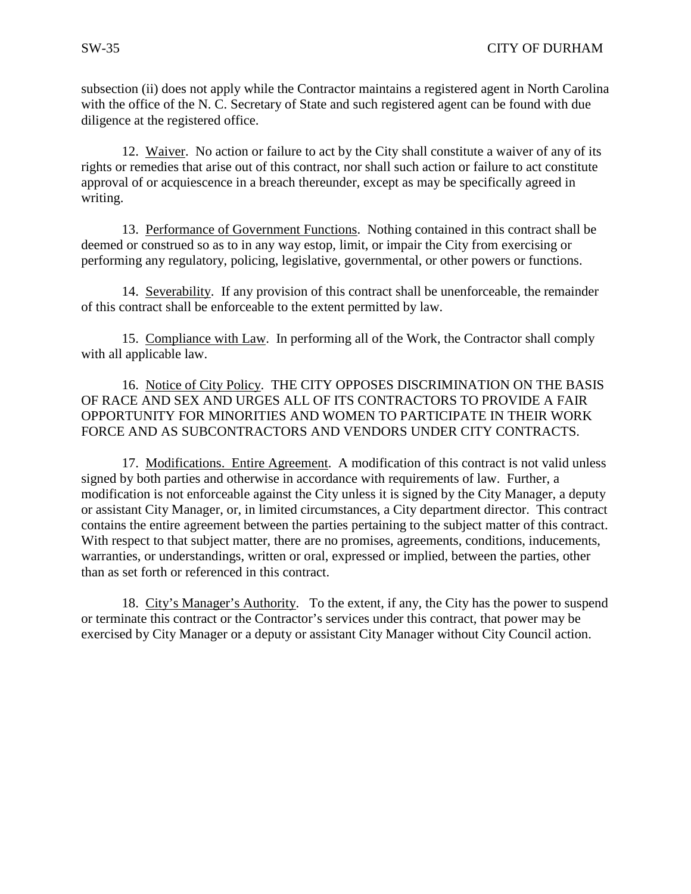subsection (ii) does not apply while the Contractor maintains a registered agent in North Carolina with the office of the N. C. Secretary of State and such registered agent can be found with due diligence at the registered office.

12. Waiver. No action or failure to act by the City shall constitute a waiver of any of its rights or remedies that arise out of this contract, nor shall such action or failure to act constitute approval of or acquiescence in a breach thereunder, except as may be specifically agreed in writing.

13. Performance of Government Functions. Nothing contained in this contract shall be deemed or construed so as to in any way estop, limit, or impair the City from exercising or performing any regulatory, policing, legislative, governmental, or other powers or functions.

14. Severability. If any provision of this contract shall be unenforceable, the remainder of this contract shall be enforceable to the extent permitted by law.

15. Compliance with Law. In performing all of the Work, the Contractor shall comply with all applicable law.

16. Notice of City Policy. THE CITY OPPOSES DISCRIMINATION ON THE BASIS OF RACE AND SEX AND URGES ALL OF ITS CONTRACTORS TO PROVIDE A FAIR OPPORTUNITY FOR MINORITIES AND WOMEN TO PARTICIPATE IN THEIR WORK FORCE AND AS SUBCONTRACTORS AND VENDORS UNDER CITY CONTRACTS.

17. Modifications. Entire Agreement. A modification of this contract is not valid unless signed by both parties and otherwise in accordance with requirements of law. Further, a modification is not enforceable against the City unless it is signed by the City Manager, a deputy or assistant City Manager, or, in limited circumstances, a City department director. This contract contains the entire agreement between the parties pertaining to the subject matter of this contract. With respect to that subject matter, there are no promises, agreements, conditions, inducements, warranties, or understandings, written or oral, expressed or implied, between the parties, other than as set forth or referenced in this contract.

18. City's Manager's Authority. To the extent, if any, the City has the power to suspend or terminate this contract or the Contractor's services under this contract, that power may be exercised by City Manager or a deputy or assistant City Manager without City Council action.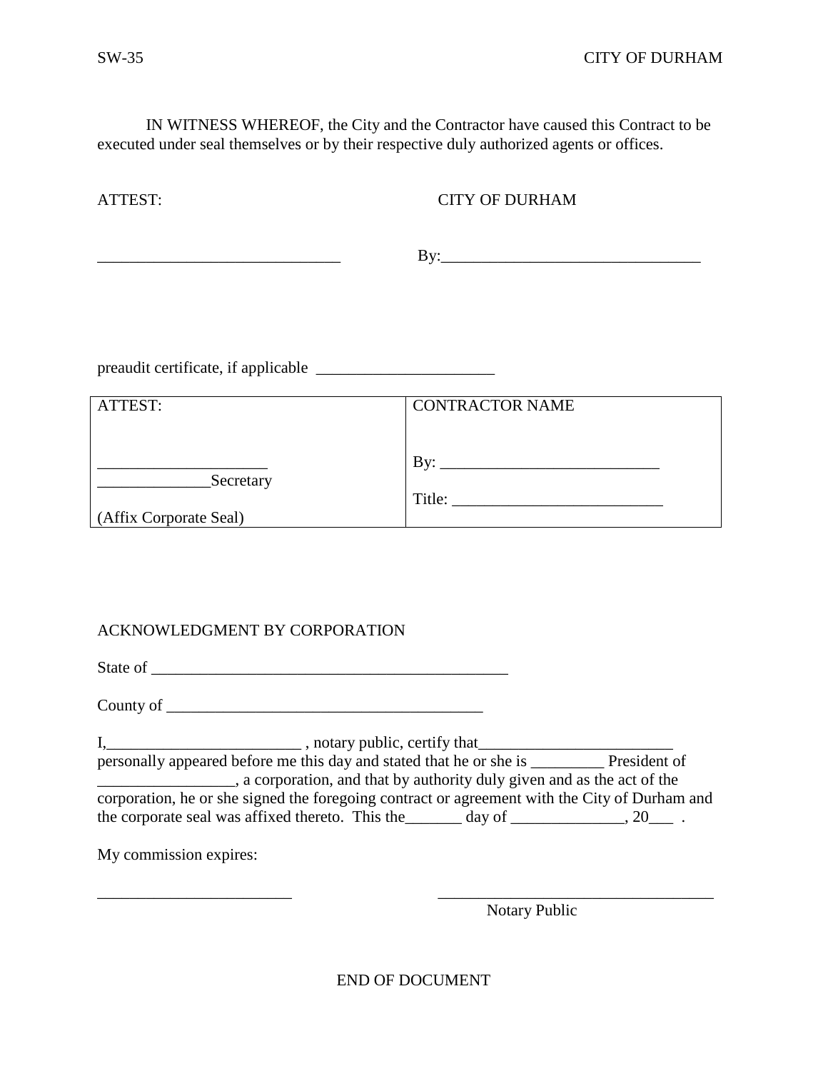IN WITNESS WHEREOF, the City and the Contractor have caused this Contract to be executed under seal themselves or by their respective duly authorized agents or offices.

ATTEST: CITY OF DURHAM

______________________________ By:________________________________

preaudit certificate, if applicable ______________________

| | |
|---|---|
| ATTEST:<br><br>____________________<br>_____________Secretary<br><br>(Affix Corporate Seal) | CONTRACTOR NAME<br><br>By: __________________________<br><br>Title: _________________________ |

ACKNOWLEDGMENT BY CORPORATION

State of _____________________________________________

County of _______________________________________

I,________________________ , notary public, certify that________________________ personally appeared before me this day and stated that he or she is _________ President of _________________, a corporation, and that by authority duly given and as the act of the corporation, he or she signed the foregoing contract or agreement with the City of Durham and the corporate seal was affixed thereto. This the_______ day of ______________, 20___ .

My commission expires:

________________________ __________________________________

Notary Public

END OF DOCUMENT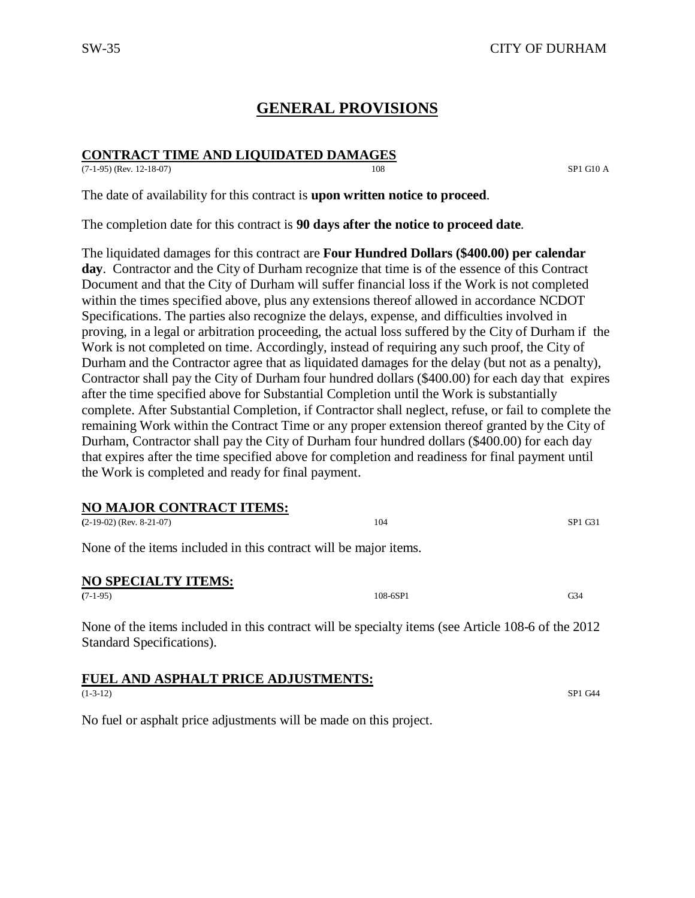# GENERAL PROVISIONS

## CONTRACT TIME AND LIQUIDATED DAMAGES

(7-1-95) (Rev. 12-18-07) 108 SP1 G10 A

The date of availability for this contract is **upon written notice to proceed**.

The completion date for this contract is **90 days after the notice to proceed date**.

The liquidated damages for this contract are **Four Hundred Dollars ($400.00) per calendar day**. Contractor and the City of Durham recognize that time is of the essence of this Contract Document and that the City of Durham will suffer financial loss if the Work is not completed within the times specified above, plus any extensions thereof allowed in accordance NCDOT Specifications. The parties also recognize the delays, expense, and difficulties involved in proving, in a legal or arbitration proceeding, the actual loss suffered by the City of Durham if the Work is not completed on time. Accordingly, instead of requiring any such proof, the City of Durham and the Contractor agree that as liquidated damages for the delay (but not as a penalty), Contractor shall pay the City of Durham four hundred dollars ($400.00) for each day that expires after the time specified above for Substantial Completion until the Work is substantially complete. After Substantial Completion, if Contractor shall neglect, refuse, or fail to complete the remaining Work within the Contract Time or any proper extension thereof granted by the City of Durham, Contractor shall pay the City of Durham four hundred dollars ($400.00) for each day that expires after the time specified above for completion and readiness for final payment until the Work is completed and ready for final payment.

## NO MAJOR CONTRACT ITEMS:

(2-19-02) (Rev. 8-21-07) 104 SP1 G31

None of the items included in this contract will be major items.

## NO SPECIALTY ITEMS:

(7-1-95) 108-6SP1 G34

None of the items included in this contract will be specialty items (see Article 108-6 of the 2012 Standard Specifications).

## FUEL AND ASPHALT PRICE ADJUSTMENTS:

(1-3-12) SP1 G44

No fuel or asphalt price adjustments will be made on this project.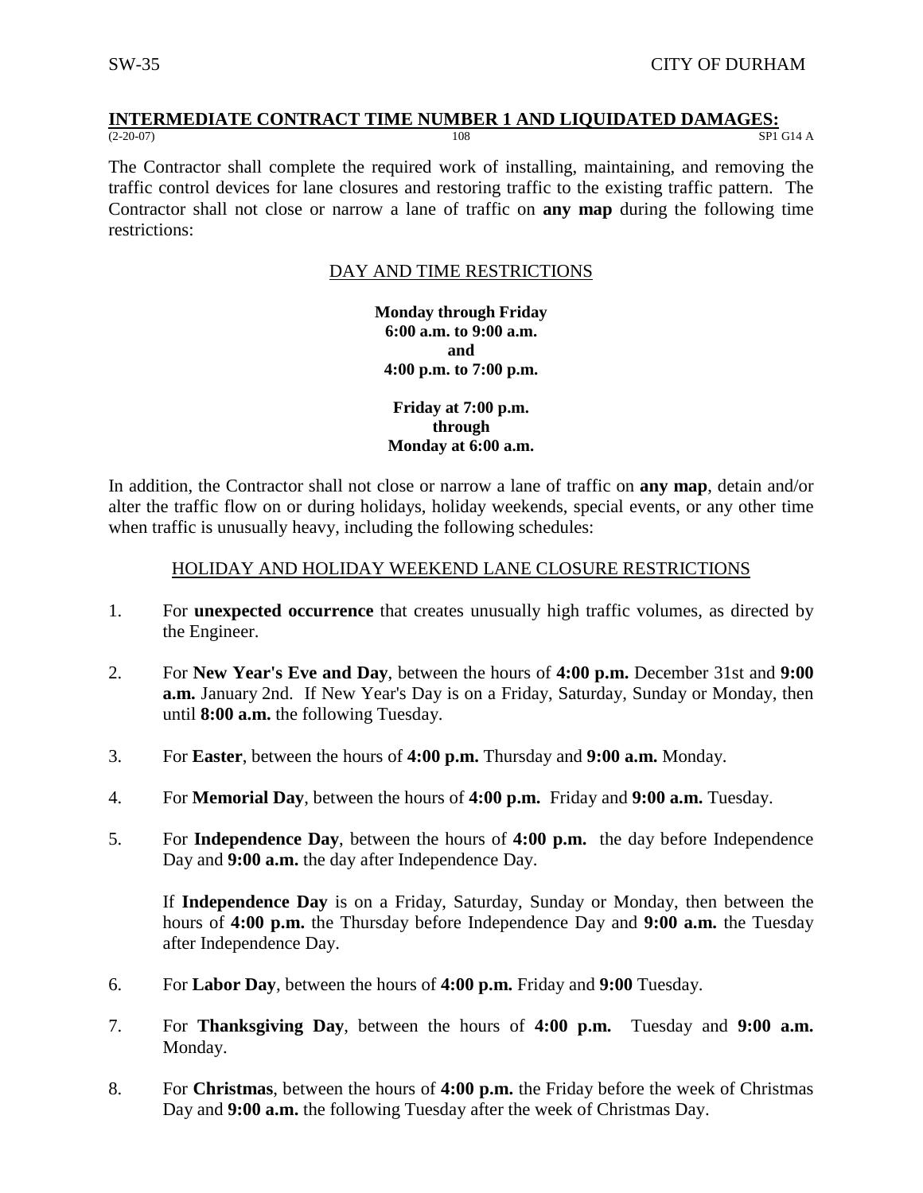## INTERMEDIATE CONTRACT TIME NUMBER 1 AND LIQUIDATED DAMAGES:

(2-20-07) 108 SP1 G14 A

The Contractor shall complete the required work of installing, maintaining, and removing the traffic control devices for lane closures and restoring traffic to the existing traffic pattern. The Contractor shall not close or narrow a lane of traffic on **any map** during the following time restrictions:

DAY AND TIME RESTRICTIONS

**Monday through Friday**
**6:00 a.m. to 9:00 a.m.**
**and**
**4:00 p.m. to 7:00 p.m.**

**Friday at 7:00 p.m.**
**through**
**Monday at 6:00 a.m.**

In addition, the Contractor shall not close or narrow a lane of traffic on **any map**, detain and/or alter the traffic flow on or during holidays, holiday weekends, special events, or any other time when traffic is unusually heavy, including the following schedules:

HOLIDAY AND HOLIDAY WEEKEND LANE CLOSURE RESTRICTIONS

1. For **unexpected occurrence** that creates unusually high traffic volumes, as directed by the Engineer.

2. For **New Year's Eve and Day**, between the hours of **4:00 p.m.** December 31st and **9:00 a.m.** January 2nd. If New Year's Day is on a Friday, Saturday, Sunday or Monday, then until **8:00 a.m.** the following Tuesday.

3. For **Easter**, between the hours of **4:00 p.m.** Thursday and **9:00 a.m.** Monday.

4. For **Memorial Day**, between the hours of **4:00 p.m.** Friday and **9:00 a.m.** Tuesday.

5. For **Independence Day**, between the hours of **4:00 p.m.** the day before Independence Day and **9:00 a.m.** the day after Independence Day.

   If **Independence Day** is on a Friday, Saturday, Sunday or Monday, then between the hours of **4:00 p.m.** the Thursday before Independence Day and **9:00 a.m.** the Tuesday after Independence Day.

6. For **Labor Day**, between the hours of **4:00 p.m.** Friday and **9:00** Tuesday.

7. For **Thanksgiving Day**, between the hours of **4:00 p.m.** Tuesday and **9:00 a.m.** Monday.

8. For **Christmas**, between the hours of **4:00 p.m.** the Friday before the week of Christmas Day and **9:00 a.m.** the following Tuesday after the week of Christmas Day.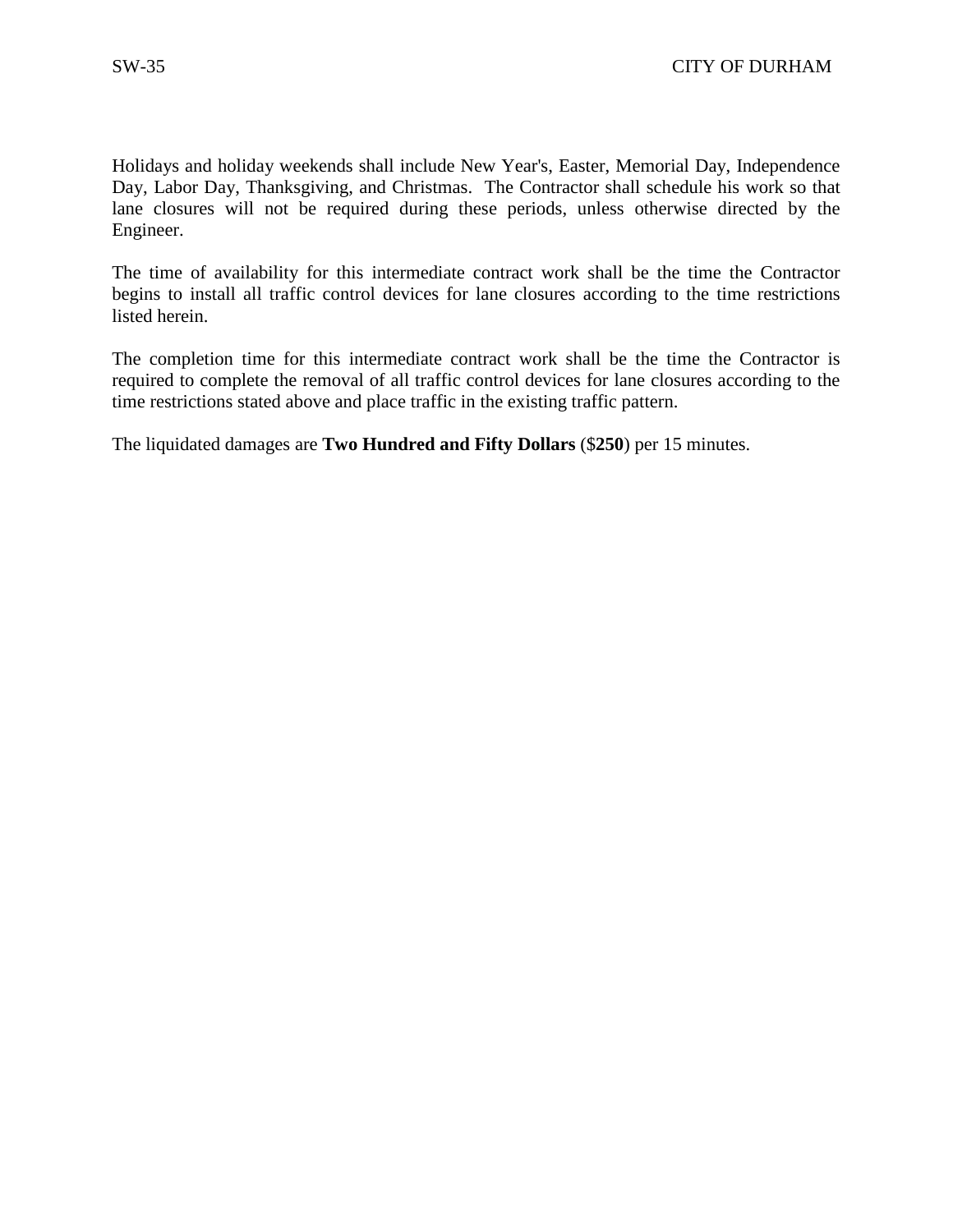Holidays and holiday weekends shall include New Year's, Easter, Memorial Day, Independence Day, Labor Day, Thanksgiving, and Christmas.  The Contractor shall schedule his work so that lane closures will not be required during these periods, unless otherwise directed by the Engineer.

The time of availability for this intermediate contract work shall be the time the Contractor begins to install all traffic control devices for lane closures according to the time restrictions listed herein.

The completion time for this intermediate contract work shall be the time the Contractor is required to complete the removal of all traffic control devices for lane closures according to the time restrictions stated above and place traffic in the existing traffic pattern.

The liquidated damages are **Two Hundred and Fifty Dollars** ($**250**) per 15 minutes.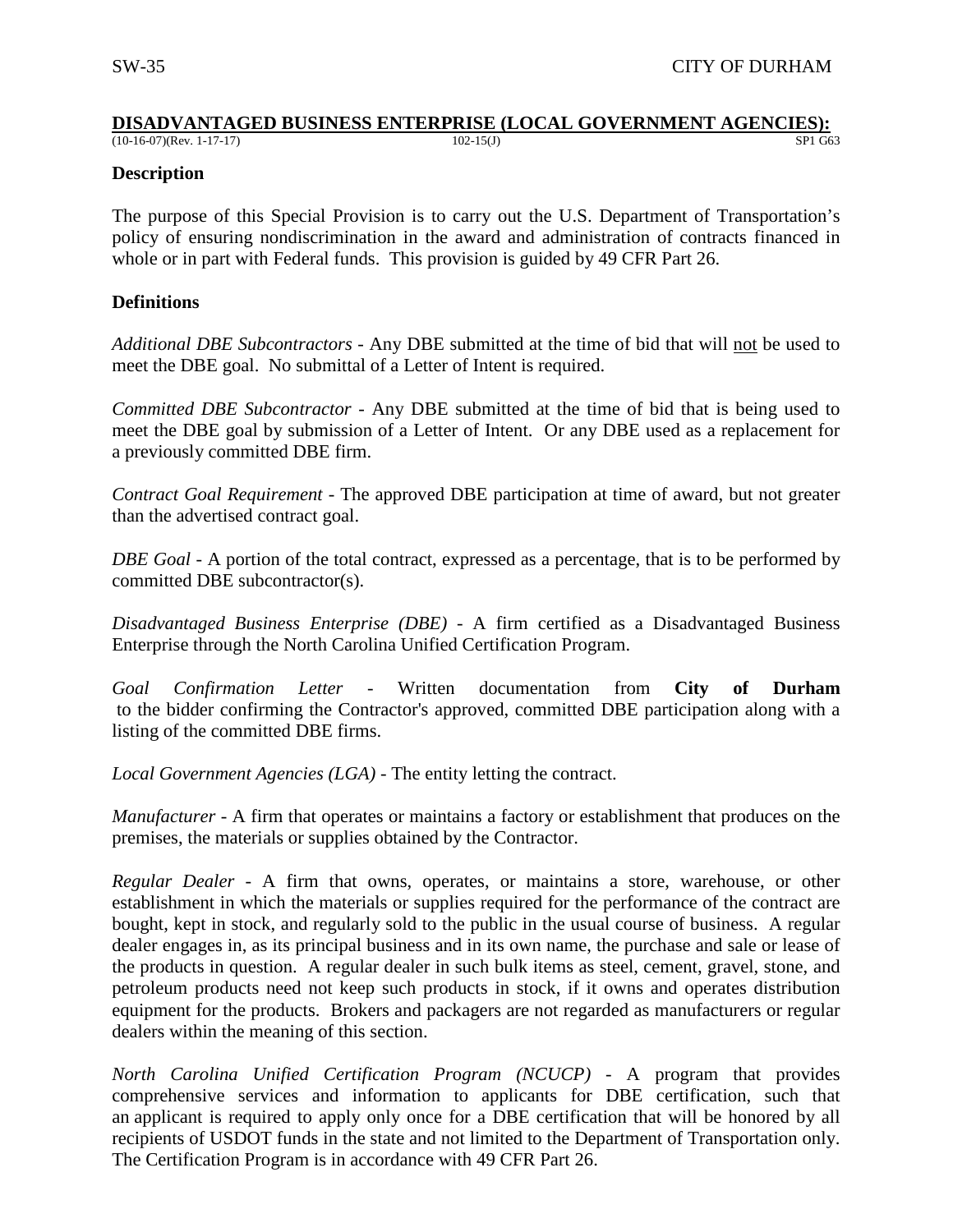## DISADVANTAGED BUSINESS ENTERPRISE (LOCAL GOVERNMENT AGENCIES):

(10-16-07)(Rev. 1-17-17) 102-15(J) SP1 G63

### Description

The purpose of this Special Provision is to carry out the U.S. Department of Transportation's policy of ensuring nondiscrimination in the award and administration of contracts financed in whole or in part with Federal funds. This provision is guided by 49 CFR Part 26.

### Definitions

*Additional DBE Subcontractors* - Any DBE submitted at the time of bid that will not be used to meet the DBE goal. No submittal of a Letter of Intent is required.

*Committed DBE Subcontractor* - Any DBE submitted at the time of bid that is being used to meet the DBE goal by submission of a Letter of Intent. Or any DBE used as a replacement for a previously committed DBE firm.

*Contract Goal Requirement* - The approved DBE participation at time of award, but not greater than the advertised contract goal.

*DBE Goal* - A portion of the total contract, expressed as a percentage, that is to be performed by committed DBE subcontractor(s).

*Disadvantaged Business Enterprise (DBE)* - A firm certified as a Disadvantaged Business Enterprise through the North Carolina Unified Certification Program.

*Goal Confirmation Letter* - Written documentation from **City of Durham** to the bidder confirming the Contractor's approved, committed DBE participation along with a listing of the committed DBE firms.

*Local Government Agencies (LGA)* - The entity letting the contract.

*Manufacturer* - A firm that operates or maintains a factory or establishment that produces on the premises, the materials or supplies obtained by the Contractor.

*Regular Dealer* - A firm that owns, operates, or maintains a store, warehouse, or other establishment in which the materials or supplies required for the performance of the contract are bought, kept in stock, and regularly sold to the public in the usual course of business. A regular dealer engages in, as its principal business and in its own name, the purchase and sale or lease of the products in question. A regular dealer in such bulk items as steel, cement, gravel, stone, and petroleum products need not keep such products in stock, if it owns and operates distribution equipment for the products. Brokers and packagers are not regarded as manufacturers or regular dealers within the meaning of this section.

*North Carolina Unified Certification Program (NCUCP)* - A program that provides comprehensive services and information to applicants for DBE certification, such that an applicant is required to apply only once for a DBE certification that will be honored by all recipients of USDOT funds in the state and not limited to the Department of Transportation only. The Certification Program is in accordance with 49 CFR Part 26.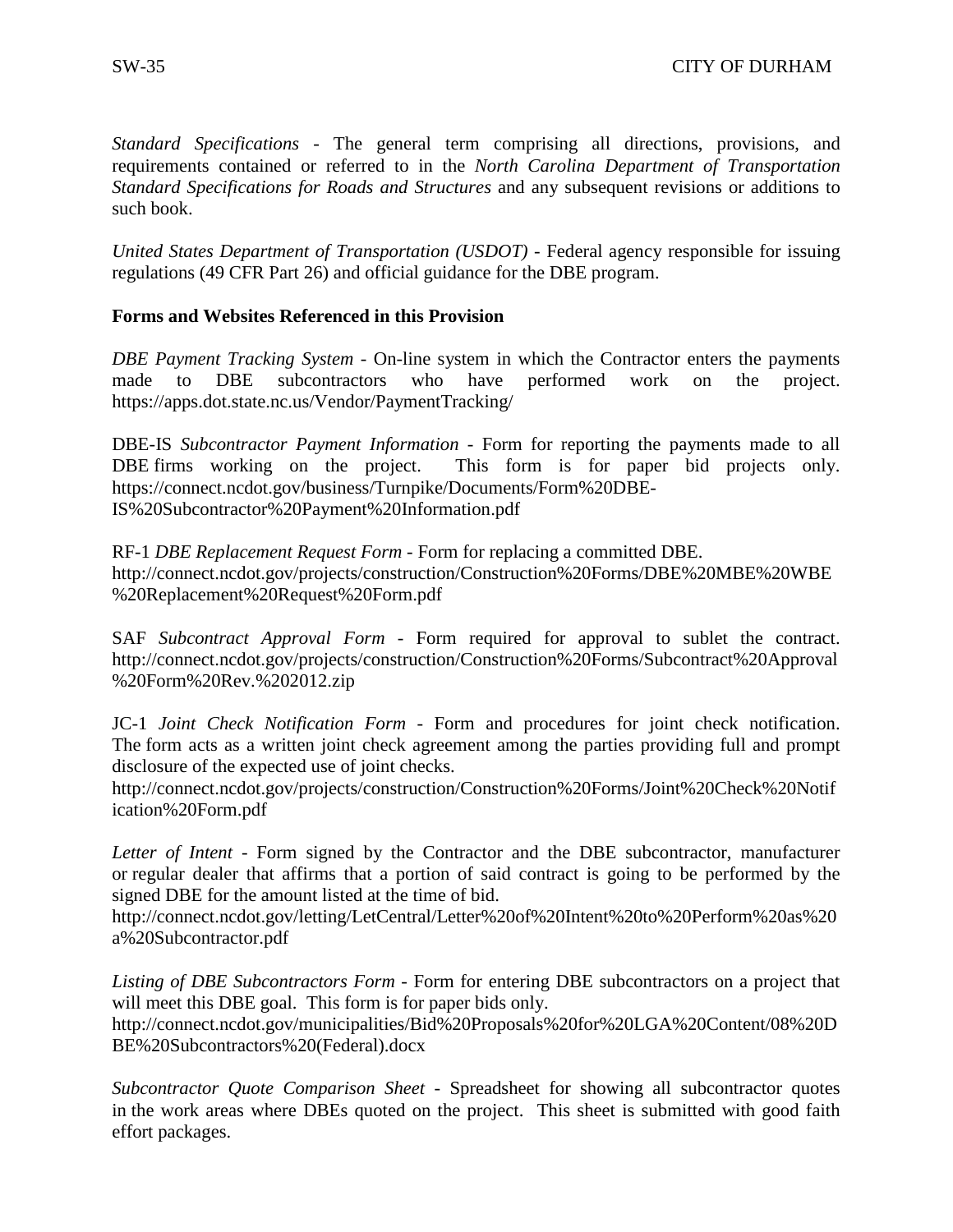*Standard Specifications* - The general term comprising all directions, provisions, and requirements contained or referred to in the *North Carolina Department of Transportation Standard Specifications for Roads and Structures* and any subsequent revisions or additions to such book.

*United States Department of Transportation (USDOT)* - Federal agency responsible for issuing regulations (49 CFR Part 26) and official guidance for the DBE program.

**Forms and Websites Referenced in this Provision**

*DBE Payment Tracking System* - On-line system in which the Contractor enters the payments made to DBE subcontractors who have performed work on the project. https://apps.dot.state.nc.us/Vendor/PaymentTracking/

DBE-IS *Subcontractor Payment Information* - Form for reporting the payments made to all DBE firms working on the project. This form is for paper bid projects only. https://connect.ncdot.gov/business/Turnpike/Documents/Form%20DBE-IS%20Subcontractor%20Payment%20Information.pdf

RF-1 *DBE Replacement Request Form* - Form for replacing a committed DBE. http://connect.ncdot.gov/projects/construction/Construction%20Forms/DBE%20MBE%20WBE%20Replacement%20Request%20Form.pdf

SAF *Subcontract Approval Form* - Form required for approval to sublet the contract. http://connect.ncdot.gov/projects/construction/Construction%20Forms/Subcontract%20Approval%20Form%20Rev.%202012.zip

JC-1 *Joint Check Notification Form* - Form and procedures for joint check notification. The form acts as a written joint check agreement among the parties providing full and prompt disclosure of the expected use of joint checks.
http://connect.ncdot.gov/projects/construction/Construction%20Forms/Joint%20Check%20Notification%20Form.pdf

*Letter of Intent* - Form signed by the Contractor and the DBE subcontractor, manufacturer or regular dealer that affirms that a portion of said contract is going to be performed by the signed DBE for the amount listed at the time of bid.
http://connect.ncdot.gov/letting/LetCentral/Letter%20of%20Intent%20to%20Perform%20as%20a%20Subcontractor.pdf

*Listing of DBE Subcontractors Form* - Form for entering DBE subcontractors on a project that will meet this DBE goal. This form is for paper bids only.
http://connect.ncdot.gov/municipalities/Bid%20Proposals%20for%20LGA%20Content/08%20DBE%20Subcontractors%20(Federal).docx

*Subcontractor Quote Comparison Sheet* - Spreadsheet for showing all subcontractor quotes in the work areas where DBEs quoted on the project. This sheet is submitted with good faith effort packages.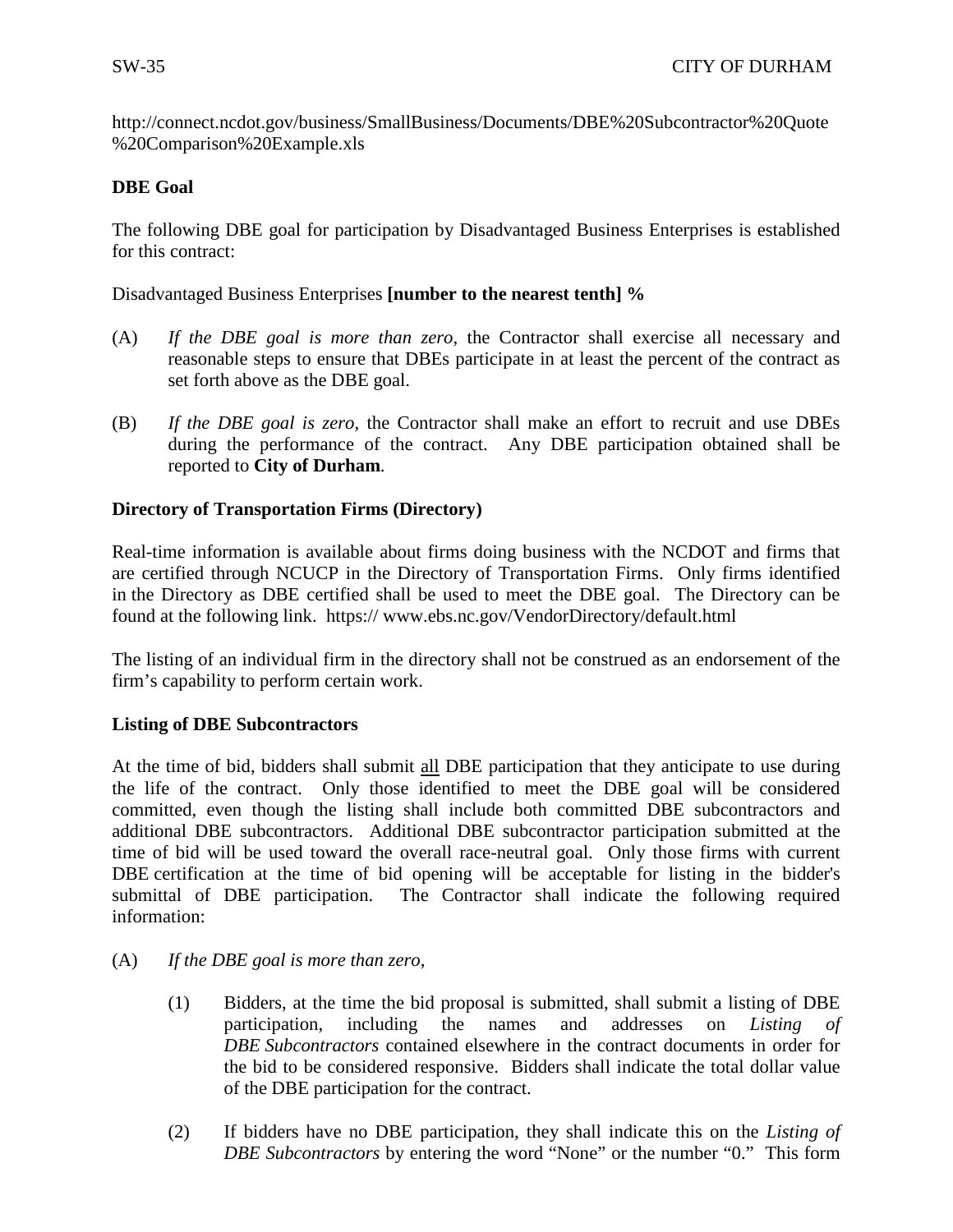http://connect.ncdot.gov/business/SmallBusiness/Documents/DBE%20Subcontractor%20Quote%20Comparison%20Example.xls

**DBE Goal**

The following DBE goal for participation by Disadvantaged Business Enterprises is established for this contract:

Disadvantaged Business Enterprises **[number to the nearest tenth] %**

(A) *If the DBE goal is more than zero*, the Contractor shall exercise all necessary and reasonable steps to ensure that DBEs participate in at least the percent of the contract as set forth above as the DBE goal.

(B) *If the DBE goal is zero*, the Contractor shall make an effort to recruit and use DBEs during the performance of the contract. Any DBE participation obtained shall be reported to **City of Durham**.

**Directory of Transportation Firms (Directory)**

Real-time information is available about firms doing business with the NCDOT and firms that are certified through NCUCP in the Directory of Transportation Firms. Only firms identified in the Directory as DBE certified shall be used to meet the DBE goal. The Directory can be found at the following link. https:// www.ebs.nc.gov/VendorDirectory/default.html

The listing of an individual firm in the directory shall not be construed as an endorsement of the firm's capability to perform certain work.

**Listing of DBE Subcontractors**

At the time of bid, bidders shall submit all DBE participation that they anticipate to use during the life of the contract. Only those identified to meet the DBE goal will be considered committed, even though the listing shall include both committed DBE subcontractors and additional DBE subcontractors. Additional DBE subcontractor participation submitted at the time of bid will be used toward the overall race-neutral goal. Only those firms with current DBE certification at the time of bid opening will be acceptable for listing in the bidder's submittal of DBE participation. The Contractor shall indicate the following required information:

(A) *If the DBE goal is more than zero*,

(1) Bidders, at the time the bid proposal is submitted, shall submit a listing of DBE participation, including the names and addresses on *Listing of DBE Subcontractors* contained elsewhere in the contract documents in order for the bid to be considered responsive. Bidders shall indicate the total dollar value of the DBE participation for the contract.

(2) If bidders have no DBE participation, they shall indicate this on the *Listing of DBE Subcontractors* by entering the word "None" or the number "0." This form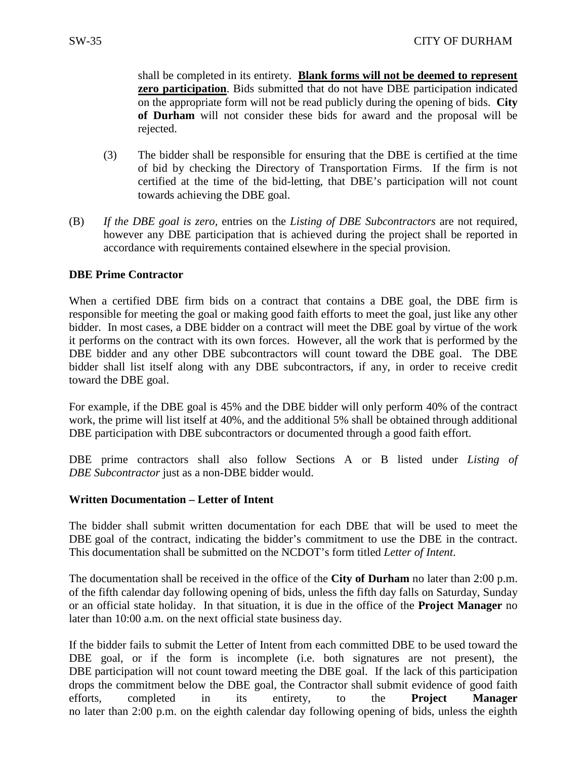shall be completed in its entirety. **Blank forms will not be deemed to represent zero participation**. Bids submitted that do not have DBE participation indicated on the appropriate form will not be read publicly during the opening of bids. **City of Durham** will not consider these bids for award and the proposal will be rejected.

(3) The bidder shall be responsible for ensuring that the DBE is certified at the time of bid by checking the Directory of Transportation Firms. If the firm is not certified at the time of the bid-letting, that DBE's participation will not count towards achieving the DBE goal.

(B) *If the DBE goal is zero*, entries on the *Listing of DBE Subcontractors* are not required, however any DBE participation that is achieved during the project shall be reported in accordance with requirements contained elsewhere in the special provision.

**DBE Prime Contractor**

When a certified DBE firm bids on a contract that contains a DBE goal, the DBE firm is responsible for meeting the goal or making good faith efforts to meet the goal, just like any other bidder. In most cases, a DBE bidder on a contract will meet the DBE goal by virtue of the work it performs on the contract with its own forces. However, all the work that is performed by the DBE bidder and any other DBE subcontractors will count toward the DBE goal. The DBE bidder shall list itself along with any DBE subcontractors, if any, in order to receive credit toward the DBE goal.

For example, if the DBE goal is 45% and the DBE bidder will only perform 40% of the contract work, the prime will list itself at 40%, and the additional 5% shall be obtained through additional DBE participation with DBE subcontractors or documented through a good faith effort.

DBE prime contractors shall also follow Sections A or B listed under *Listing of DBE Subcontractor* just as a non-DBE bidder would.

**Written Documentation – Letter of Intent**

The bidder shall submit written documentation for each DBE that will be used to meet the DBE goal of the contract, indicating the bidder's commitment to use the DBE in the contract. This documentation shall be submitted on the NCDOT's form titled *Letter of Intent*.

The documentation shall be received in the office of the **City of Durham** no later than 2:00 p.m. of the fifth calendar day following opening of bids, unless the fifth day falls on Saturday, Sunday or an official state holiday. In that situation, it is due in the office of the **Project Manager** no later than 10:00 a.m. on the next official state business day.

If the bidder fails to submit the Letter of Intent from each committed DBE to be used toward the DBE goal, or if the form is incomplete (i.e. both signatures are not present), the DBE participation will not count toward meeting the DBE goal. If the lack of this participation drops the commitment below the DBE goal, the Contractor shall submit evidence of good faith efforts, completed in its entirety, to the **Project Manager** no later than 2:00 p.m. on the eighth calendar day following opening of bids, unless the eighth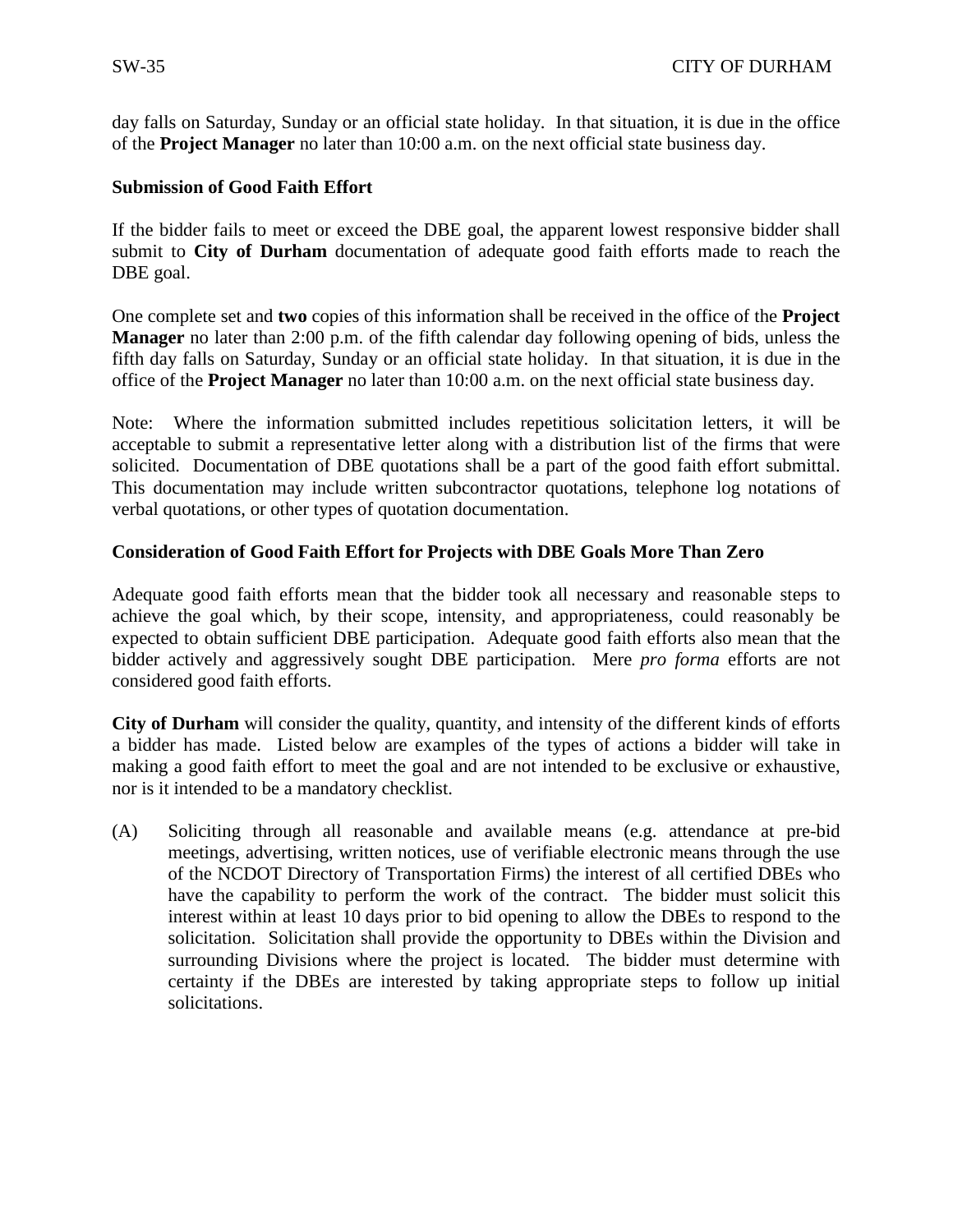day falls on Saturday, Sunday or an official state holiday. In that situation, it is due in the office of the **Project Manager** no later than 10:00 a.m. on the next official state business day.

**Submission of Good Faith Effort**

If the bidder fails to meet or exceed the DBE goal, the apparent lowest responsive bidder shall submit to **City of Durham** documentation of adequate good faith efforts made to reach the DBE goal.

One complete set and **two** copies of this information shall be received in the office of the **Project Manager** no later than 2:00 p.m. of the fifth calendar day following opening of bids, unless the fifth day falls on Saturday, Sunday or an official state holiday. In that situation, it is due in the office of the **Project Manager** no later than 10:00 a.m. on the next official state business day.

Note: Where the information submitted includes repetitious solicitation letters, it will be acceptable to submit a representative letter along with a distribution list of the firms that were solicited. Documentation of DBE quotations shall be a part of the good faith effort submittal. This documentation may include written subcontractor quotations, telephone log notations of verbal quotations, or other types of quotation documentation.

**Consideration of Good Faith Effort for Projects with DBE Goals More Than Zero**

Adequate good faith efforts mean that the bidder took all necessary and reasonable steps to achieve the goal which, by their scope, intensity, and appropriateness, could reasonably be expected to obtain sufficient DBE participation. Adequate good faith efforts also mean that the bidder actively and aggressively sought DBE participation. Mere *pro forma* efforts are not considered good faith efforts.

**City of Durham** will consider the quality, quantity, and intensity of the different kinds of efforts a bidder has made. Listed below are examples of the types of actions a bidder will take in making a good faith effort to meet the goal and are not intended to be exclusive or exhaustive, nor is it intended to be a mandatory checklist.

(A) Soliciting through all reasonable and available means (e.g. attendance at pre-bid meetings, advertising, written notices, use of verifiable electronic means through the use of the NCDOT Directory of Transportation Firms) the interest of all certified DBEs who have the capability to perform the work of the contract. The bidder must solicit this interest within at least 10 days prior to bid opening to allow the DBEs to respond to the solicitation. Solicitation shall provide the opportunity to DBEs within the Division and surrounding Divisions where the project is located. The bidder must determine with certainty if the DBEs are interested by taking appropriate steps to follow up initial solicitations.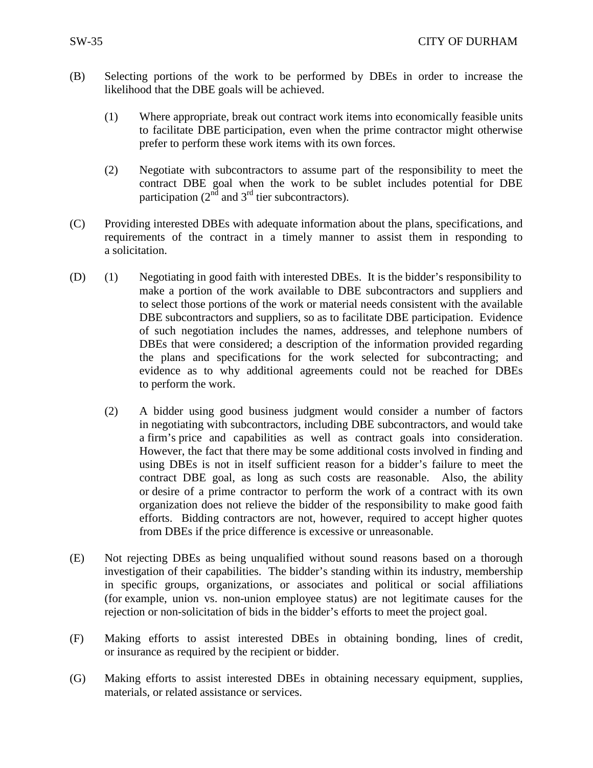(B) Selecting portions of the work to be performed by DBEs in order to increase the likelihood that the DBE goals will be achieved.

   (1) Where appropriate, break out contract work items into economically feasible units to facilitate DBE participation, even when the prime contractor might otherwise prefer to perform these work items with its own forces.

   (2) Negotiate with subcontractors to assume part of the responsibility to meet the contract DBE goal when the work to be sublet includes potential for DBE participation (2nd and 3rd tier subcontractors).

(C) Providing interested DBEs with adequate information about the plans, specifications, and requirements of the contract in a timely manner to assist them in responding to a solicitation.

(D) (1) Negotiating in good faith with interested DBEs. It is the bidder's responsibility to make a portion of the work available to DBE subcontractors and suppliers and to select those portions of the work or material needs consistent with the available DBE subcontractors and suppliers, so as to facilitate DBE participation. Evidence of such negotiation includes the names, addresses, and telephone numbers of DBEs that were considered; a description of the information provided regarding the plans and specifications for the work selected for subcontracting; and evidence as to why additional agreements could not be reached for DBEs to perform the work.

   (2) A bidder using good business judgment would consider a number of factors in negotiating with subcontractors, including DBE subcontractors, and would take a firm's price and capabilities as well as contract goals into consideration. However, the fact that there may be some additional costs involved in finding and using DBEs is not in itself sufficient reason for a bidder's failure to meet the contract DBE goal, as long as such costs are reasonable. Also, the ability or desire of a prime contractor to perform the work of a contract with its own organization does not relieve the bidder of the responsibility to make good faith efforts. Bidding contractors are not, however, required to accept higher quotes from DBEs if the price difference is excessive or unreasonable.

(E) Not rejecting DBEs as being unqualified without sound reasons based on a thorough investigation of their capabilities. The bidder's standing within its industry, membership in specific groups, organizations, or associates and political or social affiliations (for example, union vs. non-union employee status) are not legitimate causes for the rejection or non-solicitation of bids in the bidder's efforts to meet the project goal.

(F) Making efforts to assist interested DBEs in obtaining bonding, lines of credit, or insurance as required by the recipient or bidder.

(G) Making efforts to assist interested DBEs in obtaining necessary equipment, supplies, materials, or related assistance or services.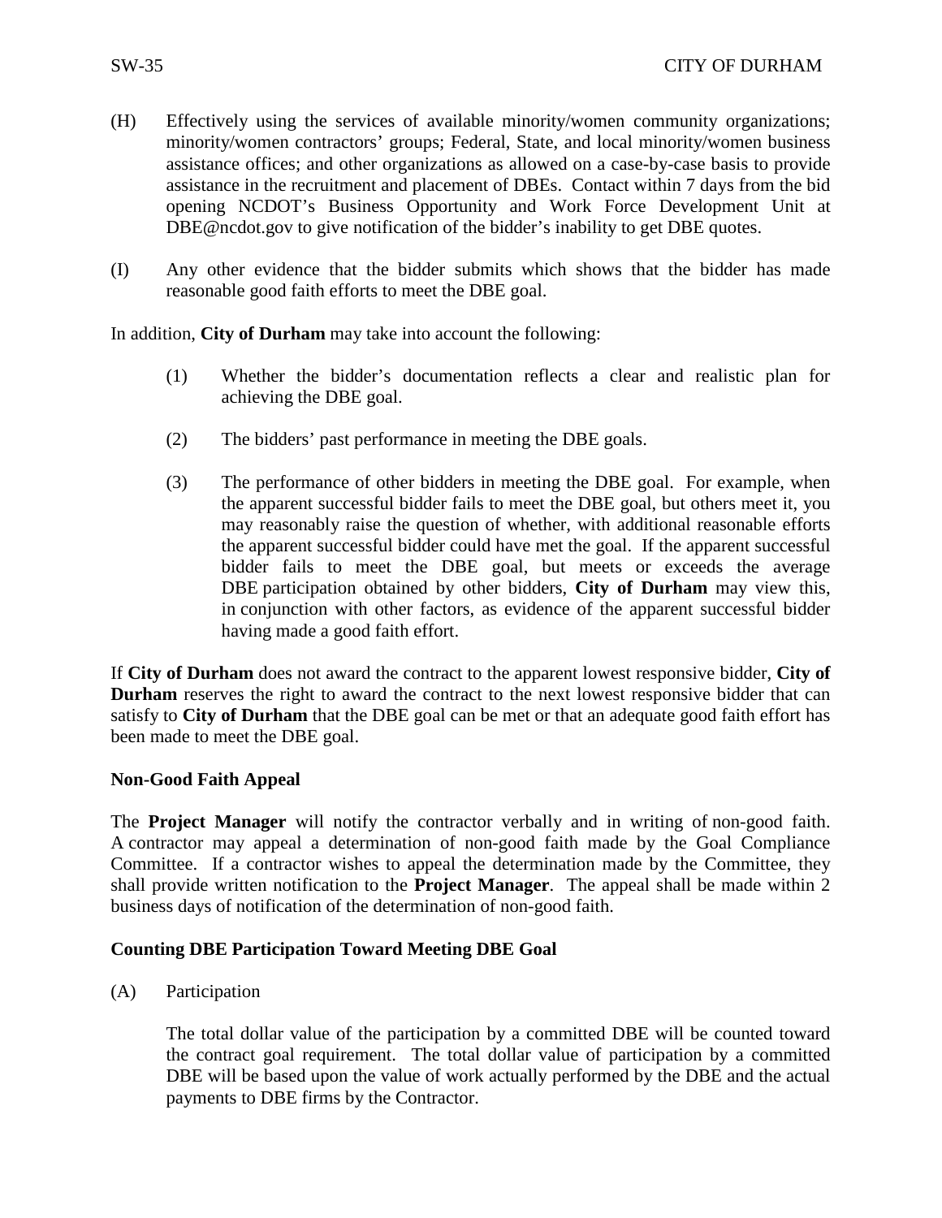(H) Effectively using the services of available minority/women community organizations; minority/women contractors' groups; Federal, State, and local minority/women business assistance offices; and other organizations as allowed on a case-by-case basis to provide assistance in the recruitment and placement of DBEs. Contact within 7 days from the bid opening NCDOT's Business Opportunity and Work Force Development Unit at DBE@ncdot.gov to give notification of the bidder's inability to get DBE quotes.

(I) Any other evidence that the bidder submits which shows that the bidder has made reasonable good faith efforts to meet the DBE goal.

In addition, **City of Durham** may take into account the following:

(1) Whether the bidder's documentation reflects a clear and realistic plan for achieving the DBE goal.

(2) The bidders' past performance in meeting the DBE goals.

(3) The performance of other bidders in meeting the DBE goal. For example, when the apparent successful bidder fails to meet the DBE goal, but others meet it, you may reasonably raise the question of whether, with additional reasonable efforts the apparent successful bidder could have met the goal. If the apparent successful bidder fails to meet the DBE goal, but meets or exceeds the average DBE participation obtained by other bidders, **City of Durham** may view this, in conjunction with other factors, as evidence of the apparent successful bidder having made a good faith effort.

If **City of Durham** does not award the contract to the apparent lowest responsive bidder, **City of Durham** reserves the right to award the contract to the next lowest responsive bidder that can satisfy to **City of Durham** that the DBE goal can be met or that an adequate good faith effort has been made to meet the DBE goal.

**Non-Good Faith Appeal**

The **Project Manager** will notify the contractor verbally and in writing of non-good faith. A contractor may appeal a determination of non-good faith made by the Goal Compliance Committee. If a contractor wishes to appeal the determination made by the Committee, they shall provide written notification to the **Project Manager**. The appeal shall be made within 2 business days of notification of the determination of non-good faith.

**Counting DBE Participation Toward Meeting DBE Goal**

(A) Participation

The total dollar value of the participation by a committed DBE will be counted toward the contract goal requirement. The total dollar value of participation by a committed DBE will be based upon the value of work actually performed by the DBE and the actual payments to DBE firms by the Contractor.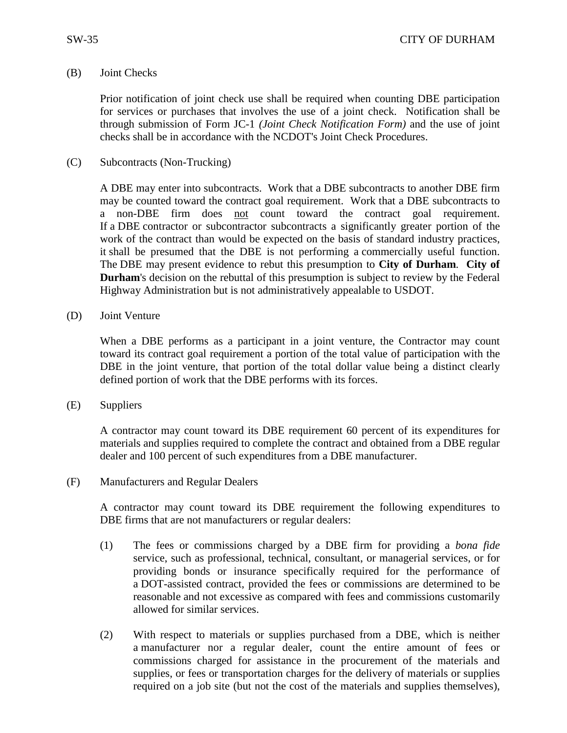(B) Joint Checks

Prior notification of joint check use shall be required when counting DBE participation for services or purchases that involves the use of a joint check. Notification shall be through submission of Form JC-1 *(Joint Check Notification Form)* and the use of joint checks shall be in accordance with the NCDOT's Joint Check Procedures.

(C) Subcontracts (Non-Trucking)

A DBE may enter into subcontracts. Work that a DBE subcontracts to another DBE firm may be counted toward the contract goal requirement. Work that a DBE subcontracts to a non-DBE firm does <u>not</u> count toward the contract goal requirement. If a DBE contractor or subcontractor subcontracts a significantly greater portion of the work of the contract than would be expected on the basis of standard industry practices, it shall be presumed that the DBE is not performing a commercially useful function. The DBE may present evidence to rebut this presumption to **City of Durham**. **City of Durham**'s decision on the rebuttal of this presumption is subject to review by the Federal Highway Administration but is not administratively appealable to USDOT.

(D) Joint Venture

When a DBE performs as a participant in a joint venture, the Contractor may count toward its contract goal requirement a portion of the total value of participation with the DBE in the joint venture, that portion of the total dollar value being a distinct clearly defined portion of work that the DBE performs with its forces.

(E) Suppliers

A contractor may count toward its DBE requirement 60 percent of its expenditures for materials and supplies required to complete the contract and obtained from a DBE regular dealer and 100 percent of such expenditures from a DBE manufacturer.

(F) Manufacturers and Regular Dealers

A contractor may count toward its DBE requirement the following expenditures to DBE firms that are not manufacturers or regular dealers:

(1) The fees or commissions charged by a DBE firm for providing a *bona fide* service, such as professional, technical, consultant, or managerial services, or for providing bonds or insurance specifically required for the performance of a DOT-assisted contract, provided the fees or commissions are determined to be reasonable and not excessive as compared with fees and commissions customarily allowed for similar services.

(2) With respect to materials or supplies purchased from a DBE, which is neither a manufacturer nor a regular dealer, count the entire amount of fees or commissions charged for assistance in the procurement of the materials and supplies, or fees or transportation charges for the delivery of materials or supplies required on a job site (but not the cost of the materials and supplies themselves),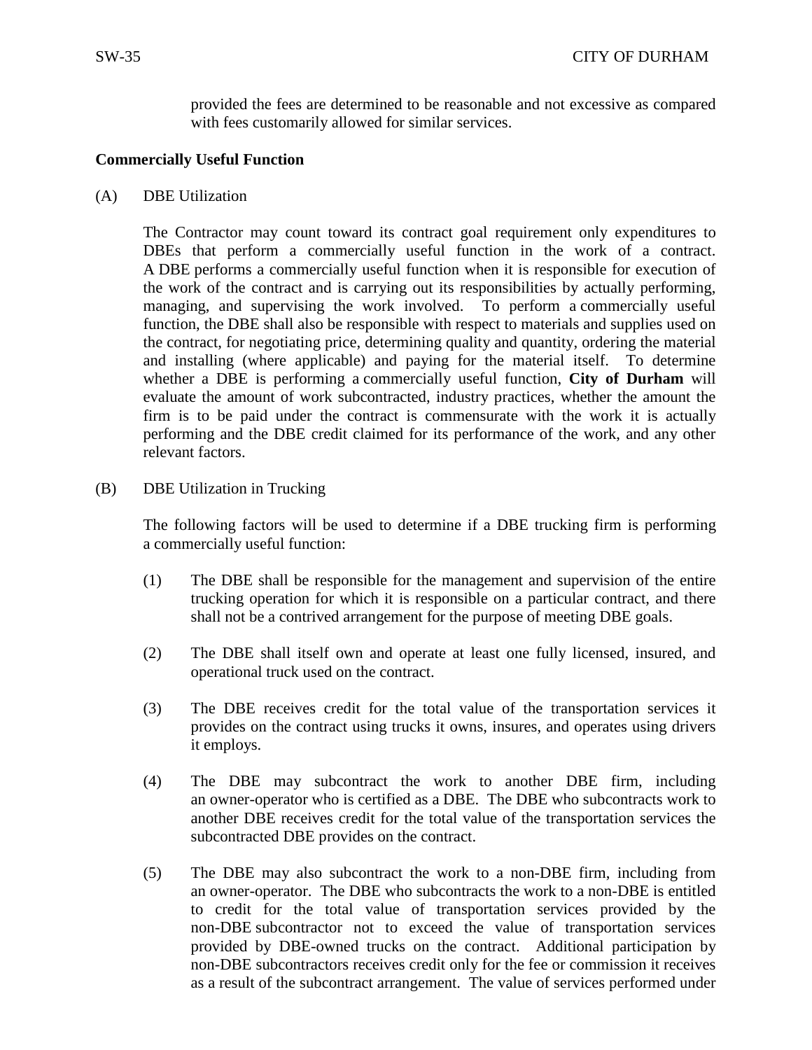provided the fees are determined to be reasonable and not excessive as compared with fees customarily allowed for similar services.

**Commercially Useful Function**

(A) DBE Utilization

The Contractor may count toward its contract goal requirement only expenditures to DBEs that perform a commercially useful function in the work of a contract. A DBE performs a commercially useful function when it is responsible for execution of the work of the contract and is carrying out its responsibilities by actually performing, managing, and supervising the work involved. To perform a commercially useful function, the DBE shall also be responsible with respect to materials and supplies used on the contract, for negotiating price, determining quality and quantity, ordering the material and installing (where applicable) and paying for the material itself. To determine whether a DBE is performing a commercially useful function, **City of Durham** will evaluate the amount of work subcontracted, industry practices, whether the amount the firm is to be paid under the contract is commensurate with the work it is actually performing and the DBE credit claimed for its performance of the work, and any other relevant factors.

(B) DBE Utilization in Trucking

The following factors will be used to determine if a DBE trucking firm is performing a commercially useful function:

(1) The DBE shall be responsible for the management and supervision of the entire trucking operation for which it is responsible on a particular contract, and there shall not be a contrived arrangement for the purpose of meeting DBE goals.

(2) The DBE shall itself own and operate at least one fully licensed, insured, and operational truck used on the contract.

(3) The DBE receives credit for the total value of the transportation services it provides on the contract using trucks it owns, insures, and operates using drivers it employs.

(4) The DBE may subcontract the work to another DBE firm, including an owner-operator who is certified as a DBE. The DBE who subcontracts work to another DBE receives credit for the total value of the transportation services the subcontracted DBE provides on the contract.

(5) The DBE may also subcontract the work to a non-DBE firm, including from an owner-operator. The DBE who subcontracts the work to a non-DBE is entitled to credit for the total value of transportation services provided by the non-DBE subcontractor not to exceed the value of transportation services provided by DBE-owned trucks on the contract. Additional participation by non-DBE subcontractors receives credit only for the fee or commission it receives as a result of the subcontract arrangement. The value of services performed under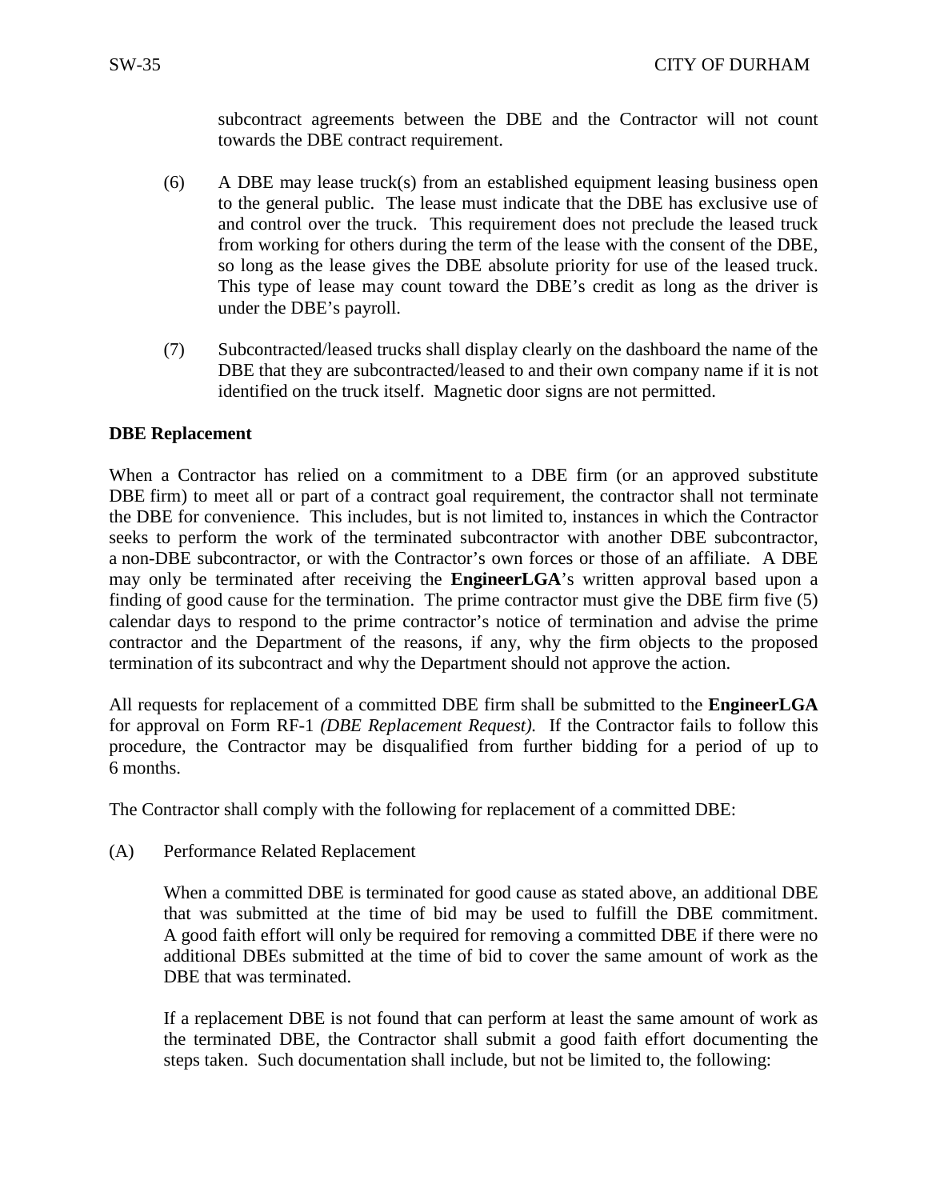subcontract agreements between the DBE and the Contractor will not count towards the DBE contract requirement.

(6) A DBE may lease truck(s) from an established equipment leasing business open to the general public. The lease must indicate that the DBE has exclusive use of and control over the truck. This requirement does not preclude the leased truck from working for others during the term of the lease with the consent of the DBE, so long as the lease gives the DBE absolute priority for use of the leased truck. This type of lease may count toward the DBE's credit as long as the driver is under the DBE's payroll.

(7) Subcontracted/leased trucks shall display clearly on the dashboard the name of the DBE that they are subcontracted/leased to and their own company name if it is not identified on the truck itself. Magnetic door signs are not permitted.

**DBE Replacement**

When a Contractor has relied on a commitment to a DBE firm (or an approved substitute DBE firm) to meet all or part of a contract goal requirement, the contractor shall not terminate the DBE for convenience. This includes, but is not limited to, instances in which the Contractor seeks to perform the work of the terminated subcontractor with another DBE subcontractor, a non-DBE subcontractor, or with the Contractor's own forces or those of an affiliate. A DBE may only be terminated after receiving the **EngineerLGA**'s written approval based upon a finding of good cause for the termination. The prime contractor must give the DBE firm five (5) calendar days to respond to the prime contractor's notice of termination and advise the prime contractor and the Department of the reasons, if any, why the firm objects to the proposed termination of its subcontract and why the Department should not approve the action.

All requests for replacement of a committed DBE firm shall be submitted to the **EngineerLGA** for approval on Form RF-1 *(DBE Replacement Request).* If the Contractor fails to follow this procedure, the Contractor may be disqualified from further bidding for a period of up to 6 months.

The Contractor shall comply with the following for replacement of a committed DBE:

(A) Performance Related Replacement

When a committed DBE is terminated for good cause as stated above, an additional DBE that was submitted at the time of bid may be used to fulfill the DBE commitment. A good faith effort will only be required for removing a committed DBE if there were no additional DBEs submitted at the time of bid to cover the same amount of work as the DBE that was terminated.

If a replacement DBE is not found that can perform at least the same amount of work as the terminated DBE, the Contractor shall submit a good faith effort documenting the steps taken. Such documentation shall include, but not be limited to, the following: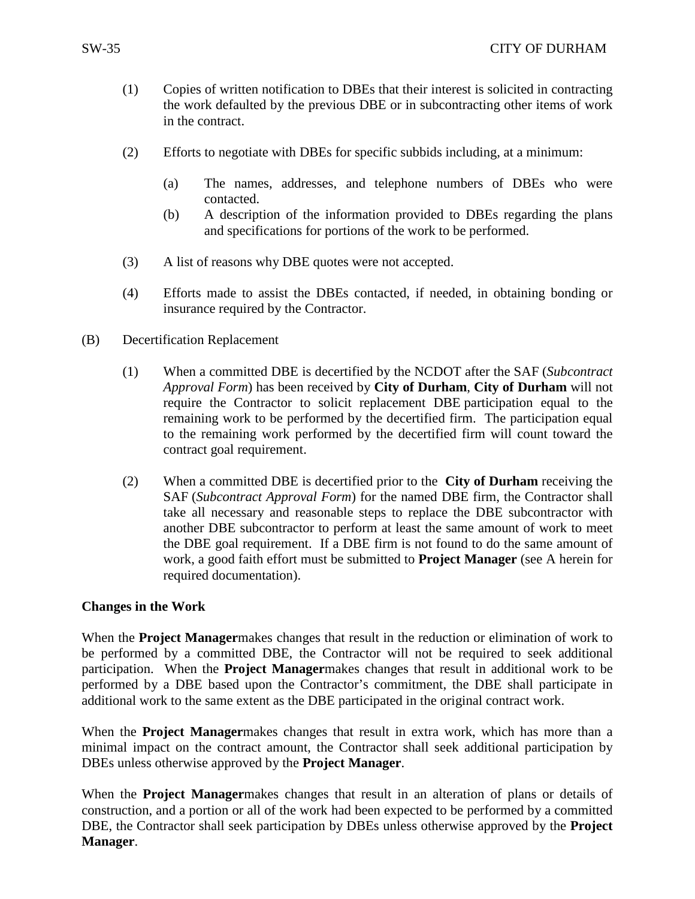(1) Copies of written notification to DBEs that their interest is solicited in contracting the work defaulted by the previous DBE or in subcontracting other items of work in the contract.

(2) Efforts to negotiate with DBEs for specific subbids including, at a minimum:

   (a) The names, addresses, and telephone numbers of DBEs who were contacted.
   
   (b) A description of the information provided to DBEs regarding the plans and specifications for portions of the work to be performed.

(3) A list of reasons why DBE quotes were not accepted.

(4) Efforts made to assist the DBEs contacted, if needed, in obtaining bonding or insurance required by the Contractor.

(B) Decertification Replacement

(1) When a committed DBE is decertified by the NCDOT after the SAF (*Subcontract Approval Form*) has been received by **City of Durham**, **City of Durham** will not require the Contractor to solicit replacement DBE participation equal to the remaining work to be performed by the decertified firm. The participation equal to the remaining work performed by the decertified firm will count toward the contract goal requirement.

(2) When a committed DBE is decertified prior to the **City of Durham** receiving the SAF (*Subcontract Approval Form*) for the named DBE firm, the Contractor shall take all necessary and reasonable steps to replace the DBE subcontractor with another DBE subcontractor to perform at least the same amount of work to meet the DBE goal requirement. If a DBE firm is not found to do the same amount of work, a good faith effort must be submitted to **Project Manager** (see A herein for required documentation).

**Changes in the Work**

When the **Project Manager**makes changes that result in the reduction or elimination of work to be performed by a committed DBE, the Contractor will not be required to seek additional participation. When the **Project Manager**makes changes that result in additional work to be performed by a DBE based upon the Contractor's commitment, the DBE shall participate in additional work to the same extent as the DBE participated in the original contract work.

When the **Project Manager**makes changes that result in extra work, which has more than a minimal impact on the contract amount, the Contractor shall seek additional participation by DBEs unless otherwise approved by the **Project Manager**.

When the **Project Manager**makes changes that result in an alteration of plans or details of construction, and a portion or all of the work had been expected to be performed by a committed DBE, the Contractor shall seek participation by DBEs unless otherwise approved by the **Project Manager**.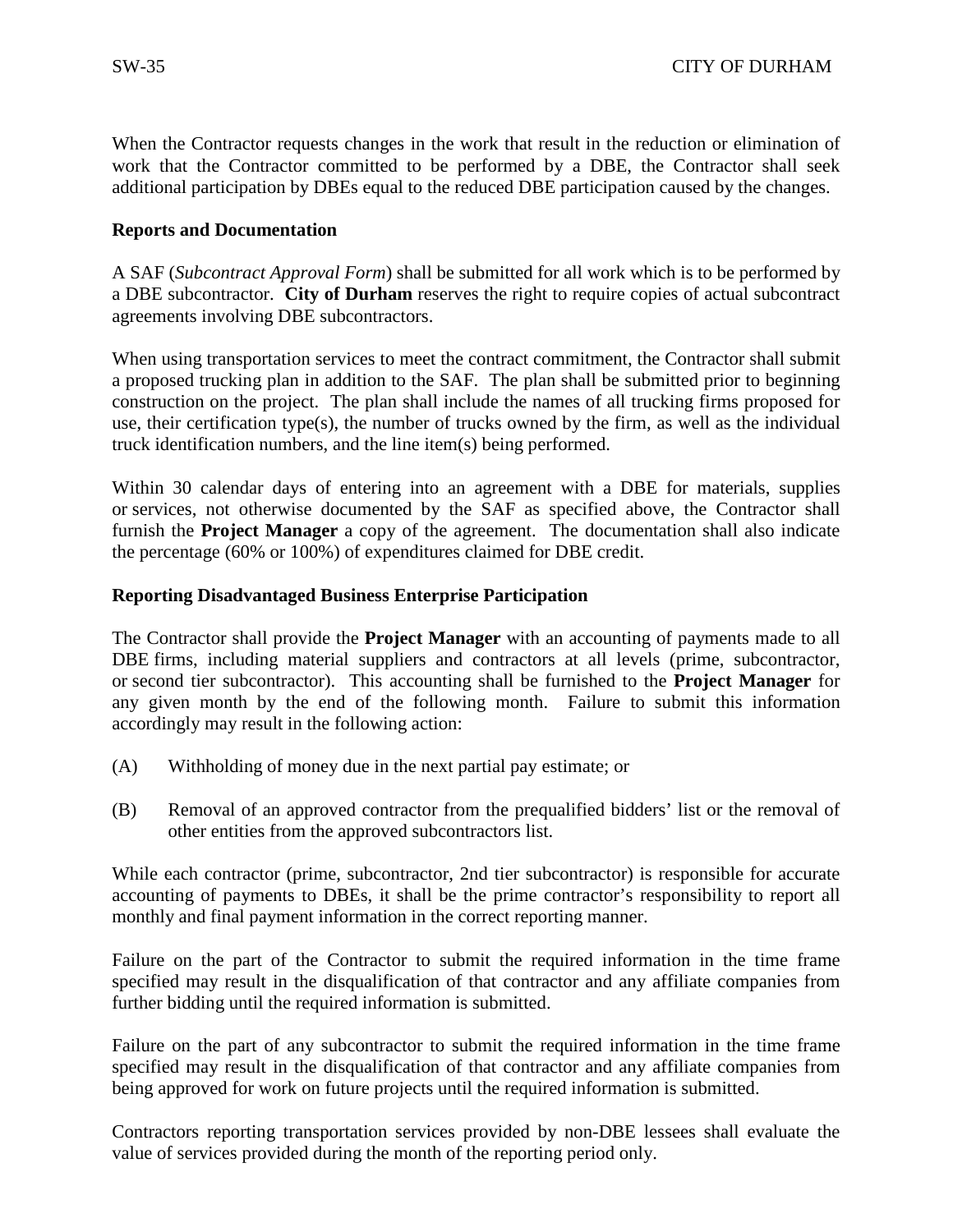When the Contractor requests changes in the work that result in the reduction or elimination of work that the Contractor committed to be performed by a DBE, the Contractor shall seek additional participation by DBEs equal to the reduced DBE participation caused by the changes.

**Reports and Documentation**

A SAF (*Subcontract Approval Form*) shall be submitted for all work which is to be performed by a DBE subcontractor. **City of Durham** reserves the right to require copies of actual subcontract agreements involving DBE subcontractors.

When using transportation services to meet the contract commitment, the Contractor shall submit a proposed trucking plan in addition to the SAF. The plan shall be submitted prior to beginning construction on the project. The plan shall include the names of all trucking firms proposed for use, their certification type(s), the number of trucks owned by the firm, as well as the individual truck identification numbers, and the line item(s) being performed.

Within 30 calendar days of entering into an agreement with a DBE for materials, supplies or services, not otherwise documented by the SAF as specified above, the Contractor shall furnish the **Project Manager** a copy of the agreement. The documentation shall also indicate the percentage (60% or 100%) of expenditures claimed for DBE credit.

**Reporting Disadvantaged Business Enterprise Participation**

The Contractor shall provide the **Project Manager** with an accounting of payments made to all DBE firms, including material suppliers and contractors at all levels (prime, subcontractor, or second tier subcontractor). This accounting shall be furnished to the **Project Manager** for any given month by the end of the following month. Failure to submit this information accordingly may result in the following action:

(A) Withholding of money due in the next partial pay estimate; or

(B) Removal of an approved contractor from the prequalified bidders' list or the removal of other entities from the approved subcontractors list.

While each contractor (prime, subcontractor, 2nd tier subcontractor) is responsible for accurate accounting of payments to DBEs, it shall be the prime contractor's responsibility to report all monthly and final payment information in the correct reporting manner.

Failure on the part of the Contractor to submit the required information in the time frame specified may result in the disqualification of that contractor and any affiliate companies from further bidding until the required information is submitted.

Failure on the part of any subcontractor to submit the required information in the time frame specified may result in the disqualification of that contractor and any affiliate companies from being approved for work on future projects until the required information is submitted.

Contractors reporting transportation services provided by non-DBE lessees shall evaluate the value of services provided during the month of the reporting period only.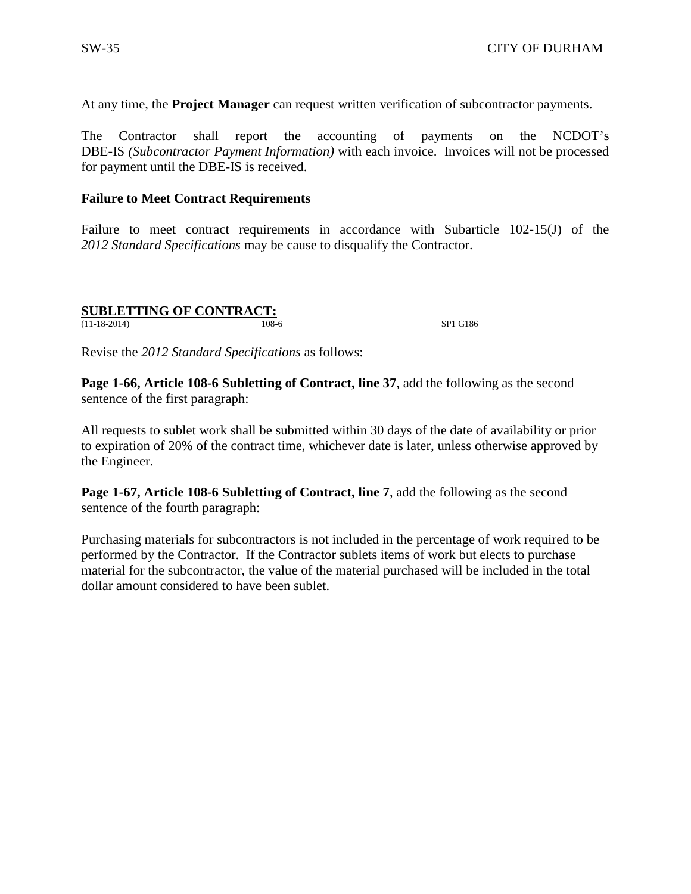At any time, the **Project Manager** can request written verification of subcontractor payments.

The Contractor shall report the accounting of payments on the NCDOT's DBE-IS *(Subcontractor Payment Information)* with each invoice. Invoices will not be processed for payment until the DBE-IS is received.

**Failure to Meet Contract Requirements**

Failure to meet contract requirements in accordance with Subarticle 102-15(J) of the *2012 Standard Specifications* may be cause to disqualify the Contractor.

## SUBLETTING OF CONTRACT:

(11-18-2014) 108-6 SP1 G186

Revise the *2012 Standard Specifications* as follows:

**Page 1-66, Article 108-6 Subletting of Contract, line 37**, add the following as the second sentence of the first paragraph:

All requests to sublet work shall be submitted within 30 days of the date of availability or prior to expiration of 20% of the contract time, whichever date is later, unless otherwise approved by the Engineer.

**Page 1-67, Article 108-6 Subletting of Contract, line 7**, add the following as the second sentence of the fourth paragraph:

Purchasing materials for subcontractors is not included in the percentage of work required to be performed by the Contractor. If the Contractor sublets items of work but elects to purchase material for the subcontractor, the value of the material purchased will be included in the total dollar amount considered to have been sublet.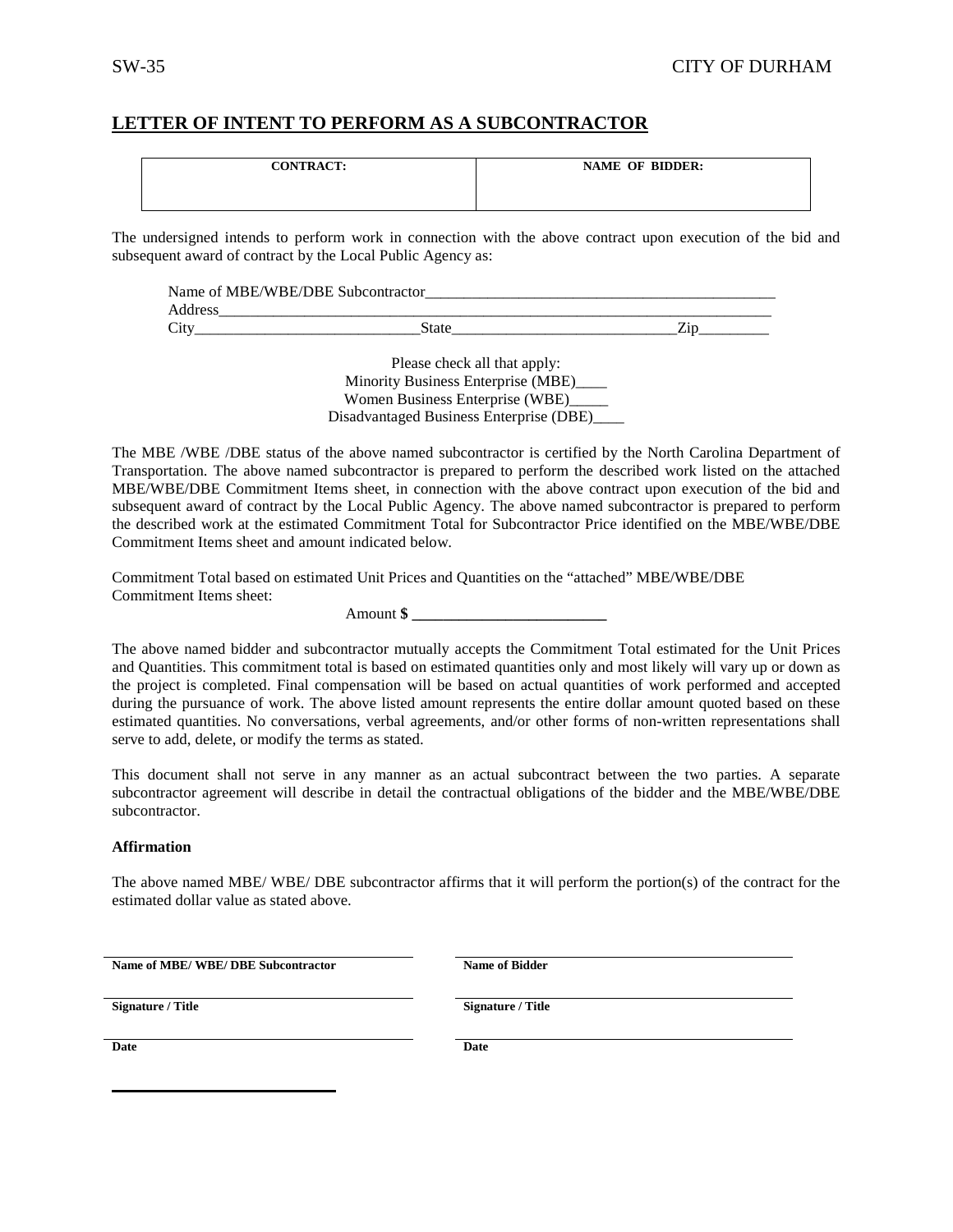# LETTER OF INTENT TO PERFORM AS A SUBCONTRACTOR

| CONTRACT: | NAME OF BIDDER: |
| --- | --- |
| | |

The undersigned intends to perform work in connection with the above contract upon execution of the bid and subsequent award of contract by the Local Public Agency as:

Name of MBE/WBE/DBE Subcontractor_______________________________________________
Address_____________________________________________________________________________
City_____________________________State_____________________________Zip_________

Please check all that apply:
Minority Business Enterprise (MBE)____
Women Business Enterprise (WBE)_____
Disadvantaged Business Enterprise (DBE)____

The MBE /WBE /DBE status of the above named subcontractor is certified by the North Carolina Department of Transportation. The above named subcontractor is prepared to perform the described work listed on the attached MBE/WBE/DBE Commitment Items sheet, in connection with the above contract upon execution of the bid and subsequent award of contract by the Local Public Agency. The above named subcontractor is prepared to perform the described work at the estimated Commitment Total for Subcontractor Price identified on the MBE/WBE/DBE Commitment Items sheet and amount indicated below.

Commitment Total based on estimated Unit Prices and Quantities on the "attached" MBE/WBE/DBE Commitment Items sheet:

Amount **$ _________________________**

The above named bidder and subcontractor mutually accepts the Commitment Total estimated for the Unit Prices and Quantities. This commitment total is based on estimated quantities only and most likely will vary up or down as the project is completed. Final compensation will be based on actual quantities of work performed and accepted during the pursuance of work. The above listed amount represents the entire dollar amount quoted based on these estimated quantities. No conversations, verbal agreements, and/or other forms of non-written representations shall serve to add, delete, or modify the terms as stated.

This document shall not serve in any manner as an actual subcontract between the two parties. A separate subcontractor agreement will describe in detail the contractual obligations of the bidder and the MBE/WBE/DBE subcontractor.

**Affirmation**

The above named MBE/ WBE/ DBE subcontractor affirms that it will perform the portion(s) of the contract for the estimated dollar value as stated above.

| | |
| --- | --- |
| **Name of MBE/ WBE/ DBE Subcontractor** | **Name of Bidder** |
| **Signature / Title** | **Signature / Title** |
| **Date** | **Date** |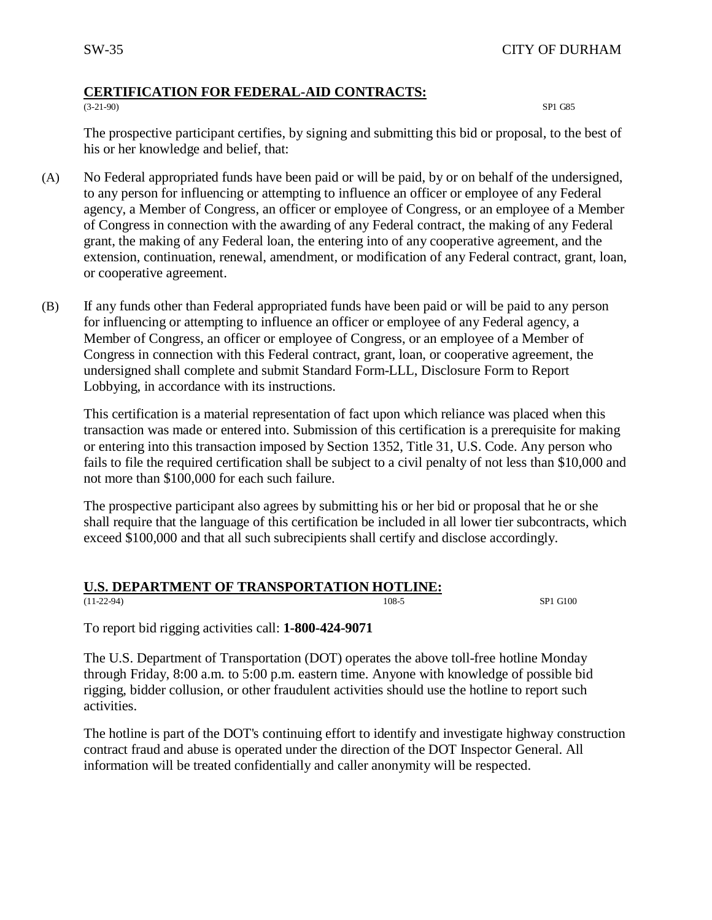## CERTIFICATION FOR FEDERAL-AID CONTRACTS:

(3-21-90) SP1 G85

The prospective participant certifies, by signing and submitting this bid or proposal, to the best of his or her knowledge and belief, that:

(A) No Federal appropriated funds have been paid or will be paid, by or on behalf of the undersigned, to any person for influencing or attempting to influence an officer or employee of any Federal agency, a Member of Congress, an officer or employee of Congress, or an employee of a Member of Congress in connection with the awarding of any Federal contract, the making of any Federal grant, the making of any Federal loan, the entering into of any cooperative agreement, and the extension, continuation, renewal, amendment, or modification of any Federal contract, grant, loan, or cooperative agreement.

(B) If any funds other than Federal appropriated funds have been paid or will be paid to any person for influencing or attempting to influence an officer or employee of any Federal agency, a Member of Congress, an officer or employee of Congress, or an employee of a Member of Congress in connection with this Federal contract, grant, loan, or cooperative agreement, the undersigned shall complete and submit Standard Form-LLL, Disclosure Form to Report Lobbying, in accordance with its instructions.

This certification is a material representation of fact upon which reliance was placed when this transaction was made or entered into. Submission of this certification is a prerequisite for making or entering into this transaction imposed by Section 1352, Title 31, U.S. Code. Any person who fails to file the required certification shall be subject to a civil penalty of not less than $10,000 and not more than $100,000 for each such failure.

The prospective participant also agrees by submitting his or her bid or proposal that he or she shall require that the language of this certification be included in all lower tier subcontracts, which exceed $100,000 and that all such subrecipients shall certify and disclose accordingly.

## U.S. DEPARTMENT OF TRANSPORTATION HOTLINE:

(11-22-94) 108-5 SP1 G100

To report bid rigging activities call: **1-800-424-9071**

The U.S. Department of Transportation (DOT) operates the above toll-free hotline Monday through Friday, 8:00 a.m. to 5:00 p.m. eastern time. Anyone with knowledge of possible bid rigging, bidder collusion, or other fraudulent activities should use the hotline to report such activities.

The hotline is part of the DOT's continuing effort to identify and investigate highway construction contract fraud and abuse is operated under the direction of the DOT Inspector General. All information will be treated confidentially and caller anonymity will be respected.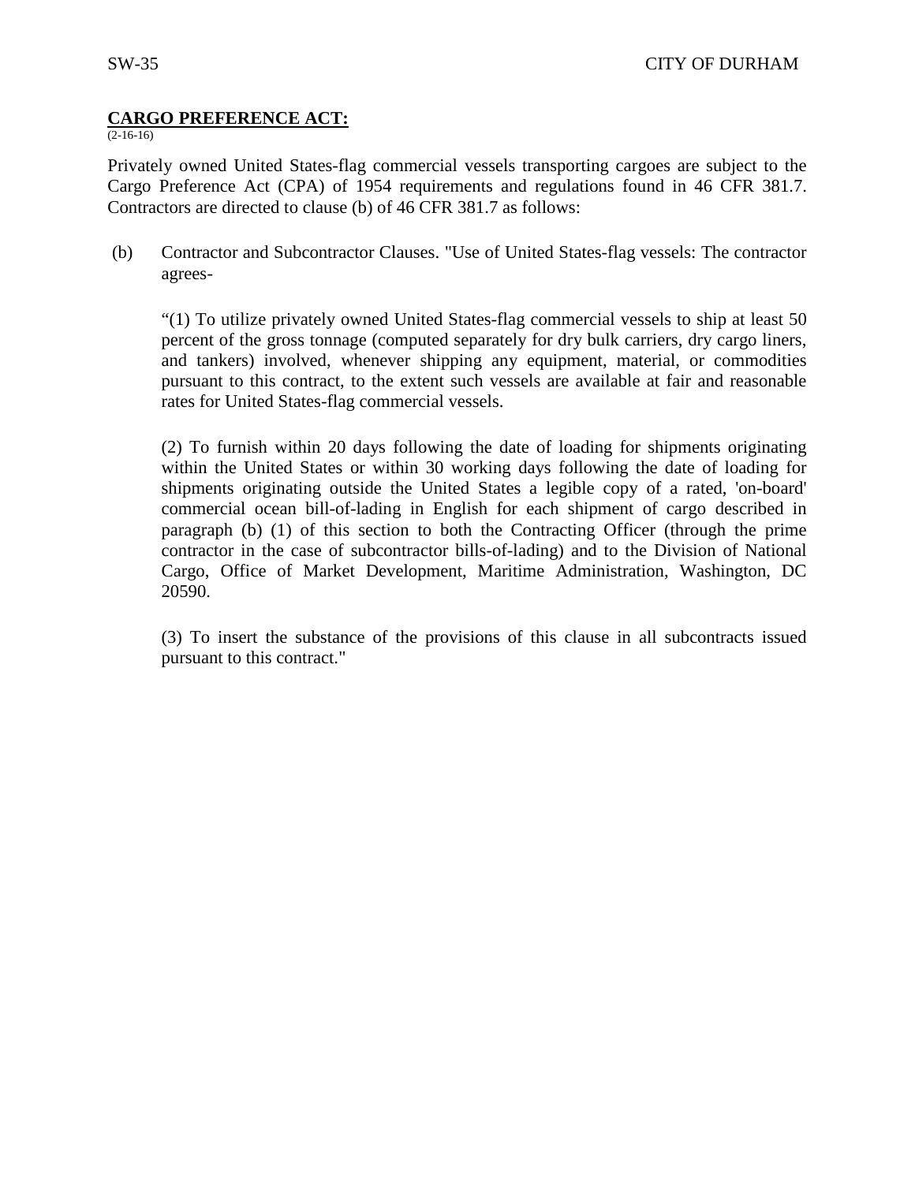**CARGO PREFERENCE ACT:**
(2-16-16)

Privately owned United States-flag commercial vessels transporting cargoes are subject to the Cargo Preference Act (CPA) of 1954 requirements and regulations found in 46 CFR 381.7. Contractors are directed to clause (b) of 46 CFR 381.7 as follows:

(b) Contractor and Subcontractor Clauses. "Use of United States-flag vessels: The contractor agrees-

"(1) To utilize privately owned United States-flag commercial vessels to ship at least 50 percent of the gross tonnage (computed separately for dry bulk carriers, dry cargo liners, and tankers) involved, whenever shipping any equipment, material, or commodities pursuant to this contract, to the extent such vessels are available at fair and reasonable rates for United States-flag commercial vessels.

(2) To furnish within 20 days following the date of loading for shipments originating within the United States or within 30 working days following the date of loading for shipments originating outside the United States a legible copy of a rated, 'on-board' commercial ocean bill-of-lading in English for each shipment of cargo described in paragraph (b) (1) of this section to both the Contracting Officer (through the prime contractor in the case of subcontractor bills-of-lading) and to the Division of National Cargo, Office of Market Development, Maritime Administration, Washington, DC 20590.

(3) To insert the substance of the provisions of this clause in all subcontracts issued pursuant to this contract."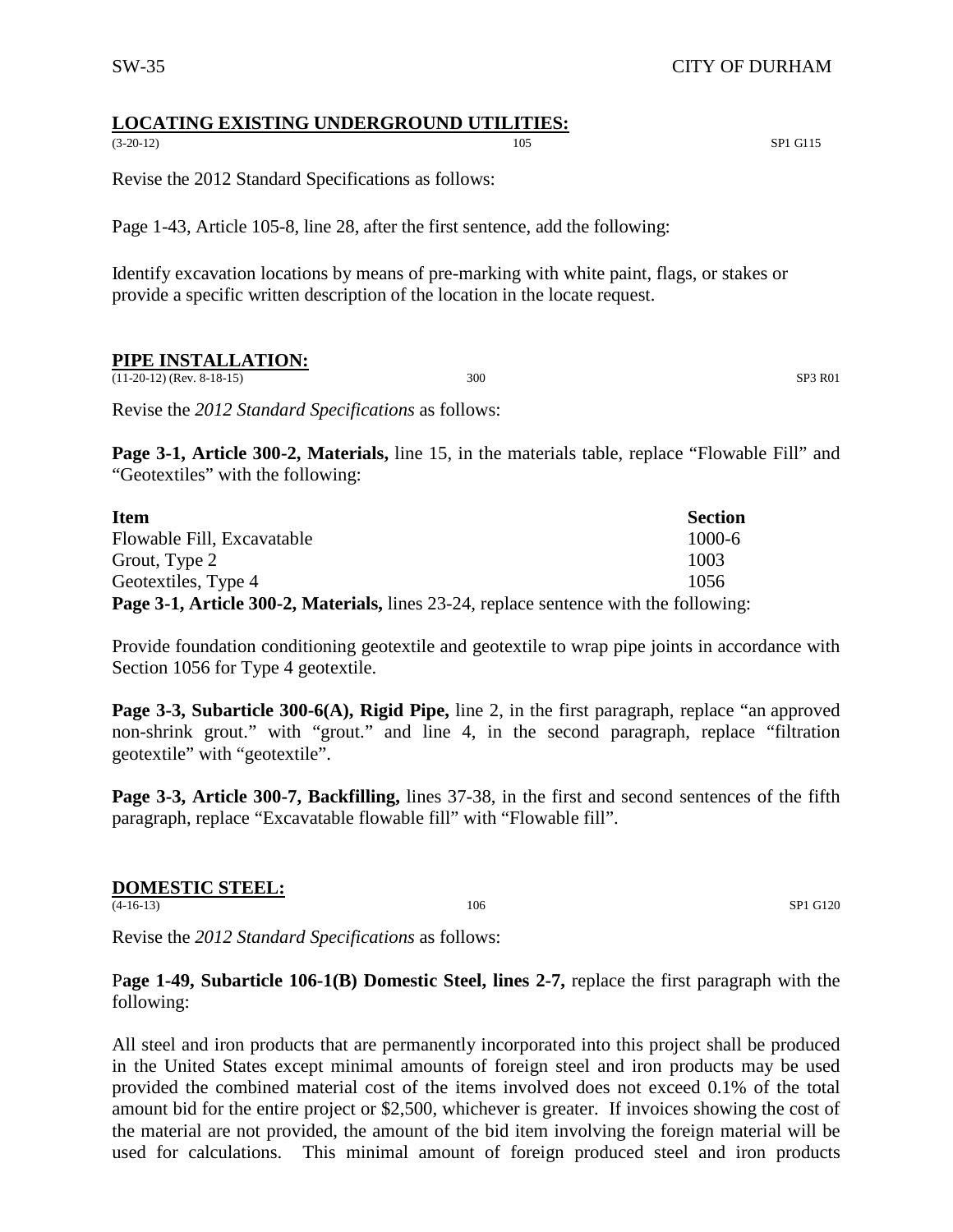## LOCATING EXISTING UNDERGROUND UTILITIES:

(3-20-12) 105 SP1 G115

Revise the 2012 Standard Specifications as follows:

Page 1-43, Article 105-8, line 28, after the first sentence, add the following:

Identify excavation locations by means of pre-marking with white paint, flags, or stakes or provide a specific written description of the location in the locate request.

## PIPE INSTALLATION:

(11-20-12) (Rev. 8-18-15) 300 SP3 R01

Revise the *2012 Standard Specifications* as follows:

**Page 3-1, Article 300-2, Materials,** line 15, in the materials table, replace "Flowable Fill" and "Geotextiles" with the following:

| Item | Section |
|---|---|
| Flowable Fill, Excavatable | 1000-6 |
| Grout, Type 2 | 1003 |
| Geotextiles, Type 4 | 1056 |

**Page 3-1, Article 300-2, Materials,** lines 23-24, replace sentence with the following:

Provide foundation conditioning geotextile and geotextile to wrap pipe joints in accordance with Section 1056 for Type 4 geotextile.

**Page 3-3, Subarticle 300-6(A), Rigid Pipe,** line 2, in the first paragraph, replace "an approved non-shrink grout." with "grout." and line 4, in the second paragraph, replace "filtration geotextile" with "geotextile".

**Page 3-3, Article 300-7, Backfilling,** lines 37-38, in the first and second sentences of the fifth paragraph, replace "Excavatable flowable fill" with "Flowable fill".

## DOMESTIC STEEL:

(4-16-13) 106 SP1 G120

Revise the *2012 Standard Specifications* as follows:

P**age 1-49, Subarticle 106-1(B) Domestic Steel, lines 2-7,** replace the first paragraph with the following:

All steel and iron products that are permanently incorporated into this project shall be produced in the United States except minimal amounts of foreign steel and iron products may be used provided the combined material cost of the items involved does not exceed 0.1% of the total amount bid for the entire project or $2,500, whichever is greater. If invoices showing the cost of the material are not provided, the amount of the bid item involving the foreign material will be used for calculations. This minimal amount of foreign produced steel and iron products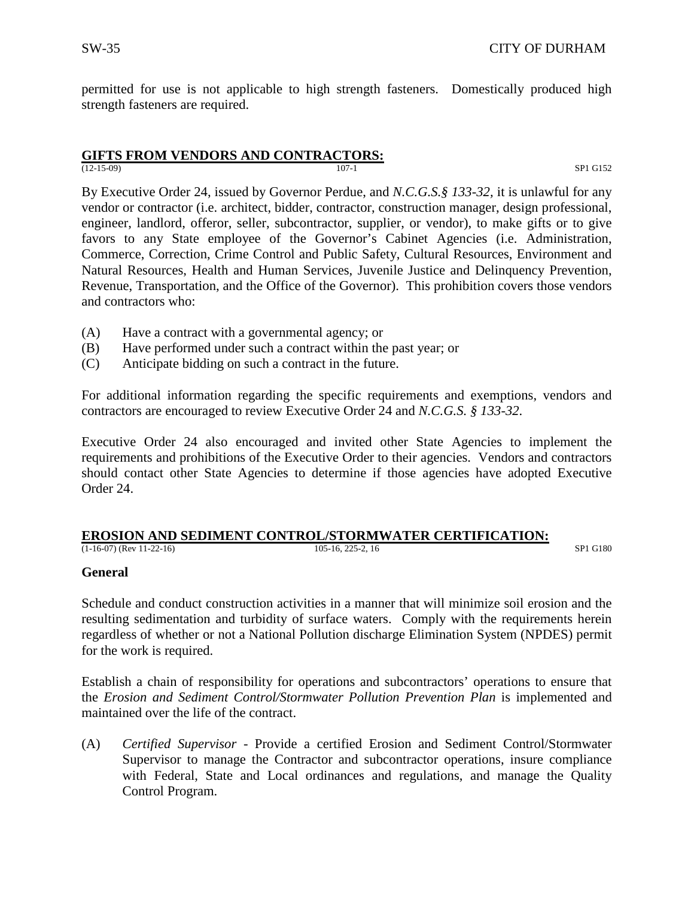permitted for use is not applicable to high strength fasteners. Domestically produced high strength fasteners are required.

## GIFTS FROM VENDORS AND CONTRACTORS:

(12-15-09) 107-1 SP1 G152

By Executive Order 24, issued by Governor Perdue, and *N.C.G.S.§ 133-32,* it is unlawful for any vendor or contractor (i.e. architect, bidder, contractor, construction manager, design professional, engineer, landlord, offeror, seller, subcontractor, supplier, or vendor), to make gifts or to give favors to any State employee of the Governor's Cabinet Agencies (i.e. Administration, Commerce, Correction, Crime Control and Public Safety, Cultural Resources, Environment and Natural Resources, Health and Human Services, Juvenile Justice and Delinquency Prevention, Revenue, Transportation, and the Office of the Governor). This prohibition covers those vendors and contractors who:

(A) Have a contract with a governmental agency; or
(B) Have performed under such a contract within the past year; or
(C) Anticipate bidding on such a contract in the future.

For additional information regarding the specific requirements and exemptions, vendors and contractors are encouraged to review Executive Order 24 and *N.C.G.S. § 133-32*.

Executive Order 24 also encouraged and invited other State Agencies to implement the requirements and prohibitions of the Executive Order to their agencies. Vendors and contractors should contact other State Agencies to determine if those agencies have adopted Executive Order 24.

## EROSION AND SEDIMENT CONTROL/STORMWATER CERTIFICATION:

(1-16-07) (Rev 11-22-16) 105-16, 225-2, 16 SP1 G180

### General

Schedule and conduct construction activities in a manner that will minimize soil erosion and the resulting sedimentation and turbidity of surface waters. Comply with the requirements herein regardless of whether or not a National Pollution discharge Elimination System (NPDES) permit for the work is required.

Establish a chain of responsibility for operations and subcontractors' operations to ensure that the *Erosion and Sediment Control/Stormwater Pollution Prevention Plan* is implemented and maintained over the life of the contract.

(A) *Certified Supervisor* - Provide a certified Erosion and Sediment Control/Stormwater Supervisor to manage the Contractor and subcontractor operations, insure compliance with Federal, State and Local ordinances and regulations, and manage the Quality Control Program.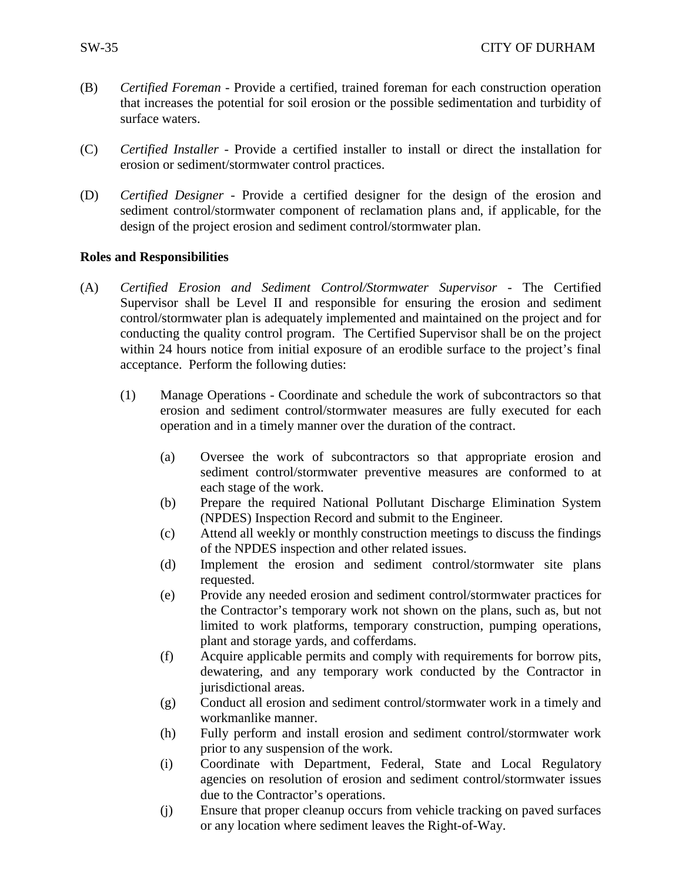(B) *Certified Foreman* - Provide a certified, trained foreman for each construction operation that increases the potential for soil erosion or the possible sedimentation and turbidity of surface waters.

(C) *Certified Installer* - Provide a certified installer to install or direct the installation for erosion or sediment/stormwater control practices.

(D) *Certified Designer* - Provide a certified designer for the design of the erosion and sediment control/stormwater component of reclamation plans and, if applicable, for the design of the project erosion and sediment control/stormwater plan.

**Roles and Responsibilities**

(A) *Certified Erosion and Sediment Control/Stormwater Supervisor* - The Certified Supervisor shall be Level II and responsible for ensuring the erosion and sediment control/stormwater plan is adequately implemented and maintained on the project and for conducting the quality control program. The Certified Supervisor shall be on the project within 24 hours notice from initial exposure of an erodible surface to the project's final acceptance. Perform the following duties:

(1) Manage Operations - Coordinate and schedule the work of subcontractors so that erosion and sediment control/stormwater measures are fully executed for each operation and in a timely manner over the duration of the contract.

(a) Oversee the work of subcontractors so that appropriate erosion and sediment control/stormwater preventive measures are conformed to at each stage of the work.

(b) Prepare the required National Pollutant Discharge Elimination System (NPDES) Inspection Record and submit to the Engineer.

(c) Attend all weekly or monthly construction meetings to discuss the findings of the NPDES inspection and other related issues.

(d) Implement the erosion and sediment control/stormwater site plans requested.

(e) Provide any needed erosion and sediment control/stormwater practices for the Contractor's temporary work not shown on the plans, such as, but not limited to work platforms, temporary construction, pumping operations, plant and storage yards, and cofferdams.

(f) Acquire applicable permits and comply with requirements for borrow pits, dewatering, and any temporary work conducted by the Contractor in jurisdictional areas.

(g) Conduct all erosion and sediment control/stormwater work in a timely and workmanlike manner.

(h) Fully perform and install erosion and sediment control/stormwater work prior to any suspension of the work.

(i) Coordinate with Department, Federal, State and Local Regulatory agencies on resolution of erosion and sediment control/stormwater issues due to the Contractor's operations.

(j) Ensure that proper cleanup occurs from vehicle tracking on paved surfaces or any location where sediment leaves the Right-of-Way.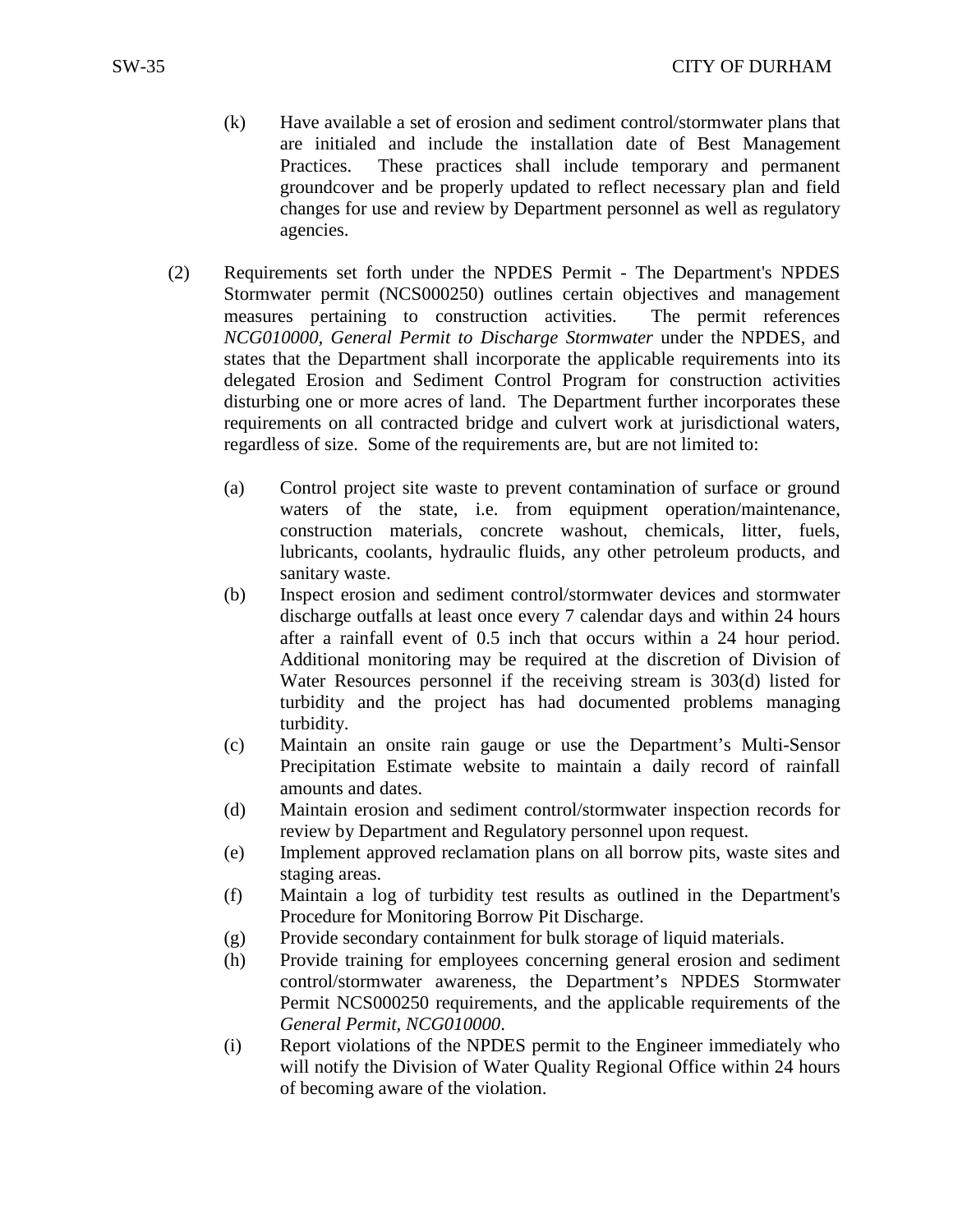(k) Have available a set of erosion and sediment control/stormwater plans that are initialed and include the installation date of Best Management Practices. These practices shall include temporary and permanent groundcover and be properly updated to reflect necessary plan and field changes for use and review by Department personnel as well as regulatory agencies.

(2) Requirements set forth under the NPDES Permit - The Department's NPDES Stormwater permit (NCS000250) outlines certain objectives and management measures pertaining to construction activities. The permit references *NCG010000, General Permit to Discharge Stormwater* under the NPDES, and states that the Department shall incorporate the applicable requirements into its delegated Erosion and Sediment Control Program for construction activities disturbing one or more acres of land. The Department further incorporates these requirements on all contracted bridge and culvert work at jurisdictional waters, regardless of size. Some of the requirements are, but are not limited to:

(a) Control project site waste to prevent contamination of surface or ground waters of the state, i.e. from equipment operation/maintenance, construction materials, concrete washout, chemicals, litter, fuels, lubricants, coolants, hydraulic fluids, any other petroleum products, and sanitary waste.

(b) Inspect erosion and sediment control/stormwater devices and stormwater discharge outfalls at least once every 7 calendar days and within 24 hours after a rainfall event of 0.5 inch that occurs within a 24 hour period. Additional monitoring may be required at the discretion of Division of Water Resources personnel if the receiving stream is 303(d) listed for turbidity and the project has had documented problems managing turbidity.

(c) Maintain an onsite rain gauge or use the Department's Multi-Sensor Precipitation Estimate website to maintain a daily record of rainfall amounts and dates.

(d) Maintain erosion and sediment control/stormwater inspection records for review by Department and Regulatory personnel upon request.

(e) Implement approved reclamation plans on all borrow pits, waste sites and staging areas.

(f) Maintain a log of turbidity test results as outlined in the Department's Procedure for Monitoring Borrow Pit Discharge.

(g) Provide secondary containment for bulk storage of liquid materials.

(h) Provide training for employees concerning general erosion and sediment control/stormwater awareness, the Department's NPDES Stormwater Permit NCS000250 requirements, and the applicable requirements of the *General Permit, NCG010000*.

(i) Report violations of the NPDES permit to the Engineer immediately who will notify the Division of Water Quality Regional Office within 24 hours of becoming aware of the violation.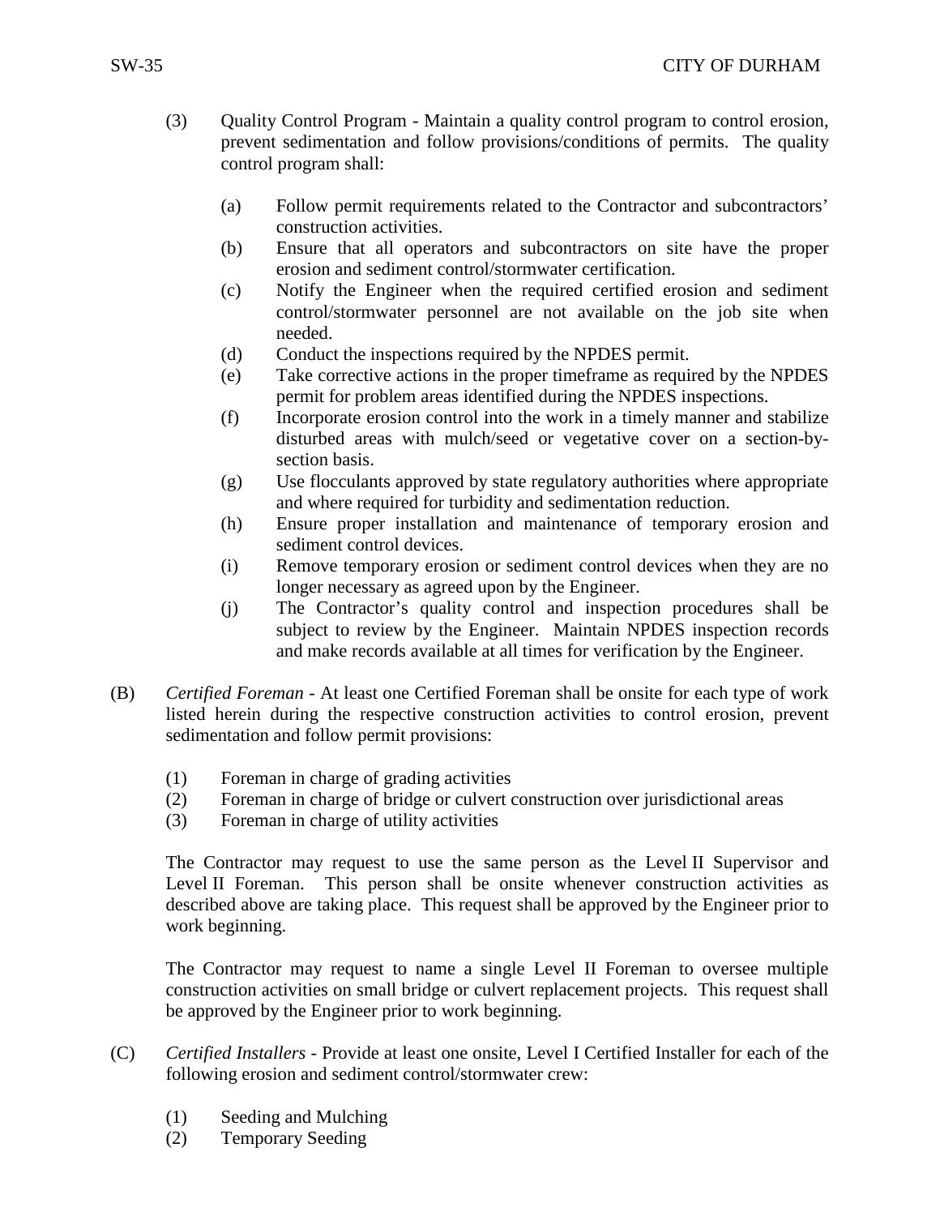(3) Quality Control Program - Maintain a quality control program to control erosion, prevent sedimentation and follow provisions/conditions of permits. The quality control program shall:

   (a) Follow permit requirements related to the Contractor and subcontractors' construction activities.
   (b) Ensure that all operators and subcontractors on site have the proper erosion and sediment control/stormwater certification.
   (c) Notify the Engineer when the required certified erosion and sediment control/stormwater personnel are not available on the job site when needed.
   (d) Conduct the inspections required by the NPDES permit.
   (e) Take corrective actions in the proper timeframe as required by the NPDES permit for problem areas identified during the NPDES inspections.
   (f) Incorporate erosion control into the work in a timely manner and stabilize disturbed areas with mulch/seed or vegetative cover on a section-by-section basis.
   (g) Use flocculants approved by state regulatory authorities where appropriate and where required for turbidity and sedimentation reduction.
   (h) Ensure proper installation and maintenance of temporary erosion and sediment control devices.
   (i) Remove temporary erosion or sediment control devices when they are no longer necessary as agreed upon by the Engineer.
   (j) The Contractor's quality control and inspection procedures shall be subject to review by the Engineer. Maintain NPDES inspection records and make records available at all times for verification by the Engineer.

(B) *Certified Foreman* - At least one Certified Foreman shall be onsite for each type of work listed herein during the respective construction activities to control erosion, prevent sedimentation and follow permit provisions:

   (1) Foreman in charge of grading activities
   (2) Foreman in charge of bridge or culvert construction over jurisdictional areas
   (3) Foreman in charge of utility activities

The Contractor may request to use the same person as the Level II Supervisor and Level II Foreman. This person shall be onsite whenever construction activities as described above are taking place. This request shall be approved by the Engineer prior to work beginning.

The Contractor may request to name a single Level II Foreman to oversee multiple construction activities on small bridge or culvert replacement projects. This request shall be approved by the Engineer prior to work beginning.

(C) *Certified Installers* - Provide at least one onsite, Level I Certified Installer for each of the following erosion and sediment control/stormwater crew:

   (1) Seeding and Mulching
   (2) Temporary Seeding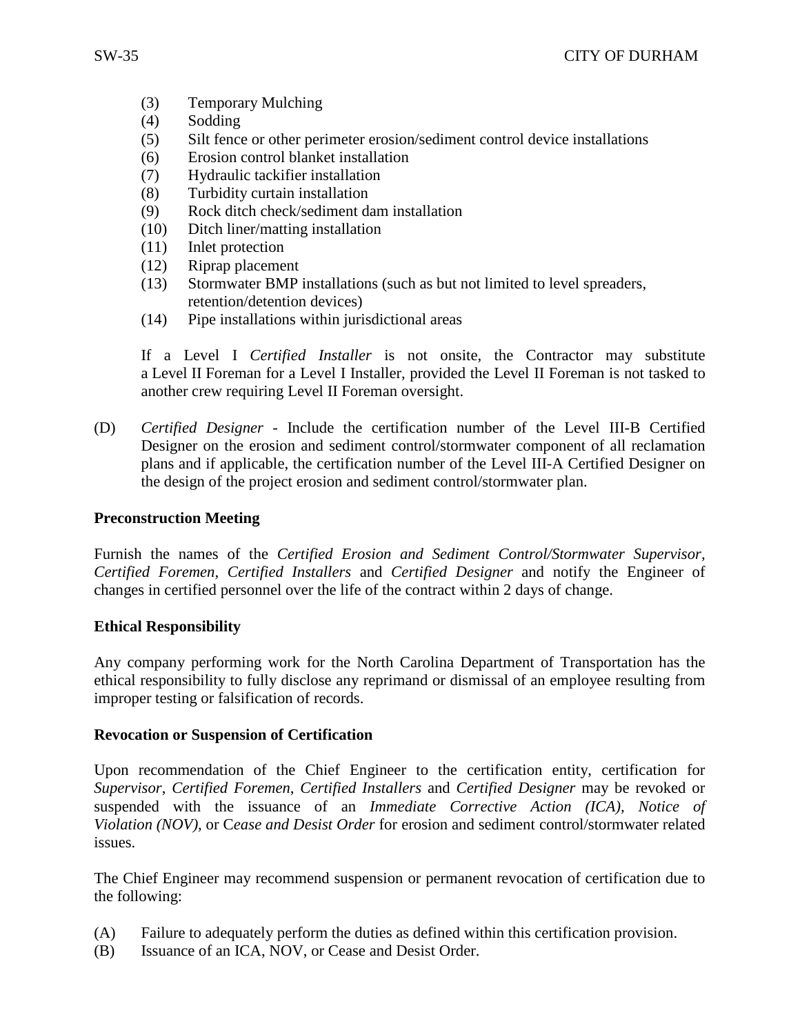(3) Temporary Mulching
(4) Sodding
(5) Silt fence or other perimeter erosion/sediment control device installations
(6) Erosion control blanket installation
(7) Hydraulic tackifier installation
(8) Turbidity curtain installation
(9) Rock ditch check/sediment dam installation
(10) Ditch liner/matting installation
(11) Inlet protection
(12) Riprap placement
(13) Stormwater BMP installations (such as but not limited to level spreaders, retention/detention devices)
(14) Pipe installations within jurisdictional areas

If a Level I *Certified Installer* is not onsite, the Contractor may substitute a Level II Foreman for a Level I Installer, provided the Level II Foreman is not tasked to another crew requiring Level II Foreman oversight.

(D) *Certified Designer* - Include the certification number of the Level III-B Certified Designer on the erosion and sediment control/stormwater component of all reclamation plans and if applicable, the certification number of the Level III-A Certified Designer on the design of the project erosion and sediment control/stormwater plan.

**Preconstruction Meeting**

Furnish the names of the *Certified Erosion and Sediment Control/Stormwater Supervisor, Certified Foremen, Certified Installers* and *Certified Designer* and notify the Engineer of changes in certified personnel over the life of the contract within 2 days of change.

**Ethical Responsibility**

Any company performing work for the North Carolina Department of Transportation has the ethical responsibility to fully disclose any reprimand or dismissal of an employee resulting from improper testing or falsification of records.

**Revocation or Suspension of Certification**

Upon recommendation of the Chief Engineer to the certification entity, certification for *Supervisor*, *Certified Foremen*, *Certified Installers* and *Certified Designer* may be revoked or suspended with the issuance of an *Immediate Corrective Action (ICA), Notice of Violation (NOV),* or C*ease and Desist Order* for erosion and sediment control/stormwater related issues.

The Chief Engineer may recommend suspension or permanent revocation of certification due to the following:

(A) Failure to adequately perform the duties as defined within this certification provision.
(B) Issuance of an ICA, NOV, or Cease and Desist Order.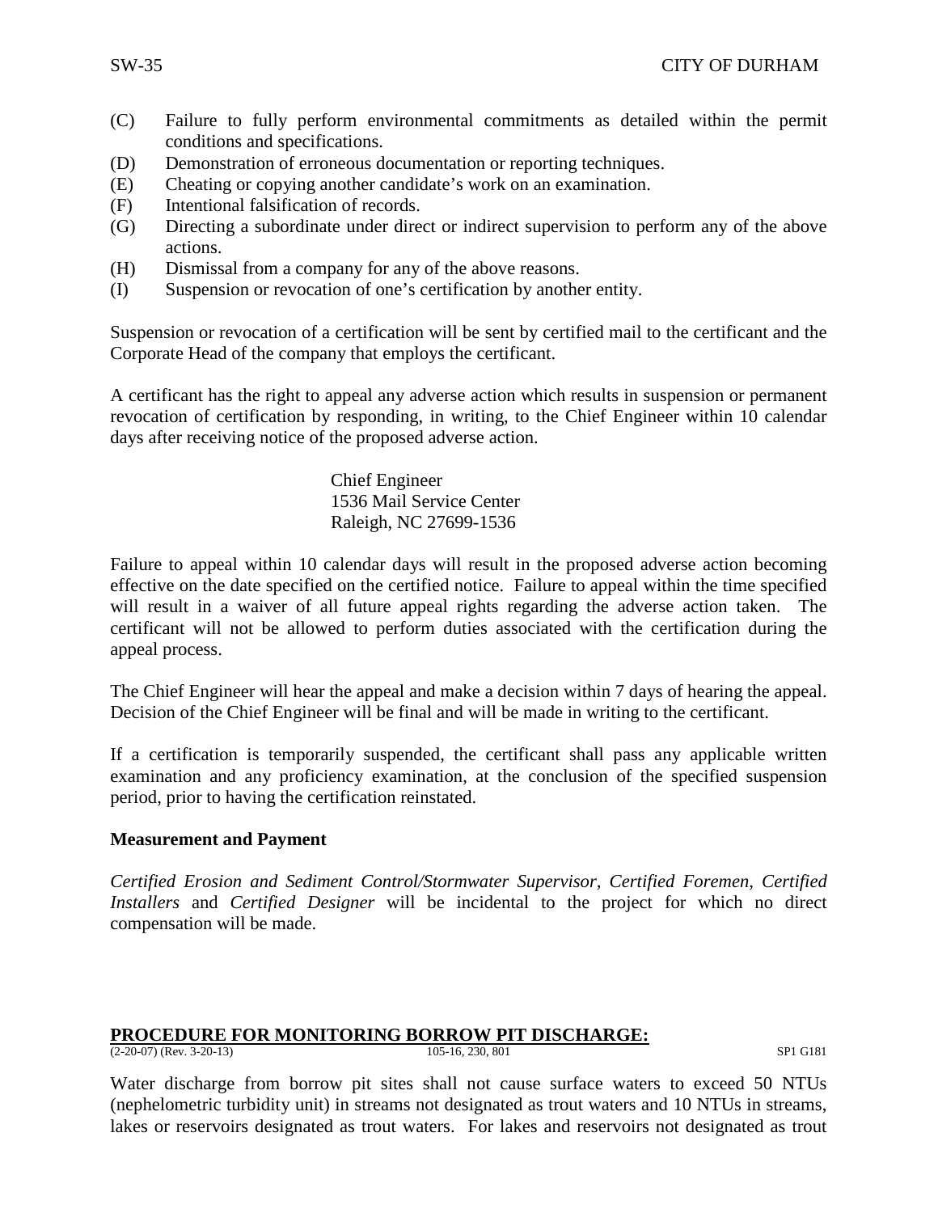(C) Failure to fully perform environmental commitments as detailed within the permit conditions and specifications.
(D) Demonstration of erroneous documentation or reporting techniques.
(E) Cheating or copying another candidate's work on an examination.
(F) Intentional falsification of records.
(G) Directing a subordinate under direct or indirect supervision to perform any of the above actions.
(H) Dismissal from a company for any of the above reasons.
(I) Suspension or revocation of one's certification by another entity.

Suspension or revocation of a certification will be sent by certified mail to the certificant and the Corporate Head of the company that employs the certificant.

A certificant has the right to appeal any adverse action which results in suspension or permanent revocation of certification by responding, in writing, to the Chief Engineer within 10 calendar days after receiving notice of the proposed adverse action.

Chief Engineer
1536 Mail Service Center
Raleigh, NC 27699-1536

Failure to appeal within 10 calendar days will result in the proposed adverse action becoming effective on the date specified on the certified notice. Failure to appeal within the time specified will result in a waiver of all future appeal rights regarding the adverse action taken. The certificant will not be allowed to perform duties associated with the certification during the appeal process.

The Chief Engineer will hear the appeal and make a decision within 7 days of hearing the appeal. Decision of the Chief Engineer will be final and will be made in writing to the certificant.

If a certification is temporarily suspended, the certificant shall pass any applicable written examination and any proficiency examination, at the conclusion of the specified suspension period, prior to having the certification reinstated.

**Measurement and Payment**

*Certified Erosion and Sediment Control/Stormwater Supervisor, Certified Foremen, Certified Installers* and *Certified Designer* will be incidental to the project for which no direct compensation will be made.

## PROCEDURE FOR MONITORING BORROW PIT DISCHARGE:

(2-20-07) (Rev. 3-20-13) 105-16, 230, 801 SP1 G181

Water discharge from borrow pit sites shall not cause surface waters to exceed 50 NTUs (nephelometric turbidity unit) in streams not designated as trout waters and 10 NTUs in streams, lakes or reservoirs designated as trout waters. For lakes and reservoirs not designated as trout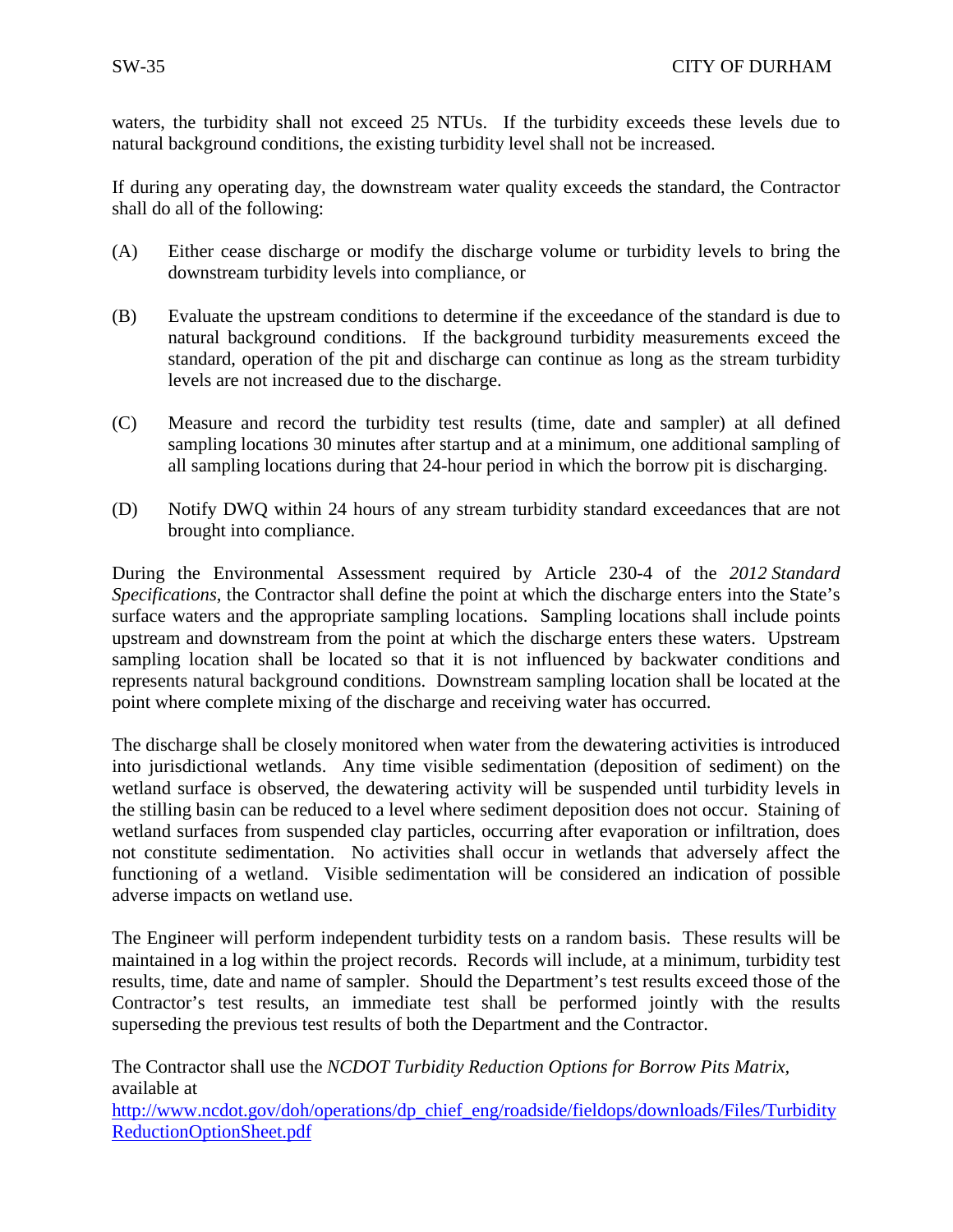waters, the turbidity shall not exceed 25 NTUs. If the turbidity exceeds these levels due to natural background conditions, the existing turbidity level shall not be increased.

If during any operating day, the downstream water quality exceeds the standard, the Contractor shall do all of the following:

(A) Either cease discharge or modify the discharge volume or turbidity levels to bring the downstream turbidity levels into compliance, or

(B) Evaluate the upstream conditions to determine if the exceedance of the standard is due to natural background conditions. If the background turbidity measurements exceed the standard, operation of the pit and discharge can continue as long as the stream turbidity levels are not increased due to the discharge.

(C) Measure and record the turbidity test results (time, date and sampler) at all defined sampling locations 30 minutes after startup and at a minimum, one additional sampling of all sampling locations during that 24-hour period in which the borrow pit is discharging.

(D) Notify DWQ within 24 hours of any stream turbidity standard exceedances that are not brought into compliance.

During the Environmental Assessment required by Article 230-4 of the *2012 Standard Specifications*, the Contractor shall define the point at which the discharge enters into the State's surface waters and the appropriate sampling locations. Sampling locations shall include points upstream and downstream from the point at which the discharge enters these waters. Upstream sampling location shall be located so that it is not influenced by backwater conditions and represents natural background conditions. Downstream sampling location shall be located at the point where complete mixing of the discharge and receiving water has occurred.

The discharge shall be closely monitored when water from the dewatering activities is introduced into jurisdictional wetlands. Any time visible sedimentation (deposition of sediment) on the wetland surface is observed, the dewatering activity will be suspended until turbidity levels in the stilling basin can be reduced to a level where sediment deposition does not occur. Staining of wetland surfaces from suspended clay particles, occurring after evaporation or infiltration, does not constitute sedimentation. No activities shall occur in wetlands that adversely affect the functioning of a wetland. Visible sedimentation will be considered an indication of possible adverse impacts on wetland use.

The Engineer will perform independent turbidity tests on a random basis. These results will be maintained in a log within the project records. Records will include, at a minimum, turbidity test results, time, date and name of sampler. Should the Department's test results exceed those of the Contractor's test results, an immediate test shall be performed jointly with the results superseding the previous test results of both the Department and the Contractor.

The Contractor shall use the *NCDOT Turbidity Reduction Options for Borrow Pits Matrix,* available at
[http://www.ncdot.gov/doh/operations/dp_chief_eng/roadside/fieldops/downloads/Files/TurbidityReductionOptionSheet.pdf](http://www.ncdot.gov/doh/operations/dp_chief_eng/roadside/fieldops/downloads/Files/TurbidityReductionOptionSheet.pdf)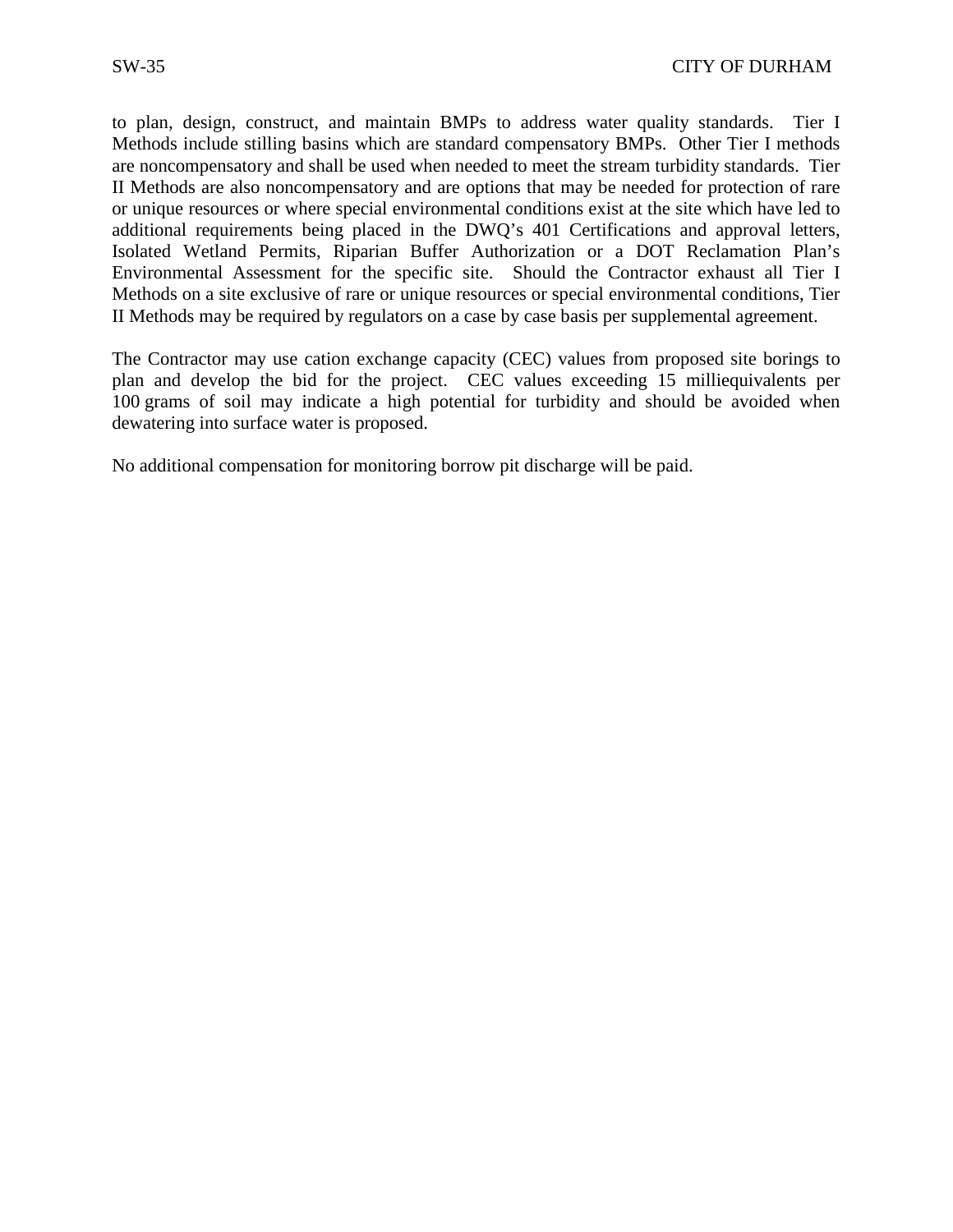to plan, design, construct, and maintain BMPs to address water quality standards. Tier I Methods include stilling basins which are standard compensatory BMPs. Other Tier I methods are noncompensatory and shall be used when needed to meet the stream turbidity standards. Tier II Methods are also noncompensatory and are options that may be needed for protection of rare or unique resources or where special environmental conditions exist at the site which have led to additional requirements being placed in the DWQ's 401 Certifications and approval letters, Isolated Wetland Permits, Riparian Buffer Authorization or a DOT Reclamation Plan's Environmental Assessment for the specific site. Should the Contractor exhaust all Tier I Methods on a site exclusive of rare or unique resources or special environmental conditions, Tier II Methods may be required by regulators on a case by case basis per supplemental agreement.

The Contractor may use cation exchange capacity (CEC) values from proposed site borings to plan and develop the bid for the project. CEC values exceeding 15 milliequivalents per 100 grams of soil may indicate a high potential for turbidity and should be avoided when dewatering into surface water is proposed.

No additional compensation for monitoring borrow pit discharge will be paid.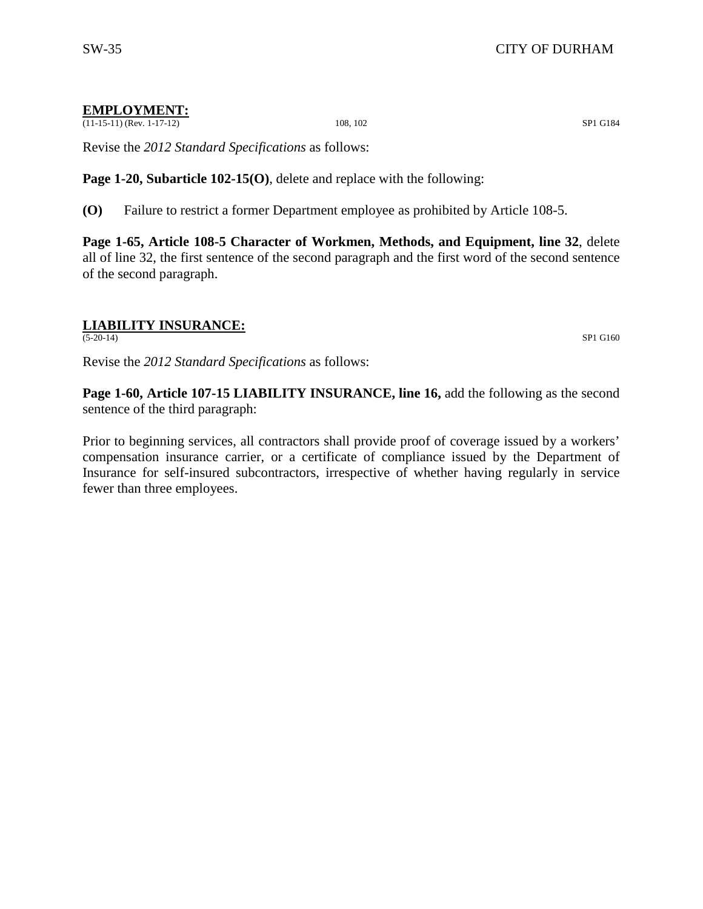## EMPLOYMENT:

(11-15-11) (Rev. 1-17-12) 108, 102 SP1 G184

Revise the *2012 Standard Specifications* as follows:

**Page 1-20, Subarticle 102-15(O)**, delete and replace with the following:

**(O)** Failure to restrict a former Department employee as prohibited by Article 108-5.

**Page 1-65, Article 108-5 Character of Workmen, Methods, and Equipment, line 32**, delete all of line 32, the first sentence of the second paragraph and the first word of the second sentence of the second paragraph.

## LIABILITY INSURANCE:

(5-20-14) SP1 G160

Revise the *2012 Standard Specifications* as follows:

**Page 1-60, Article 107-15 LIABILITY INSURANCE, line 16,** add the following as the second sentence of the third paragraph:

Prior to beginning services, all contractors shall provide proof of coverage issued by a workers' compensation insurance carrier, or a certificate of compliance issued by the Department of Insurance for self-insured subcontractors, irrespective of whether having regularly in service fewer than three employees.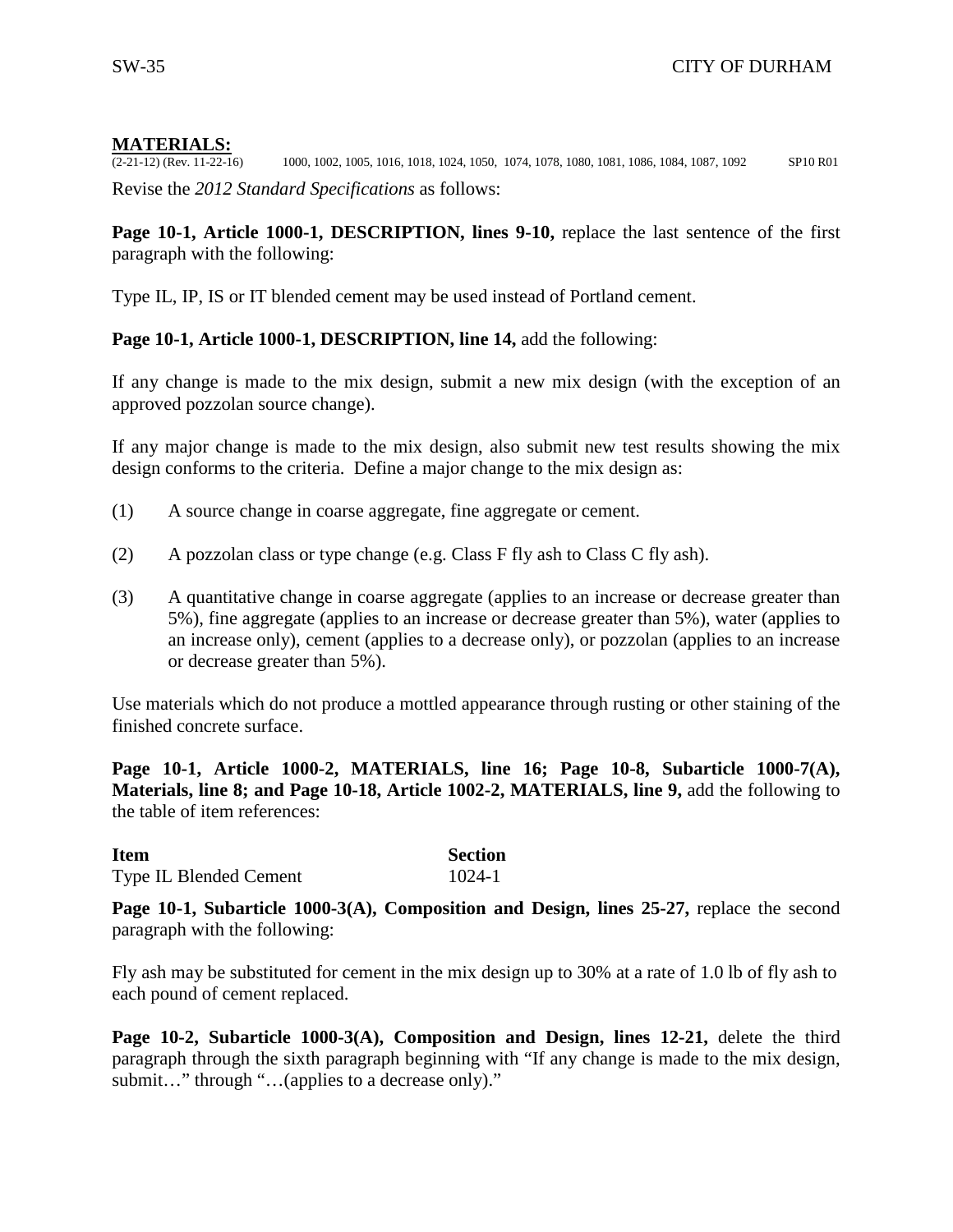## MATERIALS:

(2-21-12) (Rev. 11-22-16) 1000, 1002, 1005, 1016, 1018, 1024, 1050, 1074, 1078, 1080, 1081, 1086, 1084, 1087, 1092 SP10 R01

Revise the *2012 Standard Specifications* as follows:

**Page 10-1, Article 1000-1, DESCRIPTION, lines 9-10,** replace the last sentence of the first paragraph with the following:

Type IL, IP, IS or IT blended cement may be used instead of Portland cement.

**Page 10-1, Article 1000-1, DESCRIPTION, line 14,** add the following:

If any change is made to the mix design, submit a new mix design (with the exception of an approved pozzolan source change).

If any major change is made to the mix design, also submit new test results showing the mix design conforms to the criteria. Define a major change to the mix design as:

(1) A source change in coarse aggregate, fine aggregate or cement.

(2) A pozzolan class or type change (e.g. Class F fly ash to Class C fly ash).

(3) A quantitative change in coarse aggregate (applies to an increase or decrease greater than 5%), fine aggregate (applies to an increase or decrease greater than 5%), water (applies to an increase only), cement (applies to a decrease only), or pozzolan (applies to an increase or decrease greater than 5%).

Use materials which do not produce a mottled appearance through rusting or other staining of the finished concrete surface.

**Page 10-1, Article 1000-2, MATERIALS, line 16; Page 10-8, Subarticle 1000-7(A), Materials, line 8; and Page 10-18, Article 1002-2, MATERIALS, line 9,** add the following to the table of item references:

| Item | Section |
|---|---|
| Type IL Blended Cement | 1024-1 |

**Page 10-1, Subarticle 1000-3(A), Composition and Design, lines 25-27,** replace the second paragraph with the following:

Fly ash may be substituted for cement in the mix design up to 30% at a rate of 1.0 lb of fly ash to each pound of cement replaced.

**Page 10-2, Subarticle 1000-3(A), Composition and Design, lines 12-21,** delete the third paragraph through the sixth paragraph beginning with "If any change is made to the mix design, submit…" through "…(applies to a decrease only)."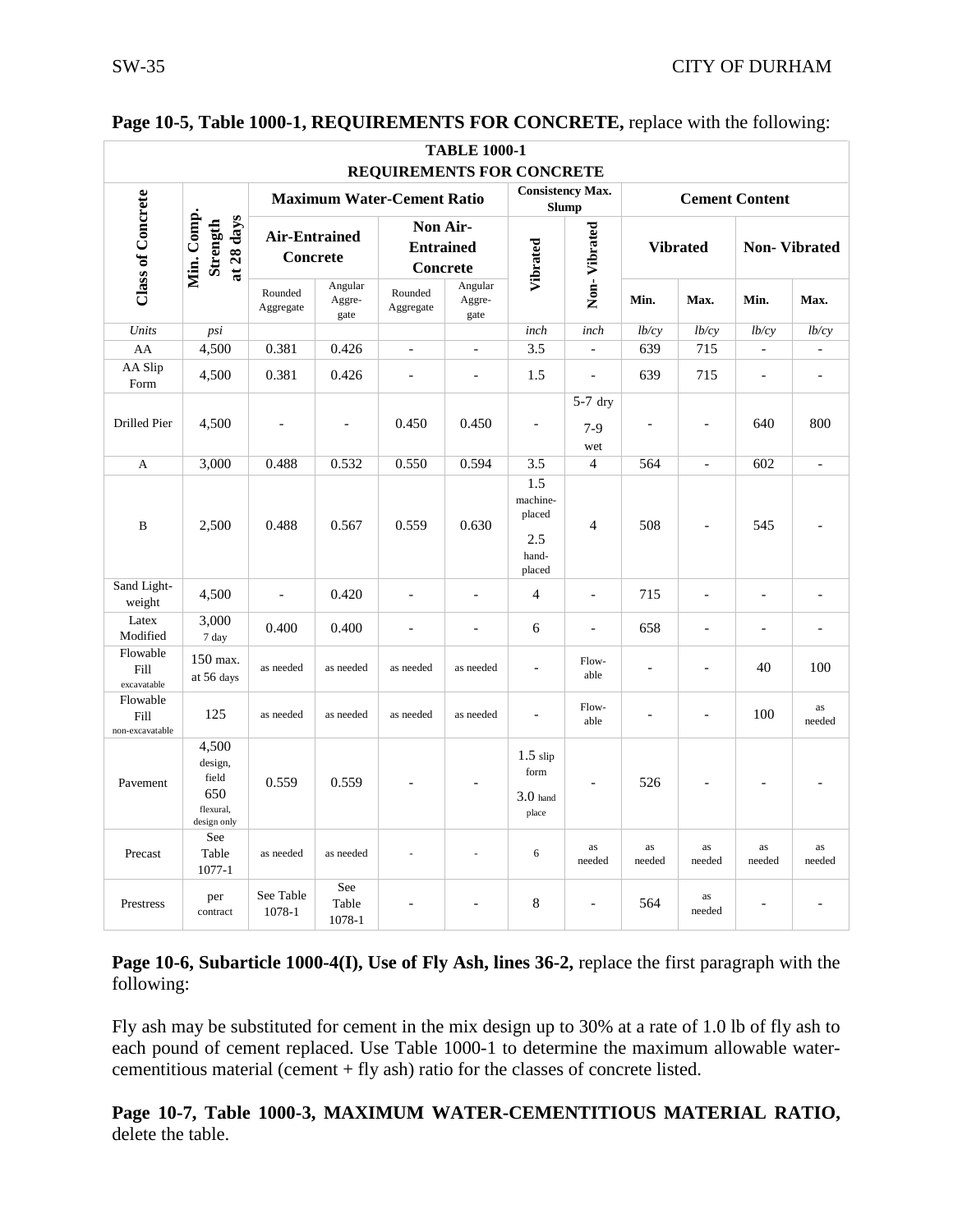**Page 10-5, Table 1000-1, REQUIREMENTS FOR CONCRETE,** replace with the following:

| TABLE 1000-1 REQUIREMENTS FOR CONCRETE | | | | | | | | | | | |
|---|---|---|---|---|---|---|---|---|---|---|---|
| Class of Concrete | Min. Comp. Strength at 28 days | Maximum Water-Cement Ratio | | | | Consistency Max. Slump | | Cement Content | | | |
| | | Air-Entrained Concrete | | Non Air-Entrained Concrete | | Vibrated | Non- Vibrated | Vibrated | | Non- Vibrated | |
| | | Rounded Aggregate | Angular Aggre-gate | Rounded Aggregate | Angular Aggre-gate | | | Min. | Max. | Min. | Max. |
| *Units* | *psi* | | | | | *inch* | *inch* | *lb/cy* | *lb/cy* | *lb/cy* | *lb/cy* |
| AA | 4,500 | 0.381 | 0.426 | - | - | 3.5 | - | 639 | 715 | - | - |
| AA Slip Form | 4,500 | 0.381 | 0.426 | - | - | 1.5 | - | 639 | 715 | - | - |
| Drilled Pier | 4,500 | - | - | 0.450 | 0.450 | - | 5-7 dry 7-9 wet | - | - | 640 | 800 |
| A | 3,000 | 0.488 | 0.532 | 0.550 | 0.594 | 3.5 | 4 | 564 | - | 602 | - |
| B | 2,500 | 0.488 | 0.567 | 0.559 | 0.630 | 1.5 machine-placed 2.5 hand-placed | 4 | 508 | - | 545 | - |
| Sand Light-weight | 4,500 | - | 0.420 | - | - | 4 | - | 715 | - | - | - |
| Latex Modified | 3,000 7 day | 0.400 | 0.400 | - | - | 6 | - | 658 | - | - | - |
| Flowable Fill excavatable | 150 max. at 56 days | as needed | as needed | as needed | as needed | - | Flow-able | - | - | 40 | 100 |
| Flowable Fill non-excavatable | 125 | as needed | as needed | as needed | as needed | - | Flow-able | - | - | 100 | as needed |
| Pavement | 4,500 design, field 650 flexural, design only | 0.559 | 0.559 | - | - | 1.5 slip form 3.0 hand place | - | 526 | - | - | - |
| Precast | See Table 1077-1 | as needed | as needed | - | - | 6 | as needed | as needed | as needed | as needed | as needed |
| Prestress | per contract | See Table 1078-1 | See Table 1078-1 | - | - | 8 | - | 564 | as needed | - | - |

**Page 10-6, Subarticle 1000-4(I), Use of Fly Ash, lines 36-2,** replace the first paragraph with the following:

Fly ash may be substituted for cement in the mix design up to 30% at a rate of 1.0 lb of fly ash to each pound of cement replaced. Use Table 1000-1 to determine the maximum allowable water-cementitious material (cement + fly ash) ratio for the classes of concrete listed.

**Page 10-7, Table 1000-3, MAXIMUM WATER-CEMENTITIOUS MATERIAL RATIO,** delete the table.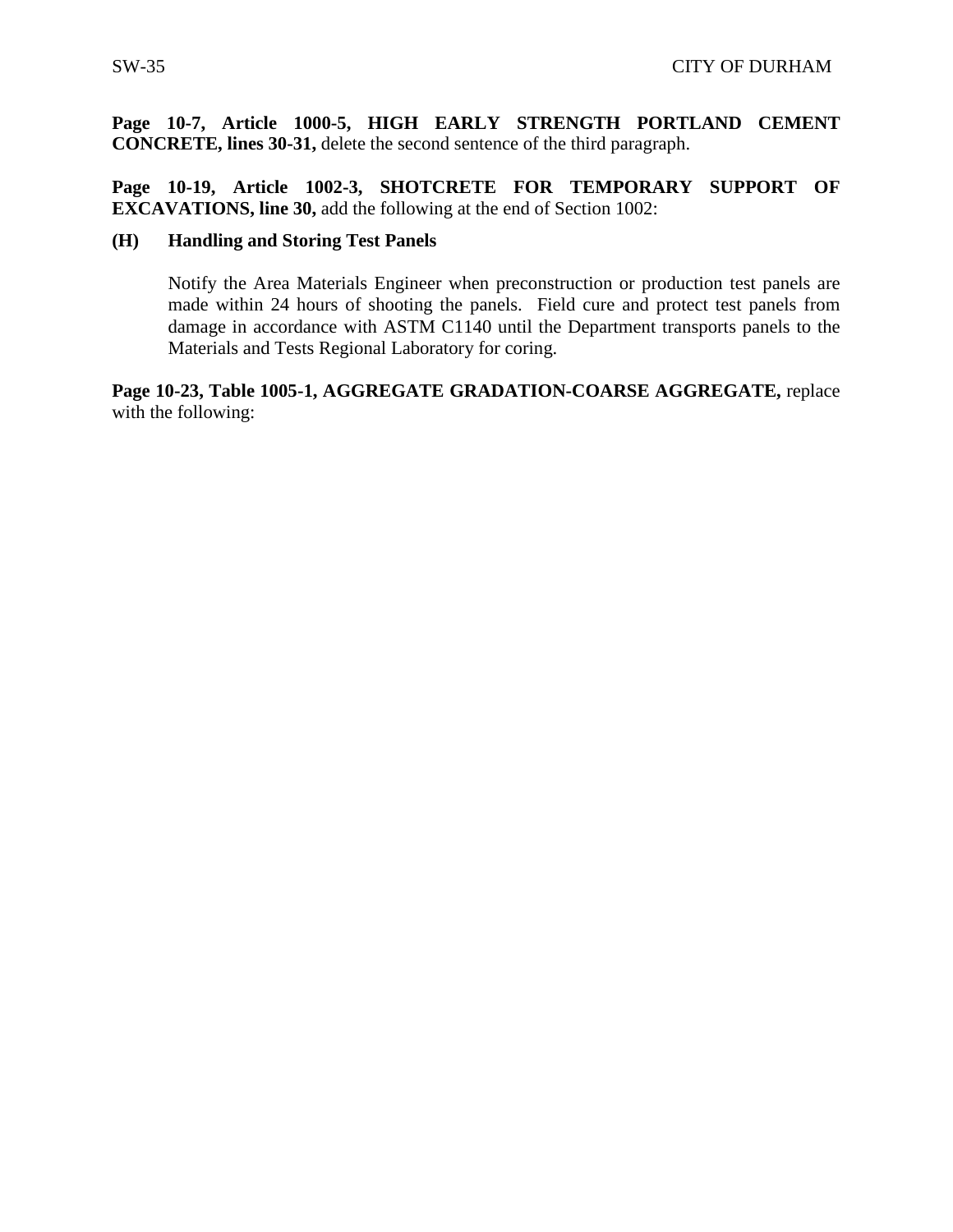**Page 10-7, Article 1000-5, HIGH EARLY STRENGTH PORTLAND CEMENT CONCRETE, lines 30-31,** delete the second sentence of the third paragraph.

**Page 10-19, Article 1002-3, SHOTCRETE FOR TEMPORARY SUPPORT OF EXCAVATIONS, line 30,** add the following at the end of Section 1002:

**(H) Handling and Storing Test Panels**

Notify the Area Materials Engineer when preconstruction or production test panels are made within 24 hours of shooting the panels. Field cure and protect test panels from damage in accordance with ASTM C1140 until the Department transports panels to the Materials and Tests Regional Laboratory for coring.

**Page 10-23, Table 1005-1, AGGREGATE GRADATION-COARSE AGGREGATE,** replace with the following: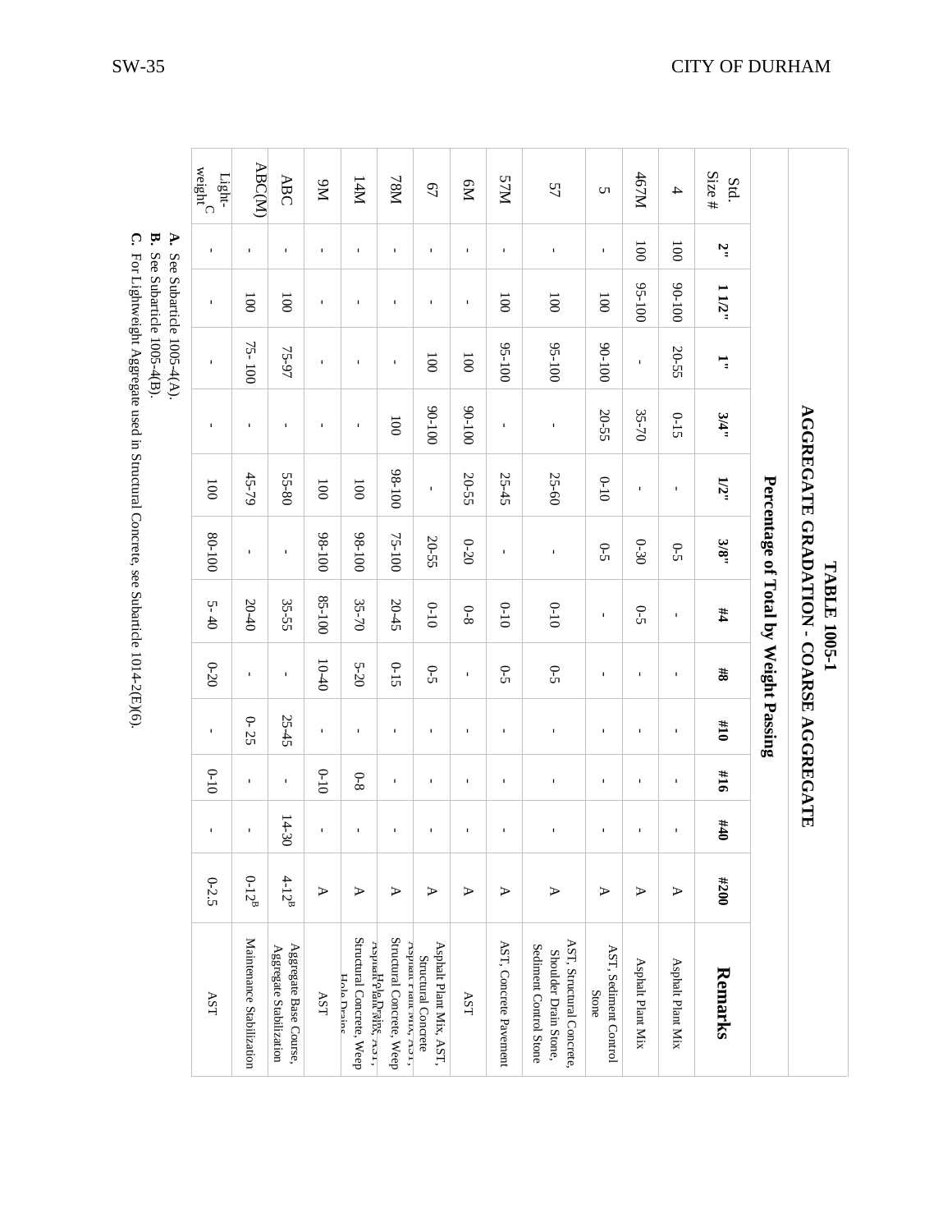## TABLE 1005-1
## AGGREGATE GRADATION - COARSE AGGREGATE

| Std. Size # | Percentage of Total by Weight Passing | | | | | | | | | | | | Remarks |
|---|---|---|---|---|---|---|---|---|---|---|---|---|---|
| | **2"** | **1 1/2"** | **1"** | **3/4"** | **1/2"** | **3/8"** | **#4** | **#8** | **#10** | **#16** | **#40** | **#200** | |
| 4 | 100 | 90-100 | 20-55 | 0-15 | - | 0-5 | - | - | - | - | - | A | Asphalt Plant Mix |
| 467M | 100 | 95-100 | - | 35-70 | - | 0-30 | 0-5 | - | - | - | - | A | Asphalt Plant Mix |
| 5 | - | 100 | 90-100 | 20-55 | 0-10 | 0-5 | - | - | - | - | - | A | AST, Sediment Control Stone |
| 57 | - | 100 | 95-100 | - | 25-60 | - | 0-10 | 0-5 | - | - | - | A | AST, Structural Concrete, Shoulder Drain Stone, Sediment Control Stone |
| 57M | - | 100 | 95-100 | - | 25-45 | - | 0-10 | 0-5 | - | - | - | A | AST, Concrete Pavement |
| 6M | - | - | 100 | 90-100 | 20-55 | 0-20 | 0-8 | - | - | - | - | A | AST |
| 67 | - | - | 100 | 90-100 | - | 20-55 | 0-10 | 0-5 | - | - | - | A | Asphalt Plant Mix, AST, Structural Concrete |
| 78M | - | - | - | 100 | 98-100 | 75-100 | 20-45 | 0-15 | - | - | - | A | Asphalt Plant Mix, AST, Structural Concrete, Weep Hole Drains |
| 14M | - | - | - | - | 100 | 98-100 | 35-70 | 5-20 | - | 0-8 | - | A | Structural Concrete, Weep Hole Drains |
| 9M | - | - | - | - | 100 | 98-100 | 85-100 | 10-40 | - | 0-10 | - | A | AST |
| ABC | - | 100 | 75-97 | - | 55-80 | - | 35-55 | - | 25-45 | - | 14-30 | 4-12[B] | Aggregate Base Course, Aggregate Stabilization |
| ABC(M) | - | 100 | 75- 100 | - | 45-79 | - | 20-40 | - | 0- 25 | - | - | 0-12[B] | Maintenance Stabilization |
| Light-weight[C] | - | - | - | - | 100 | 80-100 | 5- 40 | 0-20 | - | 0-10 | - | 0-2.5 | AST |

**A.** See Subarticle 1005-4(A).
**B.** See Subarticle 1005-4(B).
**C.** For Lightweight Aggregate used in Structural Concrete, see Subarticle 1014-2(E)(6).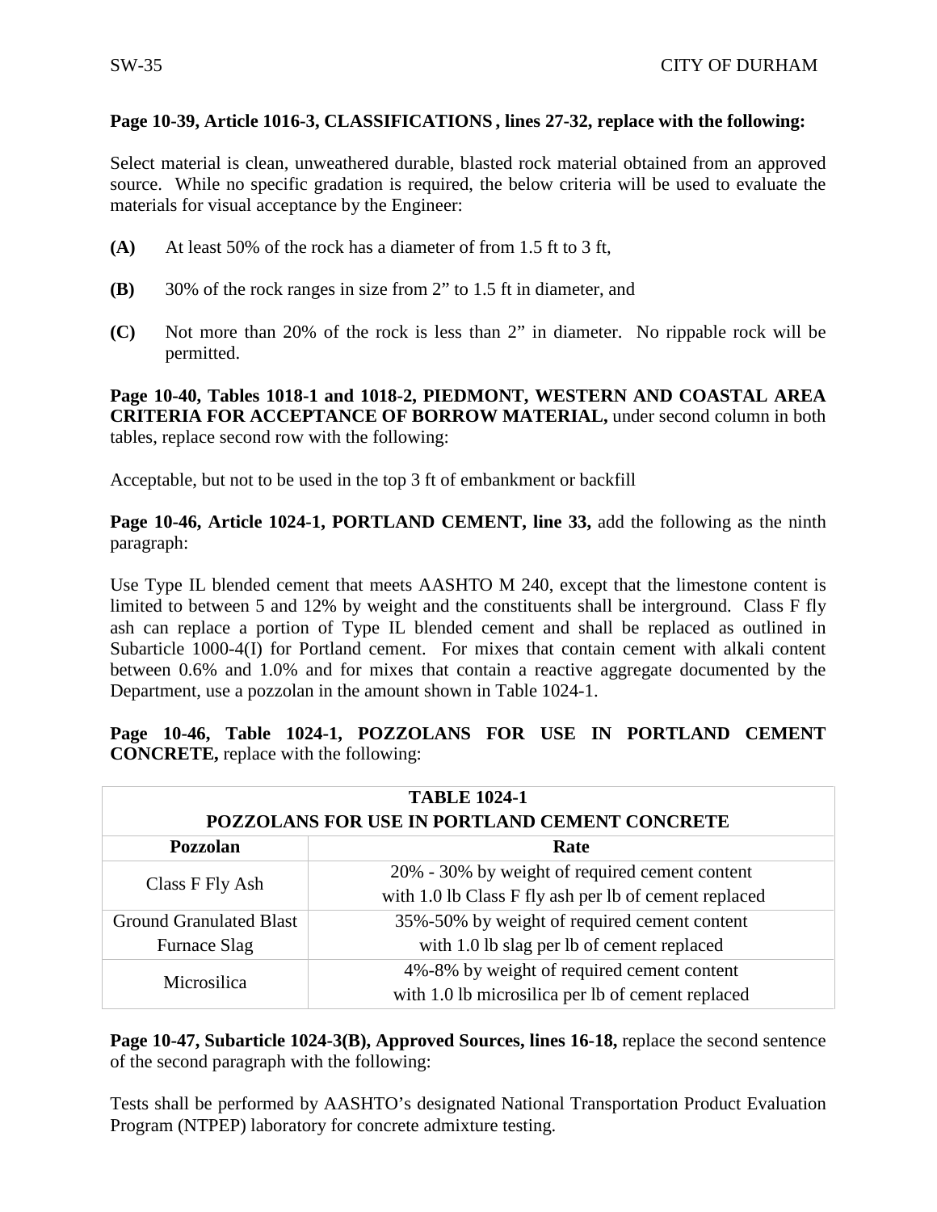**Page 10-39, Article 1016-3, CLASSIFICATIONS , lines 27-32, replace with the following:**

Select material is clean, unweathered durable, blasted rock material obtained from an approved source. While no specific gradation is required, the below criteria will be used to evaluate the materials for visual acceptance by the Engineer:

**(A)** At least 50% of the rock has a diameter of from 1.5 ft to 3 ft,

**(B)** 30% of the rock ranges in size from 2" to 1.5 ft in diameter, and

**(C)** Not more than 20% of the rock is less than 2" in diameter. No rippable rock will be permitted.

**Page 10-40, Tables 1018-1 and 1018-2, PIEDMONT, WESTERN AND COASTAL AREA CRITERIA FOR ACCEPTANCE OF BORROW MATERIAL,** under second column in both tables, replace second row with the following:

Acceptable, but not to be used in the top 3 ft of embankment or backfill

**Page 10-46, Article 1024-1, PORTLAND CEMENT, line 33,** add the following as the ninth paragraph:

Use Type IL blended cement that meets AASHTO M 240, except that the limestone content is limited to between 5 and 12% by weight and the constituents shall be interground. Class F fly ash can replace a portion of Type IL blended cement and shall be replaced as outlined in Subarticle 1000-4(I) for Portland cement. For mixes that contain cement with alkali content between 0.6% and 1.0% and for mixes that contain a reactive aggregate documented by the Department, use a pozzolan in the amount shown in Table 1024-1.

**Page 10-46, Table 1024-1, POZZOLANS FOR USE IN PORTLAND CEMENT CONCRETE,** replace with the following:

| TABLE 1024-1<br>POZZOLANS FOR USE IN PORTLAND CEMENT CONCRETE | |
|---|---|
| **Pozzolan** | **Rate** |
| Class F Fly Ash | 20% - 30% by weight of required cement content<br>with 1.0 lb Class F fly ash per lb of cement replaced |
| Ground Granulated Blast Furnace Slag | 35%-50% by weight of required cement content<br>with 1.0 lb slag per lb of cement replaced |
| Microsilica | 4%-8% by weight of required cement content<br>with 1.0 lb microsilica per lb of cement replaced |

**Page 10-47, Subarticle 1024-3(B), Approved Sources, lines 16-18,** replace the second sentence of the second paragraph with the following:

Tests shall be performed by AASHTO's designated National Transportation Product Evaluation Program (NTPEP) laboratory for concrete admixture testing.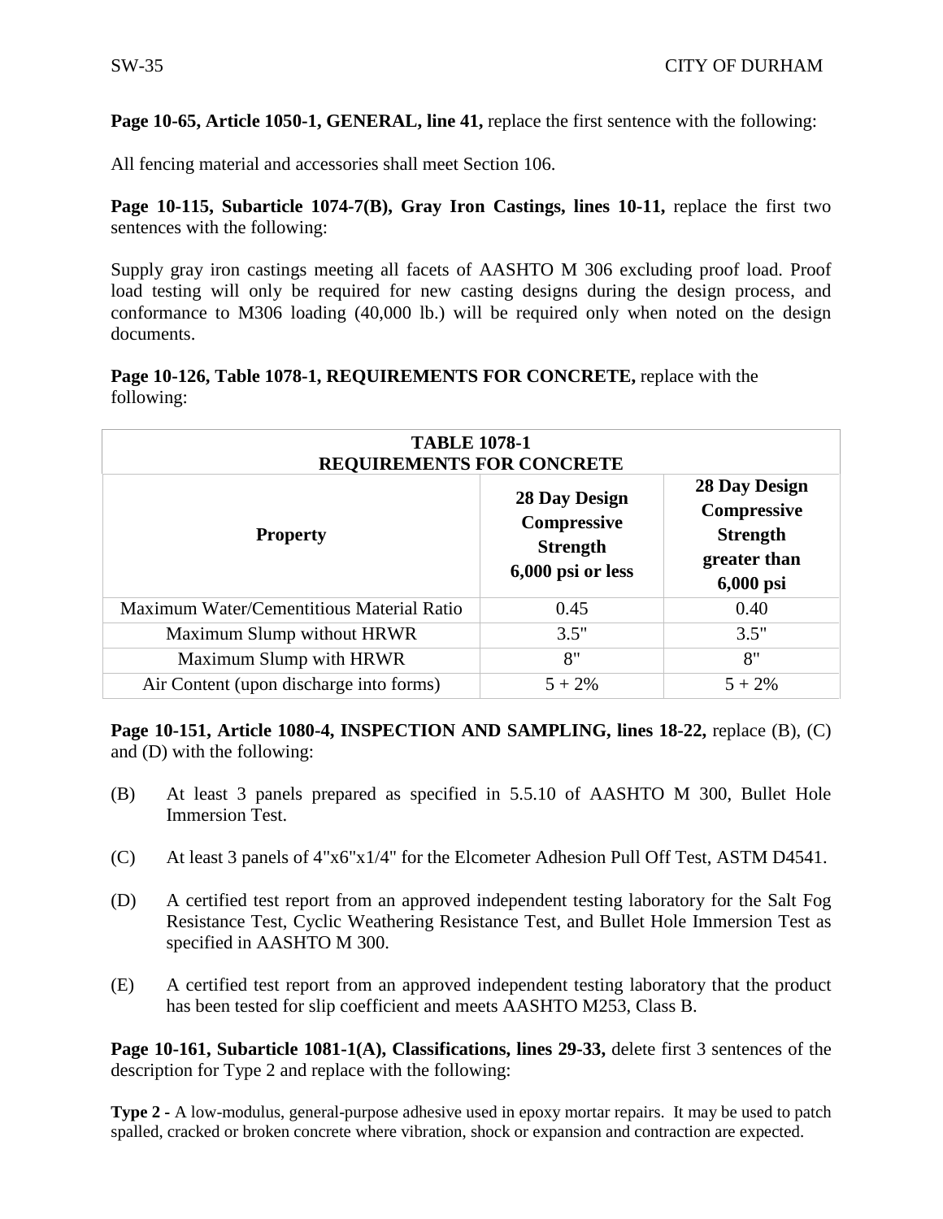**Page 10-65, Article 1050-1, GENERAL, line 41,** replace the first sentence with the following:

All fencing material and accessories shall meet Section 106.

**Page 10-115, Subarticle 1074-7(B), Gray Iron Castings, lines 10-11,** replace the first two sentences with the following:

Supply gray iron castings meeting all facets of AASHTO M 306 excluding proof load. Proof load testing will only be required for new casting designs during the design process, and conformance to M306 loading (40,000 lb.) will be required only when noted on the design documents.

**Page 10-126, Table 1078-1, REQUIREMENTS FOR CONCRETE,** replace with the following:

| TABLE 1078-1 REQUIREMENTS FOR CONCRETE | | |
|---|---|---|
| **Property** | **28 Day Design Compressive Strength 6,000 psi or less** | **28 Day Design Compressive Strength greater than 6,000 psi** |
| Maximum Water/Cementitious Material Ratio | 0.45 | 0.40 |
| Maximum Slump without HRWR | 3.5" | 3.5" |
| Maximum Slump with HRWR | 8" | 8" |
| Air Content (upon discharge into forms) | 5 + 2% | 5 + 2% |

**Page 10-151, Article 1080-4, INSPECTION AND SAMPLING, lines 18-22,** replace (B), (C) and (D) with the following:

(B) At least 3 panels prepared as specified in 5.5.10 of AASHTO M 300, Bullet Hole Immersion Test.

(C) At least 3 panels of 4"x6"x1/4" for the Elcometer Adhesion Pull Off Test, ASTM D4541.

(D) A certified test report from an approved independent testing laboratory for the Salt Fog Resistance Test, Cyclic Weathering Resistance Test, and Bullet Hole Immersion Test as specified in AASHTO M 300.

(E) A certified test report from an approved independent testing laboratory that the product has been tested for slip coefficient and meets AASHTO M253, Class B.

**Page 10-161, Subarticle 1081-1(A), Classifications, lines 29-33,** delete first 3 sentences of the description for Type 2 and replace with the following:

**Type 2** - A low-modulus, general-purpose adhesive used in epoxy mortar repairs. It may be used to patch spalled, cracked or broken concrete where vibration, shock or expansion and contraction are expected.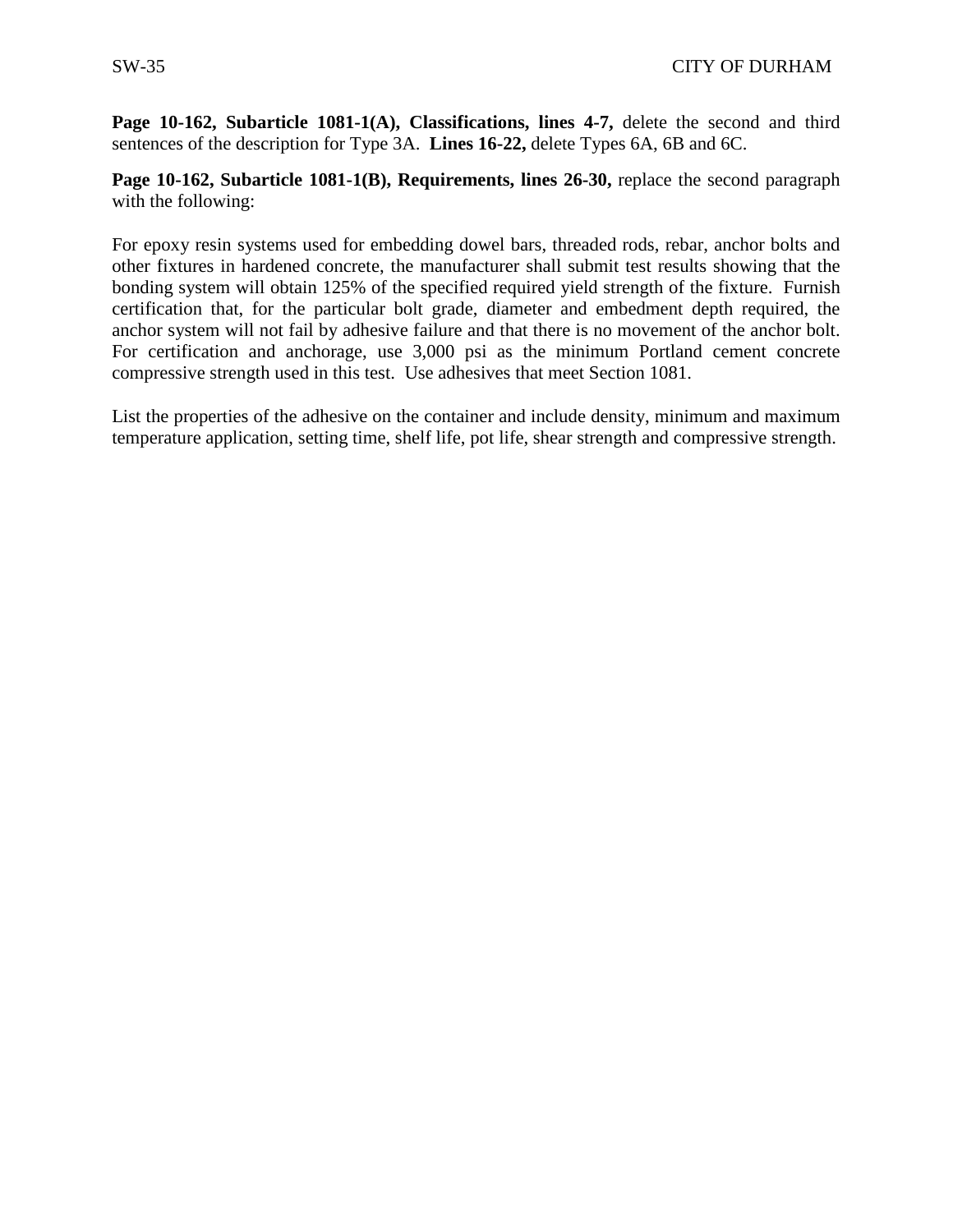**Page 10-162, Subarticle 1081-1(A), Classifications, lines 4-7,** delete the second and third sentences of the description for Type 3A. **Lines 16-22,** delete Types 6A, 6B and 6C.

**Page 10-162, Subarticle 1081-1(B), Requirements, lines 26-30,** replace the second paragraph with the following:

For epoxy resin systems used for embedding dowel bars, threaded rods, rebar, anchor bolts and other fixtures in hardened concrete, the manufacturer shall submit test results showing that the bonding system will obtain 125% of the specified required yield strength of the fixture. Furnish certification that, for the particular bolt grade, diameter and embedment depth required, the anchor system will not fail by adhesive failure and that there is no movement of the anchor bolt. For certification and anchorage, use 3,000 psi as the minimum Portland cement concrete compressive strength used in this test. Use adhesives that meet Section 1081.

List the properties of the adhesive on the container and include density, minimum and maximum temperature application, setting time, shelf life, pot life, shear strength and compressive strength.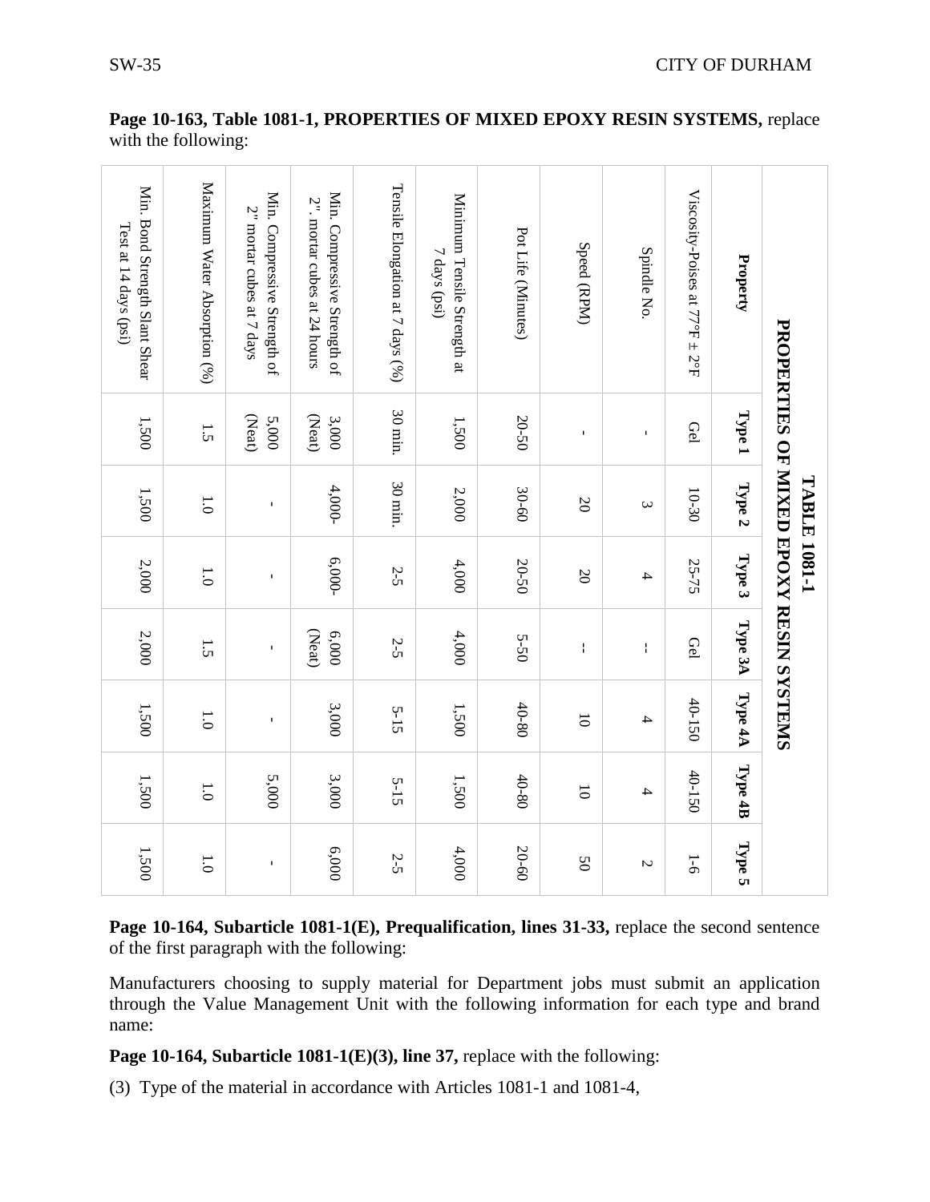**Page 10-163, Table 1081-1, PROPERTIES OF MIXED EPOXY RESIN SYSTEMS,** replace with the following:

**TABLE 1081-1**
**PROPERTIES OF MIXED EPOXY RESIN SYSTEMS**

| Property | Type 1 | Type 2 | Type 3 | Type 3A | Type 4A | Type 4B | Type 5 |
|---|---|---|---|---|---|---|---|
| Viscosity-Poises at 77°F ± 2°F | Gel | 10-30 | 25-75 | Gel | 40-150 | 40-150 | 1-6 |
| Spindle No. | - | 3 | 4 | -- | 4 | 4 | 2 |
| Speed (RPM) | - | 20 | 20 | -- | 10 | 10 | 50 |
| Pot Life (Minutes) | 20-50 | 30-60 | 20-50 | 5-50 | 40-80 | 40-80 | 20-60 |
| Minimum Tensile Strength at 7 days (psi) | 1,500 | 2,000 | 4,000 | 4,000 | 1,500 | 1,500 | 4,000 |
| Tensile Elongation at 7 days (%) | 30 min. | 30 min. | 2-5 | 2-5 | 5-15 | 5-15 | 2-5 |
| Min. Compressive Strength of 2". mortar cubes at 24 hours | 3,000 (Neat) | 4,000- | 6,000- | 6,000 (Neat) | 3,000 | 3,000 | 6,000 |
| Min. Compressive Strength of 2" mortar cubes at 7 days | 5,000 (Neat) | - | - | - | - | 5,000 | - |
| Maximum Water Absorption (%) | 1.5 | 1.0 | 1.0 | 1.5 | 1.0 | 1.0 | 1.0 |
| Min. Bond Strength Slant Shear Test at 14 days (psi) | 1,500 | 1,500 | 2,000 | 2,000 | 1,500 | 1,500 | 1,500 |

**Page 10-164, Subarticle 1081-1(E), Prequalification, lines 31-33,** replace the second sentence of the first paragraph with the following:

Manufacturers choosing to supply material for Department jobs must submit an application through the Value Management Unit with the following information for each type and brand name:

**Page 10-164, Subarticle 1081-1(E)(3), line 37,** replace with the following:

(3) Type of the material in accordance with Articles 1081-1 and 1081-4,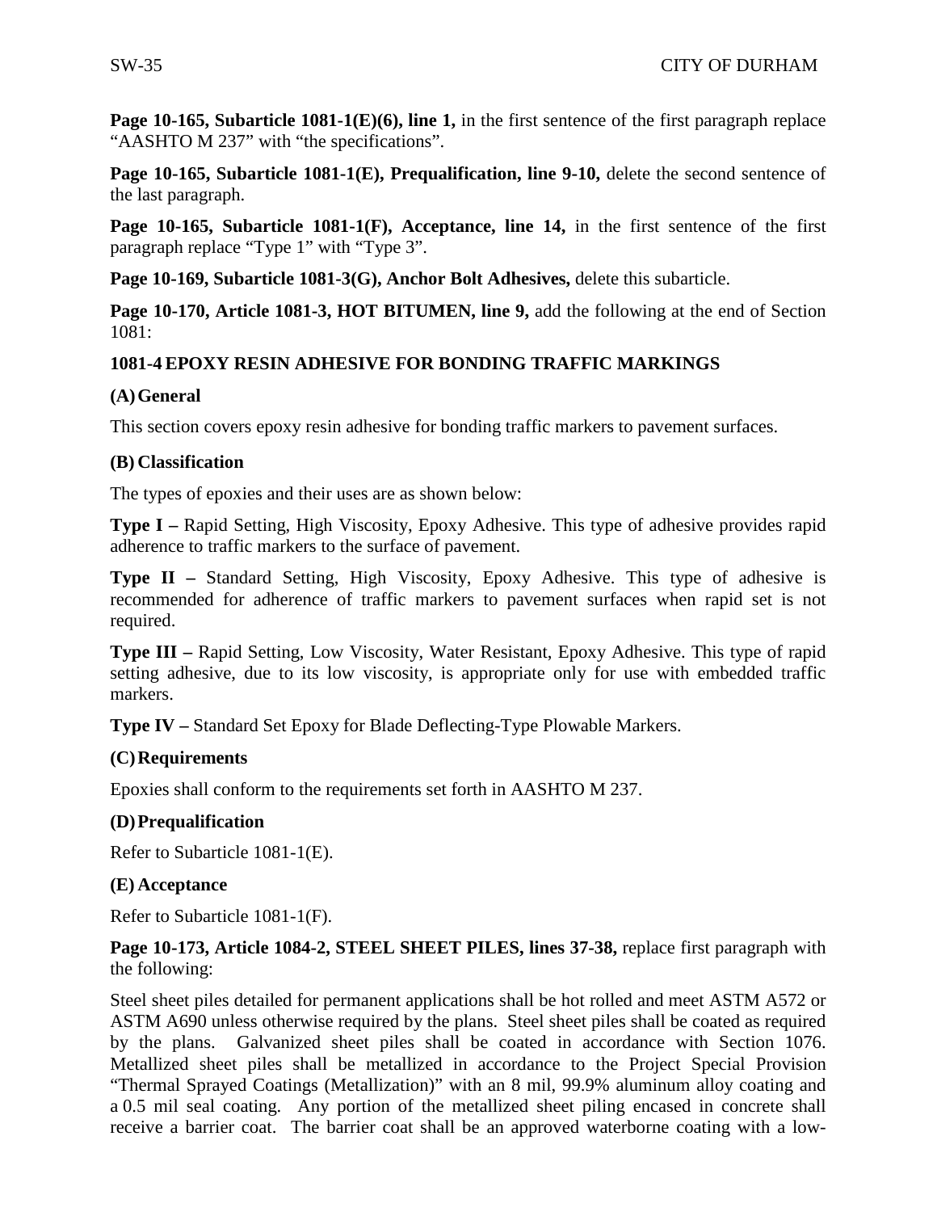**Page 10-165, Subarticle 1081-1(E)(6), line 1,** in the first sentence of the first paragraph replace "AASHTO M 237" with "the specifications".

**Page 10-165, Subarticle 1081-1(E), Prequalification, line 9-10,** delete the second sentence of the last paragraph.

**Page 10-165, Subarticle 1081-1(F), Acceptance, line 14,** in the first sentence of the first paragraph replace "Type 1" with "Type 3".

**Page 10-169, Subarticle 1081-3(G), Anchor Bolt Adhesives,** delete this subarticle.

**Page 10-170, Article 1081-3, HOT BITUMEN, line 9,** add the following at the end of Section 1081:

**1081-4 EPOXY RESIN ADHESIVE FOR BONDING TRAFFIC MARKINGS**

**(A) General**

This section covers epoxy resin adhesive for bonding traffic markers to pavement surfaces.

**(B) Classification**

The types of epoxies and their uses are as shown below:

**Type I –** Rapid Setting, High Viscosity, Epoxy Adhesive. This type of adhesive provides rapid adherence to traffic markers to the surface of pavement.

**Type II –** Standard Setting, High Viscosity, Epoxy Adhesive. This type of adhesive is recommended for adherence of traffic markers to pavement surfaces when rapid set is not required.

**Type III –** Rapid Setting, Low Viscosity, Water Resistant, Epoxy Adhesive. This type of rapid setting adhesive, due to its low viscosity, is appropriate only for use with embedded traffic markers.

**Type IV –** Standard Set Epoxy for Blade Deflecting-Type Plowable Markers.

**(C) Requirements**

Epoxies shall conform to the requirements set forth in AASHTO M 237.

**(D) Prequalification**

Refer to Subarticle 1081-1(E).

**(E) Acceptance**

Refer to Subarticle 1081-1(F).

**Page 10-173, Article 1084-2, STEEL SHEET PILES, lines 37-38,** replace first paragraph with the following:

Steel sheet piles detailed for permanent applications shall be hot rolled and meet ASTM A572 or ASTM A690 unless otherwise required by the plans. Steel sheet piles shall be coated as required by the plans. Galvanized sheet piles shall be coated in accordance with Section 1076. Metallized sheet piles shall be metallized in accordance to the Project Special Provision "Thermal Sprayed Coatings (Metallization)" with an 8 mil, 99.9% aluminum alloy coating and a 0.5 mil seal coating. Any portion of the metallized sheet piling encased in concrete shall receive a barrier coat. The barrier coat shall be an approved waterborne coating with a low-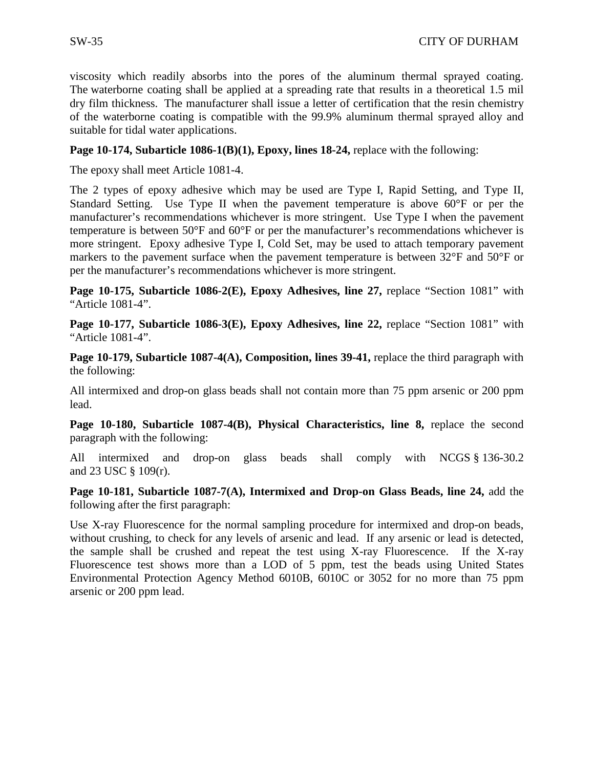viscosity which readily absorbs into the pores of the aluminum thermal sprayed coating. The waterborne coating shall be applied at a spreading rate that results in a theoretical 1.5 mil dry film thickness. The manufacturer shall issue a letter of certification that the resin chemistry of the waterborne coating is compatible with the 99.9% aluminum thermal sprayed alloy and suitable for tidal water applications.

**Page 10-174, Subarticle 1086-1(B)(1), Epoxy, lines 18-24,** replace with the following:

The epoxy shall meet Article 1081-4.

The 2 types of epoxy adhesive which may be used are Type I, Rapid Setting, and Type II, Standard Setting. Use Type II when the pavement temperature is above 60°F or per the manufacturer's recommendations whichever is more stringent. Use Type I when the pavement temperature is between 50°F and 60°F or per the manufacturer's recommendations whichever is more stringent. Epoxy adhesive Type I, Cold Set, may be used to attach temporary pavement markers to the pavement surface when the pavement temperature is between 32°F and 50°F or per the manufacturer's recommendations whichever is more stringent.

**Page 10-175, Subarticle 1086-2(E), Epoxy Adhesives, line 27,** replace "Section 1081" with "Article 1081-4".

**Page 10-177, Subarticle 1086-3(E), Epoxy Adhesives, line 22,** replace "Section 1081" with "Article 1081-4".

**Page 10-179, Subarticle 1087-4(A), Composition, lines 39-41,** replace the third paragraph with the following:

All intermixed and drop-on glass beads shall not contain more than 75 ppm arsenic or 200 ppm lead.

**Page 10-180, Subarticle 1087-4(B), Physical Characteristics, line 8,** replace the second paragraph with the following:

All intermixed and drop-on glass beads shall comply with NCGS § 136-30.2 and 23 USC § 109(r).

**Page 10-181, Subarticle 1087-7(A), Intermixed and Drop-on Glass Beads, line 24,** add the following after the first paragraph:

Use X-ray Fluorescence for the normal sampling procedure for intermixed and drop-on beads, without crushing, to check for any levels of arsenic and lead. If any arsenic or lead is detected, the sample shall be crushed and repeat the test using X-ray Fluorescence. If the X-ray Fluorescence test shows more than a LOD of 5 ppm, test the beads using United States Environmental Protection Agency Method 6010B, 6010C or 3052 for no more than 75 ppm arsenic or 200 ppm lead.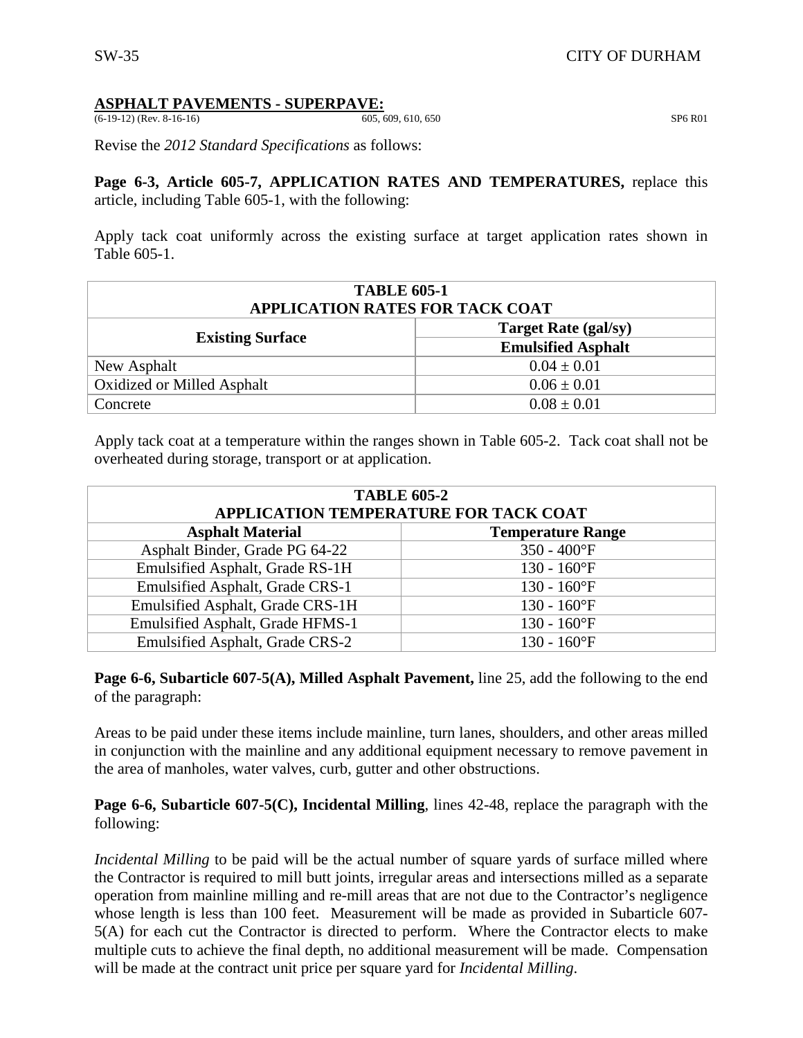## ASPHALT PAVEMENTS - SUPERPAVE:

(6-19-12) (Rev. 8-16-16) 605, 609, 610, 650 SP6 R01

Revise the *2012 Standard Specifications* as follows:

**Page 6-3, Article 605-7, APPLICATION RATES AND TEMPERATURES,** replace this article, including Table 605-1, with the following:

Apply tack coat uniformly across the existing surface at target application rates shown in Table 605-1.

| TABLE 605-1<br>APPLICATION RATES FOR TACK COAT | |
|---|---|
| **Existing Surface** | **Target Rate (gal/sy)** |
| | **Emulsified Asphalt** |
| New Asphalt | 0.04 ± 0.01 |
| Oxidized or Milled Asphalt | 0.06 ± 0.01 |
| Concrete | 0.08 ± 0.01 |

Apply tack coat at a temperature within the ranges shown in Table 605-2. Tack coat shall not be overheated during storage, transport or at application.

| TABLE 605-2<br>APPLICATION TEMPERATURE FOR TACK COAT | |
|---|---|
| **Asphalt Material** | **Temperature Range** |
| Asphalt Binder, Grade PG 64-22 | 350 - 400°F |
| Emulsified Asphalt, Grade RS-1H | 130 - 160°F |
| Emulsified Asphalt, Grade CRS-1 | 130 - 160°F |
| Emulsified Asphalt, Grade CRS-1H | 130 - 160°F |
| Emulsified Asphalt, Grade HFMS-1 | 130 - 160°F |
| Emulsified Asphalt, Grade CRS-2 | 130 - 160°F |

**Page 6-6, Subarticle 607-5(A), Milled Asphalt Pavement,** line 25, add the following to the end of the paragraph:

Areas to be paid under these items include mainline, turn lanes, shoulders, and other areas milled in conjunction with the mainline and any additional equipment necessary to remove pavement in the area of manholes, water valves, curb, gutter and other obstructions.

**Page 6-6, Subarticle 607-5(C), Incidental Milling**, lines 42-48, replace the paragraph with the following:

*Incidental Milling* to be paid will be the actual number of square yards of surface milled where the Contractor is required to mill butt joints, irregular areas and intersections milled as a separate operation from mainline milling and re-mill areas that are not due to the Contractor's negligence whose length is less than 100 feet. Measurement will be made as provided in Subarticle 607-5(A) for each cut the Contractor is directed to perform. Where the Contractor elects to make multiple cuts to achieve the final depth, no additional measurement will be made. Compensation will be made at the contract unit price per square yard for *Incidental Milling*.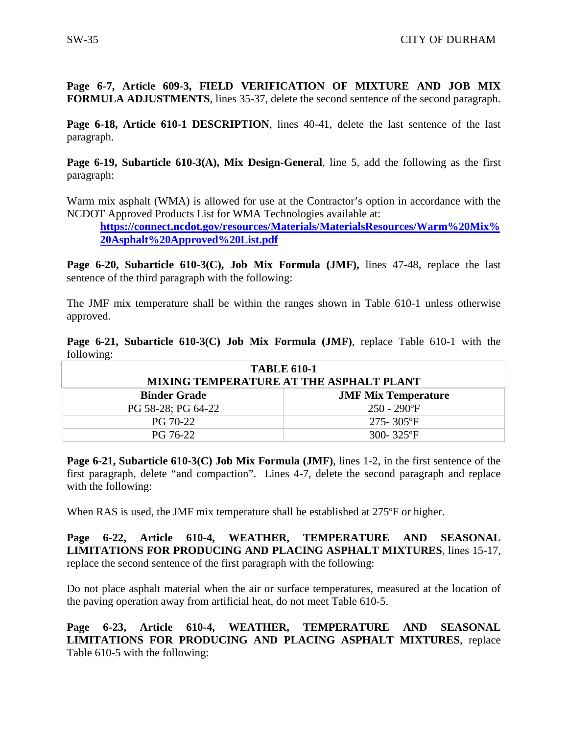**Page 6-7, Article 609-3, FIELD VERIFICATION OF MIXTURE AND JOB MIX FORMULA ADJUSTMENTS**, lines 35-37, delete the second sentence of the second paragraph.

**Page 6-18, Article 610-1 DESCRIPTION**, lines 40-41, delete the last sentence of the last paragraph.

**Page 6-19, Subarticle 610-3(A), Mix Design-General**, line 5, add the following as the first paragraph:

Warm mix asphalt (WMA) is allowed for use at the Contractor's option in accordance with the NCDOT Approved Products List for WMA Technologies available at:

> **https://connect.ncdot.gov/resources/Materials/MaterialsResources/Warm%20Mix%20Asphalt%20Approved%20List.pdf**

**Page 6-20, Subarticle 610-3(C), Job Mix Formula (JMF),** lines 47-48, replace the last sentence of the third paragraph with the following:

The JMF mix temperature shall be within the ranges shown in Table 610-1 unless otherwise approved.

**Page 6-21, Subarticle 610-3(C) Job Mix Formula (JMF)**, replace Table 610-1 with the following:

| TABLE 610-1 MIXING TEMPERATURE AT THE ASPHALT PLANT | |
|---|---|
| **Binder Grade** | **JMF Mix Temperature** |
| PG 58-28; PG 64-22 | 250 - 290ºF |
| PG 70-22 | 275- 305ºF |
| PG 76-22 | 300- 325ºF |

**Page 6-21, Subarticle 610-3(C) Job Mix Formula (JMF)**, lines 1-2, in the first sentence of the first paragraph, delete "and compaction". Lines 4-7, delete the second paragraph and replace with the following:

When RAS is used, the JMF mix temperature shall be established at 275ºF or higher.

**Page 6-22, Article 610-4, WEATHER, TEMPERATURE AND SEASONAL LIMITATIONS FOR PRODUCING AND PLACING ASPHALT MIXTURES**, lines 15-17, replace the second sentence of the first paragraph with the following:

Do not place asphalt material when the air or surface temperatures, measured at the location of the paving operation away from artificial heat, do not meet Table 610-5.

**Page 6-23, Article 610-4, WEATHER, TEMPERATURE AND SEASONAL LIMITATIONS FOR PRODUCING AND PLACING ASPHALT MIXTURES**, replace Table 610-5 with the following: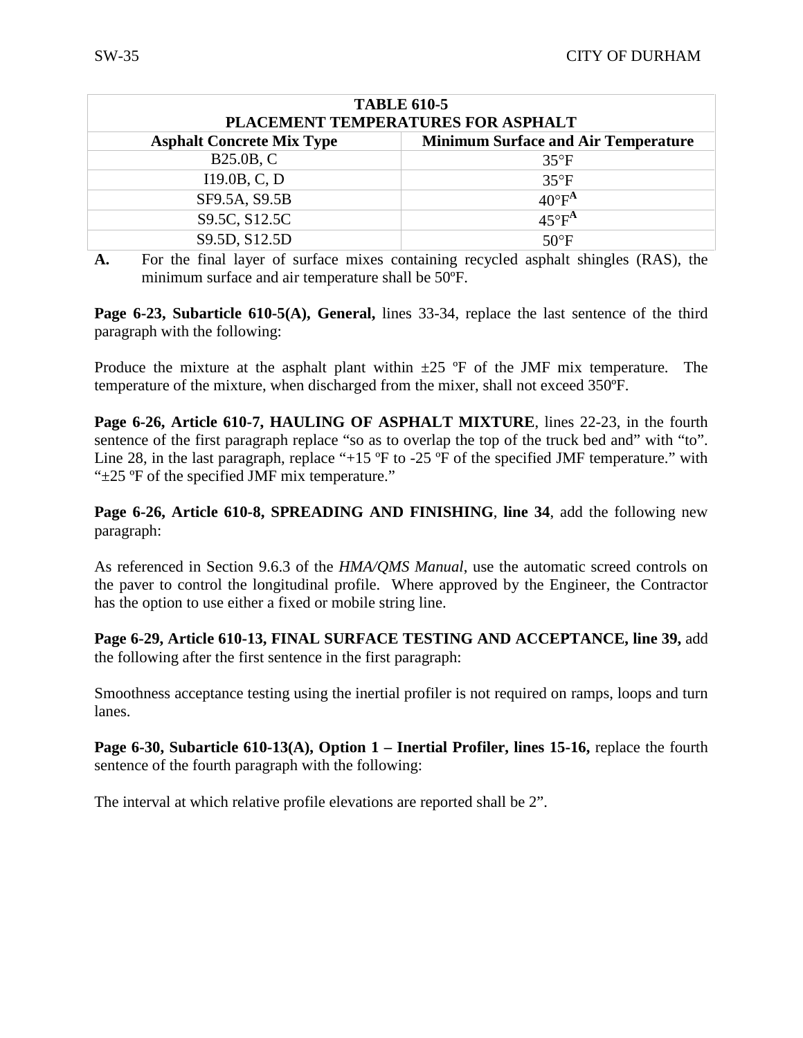| TABLE 610-5 PLACEMENT TEMPERATURES FOR ASPHALT | |
|---|---|
| **Asphalt Concrete Mix Type** | **Minimum Surface and Air Temperature** |
| B25.0B, C | 35°F |
| I19.0B, C, D | 35°F |
| SF9.5A, S9.5B | 40°F[A] |
| S9.5C, S12.5C | 45°F[A] |
| S9.5D, S12.5D | 50°F |

**A.** For the final layer of surface mixes containing recycled asphalt shingles (RAS), the minimum surface and air temperature shall be 50ºF.

**Page 6-23, Subarticle 610-5(A), General,** lines 33-34, replace the last sentence of the third paragraph with the following:

Produce the mixture at the asphalt plant within ±25 ºF of the JMF mix temperature. The temperature of the mixture, when discharged from the mixer, shall not exceed 350ºF.

**Page 6-26, Article 610-7, HAULING OF ASPHALT MIXTURE**, lines 22-23, in the fourth sentence of the first paragraph replace "so as to overlap the top of the truck bed and" with "to". Line 28, in the last paragraph, replace "+15 ºF to -25 ºF of the specified JMF temperature." with "±25 ºF of the specified JMF mix temperature."

**Page 6-26, Article 610-8, SPREADING AND FINISHING**, **line 34**, add the following new paragraph:

As referenced in Section 9.6.3 of the *HMA/QMS Manual*, use the automatic screed controls on the paver to control the longitudinal profile. Where approved by the Engineer, the Contractor has the option to use either a fixed or mobile string line.

**Page 6-29, Article 610-13, FINAL SURFACE TESTING AND ACCEPTANCE, line 39,** add the following after the first sentence in the first paragraph:

Smoothness acceptance testing using the inertial profiler is not required on ramps, loops and turn lanes.

**Page 6-30, Subarticle 610-13(A), Option 1 – Inertial Profiler, lines 15-16,** replace the fourth sentence of the fourth paragraph with the following:

The interval at which relative profile elevations are reported shall be 2".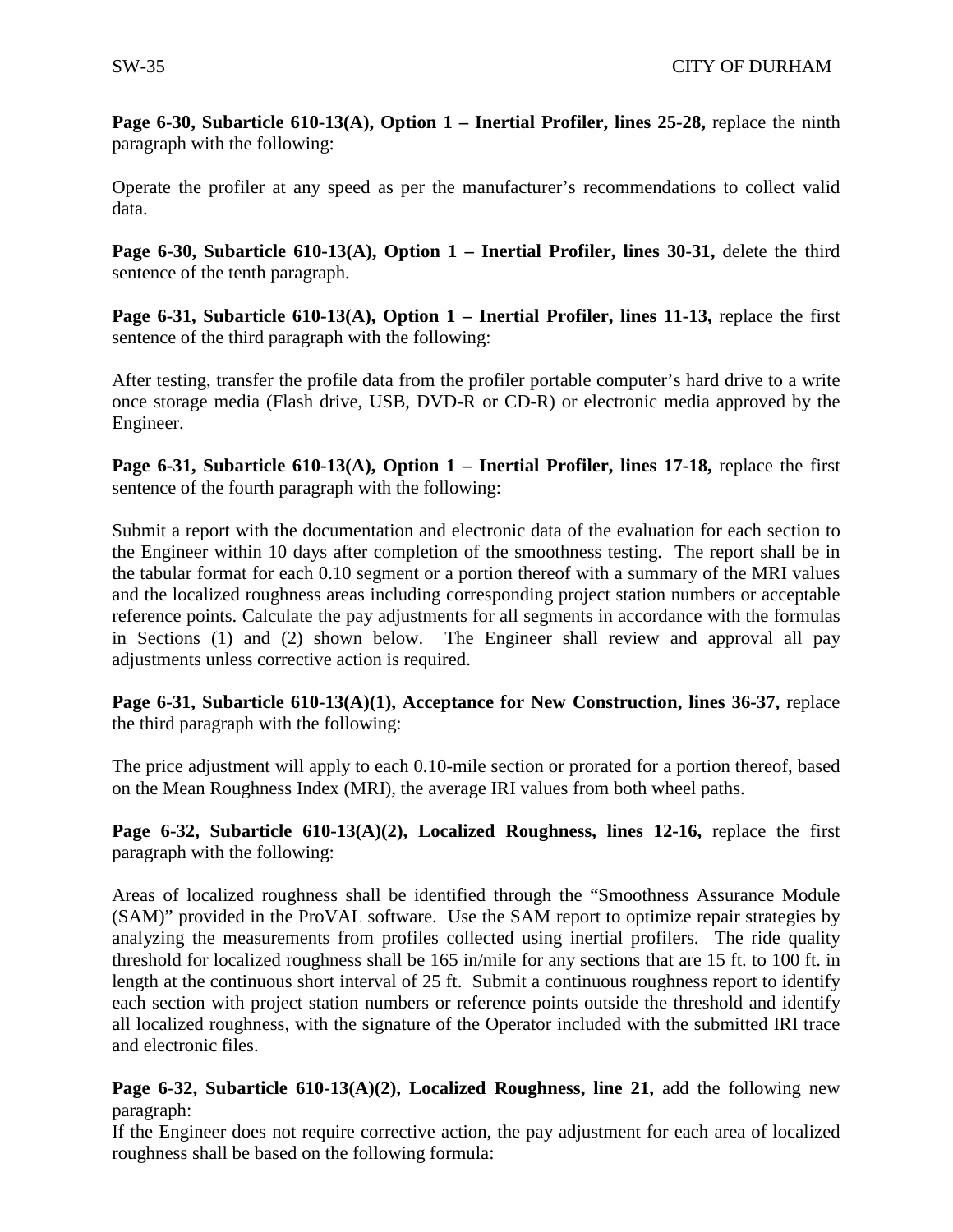**Page 6-30, Subarticle 610-13(A), Option 1 – Inertial Profiler, lines 25-28,** replace the ninth paragraph with the following:

Operate the profiler at any speed as per the manufacturer's recommendations to collect valid data.

**Page 6-30, Subarticle 610-13(A), Option 1 – Inertial Profiler, lines 30-31,** delete the third sentence of the tenth paragraph.

**Page 6-31, Subarticle 610-13(A), Option 1 – Inertial Profiler, lines 11-13,** replace the first sentence of the third paragraph with the following:

After testing, transfer the profile data from the profiler portable computer's hard drive to a write once storage media (Flash drive, USB, DVD-R or CD-R) or electronic media approved by the Engineer.

**Page 6-31, Subarticle 610-13(A), Option 1 – Inertial Profiler, lines 17-18,** replace the first sentence of the fourth paragraph with the following:

Submit a report with the documentation and electronic data of the evaluation for each section to the Engineer within 10 days after completion of the smoothness testing. The report shall be in the tabular format for each 0.10 segment or a portion thereof with a summary of the MRI values and the localized roughness areas including corresponding project station numbers or acceptable reference points. Calculate the pay adjustments for all segments in accordance with the formulas in Sections (1) and (2) shown below. The Engineer shall review and approval all pay adjustments unless corrective action is required.

**Page 6-31, Subarticle 610-13(A)(1), Acceptance for New Construction, lines 36-37,** replace the third paragraph with the following:

The price adjustment will apply to each 0.10-mile section or prorated for a portion thereof, based on the Mean Roughness Index (MRI), the average IRI values from both wheel paths.

**Page 6-32, Subarticle 610-13(A)(2), Localized Roughness, lines 12-16,** replace the first paragraph with the following:

Areas of localized roughness shall be identified through the "Smoothness Assurance Module (SAM)" provided in the ProVAL software. Use the SAM report to optimize repair strategies by analyzing the measurements from profiles collected using inertial profilers. The ride quality threshold for localized roughness shall be 165 in/mile for any sections that are 15 ft. to 100 ft. in length at the continuous short interval of 25 ft. Submit a continuous roughness report to identify each section with project station numbers or reference points outside the threshold and identify all localized roughness, with the signature of the Operator included with the submitted IRI trace and electronic files.

**Page 6-32, Subarticle 610-13(A)(2), Localized Roughness, line 21,** add the following new paragraph:

If the Engineer does not require corrective action, the pay adjustment for each area of localized roughness shall be based on the following formula: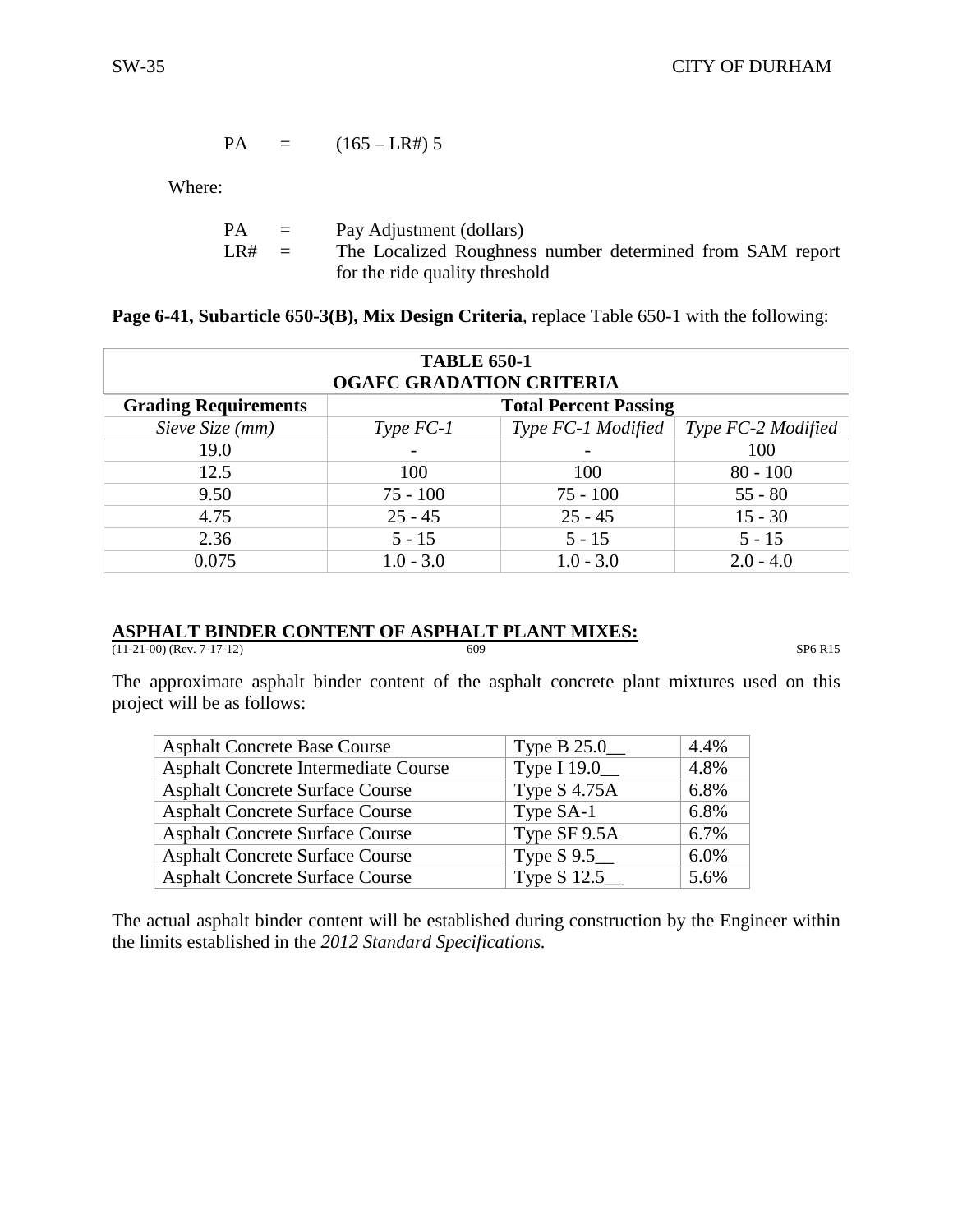$$PA = (165 - LR\#)\ 5$$

Where:

| | | |
|---|---|---|
| PA | = | Pay Adjustment (dollars) |
| LR# | = | The Localized Roughness number determined from SAM report for the ride quality threshold |

**Page 6-41, Subarticle 650-3(B), Mix Design Criteria**, replace Table 650-1 with the following:

| **TABLE 650-1 OGAFC GRADATION CRITERIA** | | | |
|---|---|---|---|
| **Grading Requirements** | **Total Percent Passing** | | |
| *Sieve Size (mm)* | *Type FC-1* | *Type FC-1 Modified* | *Type FC-2 Modified* |
| 19.0 | - | - | 100 |
| 12.5 | 100 | 100 | 80 - 100 |
| 9.50 | 75 - 100 | 75 - 100 | 55 - 80 |
| 4.75 | 25 - 45 | 25 - 45 | 15 - 30 |
| 2.36 | 5 - 15 | 5 - 15 | 5 - 15 |
| 0.075 | 1.0 - 3.0 | 1.0 - 3.0 | 2.0 - 4.0 |

## ASPHALT BINDER CONTENT OF ASPHALT PLANT MIXES:

(11-21-00) (Rev. 7-17-12) 609 SP6 R15

The approximate asphalt binder content of the asphalt concrete plant mixtures used on this project will be as follows:

| | | |
|---|---|---|
| Asphalt Concrete Base Course | Type B 25.0__ | 4.4% |
| Asphalt Concrete Intermediate Course | Type I 19.0__ | 4.8% |
| Asphalt Concrete Surface Course | Type S 4.75A | 6.8% |
| Asphalt Concrete Surface Course | Type SA-1 | 6.8% |
| Asphalt Concrete Surface Course | Type SF 9.5A | 6.7% |
| Asphalt Concrete Surface Course | Type S 9.5__ | 6.0% |
| Asphalt Concrete Surface Course | Type S 12.5__ | 5.6% |

The actual asphalt binder content will be established during construction by the Engineer within the limits established in the *2012 Standard Specifications.*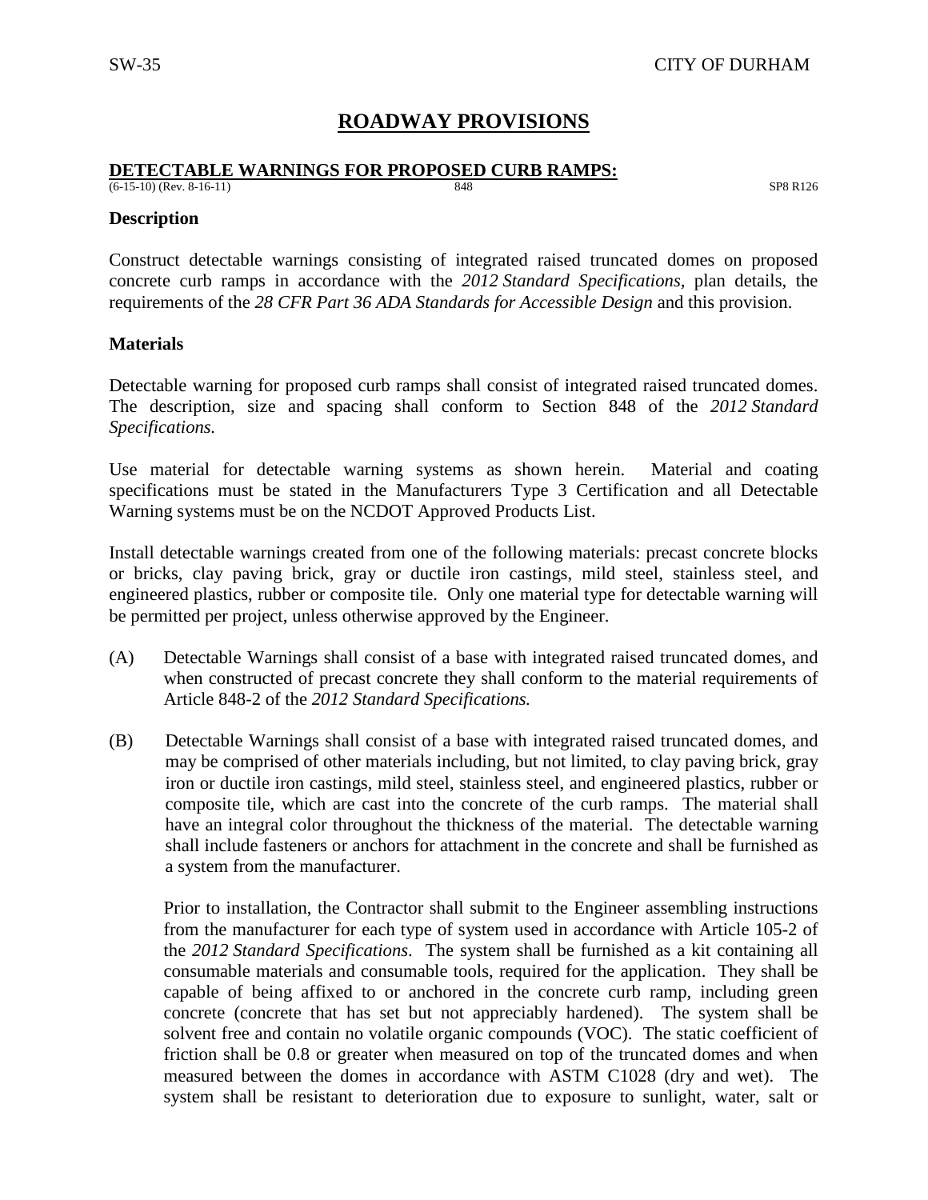# ROADWAY PROVISIONS

## DETECTABLE WARNINGS FOR PROPOSED CURB RAMPS:

(6-15-10) (Rev. 8-16-11) 848 SP8 R126

### Description

Construct detectable warnings consisting of integrated raised truncated domes on proposed concrete curb ramps in accordance with the *2012 Standard Specifications*, plan details, the requirements of the *28 CFR Part 36 ADA Standards for Accessible Design* and this provision.

### Materials

Detectable warning for proposed curb ramps shall consist of integrated raised truncated domes. The description, size and spacing shall conform to Section 848 of the *2012 Standard Specifications.*

Use material for detectable warning systems as shown herein. Material and coating specifications must be stated in the Manufacturers Type 3 Certification and all Detectable Warning systems must be on the NCDOT Approved Products List.

Install detectable warnings created from one of the following materials: precast concrete blocks or bricks, clay paving brick, gray or ductile iron castings, mild steel, stainless steel, and engineered plastics, rubber or composite tile. Only one material type for detectable warning will be permitted per project, unless otherwise approved by the Engineer.

(A) Detectable Warnings shall consist of a base with integrated raised truncated domes, and when constructed of precast concrete they shall conform to the material requirements of Article 848-2 of the *2012 Standard Specifications.*

(B) Detectable Warnings shall consist of a base with integrated raised truncated domes, and may be comprised of other materials including, but not limited, to clay paving brick, gray iron or ductile iron castings, mild steel, stainless steel, and engineered plastics, rubber or composite tile, which are cast into the concrete of the curb ramps. The material shall have an integral color throughout the thickness of the material. The detectable warning shall include fasteners or anchors for attachment in the concrete and shall be furnished as a system from the manufacturer.

Prior to installation, the Contractor shall submit to the Engineer assembling instructions from the manufacturer for each type of system used in accordance with Article 105-2 of the *2012 Standard Specifications*. The system shall be furnished as a kit containing all consumable materials and consumable tools, required for the application. They shall be capable of being affixed to or anchored in the concrete curb ramp, including green concrete (concrete that has set but not appreciably hardened). The system shall be solvent free and contain no volatile organic compounds (VOC). The static coefficient of friction shall be 0.8 or greater when measured on top of the truncated domes and when measured between the domes in accordance with ASTM C1028 (dry and wet). The system shall be resistant to deterioration due to exposure to sunlight, water, salt or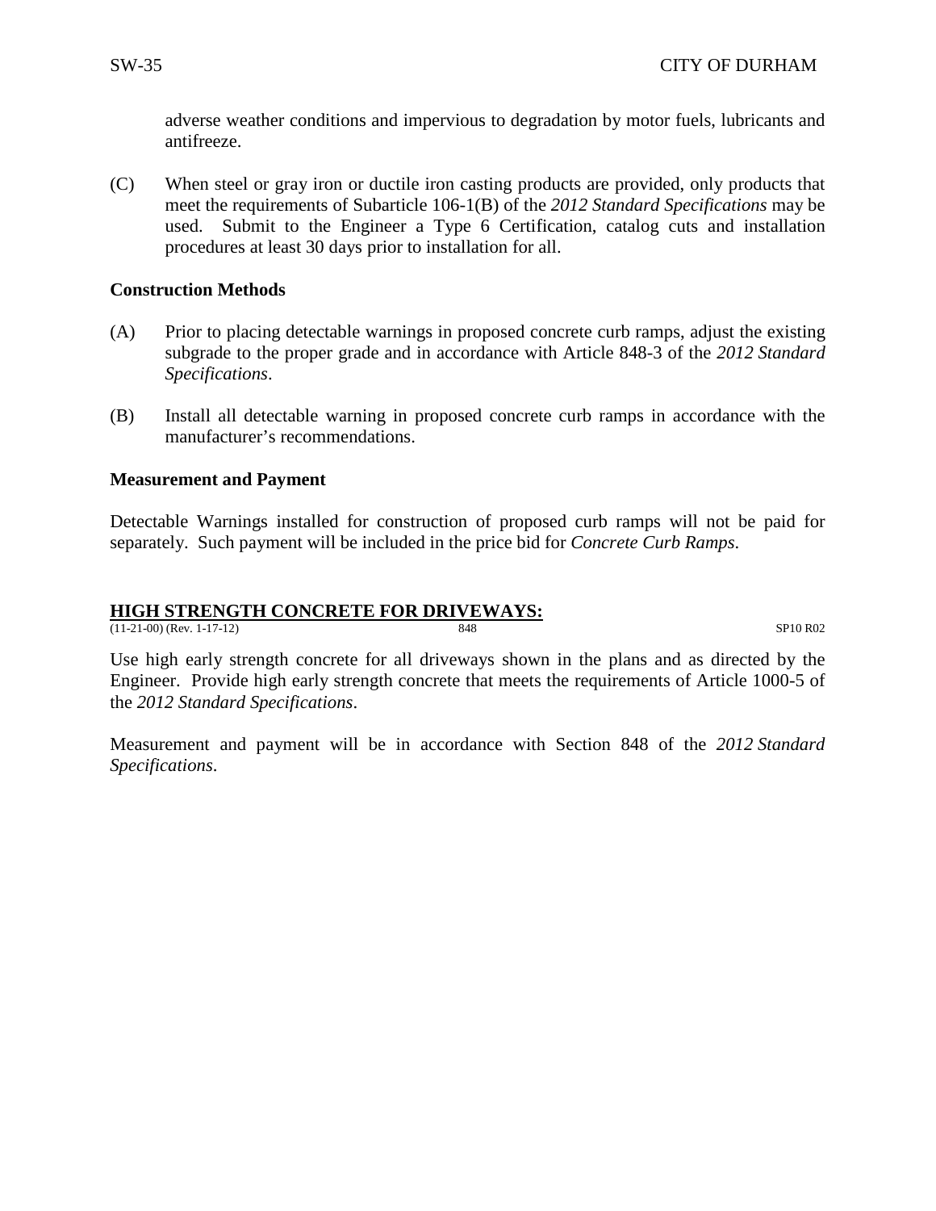adverse weather conditions and impervious to degradation by motor fuels, lubricants and antifreeze.

(C) When steel or gray iron or ductile iron casting products are provided, only products that meet the requirements of Subarticle 106-1(B) of the *2012 Standard Specifications* may be used. Submit to the Engineer a Type 6 Certification, catalog cuts and installation procedures at least 30 days prior to installation for all.

**Construction Methods**

(A) Prior to placing detectable warnings in proposed concrete curb ramps, adjust the existing subgrade to the proper grade and in accordance with Article 848-3 of the *2012 Standard Specifications*.

(B) Install all detectable warning in proposed concrete curb ramps in accordance with the manufacturer's recommendations.

**Measurement and Payment**

Detectable Warnings installed for construction of proposed curb ramps will not be paid for separately. Such payment will be included in the price bid for *Concrete Curb Ramps*.

## HIGH STRENGTH CONCRETE FOR DRIVEWAYS:

(11-21-00) (Rev. 1-17-12) 848 SP10 R02

Use high early strength concrete for all driveways shown in the plans and as directed by the Engineer. Provide high early strength concrete that meets the requirements of Article 1000-5 of the *2012 Standard Specifications*.

Measurement and payment will be in accordance with Section 848 of the *2012 Standard Specifications*.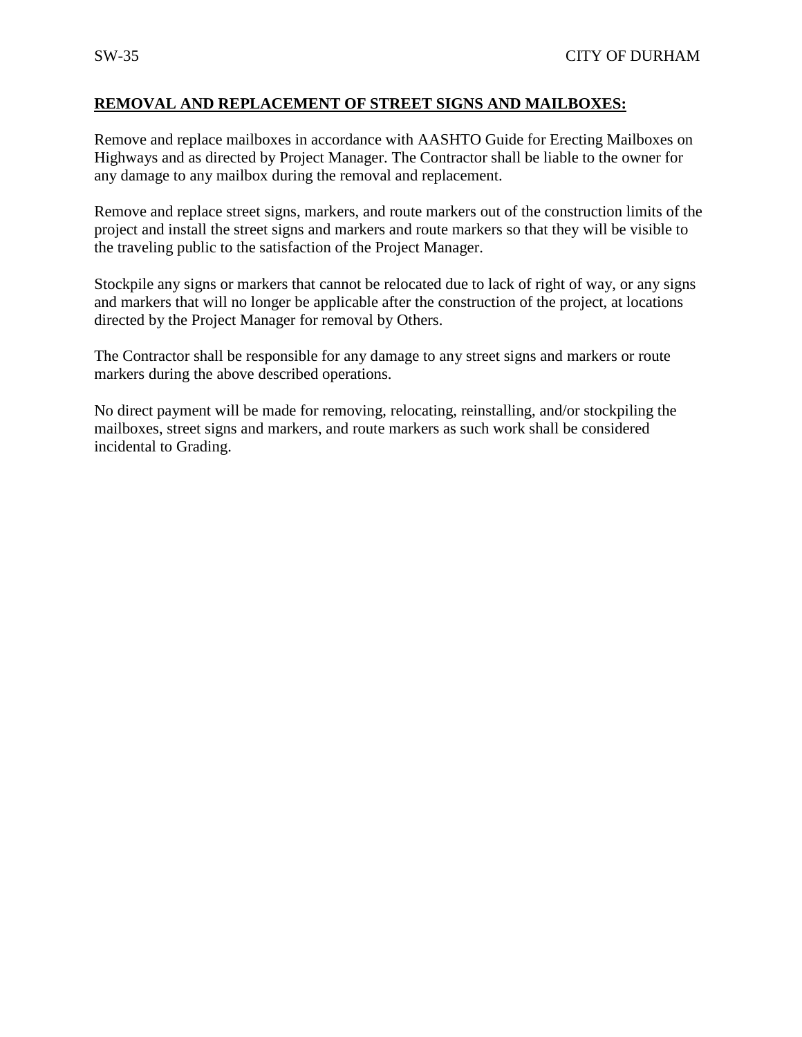## REMOVAL AND REPLACEMENT OF STREET SIGNS AND MAILBOXES:

Remove and replace mailboxes in accordance with AASHTO Guide for Erecting Mailboxes on Highways and as directed by Project Manager. The Contractor shall be liable to the owner for any damage to any mailbox during the removal and replacement.

Remove and replace street signs, markers, and route markers out of the construction limits of the project and install the street signs and markers and route markers so that they will be visible to the traveling public to the satisfaction of the Project Manager.

Stockpile any signs or markers that cannot be relocated due to lack of right of way, or any signs and markers that will no longer be applicable after the construction of the project, at locations directed by the Project Manager for removal by Others.

The Contractor shall be responsible for any damage to any street signs and markers or route markers during the above described operations.

No direct payment will be made for removing, relocating, reinstalling, and/or stockpiling the mailboxes, street signs and markers, and route markers as such work shall be considered incidental to Grading.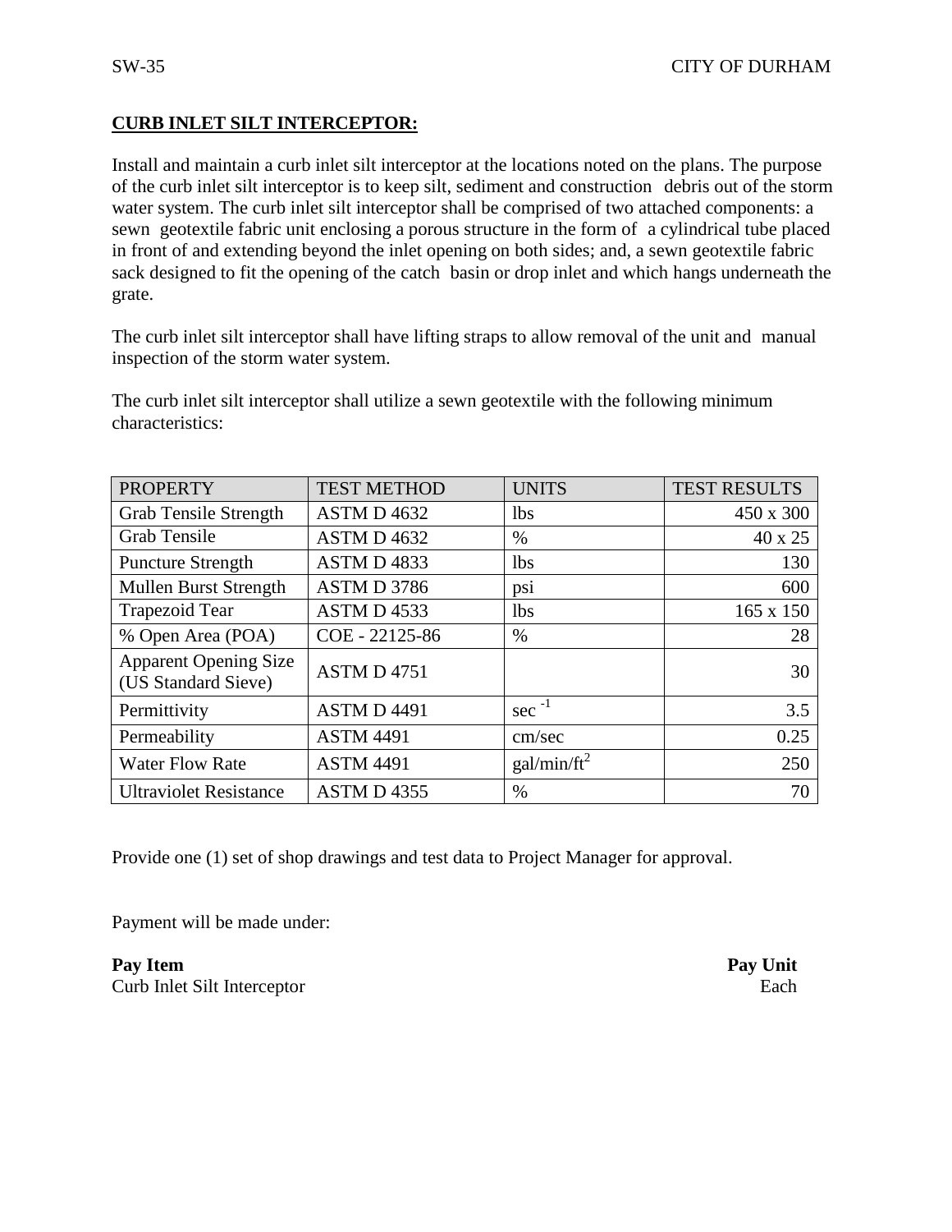## CURB INLET SILT INTERCEPTOR:

Install and maintain a curb inlet silt interceptor at the locations noted on the plans. The purpose of the curb inlet silt interceptor is to keep silt, sediment and construction debris out of the storm water system. The curb inlet silt interceptor shall be comprised of two attached components: a sewn geotextile fabric unit enclosing a porous structure in the form of a cylindrical tube placed in front of and extending beyond the inlet opening on both sides; and, a sewn geotextile fabric sack designed to fit the opening of the catch basin or drop inlet and which hangs underneath the grate.

The curb inlet silt interceptor shall have lifting straps to allow removal of the unit and manual inspection of the storm water system.

The curb inlet silt interceptor shall utilize a sewn geotextile with the following minimum characteristics:

| PROPERTY | TEST METHOD | UNITS | TEST RESULTS |
|---|---|---|---|
| Grab Tensile Strength | ASTM D 4632 | lbs | 450 x 300 |
| Grab Tensile | ASTM D 4632 | % | 40 x 25 |
| Puncture Strength | ASTM D 4833 | lbs | 130 |
| Mullen Burst Strength | ASTM D 3786 | psi | 600 |
| Trapezoid Tear | ASTM D 4533 | lbs | 165 x 150 |
| % Open Area (POA) | COE - 22125-86 | % | 28 |
| Apparent Opening Size (US Standard Sieve) | ASTM D 4751 | | 30 |
| Permittivity | ASTM D 4491 | $sec^{-1}$ | 3.5 |
| Permeability | ASTM 4491 | cm/sec | 0.25 |
| Water Flow Rate | ASTM 4491 | $gal/min/ft^2$ | 250 |
| Ultraviolet Resistance | ASTM D 4355 | % | 70 |

Provide one (1) set of shop drawings and test data to Project Manager for approval.

Payment will be made under:

| **Pay Item** | **Pay Unit** |
|---|---|
| Curb Inlet Silt Interceptor | Each |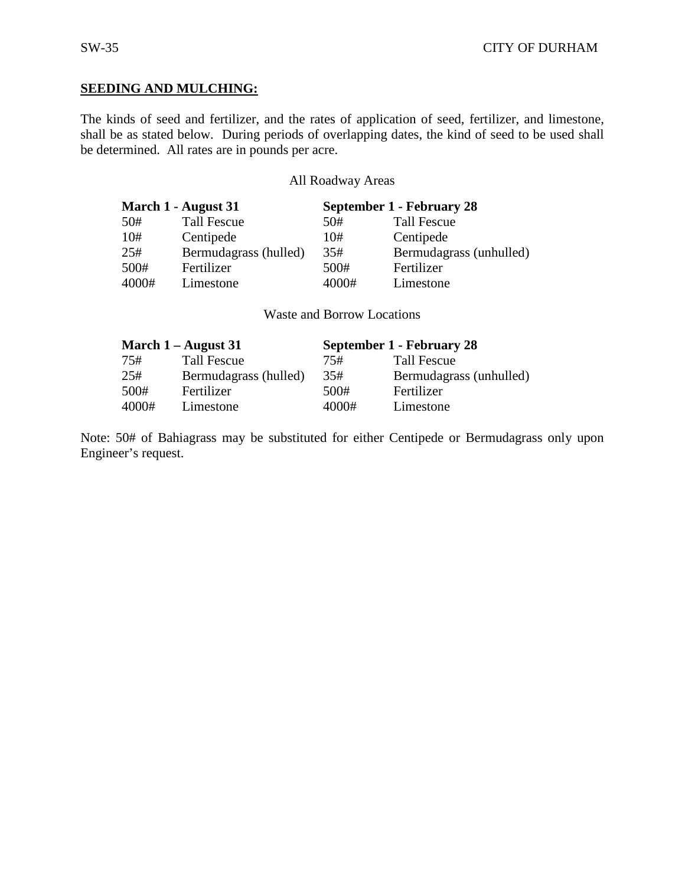**SEEDING AND MULCHING:**

The kinds of seed and fertilizer, and the rates of application of seed, fertilizer, and limestone, shall be as stated below. During periods of overlapping dates, the kind of seed to be used shall be determined. All rates are in pounds per acre.

All Roadway Areas

| **March 1 - August 31** | | **September 1 - February 28** | |
|---|---|---|---|
| 50# | Tall Fescue | 50# | Tall Fescue |
| 10# | Centipede | 10# | Centipede |
| 25# | Bermudagrass (hulled) | 35# | Bermudagrass (unhulled) |
| 500# | Fertilizer | 500# | Fertilizer |
| 4000# | Limestone | 4000# | Limestone |

Waste and Borrow Locations

| **March 1 – August 31** | | **September 1 - February 28** | |
|---|---|---|---|
| 75# | Tall Fescue | 75# | Tall Fescue |
| 25# | Bermudagrass (hulled) | 35# | Bermudagrass (unhulled) |
| 500# | Fertilizer | 500# | Fertilizer |
| 4000# | Limestone | 4000# | Limestone |

Note: 50# of Bahiagrass may be substituted for either Centipede or Bermudagrass only upon Engineer's request.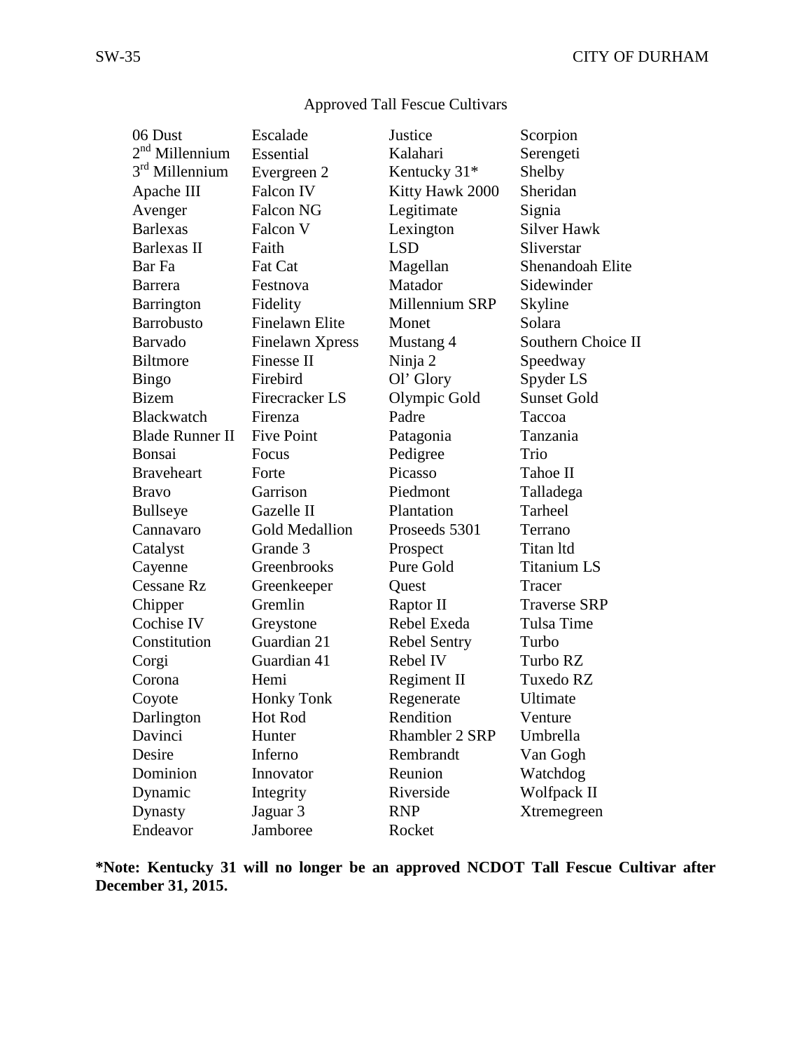Approved Tall Fescue Cultivars

| | | | |
|---|---|---|---|
| 06 Dust | Escalade | Justice | Scorpion |
| 2nd Millennium | Essential | Kalahari | Serengeti |
| 3rd Millennium | Evergreen 2 | Kentucky 31* | Shelby |
| Apache III | Falcon IV | Kitty Hawk 2000 | Sheridan |
| Avenger | Falcon NG | Legitimate | Signia |
| Barlexas | Falcon V | Lexington | Silver Hawk |
| Barlexas II | Faith | LSD | Sliverstar |
| Bar Fa | Fat Cat | Magellan | Shenandoah Elite |
| Barrera | Festnova | Matador | Sidewinder |
| Barrington | Fidelity | Millennium SRP | Skyline |
| Barrobusto | Finelawn Elite | Monet | Solara |
| Barvado | Finelawn Xpress | Mustang 4 | Southern Choice II |
| Biltmore | Finesse II | Ninja 2 | Speedway |
| Bingo | Firebird | Ol' Glory | Spyder LS |
| Bizem | Firecracker LS | Olympic Gold | Sunset Gold |
| Blackwatch | Firenza | Padre | Taccoa |
| Blade Runner II | Five Point | Patagonia | Tanzania |
| Bonsai | Focus | Pedigree | Trio |
| Braveheart | Forte | Picasso | Tahoe II |
| Bravo | Garrison | Piedmont | Talladega |
| Bullseye | Gazelle II | Plantation | Tarheel |
| Cannavaro | Gold Medallion | Proseeds 5301 | Terrano |
| Catalyst | Grande 3 | Prospect | Titan ltd |
| Cayenne | Greenbrooks | Pure Gold | Titanium LS |
| Cessane Rz | Greenkeeper | Quest | Tracer |
| Chipper | Gremlin | Raptor II | Traverse SRP |
| Cochise IV | Greystone | Rebel Exeda | Tulsa Time |
| Constitution | Guardian 21 | Rebel Sentry | Turbo |
| Corgi | Guardian 41 | Rebel IV | Turbo RZ |
| Corona | Hemi | Regiment II | Tuxedo RZ |
| Coyote | Honky Tonk | Regenerate | Ultimate |
| Darlington | Hot Rod | Rendition | Venture |
| Davinci | Hunter | Rhambler 2 SRP | Umbrella |
| Desire | Inferno | Rembrandt | Van Gogh |
| Dominion | Innovator | Reunion | Watchdog |
| Dynamic | Integrity | Riverside | Wolfpack II |
| Dynasty | Jaguar 3 | RNP | Xtremegreen |
| Endeavor | Jamboree | Rocket | |

**\*Note: Kentucky 31 will no longer be an approved NCDOT Tall Fescue Cultivar after December 31, 2015.**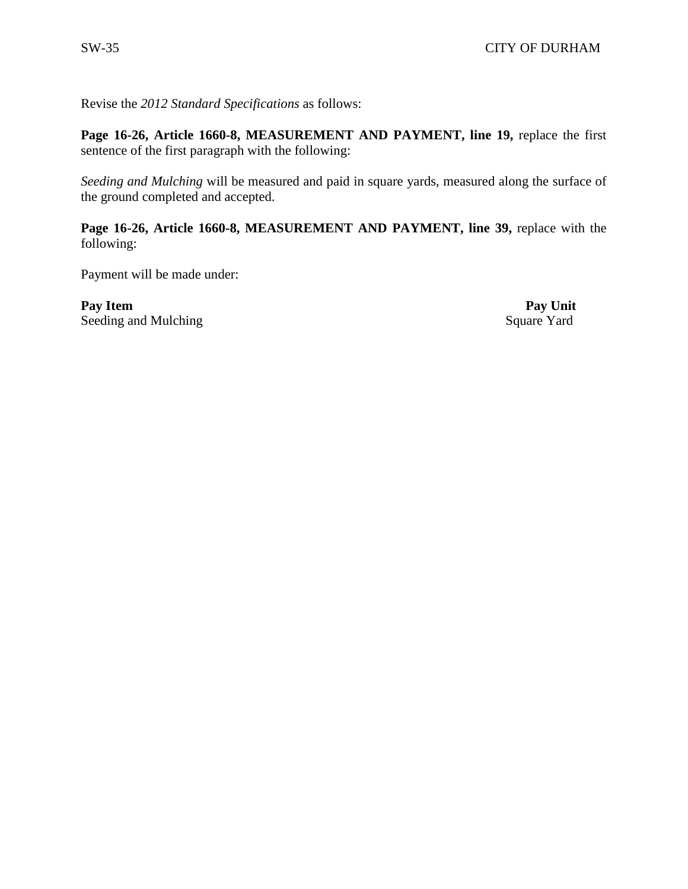Revise the *2012 Standard Specifications* as follows:

**Page 16-26, Article 1660-8, MEASUREMENT AND PAYMENT, line 19,** replace the first sentence of the first paragraph with the following:

*Seeding and Mulching* will be measured and paid in square yards, measured along the surface of the ground completed and accepted.

**Page 16-26, Article 1660-8, MEASUREMENT AND PAYMENT, line 39,** replace with the following:

Payment will be made under:

| **Pay Item** | **Pay Unit** |
|---|---|
| Seeding and Mulching | Square Yard |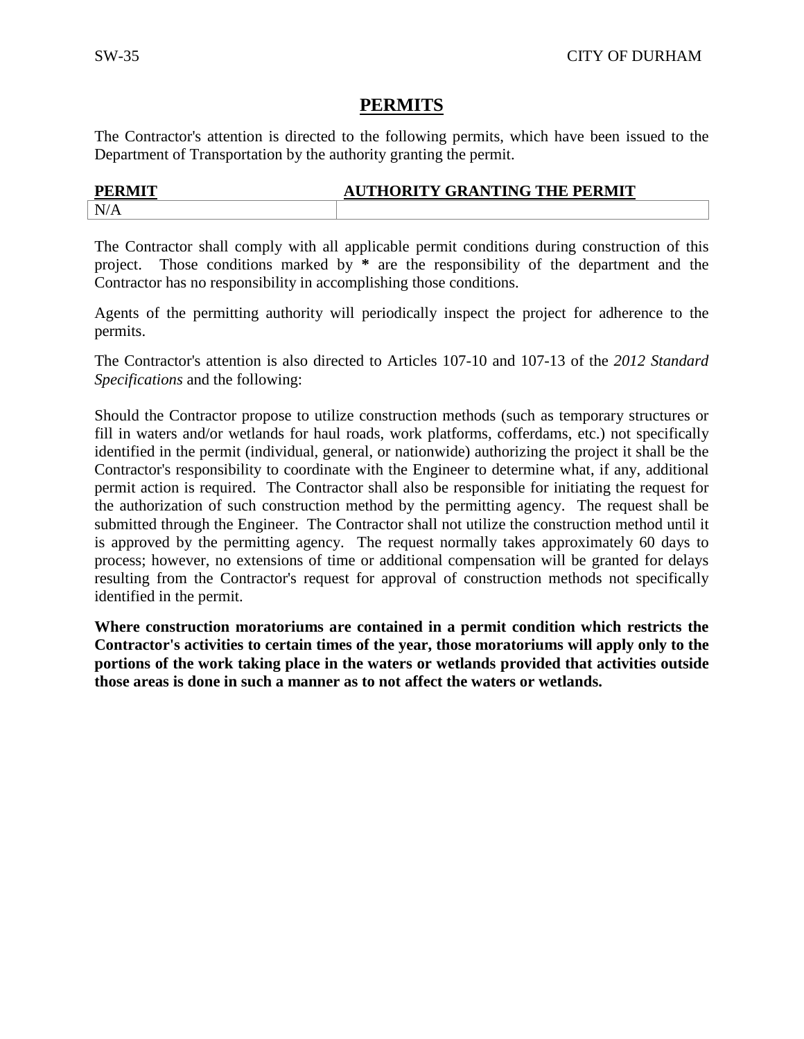# PERMITS

The Contractor's attention is directed to the following permits, which have been issued to the Department of Transportation by the authority granting the permit.

| PERMIT | AUTHORITY GRANTING THE PERMIT |
| --- | --- |
| N/A | |

The Contractor shall comply with all applicable permit conditions during construction of this project. Those conditions marked by **\*** are the responsibility of the department and the Contractor has no responsibility in accomplishing those conditions.

Agents of the permitting authority will periodically inspect the project for adherence to the permits.

The Contractor's attention is also directed to Articles 107-10 and 107-13 of the *2012 Standard Specifications* and the following:

Should the Contractor propose to utilize construction methods (such as temporary structures or fill in waters and/or wetlands for haul roads, work platforms, cofferdams, etc.) not specifically identified in the permit (individual, general, or nationwide) authorizing the project it shall be the Contractor's responsibility to coordinate with the Engineer to determine what, if any, additional permit action is required. The Contractor shall also be responsible for initiating the request for the authorization of such construction method by the permitting agency. The request shall be submitted through the Engineer. The Contractor shall not utilize the construction method until it is approved by the permitting agency. The request normally takes approximately 60 days to process; however, no extensions of time or additional compensation will be granted for delays resulting from the Contractor's request for approval of construction methods not specifically identified in the permit.

**Where construction moratoriums are contained in a permit condition which restricts the Contractor's activities to certain times of the year, those moratoriums will apply only to the portions of the work taking place in the waters or wetlands provided that activities outside those areas is done in such a manner as to not affect the waters or wetlands.**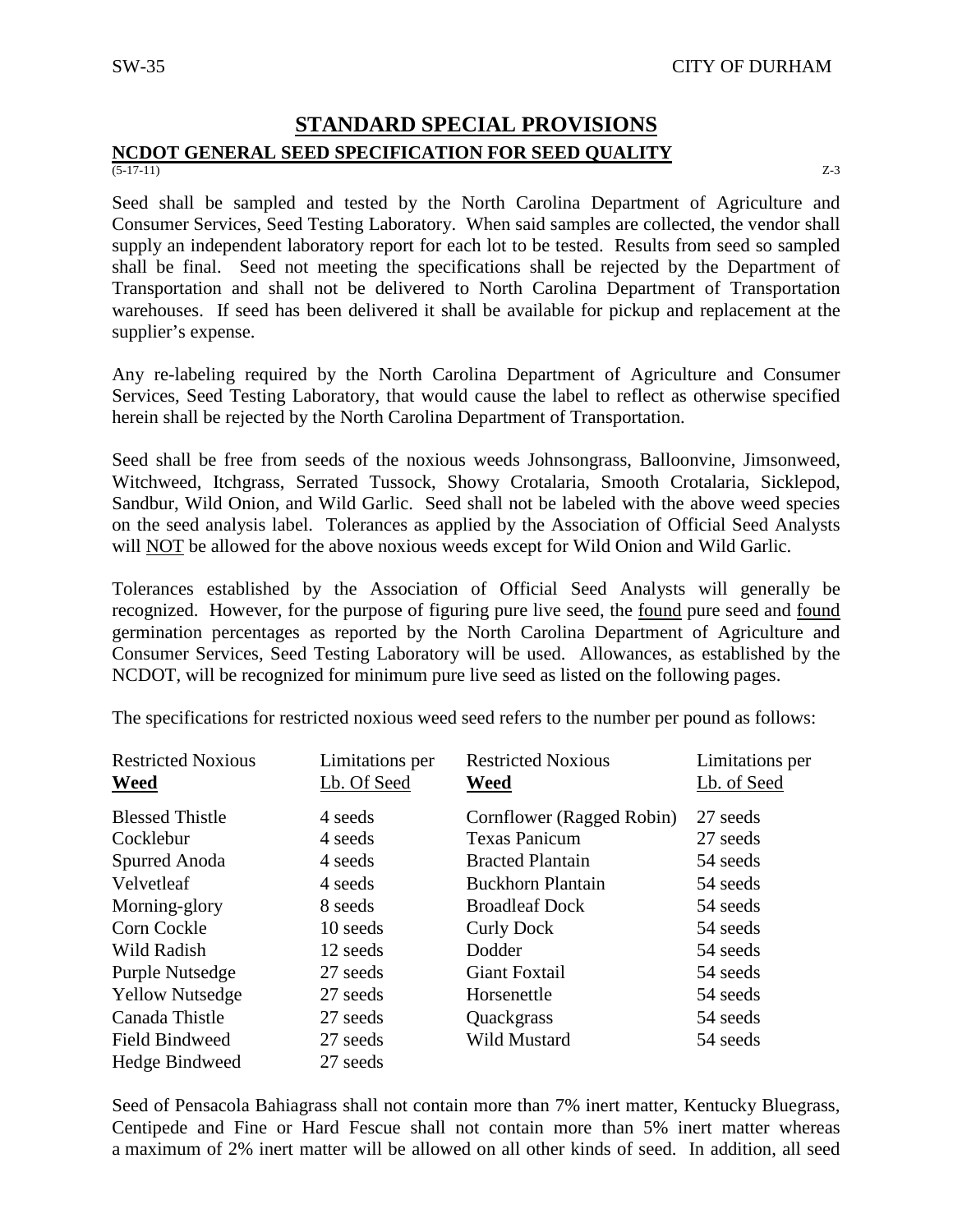## STANDARD SPECIAL PROVISIONS

### NCDOT GENERAL SEED SPECIFICATION FOR SEED QUALITY

(5-17-11) Z-3

Seed shall be sampled and tested by the North Carolina Department of Agriculture and Consumer Services, Seed Testing Laboratory. When said samples are collected, the vendor shall supply an independent laboratory report for each lot to be tested. Results from seed so sampled shall be final. Seed not meeting the specifications shall be rejected by the Department of Transportation and shall not be delivered to North Carolina Department of Transportation warehouses. If seed has been delivered it shall be available for pickup and replacement at the supplier's expense.

Any re-labeling required by the North Carolina Department of Agriculture and Consumer Services, Seed Testing Laboratory, that would cause the label to reflect as otherwise specified herein shall be rejected by the North Carolina Department of Transportation.

Seed shall be free from seeds of the noxious weeds Johnsongrass, Balloonvine, Jimsonweed, Witchweed, Itchgrass, Serrated Tussock, Showy Crotalaria, Smooth Crotalaria, Sicklepod, Sandbur, Wild Onion, and Wild Garlic. Seed shall not be labeled with the above weed species on the seed analysis label. Tolerances as applied by the Association of Official Seed Analysts will NOT be allowed for the above noxious weeds except for Wild Onion and Wild Garlic.

Tolerances established by the Association of Official Seed Analysts will generally be recognized. However, for the purpose of figuring pure live seed, the found pure seed and found germination percentages as reported by the North Carolina Department of Agriculture and Consumer Services, Seed Testing Laboratory will be used. Allowances, as established by the NCDOT, will be recognized for minimum pure live seed as listed on the following pages.

The specifications for restricted noxious weed seed refers to the number per pound as follows:

| Restricted Noxious Weed | Limitations per Lb. Of Seed | Restricted Noxious Weed | Limitations per Lb. of Seed |
|---|---|---|---|
| Blessed Thistle | 4 seeds | Cornflower (Ragged Robin) | 27 seeds |
| Cocklebur | 4 seeds | Texas Panicum | 27 seeds |
| Spurred Anoda | 4 seeds | Bracted Plantain | 54 seeds |
| Velvetleaf | 4 seeds | Buckhorn Plantain | 54 seeds |
| Morning-glory | 8 seeds | Broadleaf Dock | 54 seeds |
| Corn Cockle | 10 seeds | Curly Dock | 54 seeds |
| Wild Radish | 12 seeds | Dodder | 54 seeds |
| Purple Nutsedge | 27 seeds | Giant Foxtail | 54 seeds |
| Yellow Nutsedge | 27 seeds | Horsenettle | 54 seeds |
| Canada Thistle | 27 seeds | Quackgrass | 54 seeds |
| Field Bindweed | 27 seeds | Wild Mustard | 54 seeds |
| Hedge Bindweed | 27 seeds | | |

Seed of Pensacola Bahiagrass shall not contain more than 7% inert matter, Kentucky Bluegrass, Centipede and Fine or Hard Fescue shall not contain more than 5% inert matter whereas a maximum of 2% inert matter will be allowed on all other kinds of seed. In addition, all seed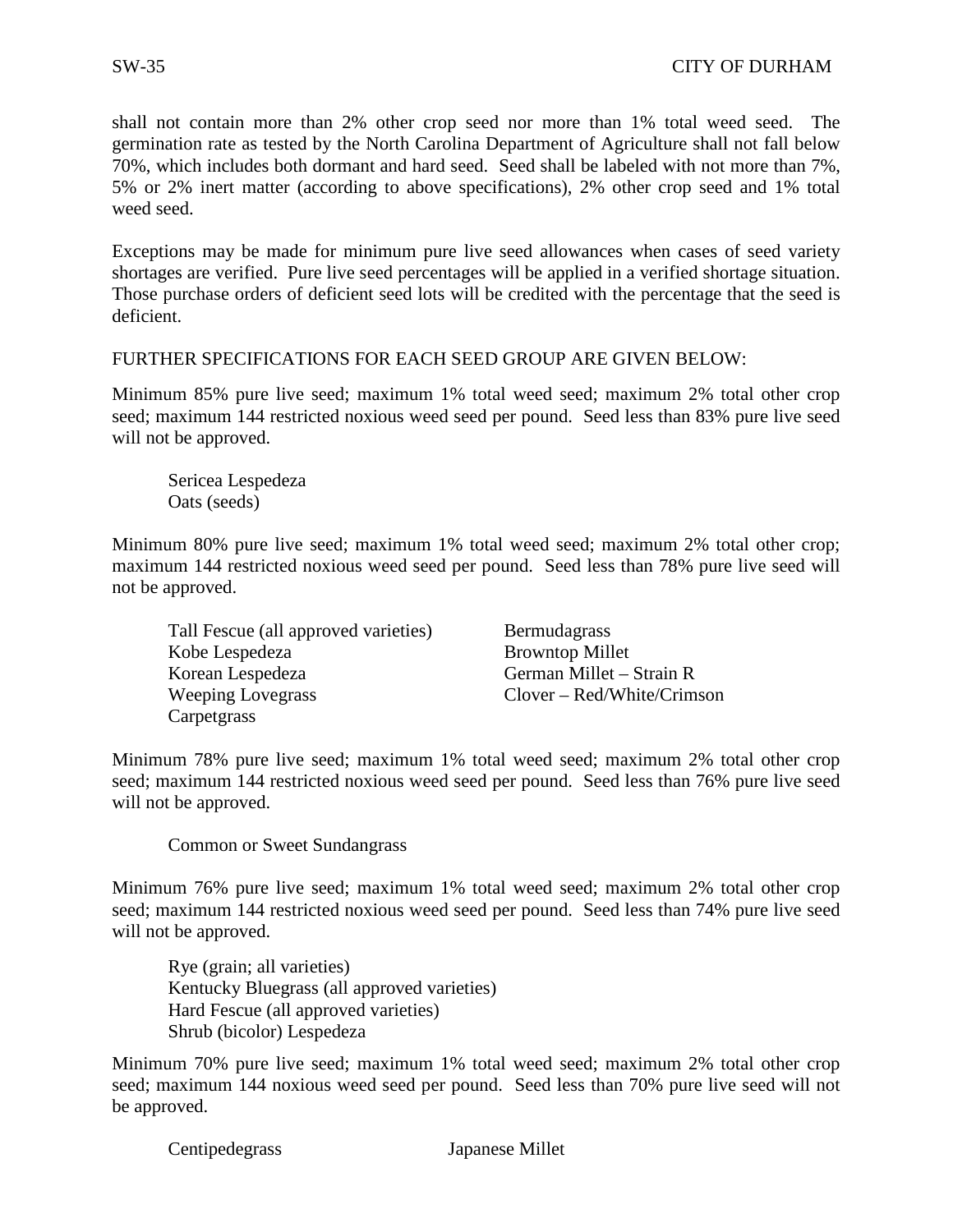shall not contain more than 2% other crop seed nor more than 1% total weed seed. The germination rate as tested by the North Carolina Department of Agriculture shall not fall below 70%, which includes both dormant and hard seed. Seed shall be labeled with not more than 7%, 5% or 2% inert matter (according to above specifications), 2% other crop seed and 1% total weed seed.

Exceptions may be made for minimum pure live seed allowances when cases of seed variety shortages are verified. Pure live seed percentages will be applied in a verified shortage situation. Those purchase orders of deficient seed lots will be credited with the percentage that the seed is deficient.

FURTHER SPECIFICATIONS FOR EACH SEED GROUP ARE GIVEN BELOW:

Minimum 85% pure live seed; maximum 1% total weed seed; maximum 2% total other crop seed; maximum 144 restricted noxious weed seed per pound. Seed less than 83% pure live seed will not be approved.

Sericea Lespedeza
Oats (seeds)

Minimum 80% pure live seed; maximum 1% total weed seed; maximum 2% total other crop; maximum 144 restricted noxious weed seed per pound. Seed less than 78% pure live seed will not be approved.

Tall Fescue (all approved varieties)
Kobe Lespedeza
Korean Lespedeza
Weeping Lovegrass
Carpetgrass
Bermudagrass
Browntop Millet
German Millet – Strain R
Clover – Red/White/Crimson

Minimum 78% pure live seed; maximum 1% total weed seed; maximum 2% total other crop seed; maximum 144 restricted noxious weed seed per pound. Seed less than 76% pure live seed will not be approved.

Common or Sweet Sundangrass

Minimum 76% pure live seed; maximum 1% total weed seed; maximum 2% total other crop seed; maximum 144 restricted noxious weed seed per pound. Seed less than 74% pure live seed will not be approved.

Rye (grain; all varieties)
Kentucky Bluegrass (all approved varieties)
Hard Fescue (all approved varieties)
Shrub (bicolor) Lespedeza

Minimum 70% pure live seed; maximum 1% total weed seed; maximum 2% total other crop seed; maximum 144 noxious weed seed per pound. Seed less than 70% pure live seed will not be approved.

Centipedegrass
Japanese Millet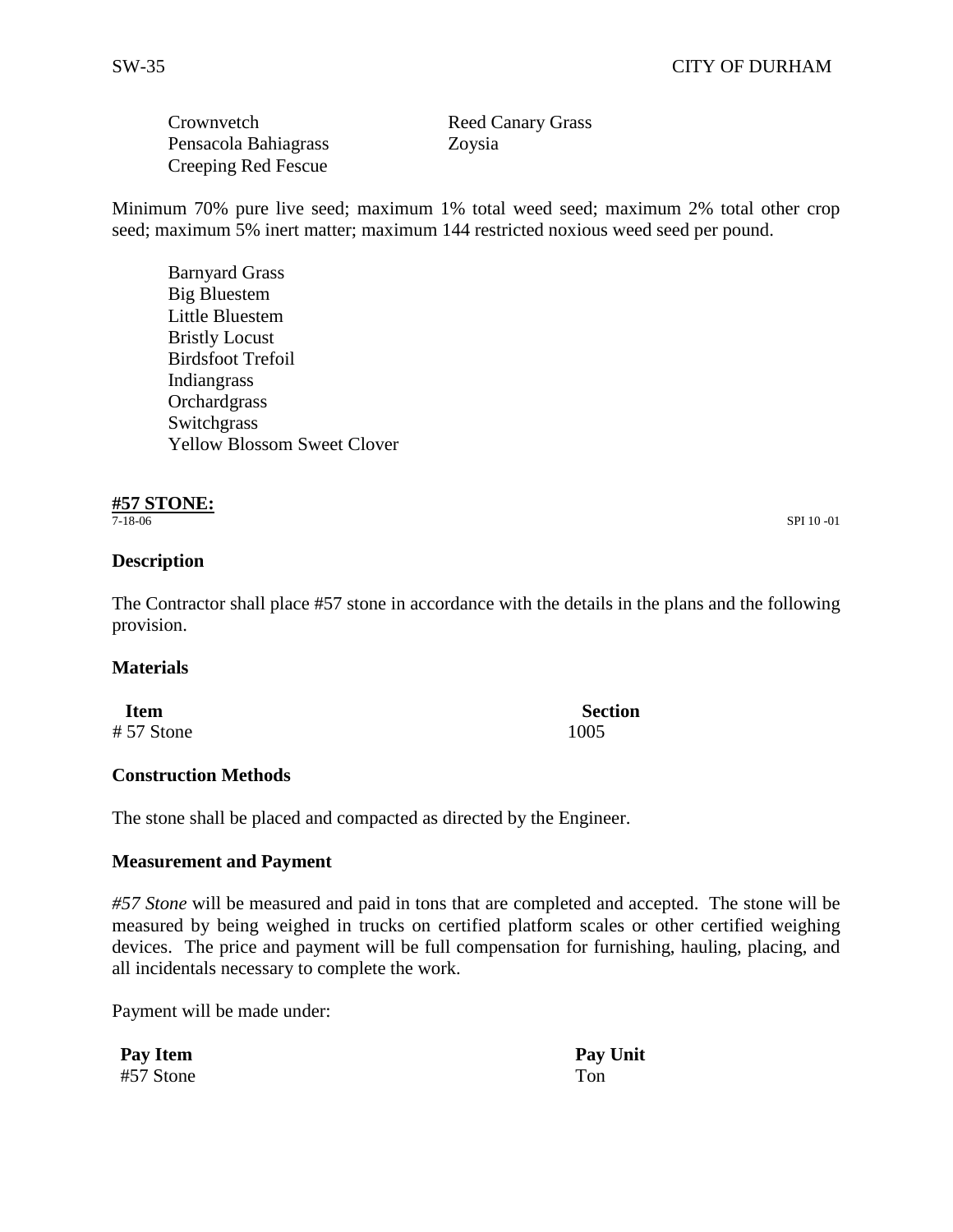| | |
|---|---|
| Crownvetch | Reed Canary Grass |
| Pensacola Bahiagrass | Zoysia |
| Creeping Red Fescue | |

Minimum 70% pure live seed; maximum 1% total weed seed; maximum 2% total other crop seed; maximum 5% inert matter; maximum 144 restricted noxious weed seed per pound.

Barnyard Grass
Big Bluestem
Little Bluestem
Bristly Locust
Birdsfoot Trefoil
Indiangrass
Orchardgrass
Switchgrass
Yellow Blossom Sweet Clover

## #57 STONE:

7-18-06 SPI 10 -01

### Description

The Contractor shall place #57 stone in accordance with the details in the plans and the following provision.

### Materials

| Item | Section |
|---|---|
| # 57 Stone | 1005 |

### Construction Methods

The stone shall be placed and compacted as directed by the Engineer.

### Measurement and Payment

*#57 Stone* will be measured and paid in tons that are completed and accepted. The stone will be measured by being weighed in trucks on certified platform scales or other certified weighing devices. The price and payment will be full compensation for furnishing, hauling, placing, and all incidentals necessary to complete the work.

Payment will be made under:

| Pay Item | Pay Unit |
|---|---|
| #57 Stone | Ton |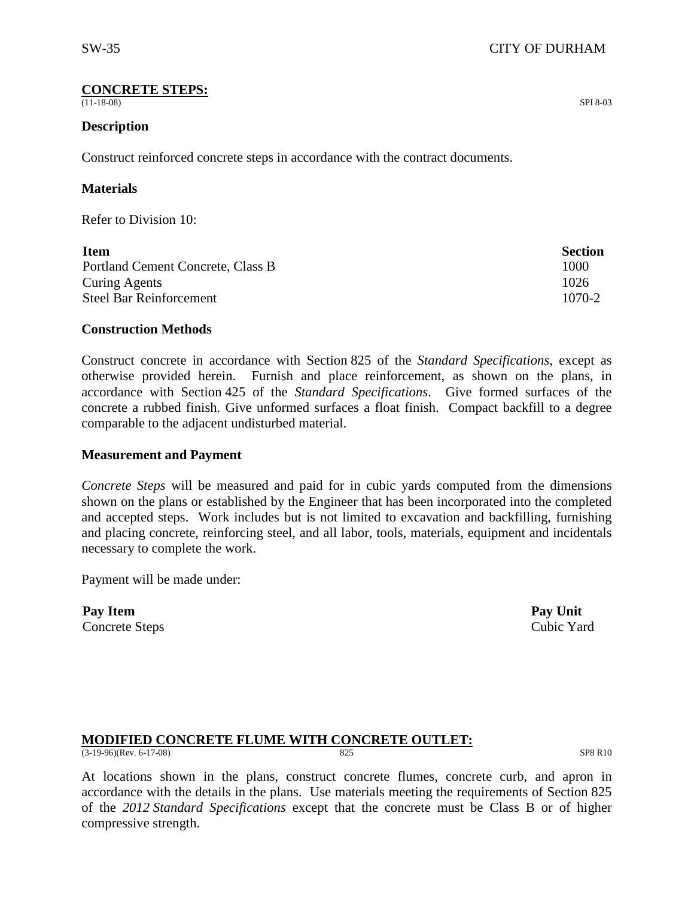## CONCRETE STEPS:

(11-18-08) SPI 8-03

### Description

Construct reinforced concrete steps in accordance with the contract documents.

### Materials

Refer to Division 10:

| Item | Section |
|---|---|
| Portland Cement Concrete, Class B | 1000 |
| Curing Agents | 1026 |
| Steel Bar Reinforcement | 1070-2 |

### Construction Methods

Construct concrete in accordance with Section 825 of the *Standard Specifications*, except as otherwise provided herein. Furnish and place reinforcement, as shown on the plans, in accordance with Section 425 of the *Standard Specifications*. Give formed surfaces of the concrete a rubbed finish. Give unformed surfaces a float finish. Compact backfill to a degree comparable to the adjacent undisturbed material.

### Measurement and Payment

*Concrete Steps* will be measured and paid for in cubic yards computed from the dimensions shown on the plans or established by the Engineer that has been incorporated into the completed and accepted steps. Work includes but is not limited to excavation and backfilling, furnishing and placing concrete, reinforcing steel, and all labor, tools, materials, equipment and incidentals necessary to complete the work.

Payment will be made under:

| Pay Item | Pay Unit |
|---|---|
| Concrete Steps | Cubic Yard |

## MODIFIED CONCRETE FLUME WITH CONCRETE OUTLET:

(3-19-96)(Rev. 6-17-08) 825 SP8 R10

At locations shown in the plans, construct concrete flumes, concrete curb, and apron in accordance with the details in the plans. Use materials meeting the requirements of Section 825 of the *2012 Standard Specifications* except that the concrete must be Class B or of higher compressive strength.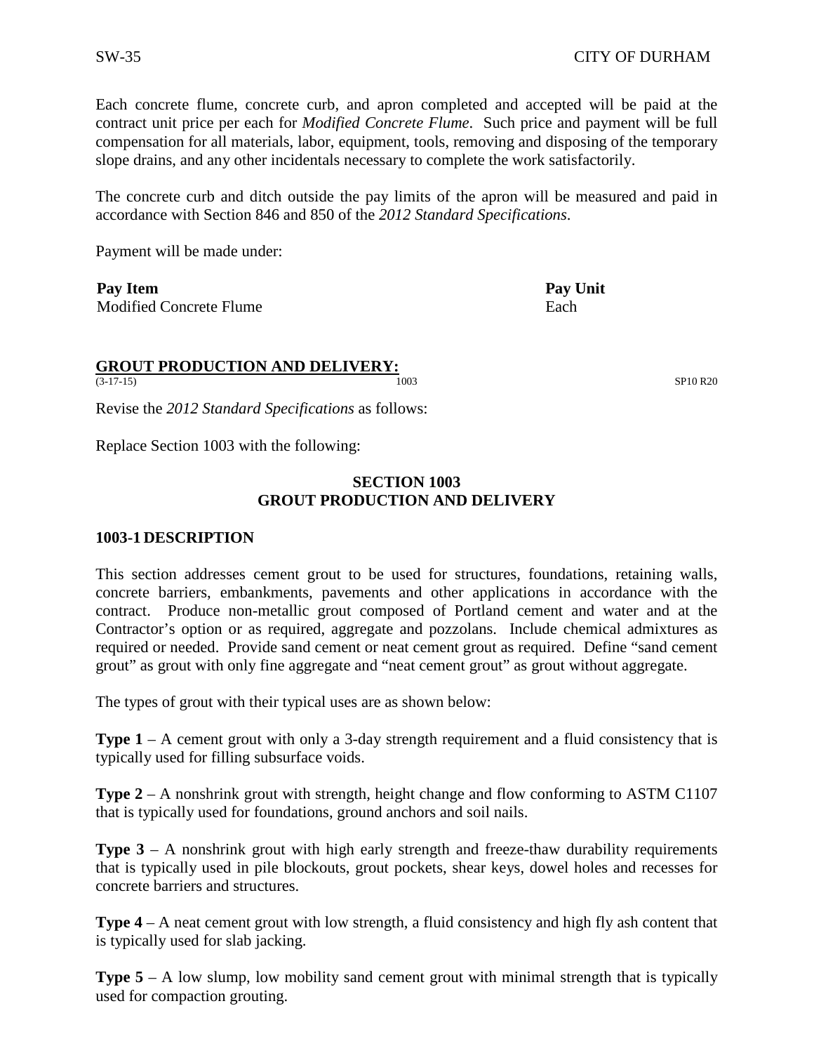Each concrete flume, concrete curb, and apron completed and accepted will be paid at the contract unit price per each for *Modified Concrete Flume*. Such price and payment will be full compensation for all materials, labor, equipment, tools, removing and disposing of the temporary slope drains, and any other incidentals necessary to complete the work satisfactorily.

The concrete curb and ditch outside the pay limits of the apron will be measured and paid in accordance with Section 846 and 850 of the *2012 Standard Specifications*.

Payment will be made under:

| **Pay Item** | **Pay Unit** |
| --- | --- |
| Modified Concrete Flume | Each |

## GROUT PRODUCTION AND DELIVERY:

(3-17-15) 1003 SP10 R20

Revise the *2012 Standard Specifications* as follows:

Replace Section 1003 with the following:

### SECTION 1003
### GROUT PRODUCTION AND DELIVERY

#### 1003-1 DESCRIPTION

This section addresses cement grout to be used for structures, foundations, retaining walls, concrete barriers, embankments, pavements and other applications in accordance with the contract. Produce non-metallic grout composed of Portland cement and water and at the Contractor's option or as required, aggregate and pozzolans. Include chemical admixtures as required or needed. Provide sand cement or neat cement grout as required. Define "sand cement grout" as grout with only fine aggregate and "neat cement grout" as grout without aggregate.

The types of grout with their typical uses are as shown below:

**Type 1** – A cement grout with only a 3-day strength requirement and a fluid consistency that is typically used for filling subsurface voids.

**Type 2** – A nonshrink grout with strength, height change and flow conforming to ASTM C1107 that is typically used for foundations, ground anchors and soil nails.

**Type 3** – A nonshrink grout with high early strength and freeze-thaw durability requirements that is typically used in pile blockouts, grout pockets, shear keys, dowel holes and recesses for concrete barriers and structures.

**Type 4** – A neat cement grout with low strength, a fluid consistency and high fly ash content that is typically used for slab jacking.

**Type 5** – A low slump, low mobility sand cement grout with minimal strength that is typically used for compaction grouting.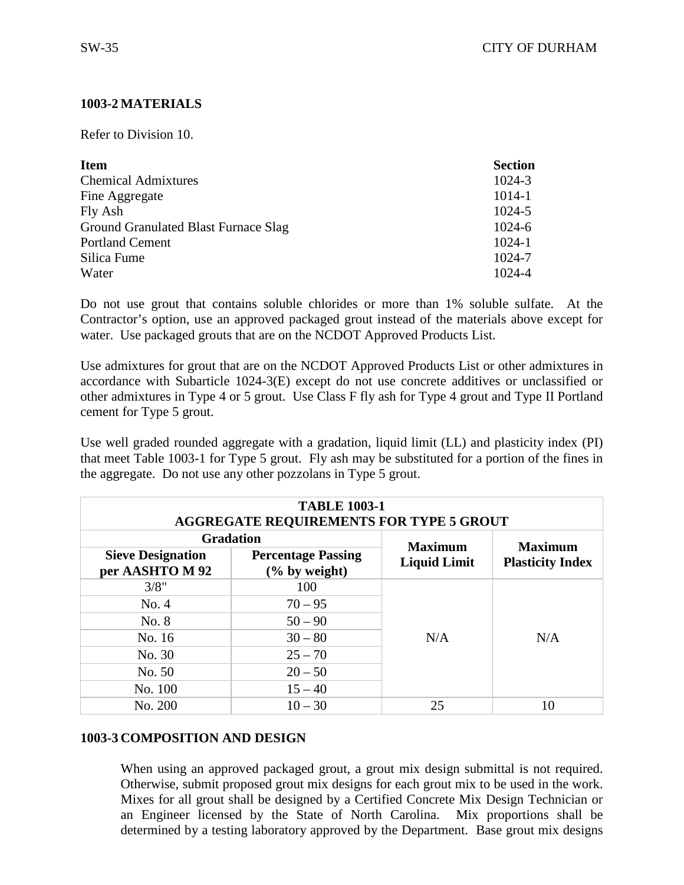## 1003-2 MATERIALS

Refer to Division 10.

| Item | Section |
|---|---|
| Chemical Admixtures | 1024-3 |
| Fine Aggregate | 1014-1 |
| Fly Ash | 1024-5 |
| Ground Granulated Blast Furnace Slag | 1024-6 |
| Portland Cement | 1024-1 |
| Silica Fume | 1024-7 |
| Water | 1024-4 |

Do not use grout that contains soluble chlorides or more than 1% soluble sulfate. At the Contractor's option, use an approved packaged grout instead of the materials above except for water. Use packaged grouts that are on the NCDOT Approved Products List.

Use admixtures for grout that are on the NCDOT Approved Products List or other admixtures in accordance with Subarticle 1024-3(E) except do not use concrete additives or unclassified or other admixtures in Type 4 or 5 grout. Use Class F fly ash for Type 4 grout and Type II Portland cement for Type 5 grout.

Use well graded rounded aggregate with a gradation, liquid limit (LL) and plasticity index (PI) that meet Table 1003-1 for Type 5 grout. Fly ash may be substituted for a portion of the fines in the aggregate. Do not use any other pozzolans in Type 5 grout.

**TABLE 1003-1**
**AGGREGATE REQUIREMENTS FOR TYPE 5 GROUT**

| Gradation | | Maximum Liquid Limit | Maximum Plasticity Index |
|---|---|---|---|
| **Sieve Designation per AASHTO M 92** | **Percentage Passing (% by weight)** | | |
| 3/8" | 100 | N/A | N/A |
| No. 4 | 70 – 95 | | |
| No. 8 | 50 – 90 | | |
| No. 16 | 30 – 80 | | |
| No. 30 | 25 – 70 | | |
| No. 50 | 20 – 50 | | |
| No. 100 | 15 – 40 | | |
| No. 200 | 10 – 30 | 25 | 10 |

## 1003-3 COMPOSITION AND DESIGN

When using an approved packaged grout, a grout mix design submittal is not required. Otherwise, submit proposed grout mix designs for each grout mix to be used in the work. Mixes for all grout shall be designed by a Certified Concrete Mix Design Technician or an Engineer licensed by the State of North Carolina. Mix proportions shall be determined by a testing laboratory approved by the Department. Base grout mix designs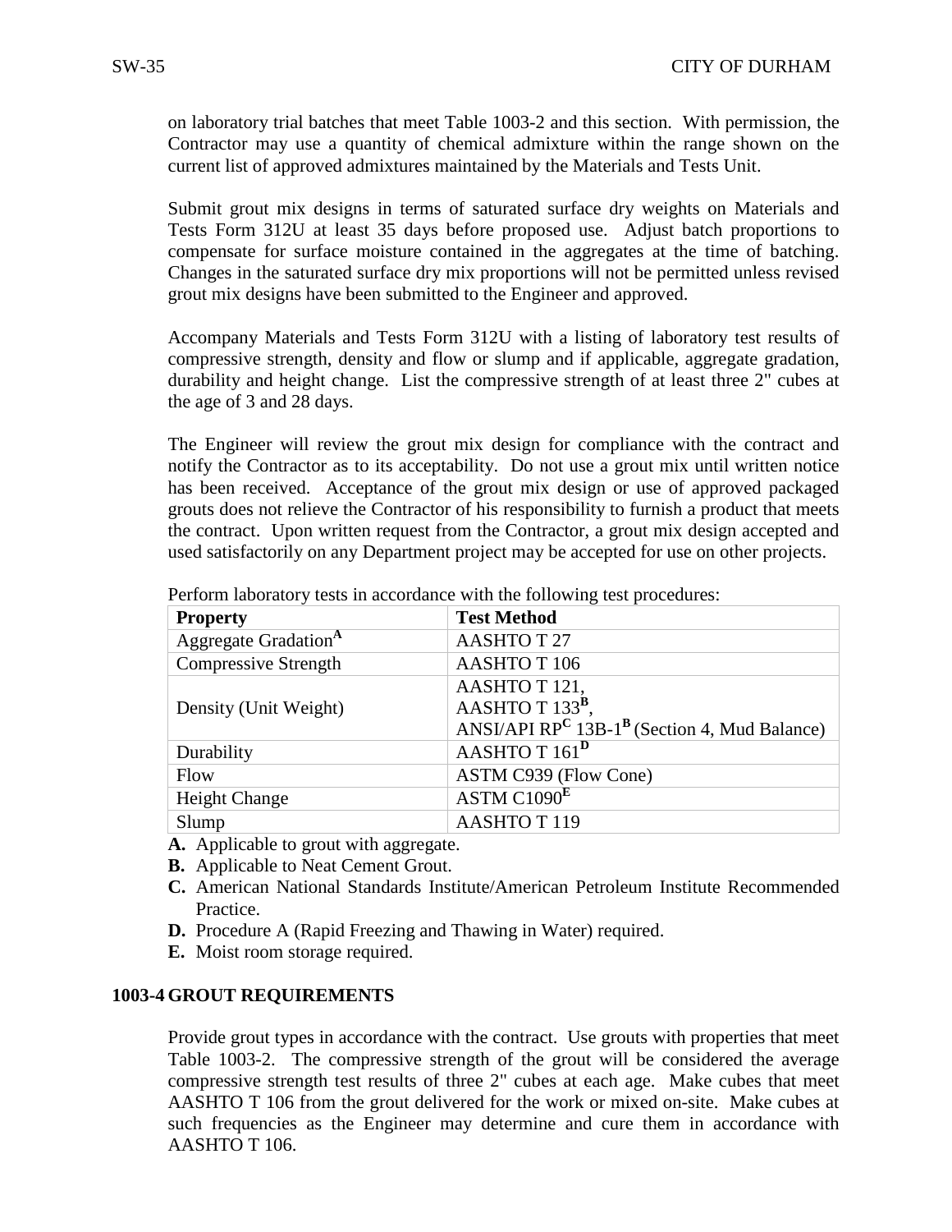on laboratory trial batches that meet Table 1003-2 and this section. With permission, the Contractor may use a quantity of chemical admixture within the range shown on the current list of approved admixtures maintained by the Materials and Tests Unit.

Submit grout mix designs in terms of saturated surface dry weights on Materials and Tests Form 312U at least 35 days before proposed use. Adjust batch proportions to compensate for surface moisture contained in the aggregates at the time of batching. Changes in the saturated surface dry mix proportions will not be permitted unless revised grout mix designs have been submitted to the Engineer and approved.

Accompany Materials and Tests Form 312U with a listing of laboratory test results of compressive strength, density and flow or slump and if applicable, aggregate gradation, durability and height change. List the compressive strength of at least three 2" cubes at the age of 3 and 28 days.

The Engineer will review the grout mix design for compliance with the contract and notify the Contractor as to its acceptability. Do not use a grout mix until written notice has been received. Acceptance of the grout mix design or use of approved packaged grouts does not relieve the Contractor of his responsibility to furnish a product that meets the contract. Upon written request from the Contractor, a grout mix design accepted and used satisfactorily on any Department project may be accepted for use on other projects.

Perform laboratory tests in accordance with the following test procedures:

| **Property** | **Test Method** |
|---|---|
| Aggregate Gradation[A] | AASHTO T 27 |
| Compressive Strength | AASHTO T 106 |
| Density (Unit Weight) | AASHTO T 121, AASHTO T 133[B], ANSI/API RP[C] 13B-1[B] (Section 4, Mud Balance) |
| Durability | AASHTO T 161[D] |
| Flow | ASTM C939 (Flow Cone) |
| Height Change | ASTM C1090[E] |
| Slump | AASHTO T 119 |

**A.** Applicable to grout with aggregate.
**B.** Applicable to Neat Cement Grout.
**C.** American National Standards Institute/American Petroleum Institute Recommended Practice.
**D.** Procedure A (Rapid Freezing and Thawing in Water) required.
**E.** Moist room storage required.

## 1003-4 GROUT REQUIREMENTS

Provide grout types in accordance with the contract. Use grouts with properties that meet Table 1003-2. The compressive strength of the grout will be considered the average compressive strength test results of three 2" cubes at each age. Make cubes that meet AASHTO T 106 from the grout delivered for the work or mixed on-site. Make cubes at such frequencies as the Engineer may determine and cure them in accordance with AASHTO T 106.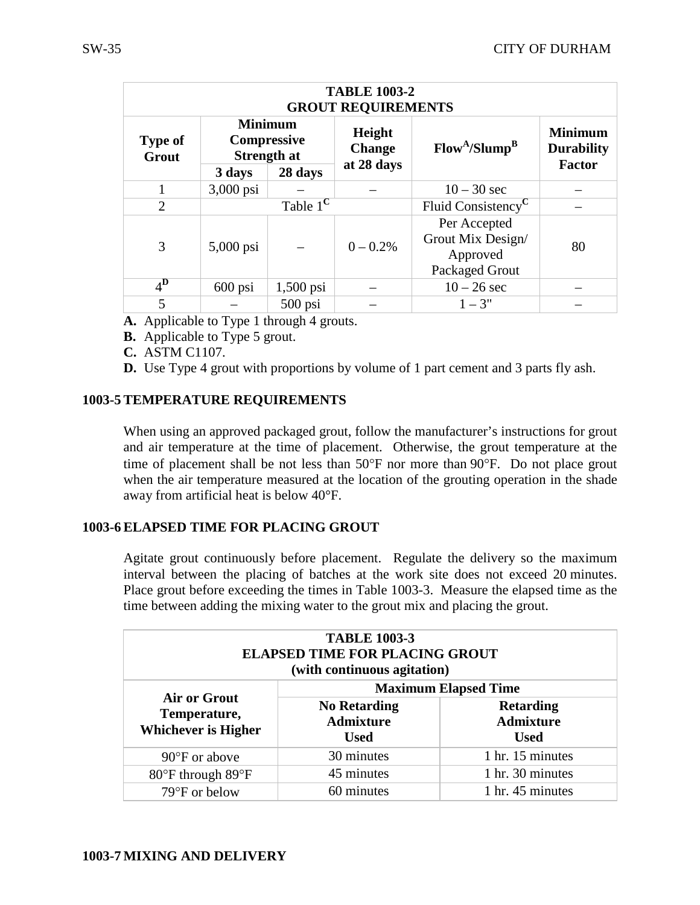| TABLE 1003-2 GROUT REQUIREMENTS | | | | | |
|---|---|---|---|---|---|
| **Type of Grout** | **Minimum Compressive Strength at** | | **Height Change at 28 days** | **Flow[A]/Slump[B]** | **Minimum Durability Factor** |
| | **3 days** | **28 days** | | | |
| 1 | 3,000 psi | – | – | 10 – 30 sec | – |
| 2 | Table 1[C] | | | Fluid Consistency[C] | – |
| 3 | 5,000 psi | – | 0 – 0.2% | Per Accepted Grout Mix Design/ Approved Packaged Grout | 80 |
| 4[D] | 600 psi | 1,500 psi | – | 10 – 26 sec | – |
| 5 | – | 500 psi | – | 1 – 3" | – |

**A.** Applicable to Type 1 through 4 grouts.
**B.** Applicable to Type 5 grout.
**C.** ASTM C1107.
**D.** Use Type 4 grout with proportions by volume of 1 part cement and 3 parts fly ash.

## 1003-5 TEMPERATURE REQUIREMENTS

When using an approved packaged grout, follow the manufacturer's instructions for grout and air temperature at the time of placement. Otherwise, the grout temperature at the time of placement shall be not less than 50°F nor more than 90°F. Do not place grout when the air temperature measured at the location of the grouting operation in the shade away from artificial heat is below 40°F.

## 1003-6 ELAPSED TIME FOR PLACING GROUT

Agitate grout continuously before placement. Regulate the delivery so the maximum interval between the placing of batches at the work site does not exceed 20 minutes. Place grout before exceeding the times in Table 1003-3. Measure the elapsed time as the time between adding the mixing water to the grout mix and placing the grout.

| TABLE 1003-3 ELAPSED TIME FOR PLACING GROUT (with continuous agitation) | | |
|---|---|---|
| **Air or Grout Temperature, Whichever is Higher** | **Maximum Elapsed Time** | |
| | **No Retarding Admixture Used** | **Retarding Admixture Used** |
| 90°F or above | 30 minutes | 1 hr. 15 minutes |
| 80°F through 89°F | 45 minutes | 1 hr. 30 minutes |
| 79°F or below | 60 minutes | 1 hr. 45 minutes |

## 1003-7 MIXING AND DELIVERY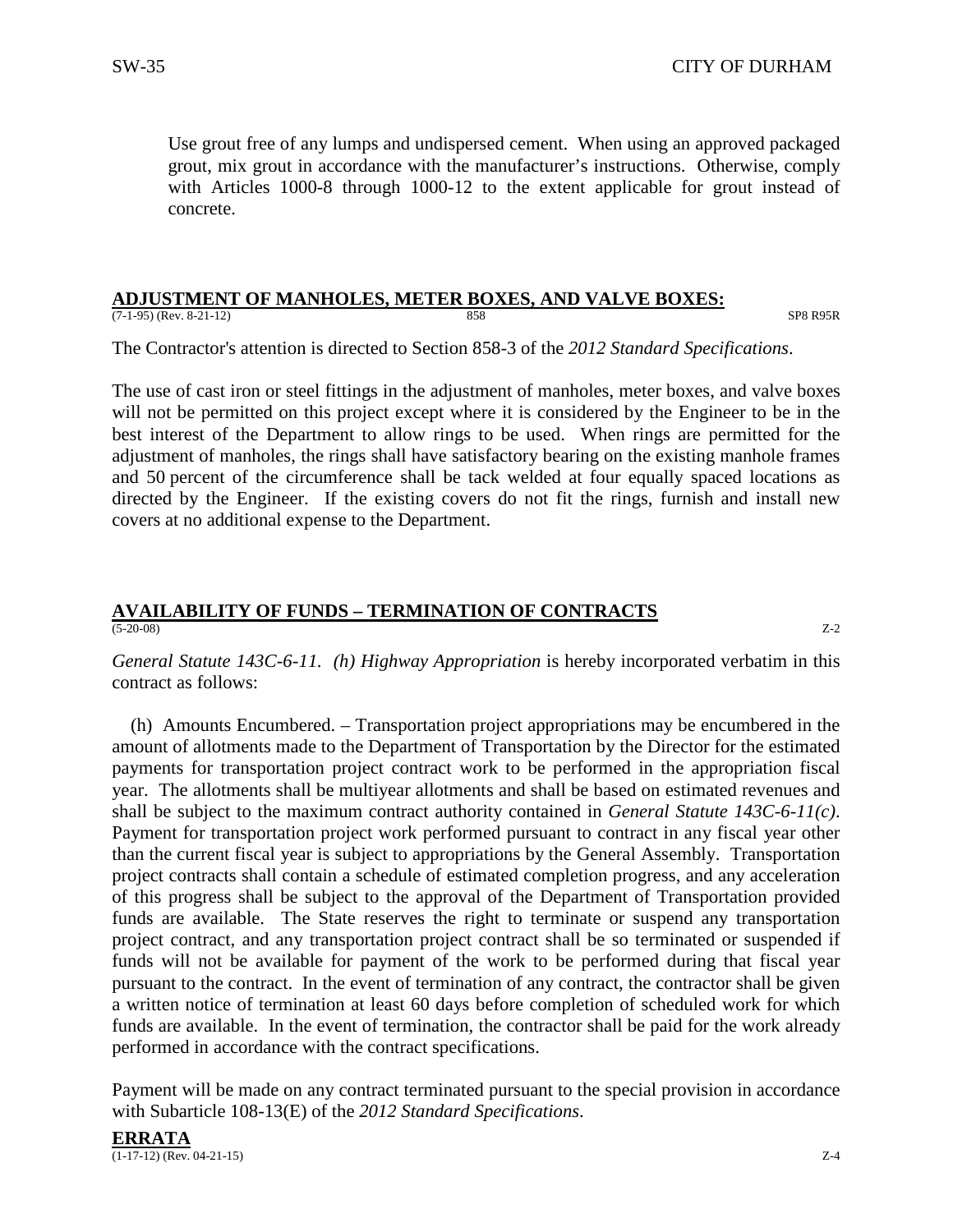Use grout free of any lumps and undispersed cement. When using an approved packaged grout, mix grout in accordance with the manufacturer's instructions. Otherwise, comply with Articles 1000-8 through 1000-12 to the extent applicable for grout instead of concrete.

## ADJUSTMENT OF MANHOLES, METER BOXES, AND VALVE BOXES:

(7-1-95) (Rev. 8-21-12) 858 SP8 R95R

The Contractor's attention is directed to Section 858-3 of the *2012 Standard Specifications*.

The use of cast iron or steel fittings in the adjustment of manholes, meter boxes, and valve boxes will not be permitted on this project except where it is considered by the Engineer to be in the best interest of the Department to allow rings to be used. When rings are permitted for the adjustment of manholes, the rings shall have satisfactory bearing on the existing manhole frames and 50 percent of the circumference shall be tack welded at four equally spaced locations as directed by the Engineer. If the existing covers do not fit the rings, furnish and install new covers at no additional expense to the Department.

## AVAILABILITY OF FUNDS – TERMINATION OF CONTRACTS

(5-20-08) Z-2

*General Statute 143C-6-11. (h) Highway Appropriation* is hereby incorporated verbatim in this contract as follows:

(h) Amounts Encumbered. – Transportation project appropriations may be encumbered in the amount of allotments made to the Department of Transportation by the Director for the estimated payments for transportation project contract work to be performed in the appropriation fiscal year. The allotments shall be multiyear allotments and shall be based on estimated revenues and shall be subject to the maximum contract authority contained in *General Statute 143C-6-11(c)*. Payment for transportation project work performed pursuant to contract in any fiscal year other than the current fiscal year is subject to appropriations by the General Assembly. Transportation project contracts shall contain a schedule of estimated completion progress, and any acceleration of this progress shall be subject to the approval of the Department of Transportation provided funds are available. The State reserves the right to terminate or suspend any transportation project contract, and any transportation project contract shall be so terminated or suspended if funds will not be available for payment of the work to be performed during that fiscal year pursuant to the contract. In the event of termination of any contract, the contractor shall be given a written notice of termination at least 60 days before completion of scheduled work for which funds are available. In the event of termination, the contractor shall be paid for the work already performed in accordance with the contract specifications.

Payment will be made on any contract terminated pursuant to the special provision in accordance with Subarticle 108-13(E) of the *2012 Standard Specifications*.

## ERRATA

(1-17-12) (Rev. 04-21-15) Z-4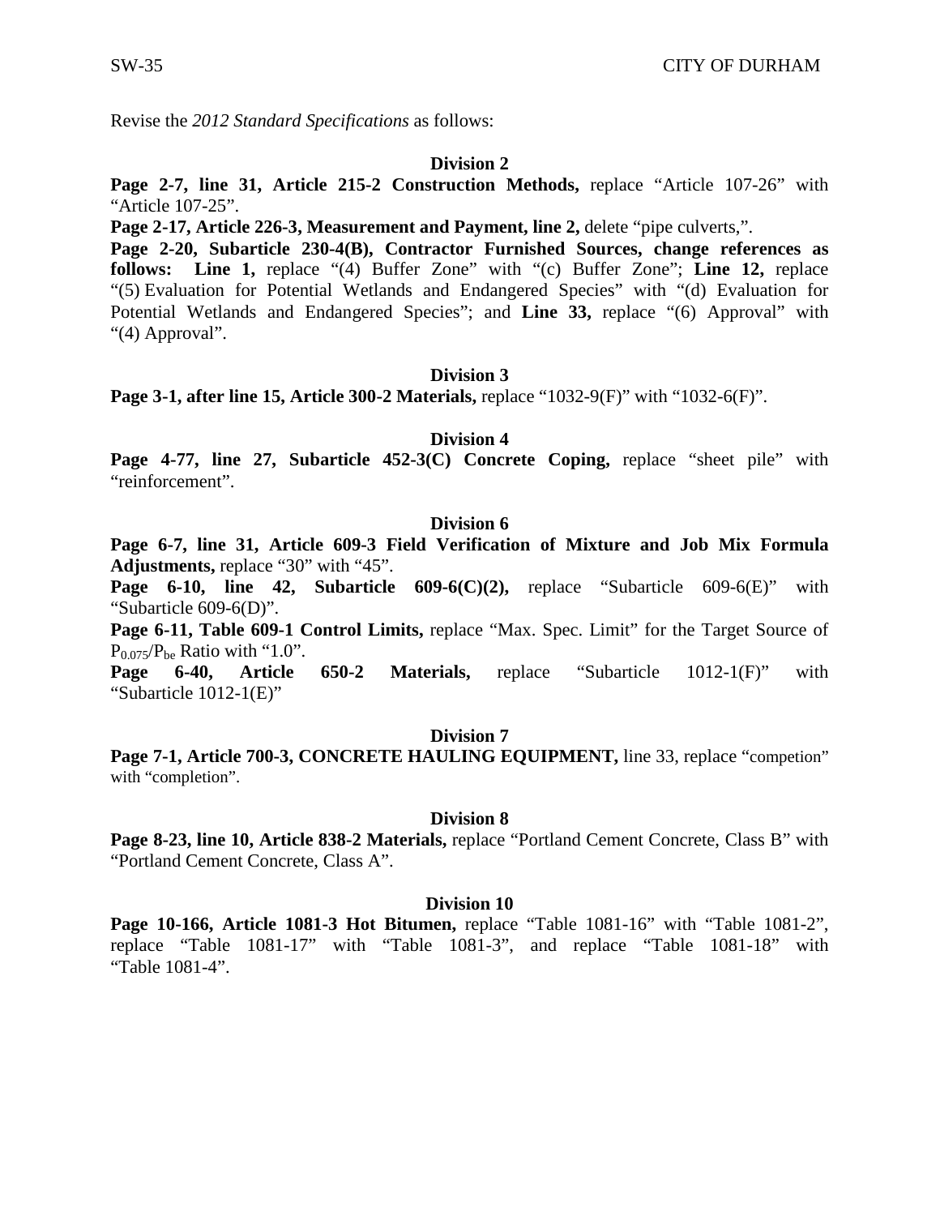Revise the *2012 Standard Specifications* as follows:

### Division 2

**Page 2-7, line 31, Article 215-2 Construction Methods,** replace "Article 107-26" with "Article 107-25".

**Page 2-17, Article 226-3, Measurement and Payment, line 2,** delete "pipe culverts,".

**Page 2-20, Subarticle 230-4(B), Contractor Furnished Sources, change references as follows: Line 1,** replace "(4) Buffer Zone" with "(c) Buffer Zone"; **Line 12,** replace "(5) Evaluation for Potential Wetlands and Endangered Species" with "(d) Evaluation for Potential Wetlands and Endangered Species"; and **Line 33,** replace "(6) Approval" with "(4) Approval".

### Division 3

**Page 3-1, after line 15, Article 300-2 Materials,** replace "1032-9(F)" with "1032-6(F)".

### Division 4

**Page 4-77, line 27, Subarticle 452-3(C) Concrete Coping,** replace "sheet pile" with "reinforcement".

### Division 6

**Page 6-7, line 31, Article 609-3 Field Verification of Mixture and Job Mix Formula Adjustments,** replace "30" with "45".

**Page 6-10, line 42, Subarticle 609-6(C)(2),** replace "Subarticle 609-6(E)" with "Subarticle 609-6(D)".

**Page 6-11, Table 609-1 Control Limits,** replace "Max. Spec. Limit" for the Target Source of $P_{0.075}/P_{be}$ Ratio with "1.0".

**Page 6-40, Article 650-2 Materials,** replace "Subarticle 1012-1(F)" with "Subarticle 1012-1(E)"

### Division 7

**Page 7-1, Article 700-3, CONCRETE HAULING EQUIPMENT,** line 33, replace "competion" with "completion".

### Division 8

**Page 8-23, line 10, Article 838-2 Materials,** replace "Portland Cement Concrete, Class B" with "Portland Cement Concrete, Class A".

### Division 10

**Page 10-166, Article 1081-3 Hot Bitumen,** replace "Table 1081-16" with "Table 1081-2", replace "Table 1081-17" with "Table 1081-3", and replace "Table 1081-18" with "Table 1081-4".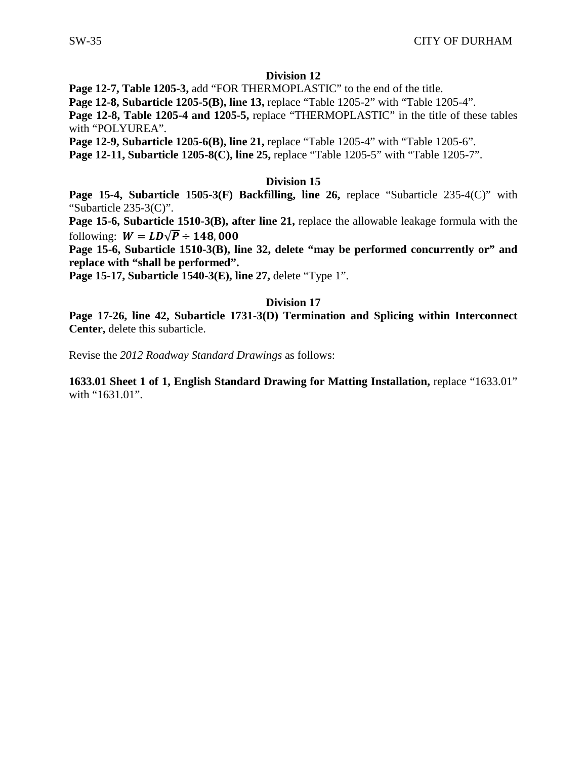### Division 12

**Page 12-7, Table 1205-3,** add “FOR THERMOPLASTIC” to the end of the title.

**Page 12-8, Subarticle 1205-5(B), line 13,** replace “Table 1205-2” with “Table 1205-4”.

**Page 12-8, Table 1205-4 and 1205-5,** replace “THERMOPLASTIC” in the title of these tables with “POLYUREA”.

**Page 12-9, Subarticle 1205-6(B), line 21,** replace “Table 1205-4” with “Table 1205-6”.

**Page 12-11, Subarticle 1205-8(C), line 25,** replace “Table 1205-5” with “Table 1205-7”.

### Division 15

**Page 15-4, Subarticle 1505-3(F) Backfilling, line 26,** replace “Subarticle 235-4(C)” with “Subarticle 235-3(C)”.

**Page 15-6, Subarticle 1510-3(B), after line 21,** replace the allowable leakage formula with the following: $\boldsymbol{W = LD\sqrt{P} \div 148{,}000}$

**Page 15-6, Subarticle 1510-3(B), line 32, delete “may be performed concurrently or” and replace with “shall be performed”.**

**Page 15-17, Subarticle 1540-3(E), line 27,** delete “Type 1”.

### Division 17

**Page 17-26, line 42, Subarticle 1731-3(D) Termination and Splicing within Interconnect Center,** delete this subarticle.

Revise the *2012 Roadway Standard Drawings* as follows:

**1633.01 Sheet 1 of 1, English Standard Drawing for Matting Installation,** replace “1633.01” with “1631.01”.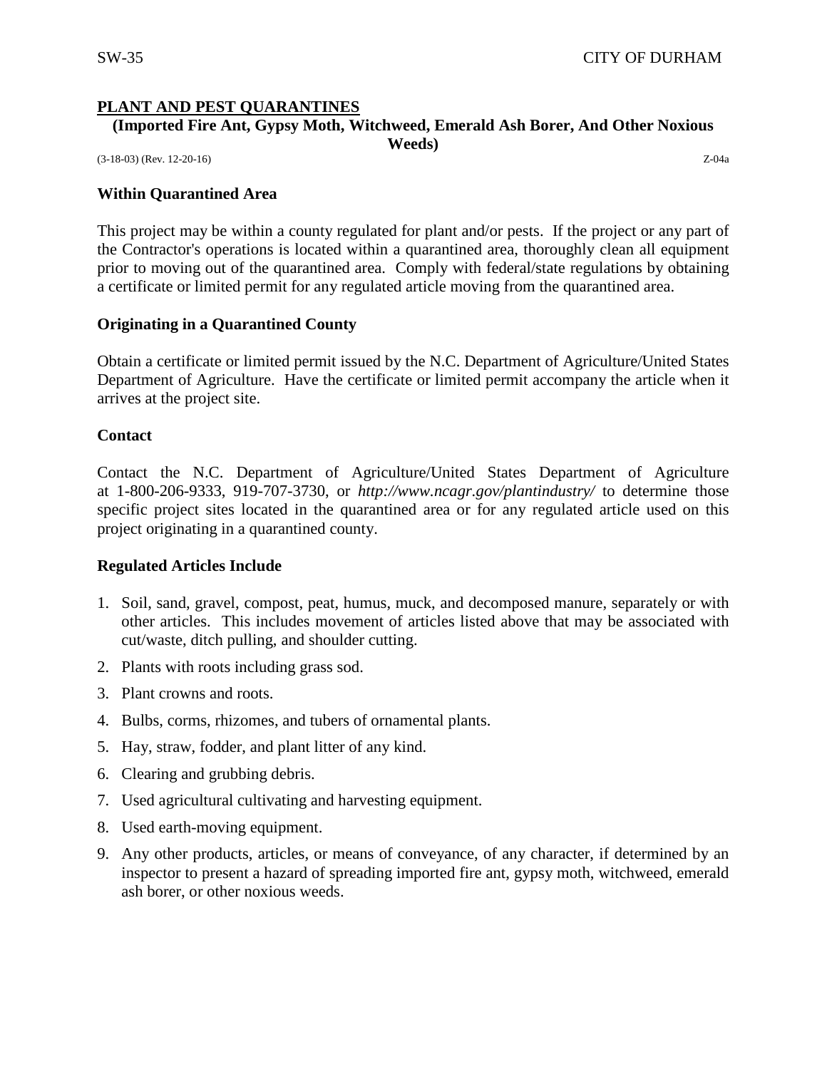## PLANT AND PEST QUARANTINES

**(Imported Fire Ant, Gypsy Moth, Witchweed, Emerald Ash Borer, And Other Noxious Weeds)**

(3-18-03) (Rev. 12-20-16) Z-04a

### Within Quarantined Area

This project may be within a county regulated for plant and/or pests. If the project or any part of the Contractor's operations is located within a quarantined area, thoroughly clean all equipment prior to moving out of the quarantined area. Comply with federal/state regulations by obtaining a certificate or limited permit for any regulated article moving from the quarantined area.

### Originating in a Quarantined County

Obtain a certificate or limited permit issued by the N.C. Department of Agriculture/United States Department of Agriculture. Have the certificate or limited permit accompany the article when it arrives at the project site.

### Contact

Contact the N.C. Department of Agriculture/United States Department of Agriculture at 1-800-206-9333, 919-707-3730, or *http://www.ncagr.gov/plantindustry/* to determine those specific project sites located in the quarantined area or for any regulated article used on this project originating in a quarantined county.

### Regulated Articles Include

1. Soil, sand, gravel, compost, peat, humus, muck, and decomposed manure, separately or with other articles. This includes movement of articles listed above that may be associated with cut/waste, ditch pulling, and shoulder cutting.
2. Plants with roots including grass sod.
3. Plant crowns and roots.
4. Bulbs, corms, rhizomes, and tubers of ornamental plants.
5. Hay, straw, fodder, and plant litter of any kind.
6. Clearing and grubbing debris.
7. Used agricultural cultivating and harvesting equipment.
8. Used earth-moving equipment.
9. Any other products, articles, or means of conveyance, of any character, if determined by an inspector to present a hazard of spreading imported fire ant, gypsy moth, witchweed, emerald ash borer, or other noxious weeds.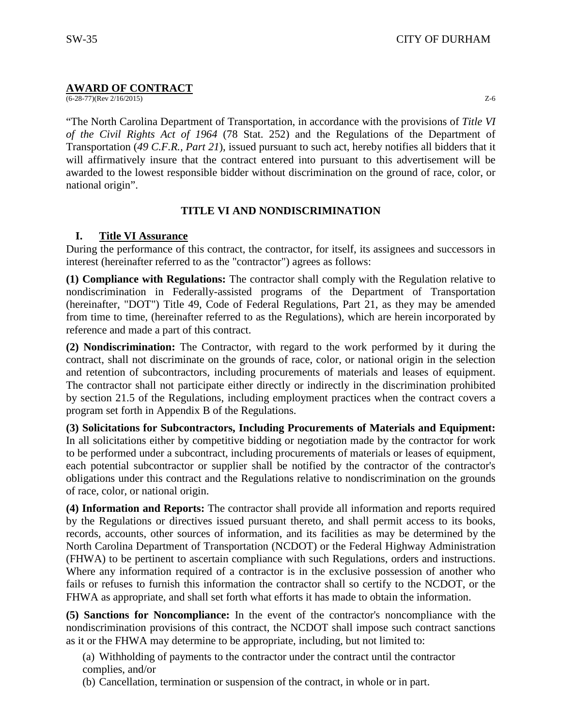## AWARD OF CONTRACT

(6-28-77)(Rev 2/16/2015) Z-6

"The North Carolina Department of Transportation, in accordance with the provisions of *Title VI of the Civil Rights Act of 1964* (78 Stat. 252) and the Regulations of the Department of Transportation (*49 C.F.R., Part 21*), issued pursuant to such act, hereby notifies all bidders that it will affirmatively insure that the contract entered into pursuant to this advertisement will be awarded to the lowest responsible bidder without discrimination on the ground of race, color, or national origin".

## TITLE VI AND NONDISCRIMINATION

### I. Title VI Assurance

During the performance of this contract, the contractor, for itself, its assignees and successors in interest (hereinafter referred to as the "contractor") agrees as follows:

**(1) Compliance with Regulations:** The contractor shall comply with the Regulation relative to nondiscrimination in Federally-assisted programs of the Department of Transportation (hereinafter, "DOT") Title 49, Code of Federal Regulations, Part 21, as they may be amended from time to time, (hereinafter referred to as the Regulations), which are herein incorporated by reference and made a part of this contract.

**(2) Nondiscrimination:** The Contractor, with regard to the work performed by it during the contract, shall not discriminate on the grounds of race, color, or national origin in the selection and retention of subcontractors, including procurements of materials and leases of equipment. The contractor shall not participate either directly or indirectly in the discrimination prohibited by section 21.5 of the Regulations, including employment practices when the contract covers a program set forth in Appendix B of the Regulations.

**(3) Solicitations for Subcontractors, Including Procurements of Materials and Equipment:** In all solicitations either by competitive bidding or negotiation made by the contractor for work to be performed under a subcontract, including procurements of materials or leases of equipment, each potential subcontractor or supplier shall be notified by the contractor of the contractor's obligations under this contract and the Regulations relative to nondiscrimination on the grounds of race, color, or national origin.

**(4) Information and Reports:** The contractor shall provide all information and reports required by the Regulations or directives issued pursuant thereto, and shall permit access to its books, records, accounts, other sources of information, and its facilities as may be determined by the North Carolina Department of Transportation (NCDOT) or the Federal Highway Administration (FHWA) to be pertinent to ascertain compliance with such Regulations, orders and instructions. Where any information required of a contractor is in the exclusive possession of another who fails or refuses to furnish this information the contractor shall so certify to the NCDOT, or the FHWA as appropriate, and shall set forth what efforts it has made to obtain the information.

**(5) Sanctions for Noncompliance:** In the event of the contractor's noncompliance with the nondiscrimination provisions of this contract, the NCDOT shall impose such contract sanctions as it or the FHWA may determine to be appropriate, including, but not limited to:

(a) Withholding of payments to the contractor under the contract until the contractor complies, and/or

(b) Cancellation, termination or suspension of the contract, in whole or in part.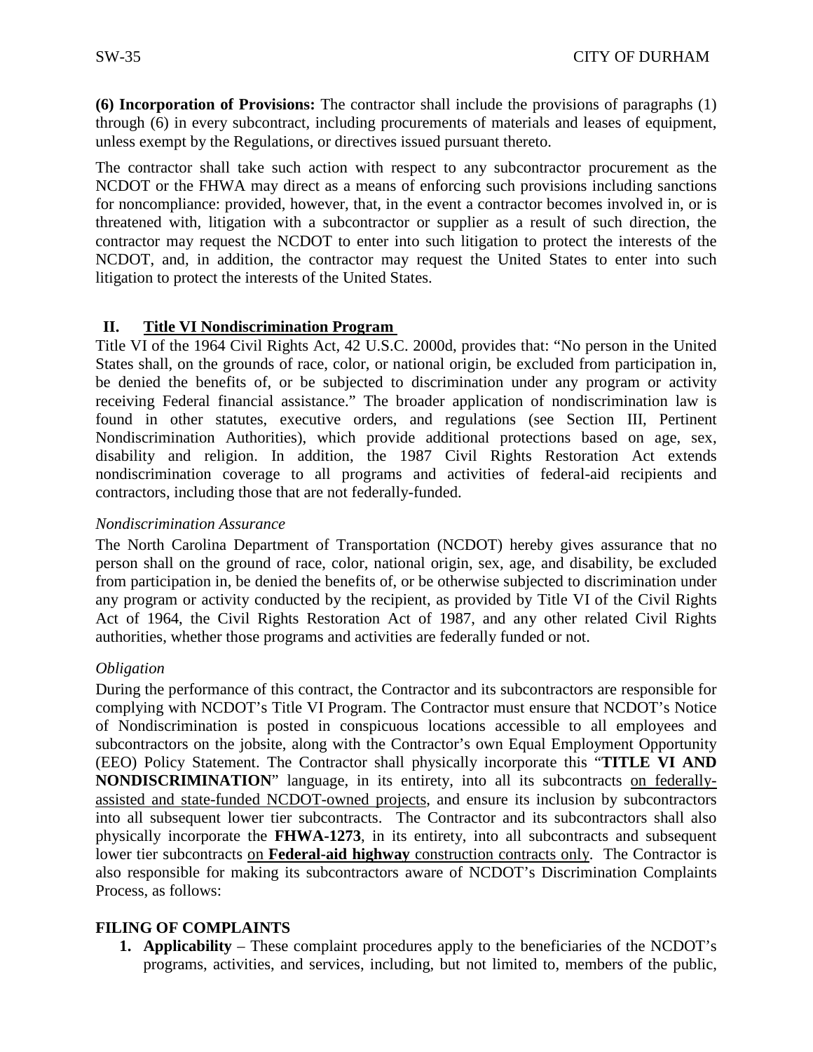**(6) Incorporation of Provisions:** The contractor shall include the provisions of paragraphs (1) through (6) in every subcontract, including procurements of materials and leases of equipment, unless exempt by the Regulations, or directives issued pursuant thereto.

The contractor shall take such action with respect to any subcontractor procurement as the NCDOT or the FHWA may direct as a means of enforcing such provisions including sanctions for noncompliance: provided, however, that, in the event a contractor becomes involved in, or is threatened with, litigation with a subcontractor or supplier as a result of such direction, the contractor may request the NCDOT to enter into such litigation to protect the interests of the NCDOT, and, in addition, the contractor may request the United States to enter into such litigation to protect the interests of the United States.

## II. Title VI Nondiscrimination Program

Title VI of the 1964 Civil Rights Act, 42 U.S.C. 2000d, provides that: "No person in the United States shall, on the grounds of race, color, or national origin, be excluded from participation in, be denied the benefits of, or be subjected to discrimination under any program or activity receiving Federal financial assistance." The broader application of nondiscrimination law is found in other statutes, executive orders, and regulations (see Section III, Pertinent Nondiscrimination Authorities), which provide additional protections based on age, sex, disability and religion. In addition, the 1987 Civil Rights Restoration Act extends nondiscrimination coverage to all programs and activities of federal-aid recipients and contractors, including those that are not federally-funded.

*Nondiscrimination Assurance*

The North Carolina Department of Transportation (NCDOT) hereby gives assurance that no person shall on the ground of race, color, national origin, sex, age, and disability, be excluded from participation in, be denied the benefits of, or be otherwise subjected to discrimination under any program or activity conducted by the recipient, as provided by Title VI of the Civil Rights Act of 1964, the Civil Rights Restoration Act of 1987, and any other related Civil Rights authorities, whether those programs and activities are federally funded or not.

*Obligation*

During the performance of this contract, the Contractor and its subcontractors are responsible for complying with NCDOT's Title VI Program. The Contractor must ensure that NCDOT's Notice of Nondiscrimination is posted in conspicuous locations accessible to all employees and subcontractors on the jobsite, along with the Contractor's own Equal Employment Opportunity (EEO) Policy Statement. The Contractor shall physically incorporate this "**TITLE VI AND NONDISCRIMINATION**" language, in its entirety, into all its subcontracts on federally-assisted and state-funded NCDOT-owned projects, and ensure its inclusion by subcontractors into all subsequent lower tier subcontracts. The Contractor and its subcontractors shall also physically incorporate the **FHWA-1273**, in its entirety, into all subcontracts and subsequent lower tier subcontracts on **Federal-aid highway** construction contracts only. The Contractor is also responsible for making its subcontractors aware of NCDOT's Discrimination Complaints Process, as follows:

### FILING OF COMPLAINTS

1. **Applicability** – These complaint procedures apply to the beneficiaries of the NCDOT's programs, activities, and services, including, but not limited to, members of the public,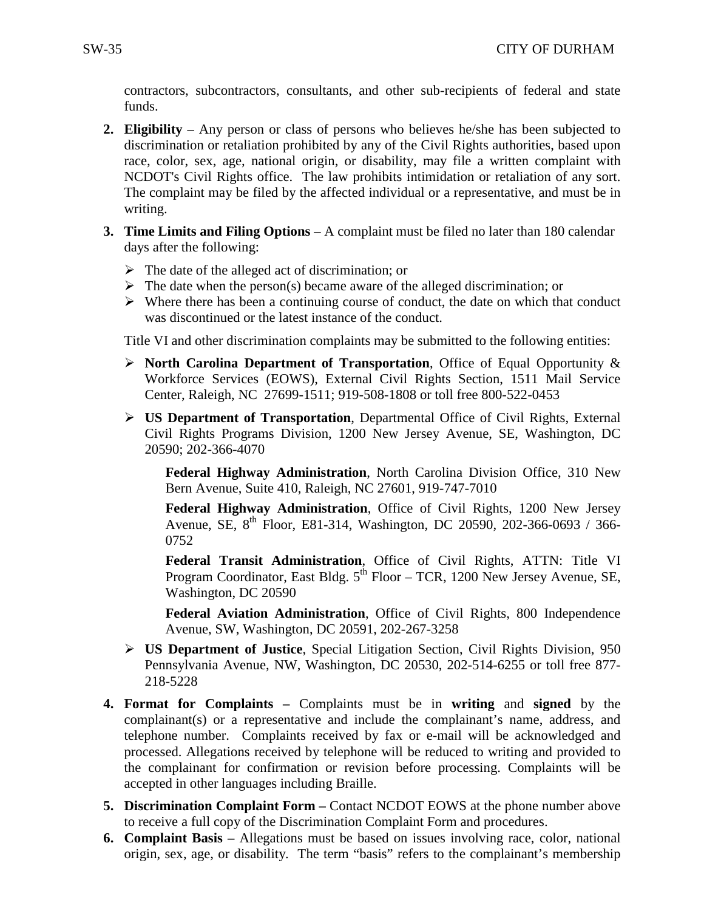contractors, subcontractors, consultants, and other sub-recipients of federal and state funds.

2. **Eligibility** – Any person or class of persons who believes he/she has been subjected to discrimination or retaliation prohibited by any of the Civil Rights authorities, based upon race, color, sex, age, national origin, or disability, may file a written complaint with NCDOT's Civil Rights office. The law prohibits intimidation or retaliation of any sort. The complaint may be filed by the affected individual or a representative, and must be in writing.

3. **Time Limits and Filing Options** – A complaint must be filed no later than 180 calendar days after the following:

   - The date of the alleged act of discrimination; or
   - The date when the person(s) became aware of the alleged discrimination; or
   - Where there has been a continuing course of conduct, the date on which that conduct was discontinued or the latest instance of the conduct.

   Title VI and other discrimination complaints may be submitted to the following entities:

   - **North Carolina Department of Transportation**, Office of Equal Opportunity & Workforce Services (EOWS), External Civil Rights Section, 1511 Mail Service Center, Raleigh, NC 27699-1511; 919-508-1808 or toll free 800-522-0453
   - **US Department of Transportation**, Departmental Office of Civil Rights, External Civil Rights Programs Division, 1200 New Jersey Avenue, SE, Washington, DC 20590; 202-366-4070

     **Federal Highway Administration**, North Carolina Division Office, 310 New Bern Avenue, Suite 410, Raleigh, NC 27601, 919-747-7010

     **Federal Highway Administration**, Office of Civil Rights, 1200 New Jersey Avenue, SE, 8th Floor, E81-314, Washington, DC 20590, 202-366-0693 / 366-0752

     **Federal Transit Administration**, Office of Civil Rights, ATTN: Title VI Program Coordinator, East Bldg. 5th Floor – TCR, 1200 New Jersey Avenue, SE, Washington, DC 20590

     **Federal Aviation Administration**, Office of Civil Rights, 800 Independence Avenue, SW, Washington, DC 20591, 202-267-3258
   - **US Department of Justice**, Special Litigation Section, Civil Rights Division, 950 Pennsylvania Avenue, NW, Washington, DC 20530, 202-514-6255 or toll free 877-218-5228

4. **Format for Complaints –** Complaints must be in **writing** and **signed** by the complainant(s) or a representative and include the complainant's name, address, and telephone number. Complaints received by fax or e-mail will be acknowledged and processed. Allegations received by telephone will be reduced to writing and provided to the complainant for confirmation or revision before processing. Complaints will be accepted in other languages including Braille.

5. **Discrimination Complaint Form –** Contact NCDOT EOWS at the phone number above to receive a full copy of the Discrimination Complaint Form and procedures.

6. **Complaint Basis –** Allegations must be based on issues involving race, color, national origin, sex, age, or disability. The term "basis" refers to the complainant's membership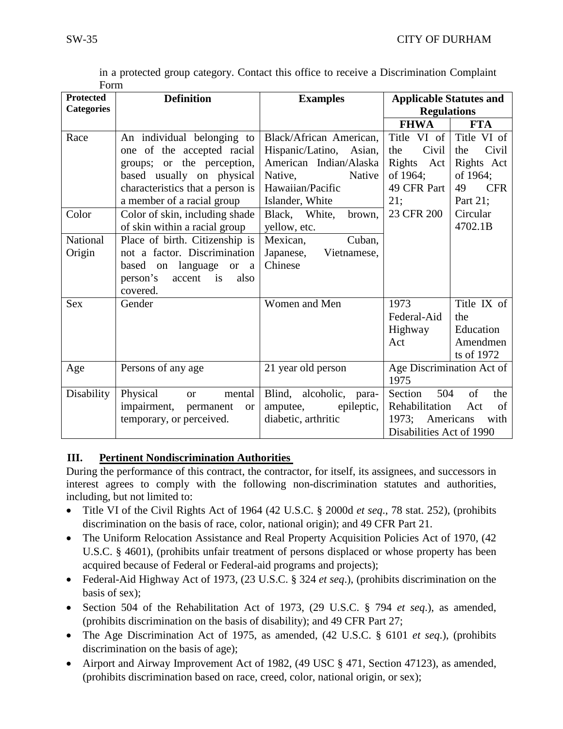in a protected group category. Contact this office to receive a Discrimination Complaint Form

| Protected Categories | Definition | Examples | Applicable Statutes and Regulations | |
|---|---|---|---|---|
| | | | FHWA | FTA |
| Race | An individual belonging to one of the accepted racial groups; or the perception, based usually on physical characteristics that a person is a member of a racial group | Black/African American, Hispanic/Latino, Asian, American Indian/Alaska Native, Native Hawaiian/Pacific Islander, White | Title VI of the Civil Rights Act of 1964; 49 CFR Part 21; 23 CFR 200 | Title VI of the Civil Rights Act of 1964; 49 CFR Part 21; Circular 4702.1B |
| Color | Color of skin, including shade of skin within a racial group | Black, White, brown, yellow, etc. | | |
| National Origin | Place of birth. Citizenship is not a factor. Discrimination based on language or a person's accent is also covered. | Mexican, Cuban, Japanese, Vietnamese, Chinese | | |
| Sex | Gender | Women and Men | 1973 Federal-Aid Highway Act | Title IX of the Education Amendments of 1972 |
| Age | Persons of any age | 21 year old person | Age Discrimination Act of 1975 | |
| Disability | Physical or mental impairment, permanent or temporary, or perceived. | Blind, alcoholic, para-amputee, epileptic, diabetic, arthritic | Section 504 of the Rehabilitation Act of 1973; Americans with Disabilities Act of 1990 | |

## III. Pertinent Nondiscrimination Authorities

During the performance of this contract, the contractor, for itself, its assignees, and successors in interest agrees to comply with the following non-discrimination statutes and authorities, including, but not limited to:

- Title VI of the Civil Rights Act of 1964 (42 U.S.C. § 2000d *et seq*., 78 stat. 252), (prohibits discrimination on the basis of race, color, national origin); and 49 CFR Part 21.
- The Uniform Relocation Assistance and Real Property Acquisition Policies Act of 1970, (42 U.S.C. § 4601), (prohibits unfair treatment of persons displaced or whose property has been acquired because of Federal or Federal-aid programs and projects);
- Federal-Aid Highway Act of 1973, (23 U.S.C. § 324 *et seq*.), (prohibits discrimination on the basis of sex);
- Section 504 of the Rehabilitation Act of 1973, (29 U.S.C. § 794 *et seq*.), as amended, (prohibits discrimination on the basis of disability); and 49 CFR Part 27;
- The Age Discrimination Act of 1975, as amended, (42 U.S.C. § 6101 *et seq*.), (prohibits discrimination on the basis of age);
- Airport and Airway Improvement Act of 1982, (49 USC § 471, Section 47123), as amended, (prohibits discrimination based on race, creed, color, national origin, or sex);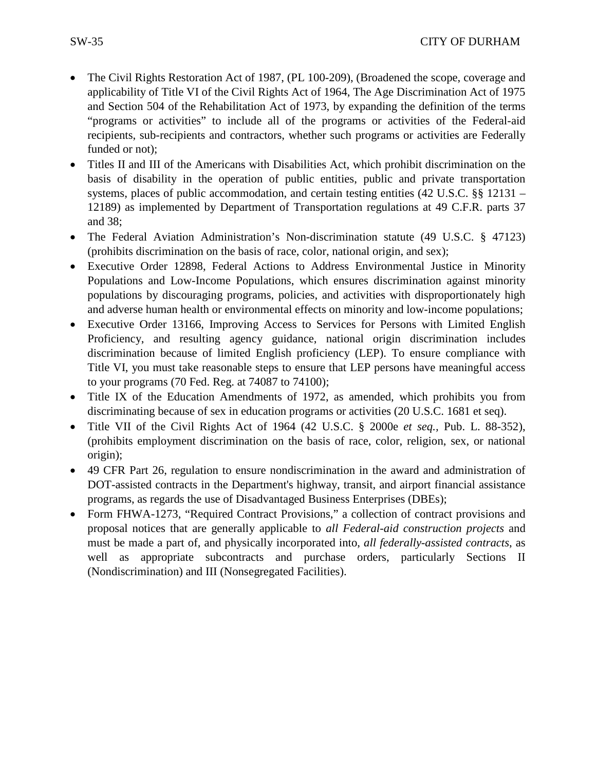- The Civil Rights Restoration Act of 1987, (PL 100-209), (Broadened the scope, coverage and applicability of Title VI of the Civil Rights Act of 1964, The Age Discrimination Act of 1975 and Section 504 of the Rehabilitation Act of 1973, by expanding the definition of the terms "programs or activities" to include all of the programs or activities of the Federal-aid recipients, sub-recipients and contractors, whether such programs or activities are Federally funded or not);
- Titles II and III of the Americans with Disabilities Act, which prohibit discrimination on the basis of disability in the operation of public entities, public and private transportation systems, places of public accommodation, and certain testing entities (42 U.S.C. §§ 12131 – 12189) as implemented by Department of Transportation regulations at 49 C.F.R. parts 37 and 38;
- The Federal Aviation Administration's Non-discrimination statute (49 U.S.C. § 47123) (prohibits discrimination on the basis of race, color, national origin, and sex);
- Executive Order 12898, Federal Actions to Address Environmental Justice in Minority Populations and Low-Income Populations, which ensures discrimination against minority populations by discouraging programs, policies, and activities with disproportionately high and adverse human health or environmental effects on minority and low-income populations;
- Executive Order 13166, Improving Access to Services for Persons with Limited English Proficiency, and resulting agency guidance, national origin discrimination includes discrimination because of limited English proficiency (LEP). To ensure compliance with Title VI, you must take reasonable steps to ensure that LEP persons have meaningful access to your programs (70 Fed. Reg. at 74087 to 74100);
- Title IX of the Education Amendments of 1972, as amended, which prohibits you from discriminating because of sex in education programs or activities (20 U.S.C. 1681 et seq).
- Title VII of the Civil Rights Act of 1964 (42 U.S.C. § 2000e *et seq.*, Pub. L. 88-352), (prohibits employment discrimination on the basis of race, color, religion, sex, or national origin);
- 49 CFR Part 26, regulation to ensure nondiscrimination in the award and administration of DOT-assisted contracts in the Department's highway, transit, and airport financial assistance programs, as regards the use of Disadvantaged Business Enterprises (DBEs);
- Form FHWA-1273, "Required Contract Provisions," a collection of contract provisions and proposal notices that are generally applicable to *all Federal-aid construction projects* and must be made a part of, and physically incorporated into, *all federally-assisted contracts*, as well as appropriate subcontracts and purchase orders, particularly Sections II (Nondiscrimination) and III (Nonsegregated Facilities).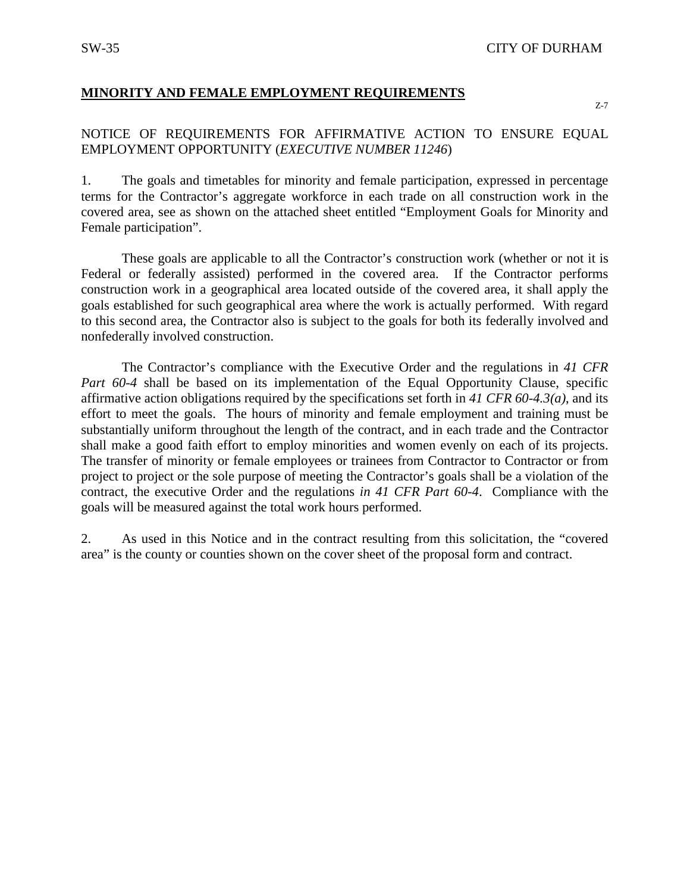**MINORITY AND FEMALE EMPLOYMENT REQUIREMENTS**

Z-7

NOTICE OF REQUIREMENTS FOR AFFIRMATIVE ACTION TO ENSURE EQUAL EMPLOYMENT OPPORTUNITY (*EXECUTIVE NUMBER 11246*)

1. The goals and timetables for minority and female participation, expressed in percentage terms for the Contractor's aggregate workforce in each trade on all construction work in the covered area, see as shown on the attached sheet entitled "Employment Goals for Minority and Female participation".

These goals are applicable to all the Contractor's construction work (whether or not it is Federal or federally assisted) performed in the covered area. If the Contractor performs construction work in a geographical area located outside of the covered area, it shall apply the goals established for such geographical area where the work is actually performed. With regard to this second area, the Contractor also is subject to the goals for both its federally involved and nonfederally involved construction.

The Contractor's compliance with the Executive Order and the regulations in *41 CFR Part 60-4* shall be based on its implementation of the Equal Opportunity Clause, specific affirmative action obligations required by the specifications set forth in *41 CFR 60-4.3(a)*, and its effort to meet the goals. The hours of minority and female employment and training must be substantially uniform throughout the length of the contract, and in each trade and the Contractor shall make a good faith effort to employ minorities and women evenly on each of its projects. The transfer of minority or female employees or trainees from Contractor to Contractor or from project to project or the sole purpose of meeting the Contractor's goals shall be a violation of the contract, the executive Order and the regulations *in 41 CFR Part 60-4*. Compliance with the goals will be measured against the total work hours performed.

2. As used in this Notice and in the contract resulting from this solicitation, the "covered area" is the county or counties shown on the cover sheet of the proposal form and contract.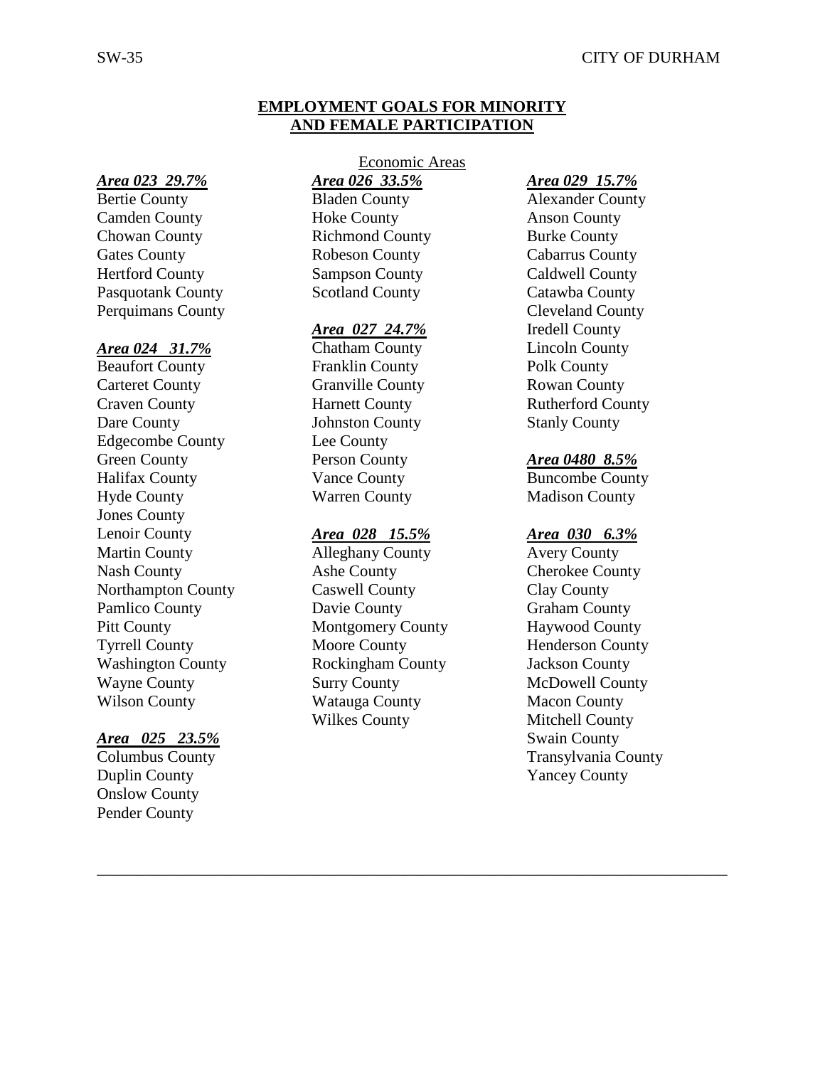## EMPLOYMENT GOALS FOR MINORITY AND FEMALE PARTICIPATION

Economic Areas

***Area 023 29.7%***
Bertie County
Camden County
Chowan County
Gates County
Hertford County
Pasquotank County
Perquimans County

***Area 024 31.7%***
Beaufort County
Carteret County
Craven County
Dare County
Edgecombe County
Green County
Halifax County
Hyde County
Jones County
Lenoir County
Martin County
Nash County
Northampton County
Pamlico County
Pitt County
Tyrrell County
Washington County
Wayne County
Wilson County

***Area 025 23.5%***
Columbus County
Duplin County
Onslow County
Pender County

***Area 026 33.5%***
Bladen County
Hoke County
Richmond County
Robeson County
Sampson County
Scotland County

***Area 027 24.7%***
Chatham County
Franklin County
Granville County
Harnett County
Johnston County
Lee County
Person County
Vance County
Warren County

***Area 028 15.5%***
Alleghany County
Ashe County
Caswell County
Davie County
Montgomery County
Moore County
Rockingham County
Surry County
Watauga County
Wilkes County

***Area 029 15.7%***
Alexander County
Anson County
Burke County
Cabarrus County
Caldwell County
Catawba County
Cleveland County
Iredell County
Lincoln County
Polk County
Rowan County
Rutherford County
Stanly County

***Area 0480 8.5%***
Buncombe County
Madison County

***Area 030 6.3%***
Avery County
Cherokee County
Clay County
Graham County
Haywood County
Henderson County
Jackson County
McDowell County
Macon County
Mitchell County
Swain County
Transylvania County
Yancey County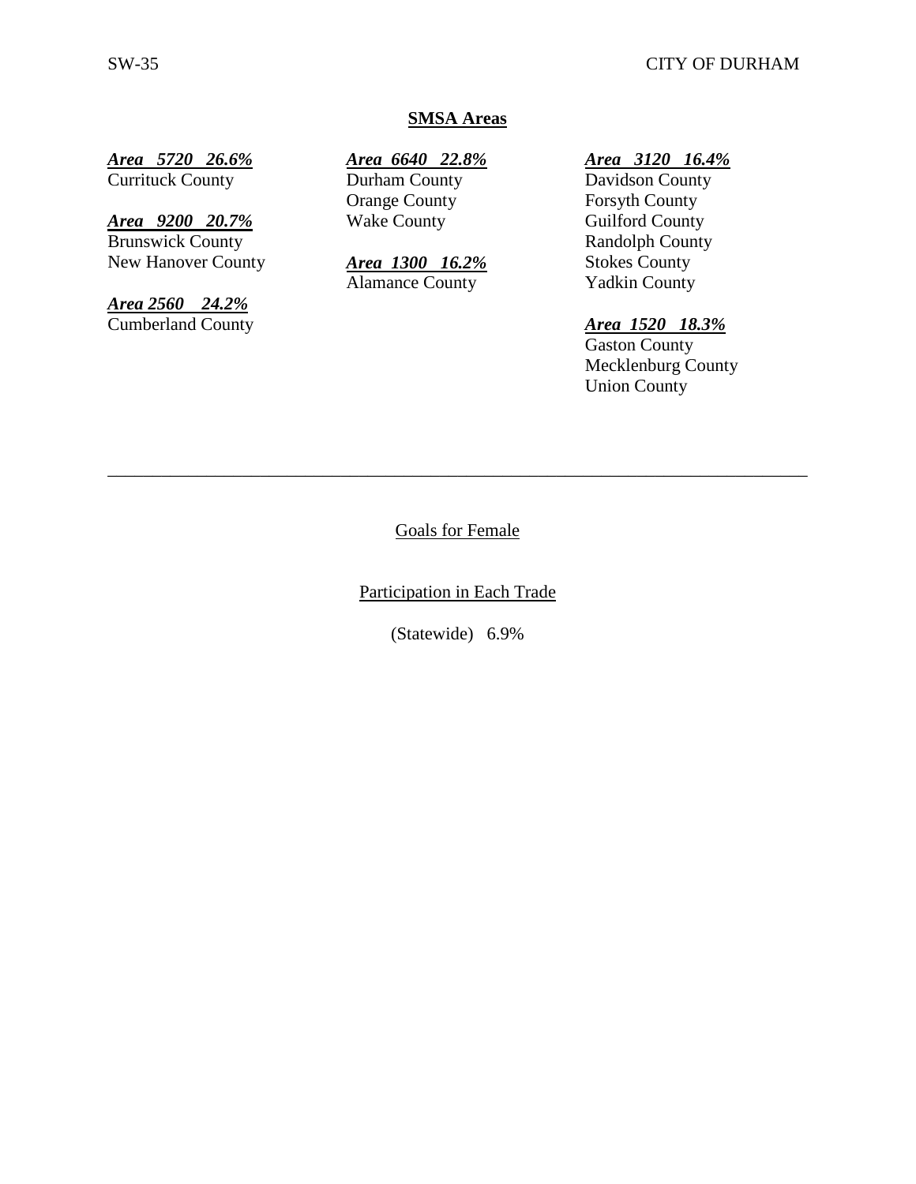## SMSA Areas

***Area 5720 26.6%***
Currituck County

***Area 9200 20.7%***
Brunswick County
New Hanover County

***Area 2560 24.2%***
Cumberland County

***Area 6640 22.8%***
Durham County
Orange County
Wake County

***Area 1300 16.2%***
Alamance County

***Area 3120 16.4%***
Davidson County
Forsyth County
Guilford County
Randolph County
Stokes County
Yadkin County

***Area 1520 18.3%***
Gaston County
Mecklenburg County
Union County

---

Goals for Female

Participation in Each Trade

(Statewide) 6.9%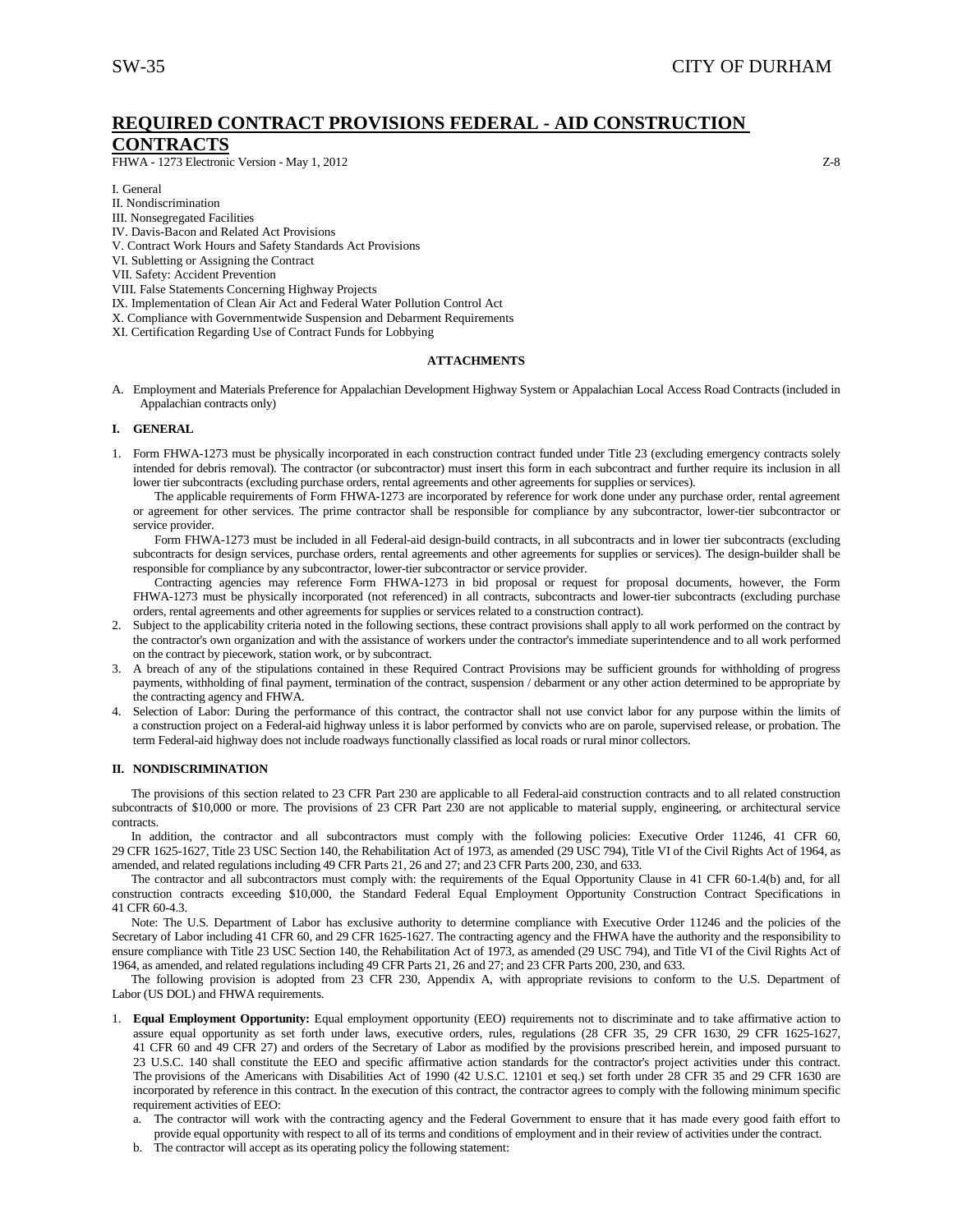# REQUIRED CONTRACT PROVISIONS FEDERAL - AID CONSTRUCTION CONTRACTS

FHWA - 1273 Electronic Version - May 1, 2012 Z-8

I. General
II. Nondiscrimination
III. Nonsegregated Facilities
IV. Davis-Bacon and Related Act Provisions
V. Contract Work Hours and Safety Standards Act Provisions
VI. Subletting or Assigning the Contract
VII. Safety: Accident Prevention
VIII. False Statements Concerning Highway Projects
IX. Implementation of Clean Air Act and Federal Water Pollution Control Act
X. Compliance with Governmentwide Suspension and Debarment Requirements
XI. Certification Regarding Use of Contract Funds for Lobbying

**ATTACHMENTS**

A. Employment and Materials Preference for Appalachian Development Highway System or Appalachian Local Access Road Contracts (included in Appalachian contracts only)

**I. GENERAL**

1. Form FHWA-1273 must be physically incorporated in each construction contract funded under Title 23 (excluding emergency contracts solely intended for debris removal). The contractor (or subcontractor) must insert this form in each subcontract and further require its inclusion in all lower tier subcontracts (excluding purchase orders, rental agreements and other agreements for supplies or services).

   The applicable requirements of Form FHWA-1273 are incorporated by reference for work done under any purchase order, rental agreement or agreement for other services. The prime contractor shall be responsible for compliance by any subcontractor, lower-tier subcontractor or service provider.

   Form FHWA-1273 must be included in all Federal-aid design-build contracts, in all subcontracts and in lower tier subcontracts (excluding subcontracts for design services, purchase orders, rental agreements and other agreements for supplies or services). The design-builder shall be responsible for compliance by any subcontractor, lower-tier subcontractor or service provider.

   Contracting agencies may reference Form FHWA-1273 in bid proposal or request for proposal documents, however, the Form FHWA-1273 must be physically incorporated (not referenced) in all contracts, subcontracts and lower-tier subcontracts (excluding purchase orders, rental agreements and other agreements for supplies or services related to a construction contract).
2. Subject to the applicability criteria noted in the following sections, these contract provisions shall apply to all work performed on the contract by the contractor's own organization and with the assistance of workers under the contractor's immediate superintendence and to all work performed on the contract by piecework, station work, or by subcontract.
3. A breach of any of the stipulations contained in these Required Contract Provisions may be sufficient grounds for withholding of progress payments, withholding of final payment, termination of the contract, suspension / debarment or any other action determined to be appropriate by the contracting agency and FHWA.
4. Selection of Labor: During the performance of this contract, the contractor shall not use convict labor for any purpose within the limits of a construction project on a Federal-aid highway unless it is labor performed by convicts who are on parole, supervised release, or probation. The term Federal-aid highway does not include roadways functionally classified as local roads or rural minor collectors.

**II. NONDISCRIMINATION**

The provisions of this section related to 23 CFR Part 230 are applicable to all Federal-aid construction contracts and to all related construction subcontracts of $10,000 or more. The provisions of 23 CFR Part 230 are not applicable to material supply, engineering, or architectural service contracts.

In addition, the contractor and all subcontractors must comply with the following policies: Executive Order 11246, 41 CFR 60, 29 CFR 1625-1627, Title 23 USC Section 140, the Rehabilitation Act of 1973, as amended (29 USC 794), Title VI of the Civil Rights Act of 1964, as amended, and related regulations including 49 CFR Parts 21, 26 and 27; and 23 CFR Parts 200, 230, and 633.

The contractor and all subcontractors must comply with: the requirements of the Equal Opportunity Clause in 41 CFR 60-1.4(b) and, for all construction contracts exceeding $10,000, the Standard Federal Equal Employment Opportunity Construction Contract Specifications in 41 CFR 60-4.3.

Note: The U.S. Department of Labor has exclusive authority to determine compliance with Executive Order 11246 and the policies of the Secretary of Labor including 41 CFR 60, and 29 CFR 1625-1627. The contracting agency and the FHWA have the authority and the responsibility to ensure compliance with Title 23 USC Section 140, the Rehabilitation Act of 1973, as amended (29 USC 794), and Title VI of the Civil Rights Act of 1964, as amended, and related regulations including 49 CFR Parts 21, 26 and 27; and 23 CFR Parts 200, 230, and 633.

The following provision is adopted from 23 CFR 230, Appendix A, with appropriate revisions to conform to the U.S. Department of Labor (US DOL) and FHWA requirements.

1. **Equal Employment Opportunity:** Equal employment opportunity (EEO) requirements not to discriminate and to take affirmative action to assure equal opportunity as set forth under laws, executive orders, rules, regulations (28 CFR 35, 29 CFR 1630, 29 CFR 1625-1627, 41 CFR 60 and 49 CFR 27) and orders of the Secretary of Labor as modified by the provisions prescribed herein, and imposed pursuant to 23 U.S.C. 140 shall constitute the EEO and specific affirmative action standards for the contractor's project activities under this contract. The provisions of the Americans with Disabilities Act of 1990 (42 U.S.C. 12101 et seq.) set forth under 28 CFR 35 and 29 CFR 1630 are incorporated by reference in this contract. In the execution of this contract, the contractor agrees to comply with the following minimum specific requirement activities of EEO:
   a. The contractor will work with the contracting agency and the Federal Government to ensure that it has made every good faith effort to provide equal opportunity with respect to all of its terms and conditions of employment and in their review of activities under the contract.
   b. The contractor will accept as its operating policy the following statement: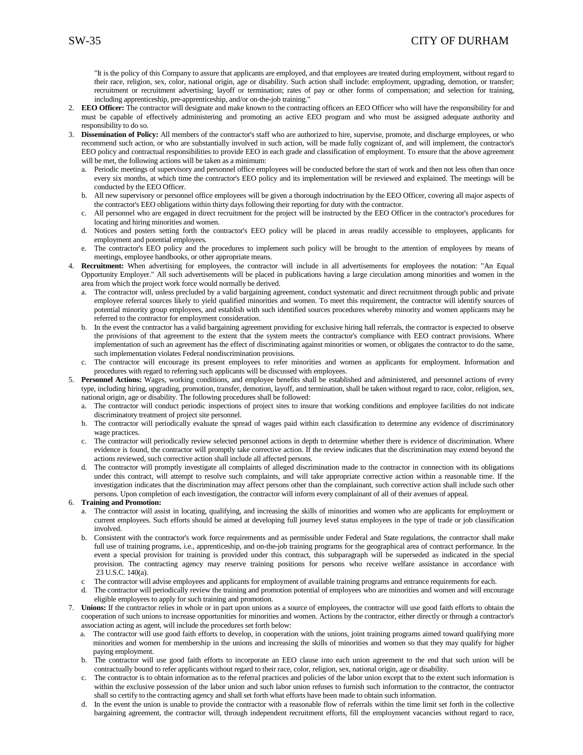"It is the policy of this Company to assure that applicants are employed, and that employees are treated during employment, without regard to their race, religion, sex, color, national origin, age or disability. Such action shall include: employment, upgrading, demotion, or transfer; recruitment or recruitment advertising; layoff or termination; rates of pay or other forms of compensation; and selection for training, including apprenticeship, pre-apprenticeship, and/or on-the-job training."

2. **EEO Officer:** The contractor will designate and make known to the contracting officers an EEO Officer who will have the responsibility for and must be capable of effectively administering and promoting an active EEO program and who must be assigned adequate authority and responsibility to do so.
3. **Dissemination of Policy:** All members of the contractor's staff who are authorized to hire, supervise, promote, and discharge employees, or who recommend such action, or who are substantially involved in such action, will be made fully cognizant of, and will implement, the contractor's EEO policy and contractual responsibilities to provide EEO in each grade and classification of employment. To ensure that the above agreement will be met, the following actions will be taken as a minimum:
   a. Periodic meetings of supervisory and personnel office employees will be conducted before the start of work and then not less often than once every six months, at which time the contractor's EEO policy and its implementation will be reviewed and explained. The meetings will be conducted by the EEO Officer.
   b. All new supervisory or personnel office employees will be given a thorough indoctrination by the EEO Officer, covering all major aspects of the contractor's EEO obligations within thirty days following their reporting for duty with the contractor.
   c. All personnel who are engaged in direct recruitment for the project will be instructed by the EEO Officer in the contractor's procedures for locating and hiring minorities and women.
   d. Notices and posters setting forth the contractor's EEO policy will be placed in areas readily accessible to employees, applicants for employment and potential employees.
   e. The contractor's EEO policy and the procedures to implement such policy will be brought to the attention of employees by means of meetings, employee handbooks, or other appropriate means.
4. **Recruitment:** When advertising for employees, the contractor will include in all advertisements for employees the notation: "An Equal Opportunity Employer." All such advertisements will be placed in publications having a large circulation among minorities and women in the area from which the project work force would normally be derived.
   a. The contractor will, unless precluded by a valid bargaining agreement, conduct systematic and direct recruitment through public and private employee referral sources likely to yield qualified minorities and women. To meet this requirement, the contractor will identify sources of potential minority group employees, and establish with such identified sources procedures whereby minority and women applicants may be referred to the contractor for employment consideration.
   b. In the event the contractor has a valid bargaining agreement providing for exclusive hiring hall referrals, the contractor is expected to observe the provisions of that agreement to the extent that the system meets the contractor's compliance with EEO contract provisions. Where implementation of such an agreement has the effect of discriminating against minorities or women, or obligates the contractor to do the same, such implementation violates Federal nondiscrimination provisions.
   c. The contractor will encourage its present employees to refer minorities and women as applicants for employment. Information and procedures with regard to referring such applicants will be discussed with employees.
5. **Personnel Actions:** Wages, working conditions, and employee benefits shall be established and administered, and personnel actions of every type, including hiring, upgrading, promotion, transfer, demotion, layoff, and termination, shall be taken without regard to race, color, religion, sex, national origin, age or disability. The following procedures shall be followed:
   a. The contractor will conduct periodic inspections of project sites to insure that working conditions and employee facilities do not indicate discriminatory treatment of project site personnel.
   b. The contractor will periodically evaluate the spread of wages paid within each classification to determine any evidence of discriminatory wage practices.
   c. The contractor will periodically review selected personnel actions in depth to determine whether there is evidence of discrimination. Where evidence is found, the contractor will promptly take corrective action. If the review indicates that the discrimination may extend beyond the actions reviewed, such corrective action shall include all affected persons.
   d. The contractor will promptly investigate all complaints of alleged discrimination made to the contractor in connection with its obligations under this contract, will attempt to resolve such complaints, and will take appropriate corrective action within a reasonable time. If the investigation indicates that the discrimination may affect persons other than the complainant, such corrective action shall include such other persons. Upon completion of each investigation, the contractor will inform every complainant of all of their avenues of appeal.
6. **Training and Promotion:**
   a. The contractor will assist in locating, qualifying, and increasing the skills of minorities and women who are applicants for employment or current employees. Such efforts should be aimed at developing full journey level status employees in the type of trade or job classification involved.
   b. Consistent with the contractor's work force requirements and as permissible under Federal and State regulations, the contractor shall make full use of training programs, i.e., apprenticeship, and on-the-job training programs for the geographical area of contract performance. In the event a special provision for training is provided under this contract, this subparagraph will be superseded as indicated in the special provision. The contracting agency may reserve training positions for persons who receive welfare assistance in accordance with 23 U.S.C. 140(a).
   c The contractor will advise employees and applicants for employment of available training programs and entrance requirements for each.
   d. The contractor will periodically review the training and promotion potential of employees who are minorities and women and will encourage eligible employees to apply for such training and promotion.
7. **Unions:** If the contractor relies in whole or in part upon unions as a source of employees, the contractor will use good faith efforts to obtain the cooperation of such unions to increase opportunities for minorities and women. Actions by the contractor, either directly or through a contractor's association acting as agent, will include the procedures set forth below:
   a. The contractor will use good faith efforts to develop, in cooperation with the unions, joint training programs aimed toward qualifying more minorities and women for membership in the unions and increasing the skills of minorities and women so that they may qualify for higher paying employment.
   b. The contractor will use good faith efforts to incorporate an EEO clause into each union agreement to the end that such union will be contractually bound to refer applicants without regard to their race, color, religion, sex, national origin, age or disability.
   c. The contractor is to obtain information as to the referral practices and policies of the labor union except that to the extent such information is within the exclusive possession of the labor union and such labor union refuses to furnish such information to the contractor, the contractor shall so certify to the contracting agency and shall set forth what efforts have been made to obtain such information.
   d. In the event the union is unable to provide the contractor with a reasonable flow of referrals within the time limit set forth in the collective bargaining agreement, the contractor will, through independent recruitment efforts, fill the employment vacancies without regard to race,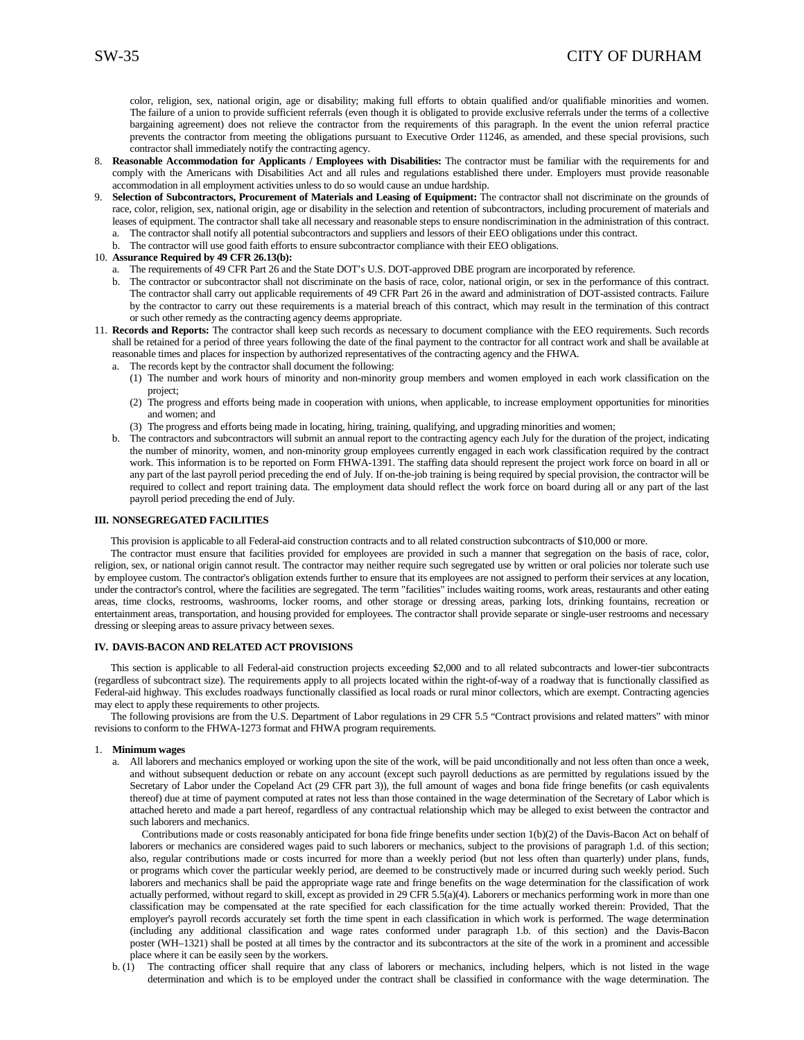color, religion, sex, national origin, age or disability; making full efforts to obtain qualified and/or qualifiable minorities and women. The failure of a union to provide sufficient referrals (even though it is obligated to provide exclusive referrals under the terms of a collective bargaining agreement) does not relieve the contractor from the requirements of this paragraph. In the event the union referral practice prevents the contractor from meeting the obligations pursuant to Executive Order 11246, as amended, and these special provisions, such contractor shall immediately notify the contracting agency.

8. **Reasonable Accommodation for Applicants / Employees with Disabilities:** The contractor must be familiar with the requirements for and comply with the Americans with Disabilities Act and all rules and regulations established there under. Employers must provide reasonable accommodation in all employment activities unless to do so would cause an undue hardship.
9. **Selection of Subcontractors, Procurement of Materials and Leasing of Equipment:** The contractor shall not discriminate on the grounds of race, color, religion, sex, national origin, age or disability in the selection and retention of subcontractors, including procurement of materials and leases of equipment. The contractor shall take all necessary and reasonable steps to ensure nondiscrimination in the administration of this contract.
   a. The contractor shall notify all potential subcontractors and suppliers and lessors of their EEO obligations under this contract.
   b. The contractor will use good faith efforts to ensure subcontractor compliance with their EEO obligations.
10. **Assurance Required by 49 CFR 26.13(b):**
    a. The requirements of 49 CFR Part 26 and the State DOT's U.S. DOT-approved DBE program are incorporated by reference.
    b. The contractor or subcontractor shall not discriminate on the basis of race, color, national origin, or sex in the performance of this contract. The contractor shall carry out applicable requirements of 49 CFR Part 26 in the award and administration of DOT-assisted contracts. Failure by the contractor to carry out these requirements is a material breach of this contract, which may result in the termination of this contract or such other remedy as the contracting agency deems appropriate.
11. **Records and Reports:** The contractor shall keep such records as necessary to document compliance with the EEO requirements. Such records shall be retained for a period of three years following the date of the final payment to the contractor for all contract work and shall be available at reasonable times and places for inspection by authorized representatives of the contracting agency and the FHWA.
    a. The records kept by the contractor shall document the following:
       (1) The number and work hours of minority and non-minority group members and women employed in each work classification on the project;
       (2) The progress and efforts being made in cooperation with unions, when applicable, to increase employment opportunities for minorities and women; and
       (3) The progress and efforts being made in locating, hiring, training, qualifying, and upgrading minorities and women;
    b. The contractors and subcontractors will submit an annual report to the contracting agency each July for the duration of the project, indicating the number of minority, women, and non-minority group employees currently engaged in each work classification required by the contract work. This information is to be reported on Form FHWA-1391. The staffing data should represent the project work force on board in all or any part of the last payroll period preceding the end of July. If on-the-job training is being required by special provision, the contractor will be required to collect and report training data. The employment data should reflect the work force on board during all or any part of the last payroll period preceding the end of July.

## III. NONSEGREGATED FACILITIES

This provision is applicable to all Federal-aid construction contracts and to all related construction subcontracts of $10,000 or more.

The contractor must ensure that facilities provided for employees are provided in such a manner that segregation on the basis of race, color, religion, sex, or national origin cannot result. The contractor may neither require such segregated use by written or oral policies nor tolerate such use by employee custom. The contractor's obligation extends further to ensure that its employees are not assigned to perform their services at any location, under the contractor's control, where the facilities are segregated. The term "facilities" includes waiting rooms, work areas, restaurants and other eating areas, time clocks, restrooms, washrooms, locker rooms, and other storage or dressing areas, parking lots, drinking fountains, recreation or entertainment areas, transportation, and housing provided for employees. The contractor shall provide separate or single-user restrooms and necessary dressing or sleeping areas to assure privacy between sexes.

## IV. DAVIS-BACON AND RELATED ACT PROVISIONS

This section is applicable to all Federal-aid construction projects exceeding $2,000 and to all related subcontracts and lower-tier subcontracts (regardless of subcontract size). The requirements apply to all projects located within the right-of-way of a roadway that is functionally classified as Federal-aid highway. This excludes roadways functionally classified as local roads or rural minor collectors, which are exempt. Contracting agencies may elect to apply these requirements to other projects.

The following provisions are from the U.S. Department of Labor regulations in 29 CFR 5.5 "Contract provisions and related matters" with minor revisions to conform to the FHWA-1273 format and FHWA program requirements.

1. **Minimum wages**
   a. All laborers and mechanics employed or working upon the site of the work, will be paid unconditionally and not less often than once a week, and without subsequent deduction or rebate on any account (except such payroll deductions as are permitted by regulations issued by the Secretary of Labor under the Copeland Act (29 CFR part 3)), the full amount of wages and bona fide fringe benefits (or cash equivalents thereof) due at time of payment computed at rates not less than those contained in the wage determination of the Secretary of Labor which is attached hereto and made a part hereof, regardless of any contractual relationship which may be alleged to exist between the contractor and such laborers and mechanics.

   Contributions made or costs reasonably anticipated for bona fide fringe benefits under section 1(b)(2) of the Davis-Bacon Act on behalf of laborers or mechanics are considered wages paid to such laborers or mechanics, subject to the provisions of paragraph 1.d. of this section; also, regular contributions made or costs incurred for more than a weekly period (but not less often than quarterly) under plans, funds, or programs which cover the particular weekly period, are deemed to be constructively made or incurred during such weekly period. Such laborers and mechanics shall be paid the appropriate wage rate and fringe benefits on the wage determination for the classification of work actually performed, without regard to skill, except as provided in 29 CFR 5.5(a)(4). Laborers or mechanics performing work in more than one classification may be compensated at the rate specified for each classification for the time actually worked therein: Provided, That the employer's payroll records accurately set forth the time spent in each classification in which work is performed. The wage determination (including any additional classification and wage rates conformed under paragraph 1.b. of this section) and the Davis-Bacon poster (WH–1321) shall be posted at all times by the contractor and its subcontractors at the site of the work in a prominent and accessible place where it can be easily seen by the workers.

   b. (1) The contracting officer shall require that any class of laborers or mechanics, including helpers, which is not listed in the wage determination and which is to be employed under the contract shall be classified in conformance with the wage determination. The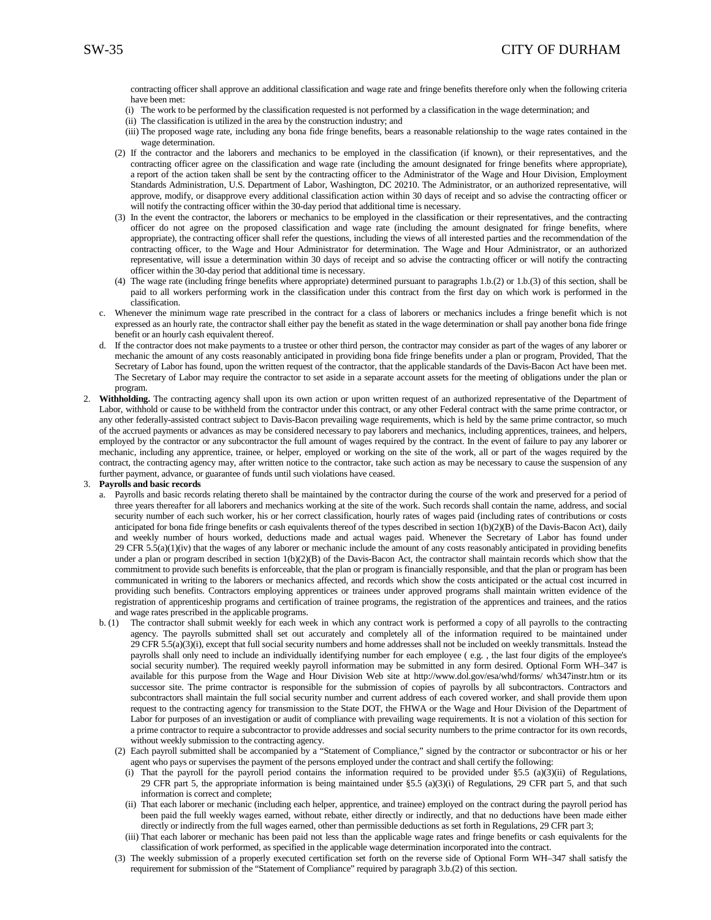contracting officer shall approve an additional classification and wage rate and fringe benefits therefore only when the following criteria have been met:

(i) The work to be performed by the classification requested is not performed by a classification in the wage determination; and

(ii) The classification is utilized in the area by the construction industry; and

(iii) The proposed wage rate, including any bona fide fringe benefits, bears a reasonable relationship to the wage rates contained in the wage determination.

(2) If the contractor and the laborers and mechanics to be employed in the classification (if known), or their representatives, and the contracting officer agree on the classification and wage rate (including the amount designated for fringe benefits where appropriate), a report of the action taken shall be sent by the contracting officer to the Administrator of the Wage and Hour Division, Employment Standards Administration, U.S. Department of Labor, Washington, DC 20210. The Administrator, or an authorized representative, will approve, modify, or disapprove every additional classification action within 30 days of receipt and so advise the contracting officer or will notify the contracting officer within the 30-day period that additional time is necessary.

(3) In the event the contractor, the laborers or mechanics to be employed in the classification or their representatives, and the contracting officer do not agree on the proposed classification and wage rate (including the amount designated for fringe benefits, where appropriate), the contracting officer shall refer the questions, including the views of all interested parties and the recommendation of the contracting officer, to the Wage and Hour Administrator for determination. The Wage and Hour Administrator, or an authorized representative, will issue a determination within 30 days of receipt and so advise the contracting officer or will notify the contracting officer within the 30-day period that additional time is necessary.

(4) The wage rate (including fringe benefits where appropriate) determined pursuant to paragraphs 1.b.(2) or 1.b.(3) of this section, shall be paid to all workers performing work in the classification under this contract from the first day on which work is performed in the classification.

c. Whenever the minimum wage rate prescribed in the contract for a class of laborers or mechanics includes a fringe benefit which is not expressed as an hourly rate, the contractor shall either pay the benefit as stated in the wage determination or shall pay another bona fide fringe benefit or an hourly cash equivalent thereof.

d. If the contractor does not make payments to a trustee or other third person, the contractor may consider as part of the wages of any laborer or mechanic the amount of any costs reasonably anticipated in providing bona fide fringe benefits under a plan or program, Provided, That the Secretary of Labor has found, upon the written request of the contractor, that the applicable standards of the Davis-Bacon Act have been met. The Secretary of Labor may require the contractor to set aside in a separate account assets for the meeting of obligations under the plan or program.

2. **Withholding.** The contracting agency shall upon its own action or upon written request of an authorized representative of the Department of Labor, withhold or cause to be withheld from the contractor under this contract, or any other Federal contract with the same prime contractor, or any other federally-assisted contract subject to Davis-Bacon prevailing wage requirements, which is held by the same prime contractor, so much of the accrued payments or advances as may be considered necessary to pay laborers and mechanics, including apprentices, trainees, and helpers, employed by the contractor or any subcontractor the full amount of wages required by the contract. In the event of failure to pay any laborer or mechanic, including any apprentice, trainee, or helper, employed or working on the site of the work, all or part of the wages required by the contract, the contracting agency may, after written notice to the contractor, take such action as may be necessary to cause the suspension of any further payment, advance, or guarantee of funds until such violations have ceased.

3. **Payrolls and basic records**

a. Payrolls and basic records relating thereto shall be maintained by the contractor during the course of the work and preserved for a period of three years thereafter for all laborers and mechanics working at the site of the work. Such records shall contain the name, address, and social security number of each such worker, his or her correct classification, hourly rates of wages paid (including rates of contributions or costs anticipated for bona fide fringe benefits or cash equivalents thereof of the types described in section 1(b)(2)(B) of the Davis-Bacon Act), daily and weekly number of hours worked, deductions made and actual wages paid. Whenever the Secretary of Labor has found under 29 CFR 5.5(a)(1)(iv) that the wages of any laborer or mechanic include the amount of any costs reasonably anticipated in providing benefits under a plan or program described in section 1(b)(2)(B) of the Davis-Bacon Act, the contractor shall maintain records which show that the commitment to provide such benefits is enforceable, that the plan or program is financially responsible, and that the plan or program has been communicated in writing to the laborers or mechanics affected, and records which show the costs anticipated or the actual cost incurred in providing such benefits. Contractors employing apprentices or trainees under approved programs shall maintain written evidence of the registration of apprenticeship programs and certification of trainee programs, the registration of the apprentices and trainees, and the ratios and wage rates prescribed in the applicable programs.

b. (1) The contractor shall submit weekly for each week in which any contract work is performed a copy of all payrolls to the contracting agency. The payrolls submitted shall set out accurately and completely all of the information required to be maintained under 29 CFR 5.5(a)(3)(i), except that full social security numbers and home addresses shall not be included on weekly transmittals. Instead the payrolls shall only need to include an individually identifying number for each employee ( e.g. , the last four digits of the employee's social security number). The required weekly payroll information may be submitted in any form desired. Optional Form WH–347 is available for this purpose from the Wage and Hour Division Web site at http://www.dol.gov/esa/whd/forms/ wh347instr.htm or its successor site. The prime contractor is responsible for the submission of copies of payrolls by all subcontractors. Contractors and subcontractors shall maintain the full social security number and current address of each covered worker, and shall provide them upon request to the contracting agency for transmission to the State DOT, the FHWA or the Wage and Hour Division of the Department of Labor for purposes of an investigation or audit of compliance with prevailing wage requirements. It is not a violation of this section for a prime contractor to require a subcontractor to provide addresses and social security numbers to the prime contractor for its own records, without weekly submission to the contracting agency.

(2) Each payroll submitted shall be accompanied by a "Statement of Compliance," signed by the contractor or subcontractor or his or her agent who pays or supervises the payment of the persons employed under the contract and shall certify the following:

(i) That the payroll for the payroll period contains the information required to be provided under §5.5 (a)(3)(ii) of Regulations, 29 CFR part 5, the appropriate information is being maintained under §5.5 (a)(3)(i) of Regulations, 29 CFR part 5, and that such information is correct and complete;

(ii) That each laborer or mechanic (including each helper, apprentice, and trainee) employed on the contract during the payroll period has been paid the full weekly wages earned, without rebate, either directly or indirectly, and that no deductions have been made either directly or indirectly from the full wages earned, other than permissible deductions as set forth in Regulations, 29 CFR part 3;

(iii) That each laborer or mechanic has been paid not less than the applicable wage rates and fringe benefits or cash equivalents for the classification of work performed, as specified in the applicable wage determination incorporated into the contract.

(3) The weekly submission of a properly executed certification set forth on the reverse side of Optional Form WH–347 shall satisfy the requirement for submission of the "Statement of Compliance" required by paragraph 3.b.(2) of this section.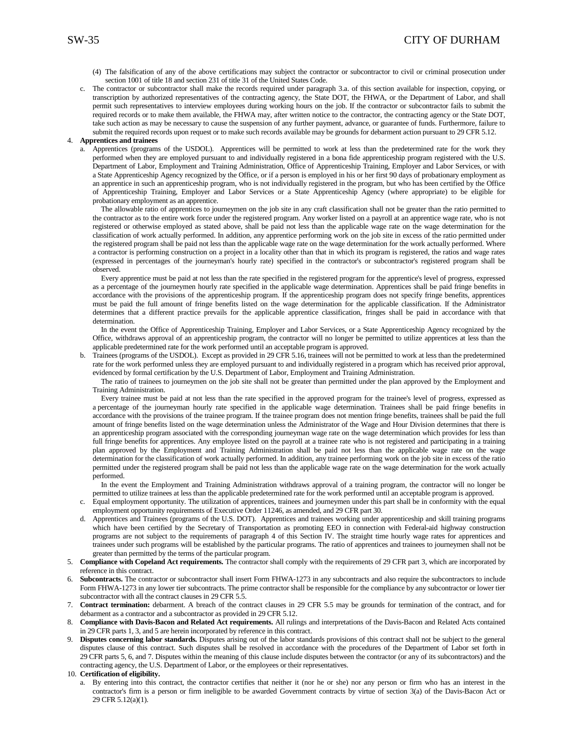(4) The falsification of any of the above certifications may subject the contractor or subcontractor to civil or criminal prosecution under section 1001 of title 18 and section 231 of title 31 of the United States Code.

c. The contractor or subcontractor shall make the records required under paragraph 3.a. of this section available for inspection, copying, or transcription by authorized representatives of the contracting agency, the State DOT, the FHWA, or the Department of Labor, and shall permit such representatives to interview employees during working hours on the job. If the contractor or subcontractor fails to submit the required records or to make them available, the FHWA may, after written notice to the contractor, the contracting agency or the State DOT, take such action as may be necessary to cause the suspension of any further payment, advance, or guarantee of funds. Furthermore, failure to submit the required records upon request or to make such records available may be grounds for debarment action pursuant to 29 CFR 5.12.

4. **Apprentices and trainees**

a. Apprentices (programs of the USDOL). Apprentices will be permitted to work at less than the predetermined rate for the work they performed when they are employed pursuant to and individually registered in a bona fide apprenticeship program registered with the U.S. Department of Labor, Employment and Training Administration, Office of Apprenticeship Training, Employer and Labor Services, or with a State Apprenticeship Agency recognized by the Office, or if a person is employed in his or her first 90 days of probationary employment as an apprentice in such an apprenticeship program, who is not individually registered in the program, but who has been certified by the Office of Apprenticeship Training, Employer and Labor Services or a State Apprenticeship Agency (where appropriate) to be eligible for probationary employment as an apprentice.

The allowable ratio of apprentices to journeymen on the job site in any craft classification shall not be greater than the ratio permitted to the contractor as to the entire work force under the registered program. Any worker listed on a payroll at an apprentice wage rate, who is not registered or otherwise employed as stated above, shall be paid not less than the applicable wage rate on the wage determination for the classification of work actually performed. In addition, any apprentice performing work on the job site in excess of the ratio permitted under the registered program shall be paid not less than the applicable wage rate on the wage determination for the work actually performed. Where a contractor is performing construction on a project in a locality other than that in which its program is registered, the ratios and wage rates (expressed in percentages of the journeyman's hourly rate) specified in the contractor's or subcontractor's registered program shall be observed.

Every apprentice must be paid at not less than the rate specified in the registered program for the apprentice's level of progress, expressed as a percentage of the journeymen hourly rate specified in the applicable wage determination. Apprentices shall be paid fringe benefits in accordance with the provisions of the apprenticeship program. If the apprenticeship program does not specify fringe benefits, apprentices must be paid the full amount of fringe benefits listed on the wage determination for the applicable classification. If the Administrator determines that a different practice prevails for the applicable apprentice classification, fringes shall be paid in accordance with that determination.

In the event the Office of Apprenticeship Training, Employer and Labor Services, or a State Apprenticeship Agency recognized by the Office, withdraws approval of an apprenticeship program, the contractor will no longer be permitted to utilize apprentices at less than the applicable predetermined rate for the work performed until an acceptable program is approved.

b. Trainees (programs of the USDOL). Except as provided in 29 CFR 5.16, trainees will not be permitted to work at less than the predetermined rate for the work performed unless they are employed pursuant to and individually registered in a program which has received prior approval, evidenced by formal certification by the U.S. Department of Labor, Employment and Training Administration.

The ratio of trainees to journeymen on the job site shall not be greater than permitted under the plan approved by the Employment and Training Administration.

Every trainee must be paid at not less than the rate specified in the approved program for the trainee's level of progress, expressed as a percentage of the journeyman hourly rate specified in the applicable wage determination. Trainees shall be paid fringe benefits in accordance with the provisions of the trainee program. If the trainee program does not mention fringe benefits, trainees shall be paid the full amount of fringe benefits listed on the wage determination unless the Administrator of the Wage and Hour Division determines that there is an apprenticeship program associated with the corresponding journeyman wage rate on the wage determination which provides for less than full fringe benefits for apprentices. Any employee listed on the payroll at a trainee rate who is not registered and participating in a training plan approved by the Employment and Training Administration shall be paid not less than the applicable wage rate on the wage determination for the classification of work actually performed. In addition, any trainee performing work on the job site in excess of the ratio permitted under the registered program shall be paid not less than the applicable wage rate on the wage determination for the work actually performed.

In the event the Employment and Training Administration withdraws approval of a training program, the contractor will no longer be permitted to utilize trainees at less than the applicable predetermined rate for the work performed until an acceptable program is approved.

c. Equal employment opportunity. The utilization of apprentices, trainees and journeymen under this part shall be in conformity with the equal employment opportunity requirements of Executive Order 11246, as amended, and 29 CFR part 30.

d. Apprentices and Trainees (programs of the U.S. DOT). Apprentices and trainees working under apprenticeship and skill training programs which have been certified by the Secretary of Transportation as promoting EEO in connection with Federal-aid highway construction programs are not subject to the requirements of paragraph 4 of this Section IV. The straight time hourly wage rates for apprentices and trainees under such programs will be established by the particular programs. The ratio of apprentices and trainees to journeymen shall not be greater than permitted by the terms of the particular program.

5. **Compliance with Copeland Act requirements.** The contractor shall comply with the requirements of 29 CFR part 3, which are incorporated by reference in this contract.

6. **Subcontracts.** The contractor or subcontractor shall insert Form FHWA-1273 in any subcontracts and also require the subcontractors to include Form FHWA-1273 in any lower tier subcontracts. The prime contractor shall be responsible for the compliance by any subcontractor or lower tier subcontractor with all the contract clauses in 29 CFR 5.5.

7. **Contract termination:** debarment. A breach of the contract clauses in 29 CFR 5.5 may be grounds for termination of the contract, and for debarment as a contractor and a subcontractor as provided in 29 CFR 5.12.

8. **Compliance with Davis-Bacon and Related Act requirements.** All rulings and interpretations of the Davis-Bacon and Related Acts contained in 29 CFR parts 1, 3, and 5 are herein incorporated by reference in this contract.

9. **Disputes concerning labor standards.** Disputes arising out of the labor standards provisions of this contract shall not be subject to the general disputes clause of this contract. Such disputes shall be resolved in accordance with the procedures of the Department of Labor set forth in 29 CFR parts 5, 6, and 7. Disputes within the meaning of this clause include disputes between the contractor (or any of its subcontractors) and the contracting agency, the U.S. Department of Labor, or the employees or their representatives.

10. **Certification of eligibility.**

a. By entering into this contract, the contractor certifies that neither it (nor he or she) nor any person or firm who has an interest in the contractor's firm is a person or firm ineligible to be awarded Government contracts by virtue of section 3(a) of the Davis-Bacon Act or 29 CFR 5.12(a)(1).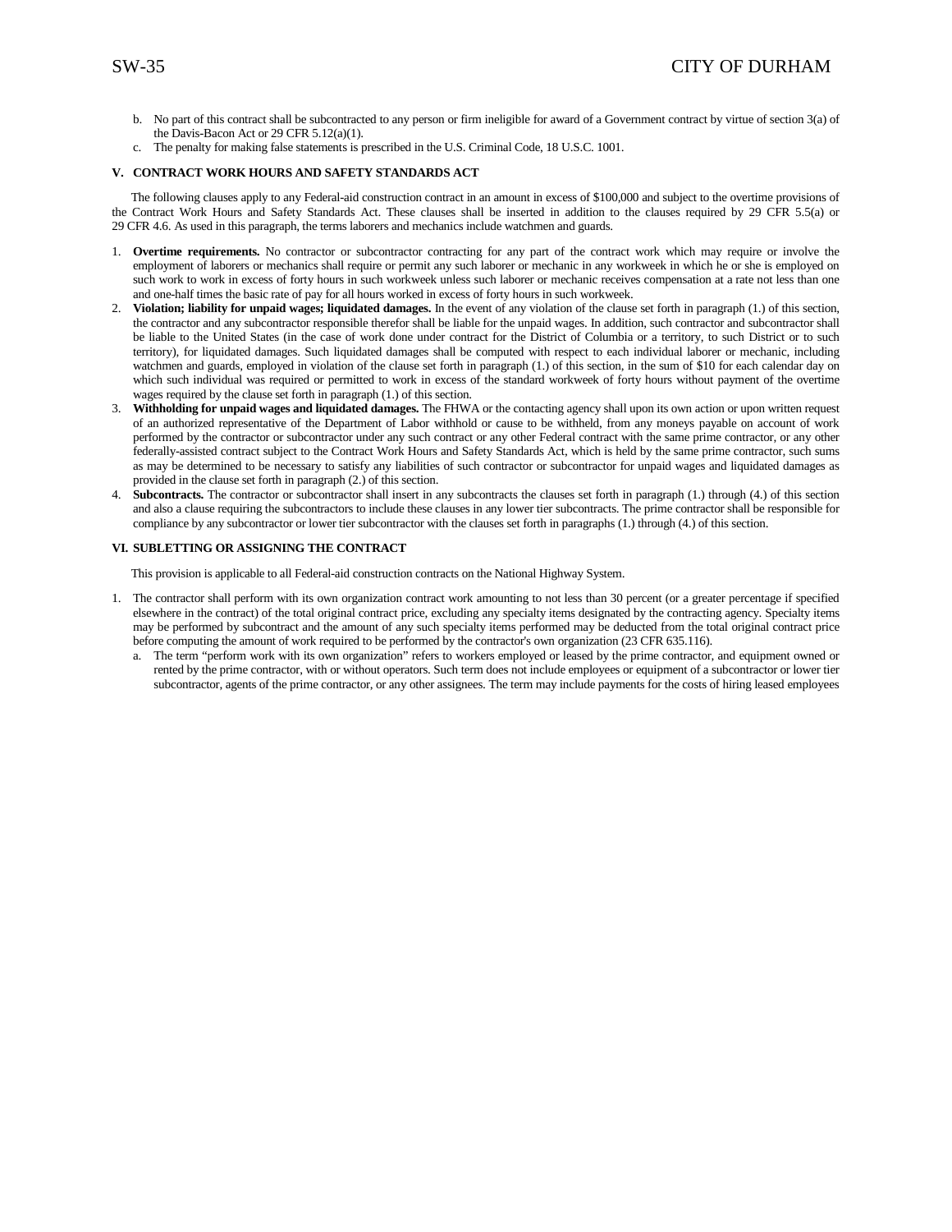b. No part of this contract shall be subcontracted to any person or firm ineligible for award of a Government contract by virtue of section 3(a) of the Davis-Bacon Act or 29 CFR 5.12(a)(1).
c. The penalty for making false statements is prescribed in the U.S. Criminal Code, 18 U.S.C. 1001.

## V. CONTRACT WORK HOURS AND SAFETY STANDARDS ACT

The following clauses apply to any Federal-aid construction contract in an amount in excess of $100,000 and subject to the overtime provisions of the Contract Work Hours and Safety Standards Act. These clauses shall be inserted in addition to the clauses required by 29 CFR 5.5(a) or 29 CFR 4.6. As used in this paragraph, the terms laborers and mechanics include watchmen and guards.

1. **Overtime requirements.** No contractor or subcontractor contracting for any part of the contract work which may require or involve the employment of laborers or mechanics shall require or permit any such laborer or mechanic in any workweek in which he or she is employed on such work to work in excess of forty hours in such workweek unless such laborer or mechanic receives compensation at a rate not less than one and one-half times the basic rate of pay for all hours worked in excess of forty hours in such workweek.
2. **Violation; liability for unpaid wages; liquidated damages.** In the event of any violation of the clause set forth in paragraph (1.) of this section, the contractor and any subcontractor responsible therefor shall be liable for the unpaid wages. In addition, such contractor and subcontractor shall be liable to the United States (in the case of work done under contract for the District of Columbia or a territory, to such District or to such territory), for liquidated damages. Such liquidated damages shall be computed with respect to each individual laborer or mechanic, including watchmen and guards, employed in violation of the clause set forth in paragraph (1.) of this section, in the sum of $10 for each calendar day on which such individual was required or permitted to work in excess of the standard workweek of forty hours without payment of the overtime wages required by the clause set forth in paragraph (1.) of this section.
3. **Withholding for unpaid wages and liquidated damages.** The FHWA or the contacting agency shall upon its own action or upon written request of an authorized representative of the Department of Labor withhold or cause to be withheld, from any moneys payable on account of work performed by the contractor or subcontractor under any such contract or any other Federal contract with the same prime contractor, or any other federally-assisted contract subject to the Contract Work Hours and Safety Standards Act, which is held by the same prime contractor, such sums as may be determined to be necessary to satisfy any liabilities of such contractor or subcontractor for unpaid wages and liquidated damages as provided in the clause set forth in paragraph (2.) of this section.
4. **Subcontracts.** The contractor or subcontractor shall insert in any subcontracts the clauses set forth in paragraph (1.) through (4.) of this section and also a clause requiring the subcontractors to include these clauses in any lower tier subcontracts. The prime contractor shall be responsible for compliance by any subcontractor or lower tier subcontractor with the clauses set forth in paragraphs (1.) through (4.) of this section.

## VI. SUBLETTING OR ASSIGNING THE CONTRACT

This provision is applicable to all Federal-aid construction contracts on the National Highway System.

1. The contractor shall perform with its own organization contract work amounting to not less than 30 percent (or a greater percentage if specified elsewhere in the contract) of the total original contract price, excluding any specialty items designated by the contracting agency. Specialty items may be performed by subcontract and the amount of any such specialty items performed may be deducted from the total original contract price before computing the amount of work required to be performed by the contractor's own organization (23 CFR 635.116).
   a. The term "perform work with its own organization" refers to workers employed or leased by the prime contractor, and equipment owned or rented by the prime contractor, with or without operators. Such term does not include employees or equipment of a subcontractor or lower tier subcontractor, agents of the prime contractor, or any other assignees. The term may include payments for the costs of hiring leased employees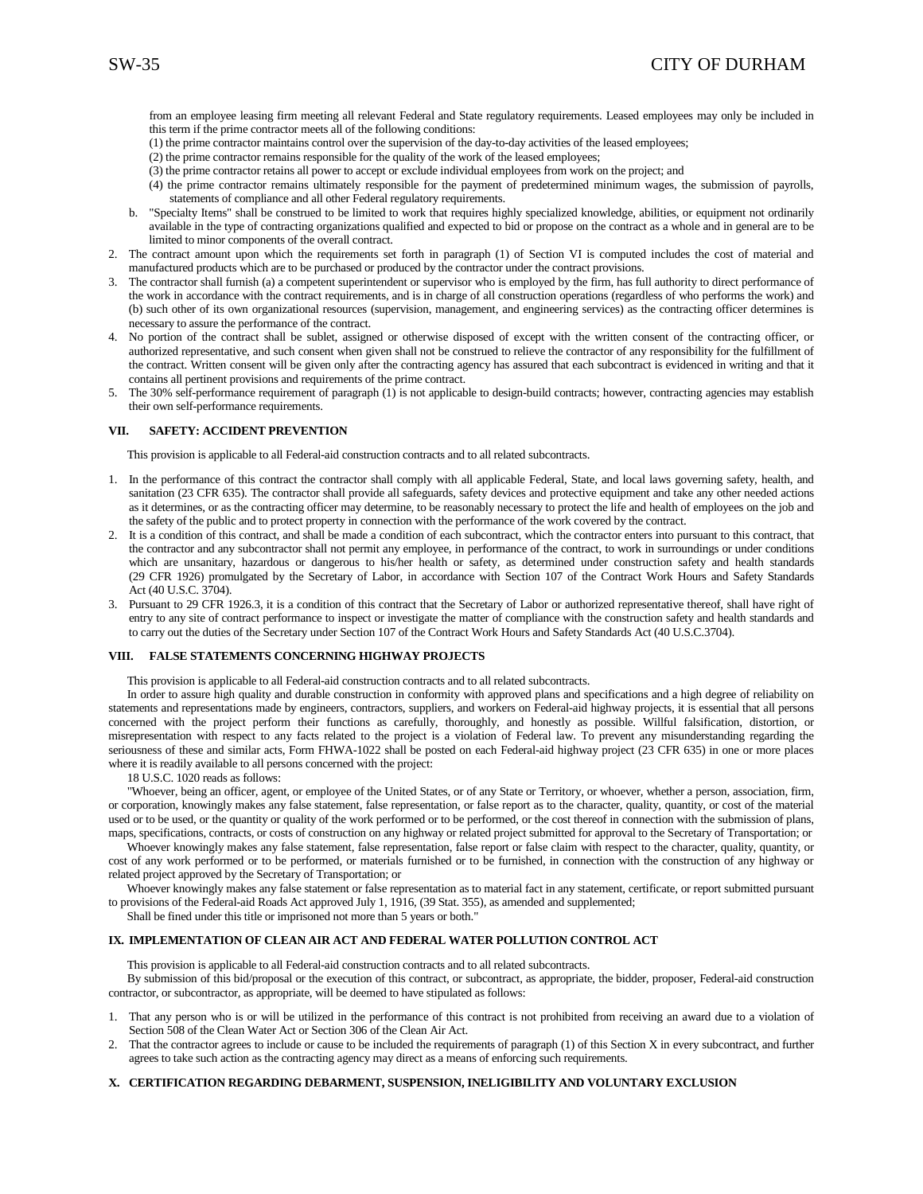from an employee leasing firm meeting all relevant Federal and State regulatory requirements. Leased employees may only be included in this term if the prime contractor meets all of the following conditions:

(1) the prime contractor maintains control over the supervision of the day-to-day activities of the leased employees;

(2) the prime contractor remains responsible for the quality of the work of the leased employees;

(3) the prime contractor retains all power to accept or exclude individual employees from work on the project; and

(4) the prime contractor remains ultimately responsible for the payment of predetermined minimum wages, the submission of payrolls, statements of compliance and all other Federal regulatory requirements.

b. "Specialty Items" shall be construed to be limited to work that requires highly specialized knowledge, abilities, or equipment not ordinarily available in the type of contracting organizations qualified and expected to bid or propose on the contract as a whole and in general are to be limited to minor components of the overall contract.

2. The contract amount upon which the requirements set forth in paragraph (1) of Section VI is computed includes the cost of material and manufactured products which are to be purchased or produced by the contractor under the contract provisions.
3. The contractor shall furnish (a) a competent superintendent or supervisor who is employed by the firm, has full authority to direct performance of the work in accordance with the contract requirements, and is in charge of all construction operations (regardless of who performs the work) and (b) such other of its own organizational resources (supervision, management, and engineering services) as the contracting officer determines is necessary to assure the performance of the contract.
4. No portion of the contract shall be sublet, assigned or otherwise disposed of except with the written consent of the contracting officer, or authorized representative, and such consent when given shall not be construed to relieve the contractor of any responsibility for the fulfillment of the contract. Written consent will be given only after the contracting agency has assured that each subcontract is evidenced in writing and that it contains all pertinent provisions and requirements of the prime contract.
5. The 30% self-performance requirement of paragraph (1) is not applicable to design-build contracts; however, contracting agencies may establish their own self-performance requirements.

## VII. SAFETY: ACCIDENT PREVENTION

This provision is applicable to all Federal-aid construction contracts and to all related subcontracts.

1. In the performance of this contract the contractor shall comply with all applicable Federal, State, and local laws governing safety, health, and sanitation (23 CFR 635). The contractor shall provide all safeguards, safety devices and protective equipment and take any other needed actions as it determines, or as the contracting officer may determine, to be reasonably necessary to protect the life and health of employees on the job and the safety of the public and to protect property in connection with the performance of the work covered by the contract.
2. It is a condition of this contract, and shall be made a condition of each subcontract, which the contractor enters into pursuant to this contract, that the contractor and any subcontractor shall not permit any employee, in performance of the contract, to work in surroundings or under conditions which are unsanitary, hazardous or dangerous to his/her health or safety, as determined under construction safety and health standards (29 CFR 1926) promulgated by the Secretary of Labor, in accordance with Section 107 of the Contract Work Hours and Safety Standards Act (40 U.S.C. 3704).
3. Pursuant to 29 CFR 1926.3, it is a condition of this contract that the Secretary of Labor or authorized representative thereof, shall have right of entry to any site of contract performance to inspect or investigate the matter of compliance with the construction safety and health standards and to carry out the duties of the Secretary under Section 107 of the Contract Work Hours and Safety Standards Act (40 U.S.C.3704).

## VIII. FALSE STATEMENTS CONCERNING HIGHWAY PROJECTS

This provision is applicable to all Federal-aid construction contracts and to all related subcontracts.

In order to assure high quality and durable construction in conformity with approved plans and specifications and a high degree of reliability on statements and representations made by engineers, contractors, suppliers, and workers on Federal-aid highway projects, it is essential that all persons concerned with the project perform their functions as carefully, thoroughly, and honestly as possible. Willful falsification, distortion, or misrepresentation with respect to any facts related to the project is a violation of Federal law. To prevent any misunderstanding regarding the seriousness of these and similar acts, Form FHWA-1022 shall be posted on each Federal-aid highway project (23 CFR 635) in one or more places where it is readily available to all persons concerned with the project:

18 U.S.C. 1020 reads as follows:

"Whoever, being an officer, agent, or employee of the United States, or of any State or Territory, or whoever, whether a person, association, firm, or corporation, knowingly makes any false statement, false representation, or false report as to the character, quality, quantity, or cost of the material used or to be used, or the quantity or quality of the work performed or to be performed, or the cost thereof in connection with the submission of plans, maps, specifications, contracts, or costs of construction on any highway or related project submitted for approval to the Secretary of Transportation; or

Whoever knowingly makes any false statement, false representation, false report or false claim with respect to the character, quality, quantity, or cost of any work performed or to be performed, or materials furnished or to be furnished, in connection with the construction of any highway or related project approved by the Secretary of Transportation; or

Whoever knowingly makes any false statement or false representation as to material fact in any statement, certificate, or report submitted pursuant to provisions of the Federal-aid Roads Act approved July 1, 1916, (39 Stat. 355), as amended and supplemented;

Shall be fined under this title or imprisoned not more than 5 years or both."

## IX. IMPLEMENTATION OF CLEAN AIR ACT AND FEDERAL WATER POLLUTION CONTROL ACT

This provision is applicable to all Federal-aid construction contracts and to all related subcontracts.

By submission of this bid/proposal or the execution of this contract, or subcontract, as appropriate, the bidder, proposer, Federal-aid construction contractor, or subcontractor, as appropriate, will be deemed to have stipulated as follows:

1. That any person who is or will be utilized in the performance of this contract is not prohibited from receiving an award due to a violation of Section 508 of the Clean Water Act or Section 306 of the Clean Air Act.
2. That the contractor agrees to include or cause to be included the requirements of paragraph (1) of this Section X in every subcontract, and further agrees to take such action as the contracting agency may direct as a means of enforcing such requirements.

## X. CERTIFICATION REGARDING DEBARMENT, SUSPENSION, INELIGIBILITY AND VOLUNTARY EXCLUSION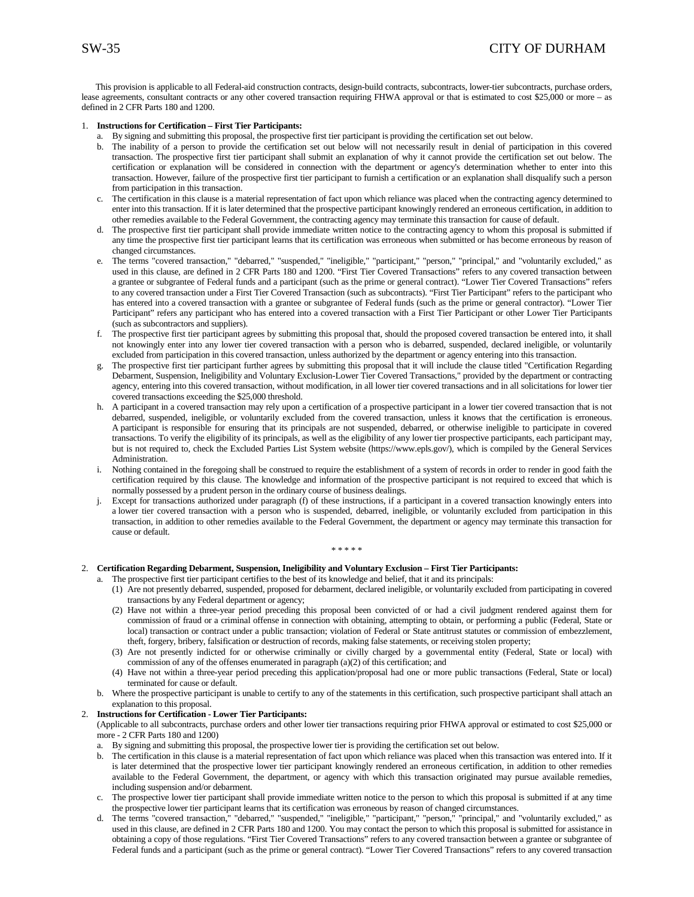This provision is applicable to all Federal-aid construction contracts, design-build contracts, subcontracts, lower-tier subcontracts, purchase orders, lease agreements, consultant contracts or any other covered transaction requiring FHWA approval or that is estimated to cost $25,000 or more – as defined in 2 CFR Parts 180 and 1200.

1. **Instructions for Certification – First Tier Participants:**
   a. By signing and submitting this proposal, the prospective first tier participant is providing the certification set out below.
   b. The inability of a person to provide the certification set out below will not necessarily result in denial of participation in this covered transaction. The prospective first tier participant shall submit an explanation of why it cannot provide the certification set out below. The certification or explanation will be considered in connection with the department or agency's determination whether to enter into this transaction. However, failure of the prospective first tier participant to furnish a certification or an explanation shall disqualify such a person from participation in this transaction.
   c. The certification in this clause is a material representation of fact upon which reliance was placed when the contracting agency determined to enter into this transaction. If it is later determined that the prospective participant knowingly rendered an erroneous certification, in addition to other remedies available to the Federal Government, the contracting agency may terminate this transaction for cause of default.
   d. The prospective first tier participant shall provide immediate written notice to the contracting agency to whom this proposal is submitted if any time the prospective first tier participant learns that its certification was erroneous when submitted or has become erroneous by reason of changed circumstances.
   e. The terms "covered transaction," "debarred," "suspended," "ineligible," "participant," "person," "principal," and "voluntarily excluded," as used in this clause, are defined in 2 CFR Parts 180 and 1200. "First Tier Covered Transactions" refers to any covered transaction between a grantee or subgrantee of Federal funds and a participant (such as the prime or general contract). "Lower Tier Covered Transactions" refers to any covered transaction under a First Tier Covered Transaction (such as subcontracts). "First Tier Participant" refers to the participant who has entered into a covered transaction with a grantee or subgrantee of Federal funds (such as the prime or general contractor). "Lower Tier Participant" refers any participant who has entered into a covered transaction with a First Tier Participant or other Lower Tier Participants (such as subcontractors and suppliers).
   f. The prospective first tier participant agrees by submitting this proposal that, should the proposed covered transaction be entered into, it shall not knowingly enter into any lower tier covered transaction with a person who is debarred, suspended, declared ineligible, or voluntarily excluded from participation in this covered transaction, unless authorized by the department or agency entering into this transaction.
   g. The prospective first tier participant further agrees by submitting this proposal that it will include the clause titled "Certification Regarding Debarment, Suspension, Ineligibility and Voluntary Exclusion-Lower Tier Covered Transactions," provided by the department or contracting agency, entering into this covered transaction, without modification, in all lower tier covered transactions and in all solicitations for lower tier covered transactions exceeding the $25,000 threshold.
   h. A participant in a covered transaction may rely upon a certification of a prospective participant in a lower tier covered transaction that is not debarred, suspended, ineligible, or voluntarily excluded from the covered transaction, unless it knows that the certification is erroneous. A participant is responsible for ensuring that its principals are not suspended, debarred, or otherwise ineligible to participate in covered transactions. To verify the eligibility of its principals, as well as the eligibility of any lower tier prospective participants, each participant may, but is not required to, check the Excluded Parties List System website (https://www.epls.gov/), which is compiled by the General Services Administration.
   i. Nothing contained in the foregoing shall be construed to require the establishment of a system of records in order to render in good faith the certification required by this clause. The knowledge and information of the prospective participant is not required to exceed that which is normally possessed by a prudent person in the ordinary course of business dealings.
   j. Except for transactions authorized under paragraph (f) of these instructions, if a participant in a covered transaction knowingly enters into a lower tier covered transaction with a person who is suspended, debarred, ineligible, or voluntarily excluded from participation in this transaction, in addition to other remedies available to the Federal Government, the department or agency may terminate this transaction for cause or default.

\* \* \* \* \*

2. **Certification Regarding Debarment, Suspension, Ineligibility and Voluntary Exclusion – First Tier Participants:**
   a. The prospective first tier participant certifies to the best of its knowledge and belief, that it and its principals:
      (1) Are not presently debarred, suspended, proposed for debarment, declared ineligible, or voluntarily excluded from participating in covered transactions by any Federal department or agency;
      (2) Have not within a three-year period preceding this proposal been convicted of or had a civil judgment rendered against them for commission of fraud or a criminal offense in connection with obtaining, attempting to obtain, or performing a public (Federal, State or local) transaction or contract under a public transaction; violation of Federal or State antitrust statutes or commission of embezzlement, theft, forgery, bribery, falsification or destruction of records, making false statements, or receiving stolen property;
      (3) Are not presently indicted for or otherwise criminally or civilly charged by a governmental entity (Federal, State or local) with commission of any of the offenses enumerated in paragraph (a)(2) of this certification; and
      (4) Have not within a three-year period preceding this application/proposal had one or more public transactions (Federal, State or local) terminated for cause or default.
   b. Where the prospective participant is unable to certify to any of the statements in this certification, such prospective participant shall attach an explanation to this proposal.

2. **Instructions for Certification - Lower Tier Participants:**
   (Applicable to all subcontracts, purchase orders and other lower tier transactions requiring prior FHWA approval or estimated to cost $25,000 or more - 2 CFR Parts 180 and 1200)
   a. By signing and submitting this proposal, the prospective lower tier is providing the certification set out below.
   b. The certification in this clause is a material representation of fact upon which reliance was placed when this transaction was entered into. If it is later determined that the prospective lower tier participant knowingly rendered an erroneous certification, in addition to other remedies available to the Federal Government, the department, or agency with which this transaction originated may pursue available remedies, including suspension and/or debarment.
   c. The prospective lower tier participant shall provide immediate written notice to the person to which this proposal is submitted if at any time the prospective lower tier participant learns that its certification was erroneous by reason of changed circumstances.
   d. The terms "covered transaction," "debarred," "suspended," "ineligible," "participant," "person," "principal," and "voluntarily excluded," as used in this clause, are defined in 2 CFR Parts 180 and 1200. You may contact the person to which this proposal is submitted for assistance in obtaining a copy of those regulations. "First Tier Covered Transactions" refers to any covered transaction between a grantee or subgrantee of Federal funds and a participant (such as the prime or general contract). "Lower Tier Covered Transactions" refers to any covered transaction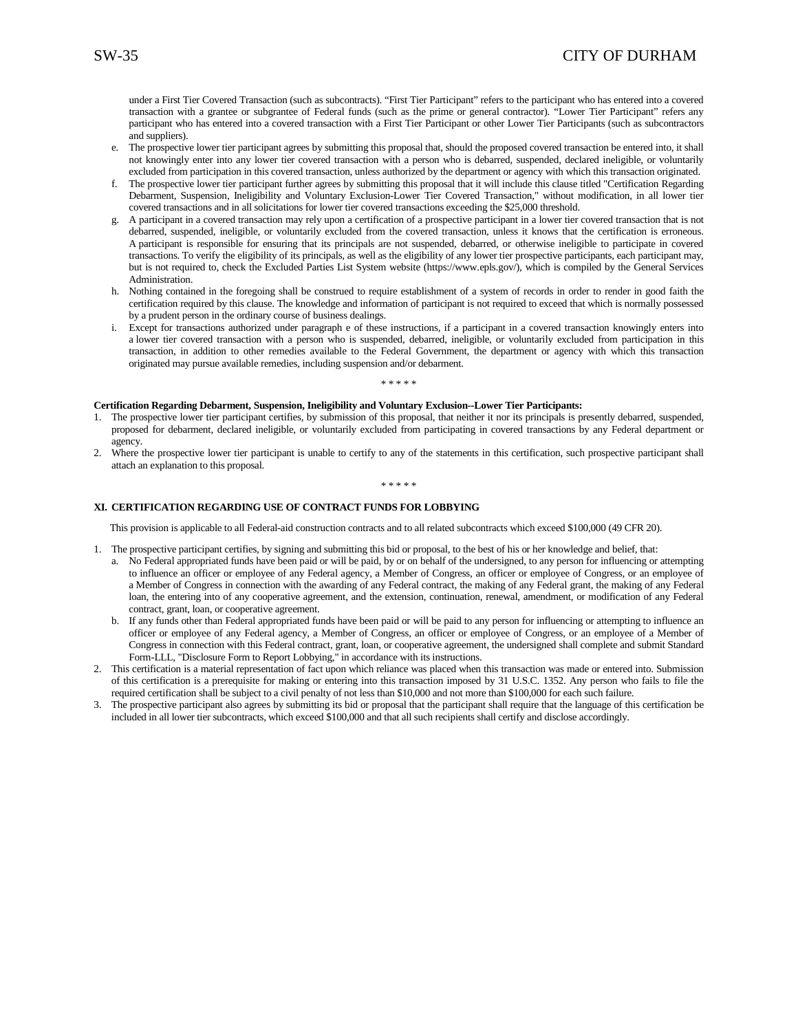under a First Tier Covered Transaction (such as subcontracts). “First Tier Participant” refers to the participant who has entered into a covered transaction with a grantee or subgrantee of Federal funds (such as the prime or general contractor). “Lower Tier Participant” refers any participant who has entered into a covered transaction with a First Tier Participant or other Lower Tier Participants (such as subcontractors and suppliers).

e. The prospective lower tier participant agrees by submitting this proposal that, should the proposed covered transaction be entered into, it shall not knowingly enter into any lower tier covered transaction with a person who is debarred, suspended, declared ineligible, or voluntarily excluded from participation in this covered transaction, unless authorized by the department or agency with which this transaction originated.
f. The prospective lower tier participant further agrees by submitting this proposal that it will include this clause titled "Certification Regarding Debarment, Suspension, Ineligibility and Voluntary Exclusion-Lower Tier Covered Transaction," without modification, in all lower tier covered transactions and in all solicitations for lower tier covered transactions exceeding the $25,000 threshold.
g. A participant in a covered transaction may rely upon a certification of a prospective participant in a lower tier covered transaction that is not debarred, suspended, ineligible, or voluntarily excluded from the covered transaction, unless it knows that the certification is erroneous. A participant is responsible for ensuring that its principals are not suspended, debarred, or otherwise ineligible to participate in covered transactions. To verify the eligibility of its principals, as well as the eligibility of any lower tier prospective participants, each participant may, but is not required to, check the Excluded Parties List System website (https://www.epls.gov/), which is compiled by the General Services Administration.
h. Nothing contained in the foregoing shall be construed to require establishment of a system of records in order to render in good faith the certification required by this clause. The knowledge and information of participant is not required to exceed that which is normally possessed by a prudent person in the ordinary course of business dealings.
i. Except for transactions authorized under paragraph e of these instructions, if a participant in a covered transaction knowingly enters into a lower tier covered transaction with a person who is suspended, debarred, ineligible, or voluntarily excluded from participation in this transaction, in addition to other remedies available to the Federal Government, the department or agency with which this transaction originated may pursue available remedies, including suspension and/or debarment.

\* \* \* \* \*

**Certification Regarding Debarment, Suspension, Ineligibility and Voluntary Exclusion--Lower Tier Participants:**

1. The prospective lower tier participant certifies, by submission of this proposal, that neither it nor its principals is presently debarred, suspended, proposed for debarment, declared ineligible, or voluntarily excluded from participating in covered transactions by any Federal department or agency.
2. Where the prospective lower tier participant is unable to certify to any of the statements in this certification, such prospective participant shall attach an explanation to this proposal.

\* \* \* \* \*

## XI. CERTIFICATION REGARDING USE OF CONTRACT FUNDS FOR LOBBYING

This provision is applicable to all Federal-aid construction contracts and to all related subcontracts which exceed $100,000 (49 CFR 20).

1. The prospective participant certifies, by signing and submitting this bid or proposal, to the best of his or her knowledge and belief, that:
   a. No Federal appropriated funds have been paid or will be paid, by or on behalf of the undersigned, to any person for influencing or attempting to influence an officer or employee of any Federal agency, a Member of Congress, an officer or employee of Congress, or an employee of a Member of Congress in connection with the awarding of any Federal contract, the making of any Federal grant, the making of any Federal loan, the entering into of any cooperative agreement, and the extension, continuation, renewal, amendment, or modification of any Federal contract, grant, loan, or cooperative agreement.
   b. If any funds other than Federal appropriated funds have been paid or will be paid to any person for influencing or attempting to influence an officer or employee of any Federal agency, a Member of Congress, an officer or employee of Congress, or an employee of a Member of Congress in connection with this Federal contract, grant, loan, or cooperative agreement, the undersigned shall complete and submit Standard Form-LLL, "Disclosure Form to Report Lobbying," in accordance with its instructions.
2. This certification is a material representation of fact upon which reliance was placed when this transaction was made or entered into. Submission of this certification is a prerequisite for making or entering into this transaction imposed by 31 U.S.C. 1352. Any person who fails to file the required certification shall be subject to a civil penalty of not less than $10,000 and not more than $100,000 for each such failure.
3. The prospective participant also agrees by submitting its bid or proposal that the participant shall require that the language of this certification be included in all lower tier subcontracts, which exceed $100,000 and that all such recipients shall certify and disclose accordingly.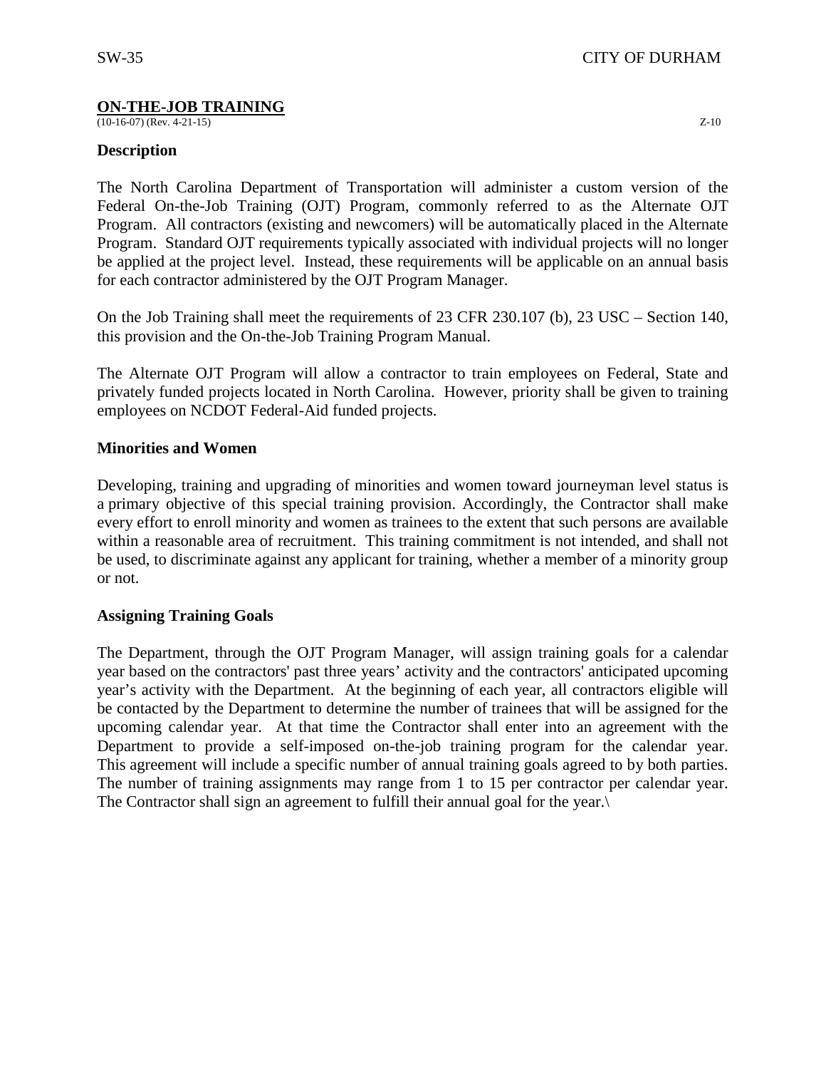## ON-THE-JOB TRAINING

(10-16-07) (Rev. 4-21-15) Z-10

### Description

The North Carolina Department of Transportation will administer a custom version of the Federal On-the-Job Training (OJT) Program, commonly referred to as the Alternate OJT Program. All contractors (existing and newcomers) will be automatically placed in the Alternate Program. Standard OJT requirements typically associated with individual projects will no longer be applied at the project level. Instead, these requirements will be applicable on an annual basis for each contractor administered by the OJT Program Manager.

On the Job Training shall meet the requirements of 23 CFR 230.107 (b), 23 USC – Section 140, this provision and the On-the-Job Training Program Manual.

The Alternate OJT Program will allow a contractor to train employees on Federal, State and privately funded projects located in North Carolina. However, priority shall be given to training employees on NCDOT Federal-Aid funded projects.

### Minorities and Women

Developing, training and upgrading of minorities and women toward journeyman level status is a primary objective of this special training provision. Accordingly, the Contractor shall make every effort to enroll minority and women as trainees to the extent that such persons are available within a reasonable area of recruitment. This training commitment is not intended, and shall not be used, to discriminate against any applicant for training, whether a member of a minority group or not.

### Assigning Training Goals

The Department, through the OJT Program Manager, will assign training goals for a calendar year based on the contractors' past three years' activity and the contractors' anticipated upcoming year's activity with the Department. At the beginning of each year, all contractors eligible will be contacted by the Department to determine the number of trainees that will be assigned for the upcoming calendar year. At that time the Contractor shall enter into an agreement with the Department to provide a self-imposed on-the-job training program for the calendar year. This agreement will include a specific number of annual training goals agreed to by both parties. The number of training assignments may range from 1 to 15 per contractor per calendar year. The Contractor shall sign an agreement to fulfill their annual goal for the year.\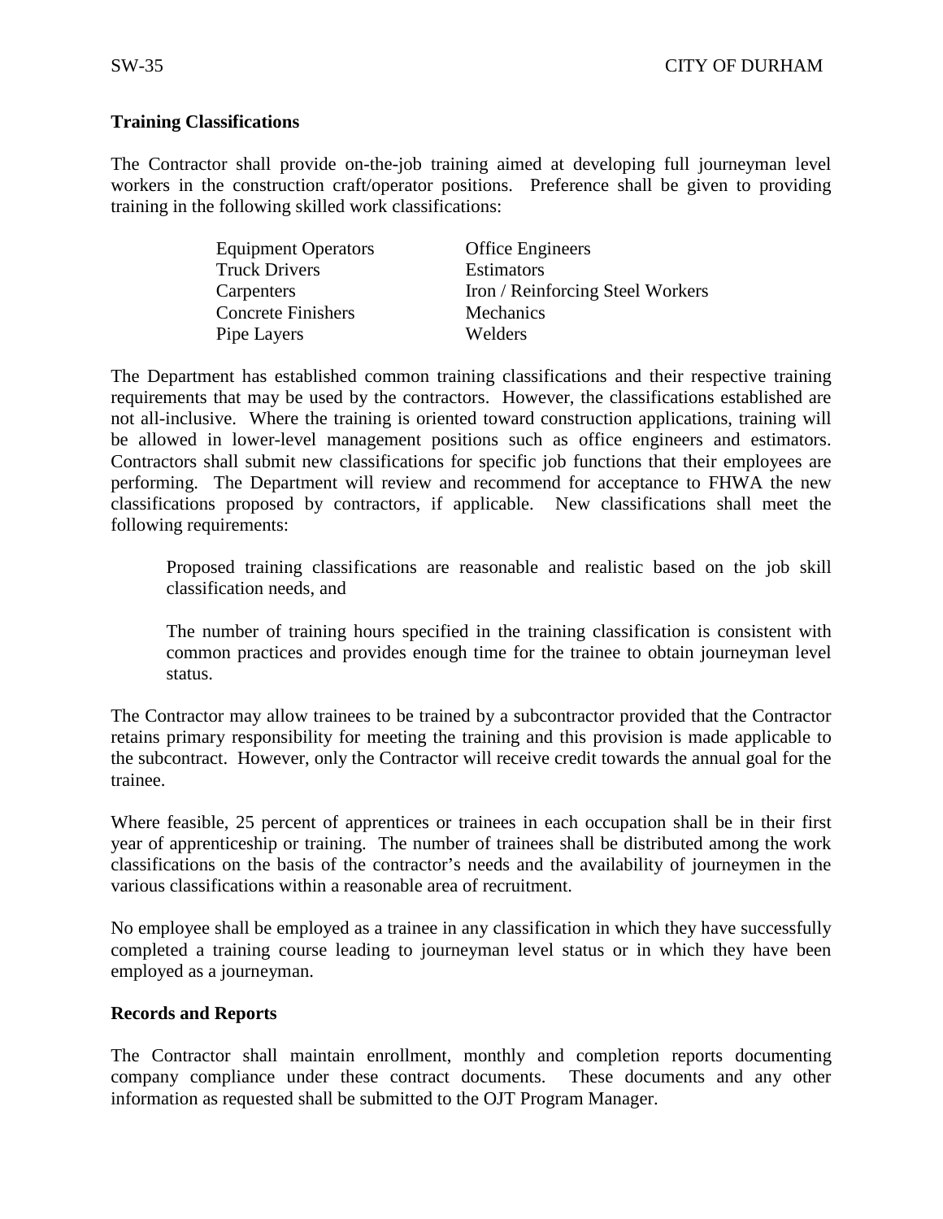**Training Classifications**

The Contractor shall provide on-the-job training aimed at developing full journeyman level workers in the construction craft/operator positions. Preference shall be given to providing training in the following skilled work classifications:

| | |
|---|---|
| Equipment Operators | Office Engineers |
| Truck Drivers | Estimators |
| Carpenters | Iron / Reinforcing Steel Workers |
| Concrete Finishers | Mechanics |
| Pipe Layers | Welders |

The Department has established common training classifications and their respective training requirements that may be used by the contractors. However, the classifications established are not all-inclusive. Where the training is oriented toward construction applications, training will be allowed in lower-level management positions such as office engineers and estimators. Contractors shall submit new classifications for specific job functions that their employees are performing. The Department will review and recommend for acceptance to FHWA the new classifications proposed by contractors, if applicable. New classifications shall meet the following requirements:

> Proposed training classifications are reasonable and realistic based on the job skill classification needs, and
>
> The number of training hours specified in the training classification is consistent with common practices and provides enough time for the trainee to obtain journeyman level status.

The Contractor may allow trainees to be trained by a subcontractor provided that the Contractor retains primary responsibility for meeting the training and this provision is made applicable to the subcontract. However, only the Contractor will receive credit towards the annual goal for the trainee.

Where feasible, 25 percent of apprentices or trainees in each occupation shall be in their first year of apprenticeship or training. The number of trainees shall be distributed among the work classifications on the basis of the contractor's needs and the availability of journeymen in the various classifications within a reasonable area of recruitment.

No employee shall be employed as a trainee in any classification in which they have successfully completed a training course leading to journeyman level status or in which they have been employed as a journeyman.

**Records and Reports**

The Contractor shall maintain enrollment, monthly and completion reports documenting company compliance under these contract documents. These documents and any other information as requested shall be submitted to the OJT Program Manager.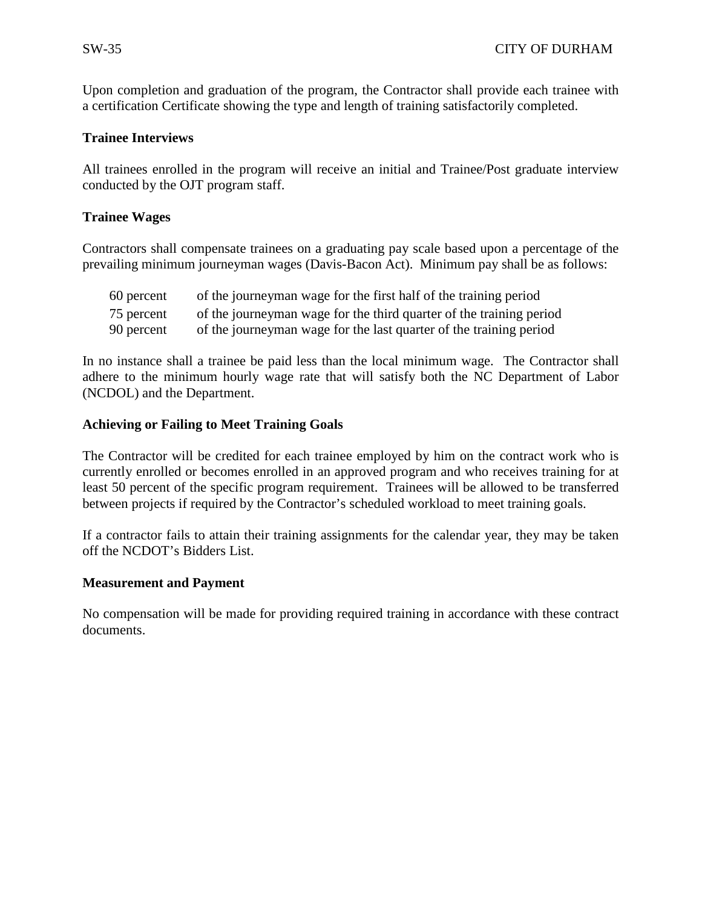Upon completion and graduation of the program, the Contractor shall provide each trainee with a certification Certificate showing the type and length of training satisfactorily completed.

**Trainee Interviews**

All trainees enrolled in the program will receive an initial and Trainee/Post graduate interview conducted by the OJT program staff.

**Trainee Wages**

Contractors shall compensate trainees on a graduating pay scale based upon a percentage of the prevailing minimum journeyman wages (Davis-Bacon Act). Minimum pay shall be as follows:

| | |
|---|---|
| 60 percent | of the journeyman wage for the first half of the training period |
| 75 percent | of the journeyman wage for the third quarter of the training period |
| 90 percent | of the journeyman wage for the last quarter of the training period |

In no instance shall a trainee be paid less than the local minimum wage. The Contractor shall adhere to the minimum hourly wage rate that will satisfy both the NC Department of Labor (NCDOL) and the Department.

**Achieving or Failing to Meet Training Goals**

The Contractor will be credited for each trainee employed by him on the contract work who is currently enrolled or becomes enrolled in an approved program and who receives training for at least 50 percent of the specific program requirement. Trainees will be allowed to be transferred between projects if required by the Contractor's scheduled workload to meet training goals.

If a contractor fails to attain their training assignments for the calendar year, they may be taken off the NCDOT's Bidders List.

**Measurement and Payment**

No compensation will be made for providing required training in accordance with these contract documents.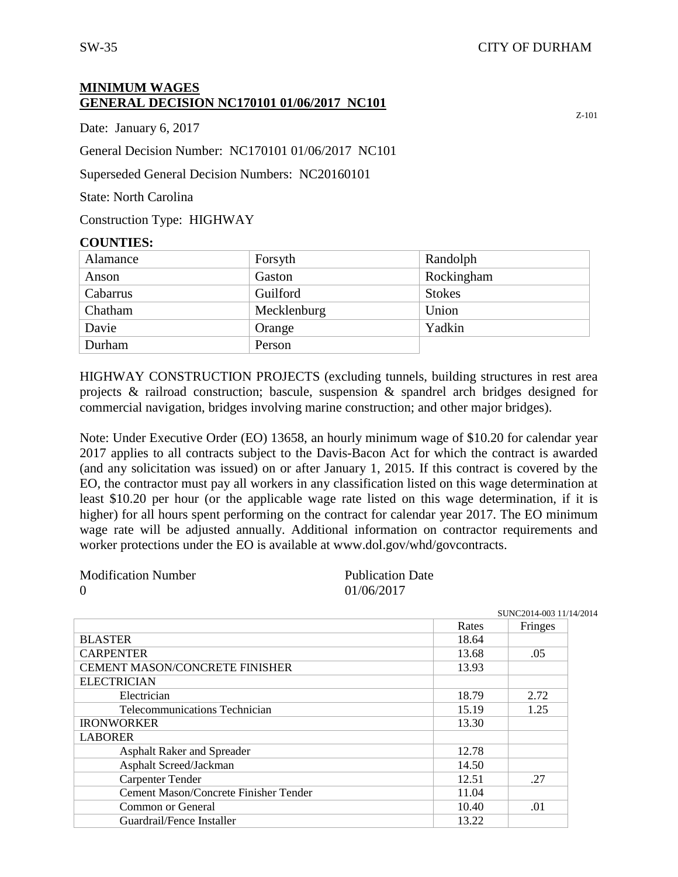**MINIMUM WAGES**
**GENERAL DECISION NC170101 01/06/2017 NC101**

Z-101

Date: January 6, 2017

General Decision Number: NC170101 01/06/2017 NC101

Superseded General Decision Numbers: NC20160101

State: North Carolina

Construction Type: HIGHWAY

**COUNTIES:**

| | | |
|---|---|---|
| Alamance | Forsyth | Randolph |
| Anson | Gaston | Rockingham |
| Cabarrus | Guilford | Stokes |
| Chatham | Mecklenburg | Union |
| Davie | Orange | Yadkin |
| Durham | Person | |

HIGHWAY CONSTRUCTION PROJECTS (excluding tunnels, building structures in rest area projects & railroad construction; bascule, suspension & spandrel arch bridges designed for commercial navigation, bridges involving marine construction; and other major bridges).

Note: Under Executive Order (EO) 13658, an hourly minimum wage of $10.20 for calendar year 2017 applies to all contracts subject to the Davis-Bacon Act for which the contract is awarded (and any solicitation was issued) on or after January 1, 2015. If this contract is covered by the EO, the contractor must pay all workers in any classification listed on this wage determination at least $10.20 per hour (or the applicable wage rate listed on this wage determination, if it is higher) for all hours spent performing on the contract for calendar year 2017. The EO minimum wage rate will be adjusted annually. Additional information on contractor requirements and worker protections under the EO is available at www.dol.gov/whd/govcontracts.

Modification Number	Publication Date
0	01/06/2017

SUNC2014-003 11/14/2014

| | Rates | Fringes |
|---|---|---|
| BLASTER | 18.64 | |
| CARPENTER | 13.68 | .05 |
| CEMENT MASON/CONCRETE FINISHER | 13.93 | |
| ELECTRICIAN | | |
| Electrician | 18.79 | 2.72 |
| Telecommunications Technician | 15.19 | 1.25 |
| IRONWORKER | 13.30 | |
| LABORER | | |
| Asphalt Raker and Spreader | 12.78 | |
| Asphalt Screed/Jackman | 14.50 | |
| Carpenter Tender | 12.51 | .27 |
| Cement Mason/Concrete Finisher Tender | 11.04 | |
| Common or General | 10.40 | .01 |
| Guardrail/Fence Installer | 13.22 | |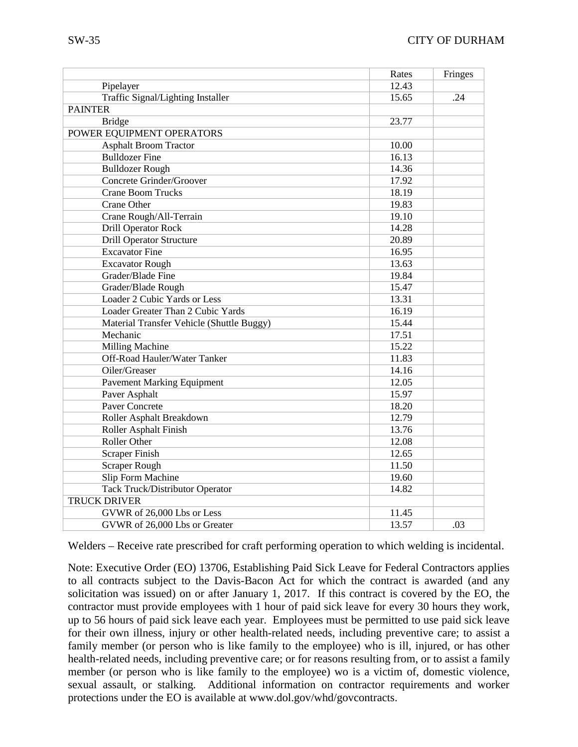| | Rates | Fringes |
|---|---|---|
| Pipelayer | 12.43 | |
| Traffic Signal/Lighting Installer | 15.65 | .24 |
| PAINTER | | |
| Bridge | 23.77 | |
| POWER EQUIPMENT OPERATORS | | |
| Asphalt Broom Tractor | 10.00 | |
| Bulldozer Fine | 16.13 | |
| Bulldozer Rough | 14.36 | |
| Concrete Grinder/Groover | 17.92 | |
| Crane Boom Trucks | 18.19 | |
| Crane Other | 19.83 | |
| Crane Rough/All-Terrain | 19.10 | |
| Drill Operator Rock | 14.28 | |
| Drill Operator Structure | 20.89 | |
| Excavator Fine | 16.95 | |
| Excavator Rough | 13.63 | |
| Grader/Blade Fine | 19.84 | |
| Grader/Blade Rough | 15.47 | |
| Loader 2 Cubic Yards or Less | 13.31 | |
| Loader Greater Than 2 Cubic Yards | 16.19 | |
| Material Transfer Vehicle (Shuttle Buggy) | 15.44 | |
| Mechanic | 17.51 | |
| Milling Machine | 15.22 | |
| Off-Road Hauler/Water Tanker | 11.83 | |
| Oiler/Greaser | 14.16 | |
| Pavement Marking Equipment | 12.05 | |
| Paver Asphalt | 15.97 | |
| Paver Concrete | 18.20 | |
| Roller Asphalt Breakdown | 12.79 | |
| Roller Asphalt Finish | 13.76 | |
| Roller Other | 12.08 | |
| Scraper Finish | 12.65 | |
| Scraper Rough | 11.50 | |
| Slip Form Machine | 19.60 | |
| Tack Truck/Distributor Operator | 14.82 | |
| TRUCK DRIVER | | |
| GVWR of 26,000 Lbs or Less | 11.45 | |
| GVWR of 26,000 Lbs or Greater | 13.57 | .03 |

Welders – Receive rate prescribed for craft performing operation to which welding is incidental.

Note: Executive Order (EO) 13706, Establishing Paid Sick Leave for Federal Contractors applies to all contracts subject to the Davis-Bacon Act for which the contract is awarded (and any solicitation was issued) on or after January 1, 2017. If this contract is covered by the EO, the contractor must provide employees with 1 hour of paid sick leave for every 30 hours they work, up to 56 hours of paid sick leave each year. Employees must be permitted to use paid sick leave for their own illness, injury or other health-related needs, including preventive care; to assist a family member (or person who is like family to the employee) who is ill, injured, or has other health-related needs, including preventive care; or for reasons resulting from, or to assist a family member (or person who is like family to the employee) wo is a victim of, domestic violence, sexual assault, or stalking. Additional information on contractor requirements and worker protections under the EO is available at www.dol.gov/whd/govcontracts.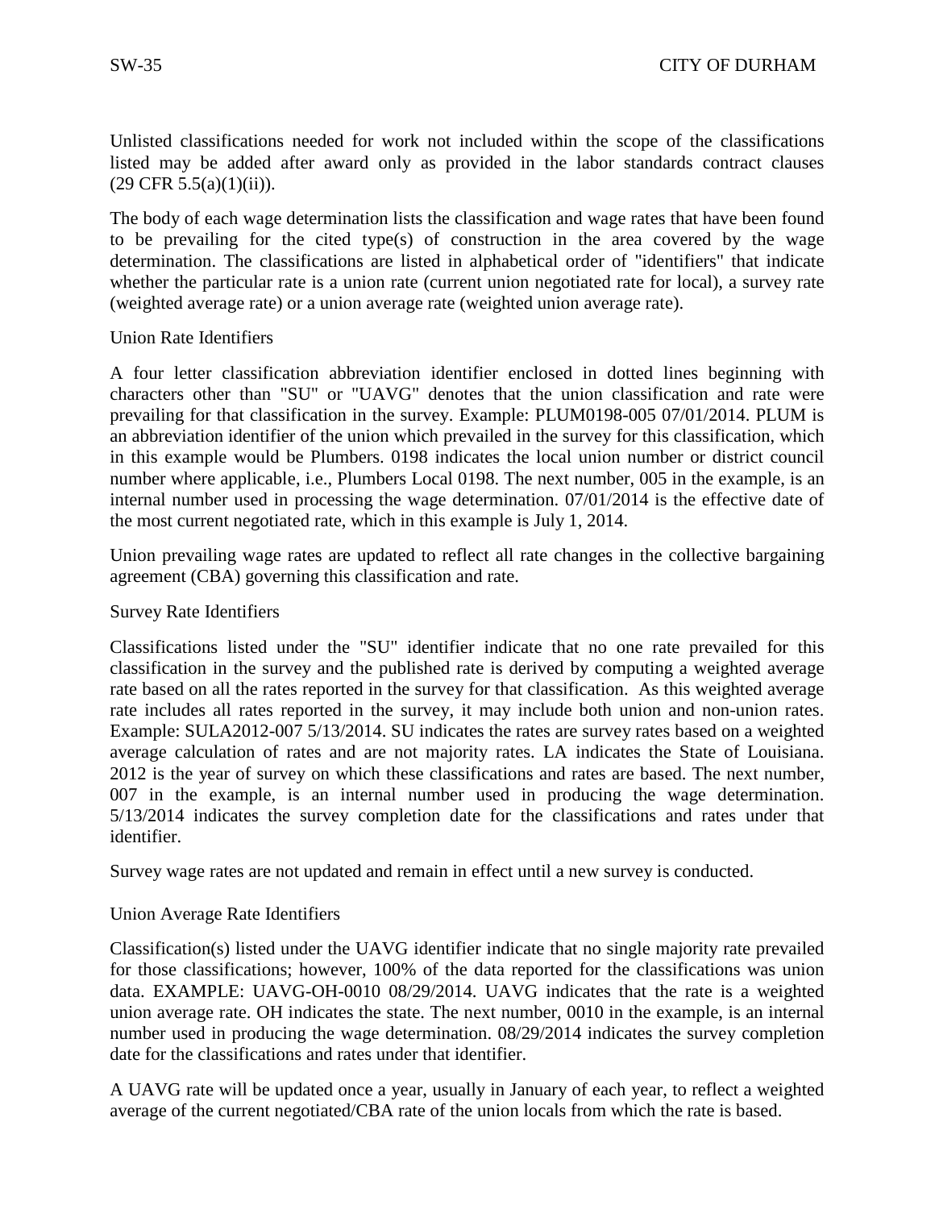Unlisted classifications needed for work not included within the scope of the classifications listed may be added after award only as provided in the labor standards contract clauses (29 CFR 5.5(a)(1)(ii)).

The body of each wage determination lists the classification and wage rates that have been found to be prevailing for the cited type(s) of construction in the area covered by the wage determination. The classifications are listed in alphabetical order of "identifiers" that indicate whether the particular rate is a union rate (current union negotiated rate for local), a survey rate (weighted average rate) or a union average rate (weighted union average rate).

Union Rate Identifiers

A four letter classification abbreviation identifier enclosed in dotted lines beginning with characters other than "SU" or "UAVG" denotes that the union classification and rate were prevailing for that classification in the survey. Example: PLUM0198-005 07/01/2014. PLUM is an abbreviation identifier of the union which prevailed in the survey for this classification, which in this example would be Plumbers. 0198 indicates the local union number or district council number where applicable, i.e., Plumbers Local 0198. The next number, 005 in the example, is an internal number used in processing the wage determination. 07/01/2014 is the effective date of the most current negotiated rate, which in this example is July 1, 2014.

Union prevailing wage rates are updated to reflect all rate changes in the collective bargaining agreement (CBA) governing this classification and rate.

Survey Rate Identifiers

Classifications listed under the "SU" identifier indicate that no one rate prevailed for this classification in the survey and the published rate is derived by computing a weighted average rate based on all the rates reported in the survey for that classification. As this weighted average rate includes all rates reported in the survey, it may include both union and non-union rates. Example: SULA2012-007 5/13/2014. SU indicates the rates are survey rates based on a weighted average calculation of rates and are not majority rates. LA indicates the State of Louisiana. 2012 is the year of survey on which these classifications and rates are based. The next number, 007 in the example, is an internal number used in producing the wage determination. 5/13/2014 indicates the survey completion date for the classifications and rates under that identifier.

Survey wage rates are not updated and remain in effect until a new survey is conducted.

Union Average Rate Identifiers

Classification(s) listed under the UAVG identifier indicate that no single majority rate prevailed for those classifications; however, 100% of the data reported for the classifications was union data. EXAMPLE: UAVG-OH-0010 08/29/2014. UAVG indicates that the rate is a weighted union average rate. OH indicates the state. The next number, 0010 in the example, is an internal number used in producing the wage determination. 08/29/2014 indicates the survey completion date for the classifications and rates under that identifier.

A UAVG rate will be updated once a year, usually in January of each year, to reflect a weighted average of the current negotiated/CBA rate of the union locals from which the rate is based.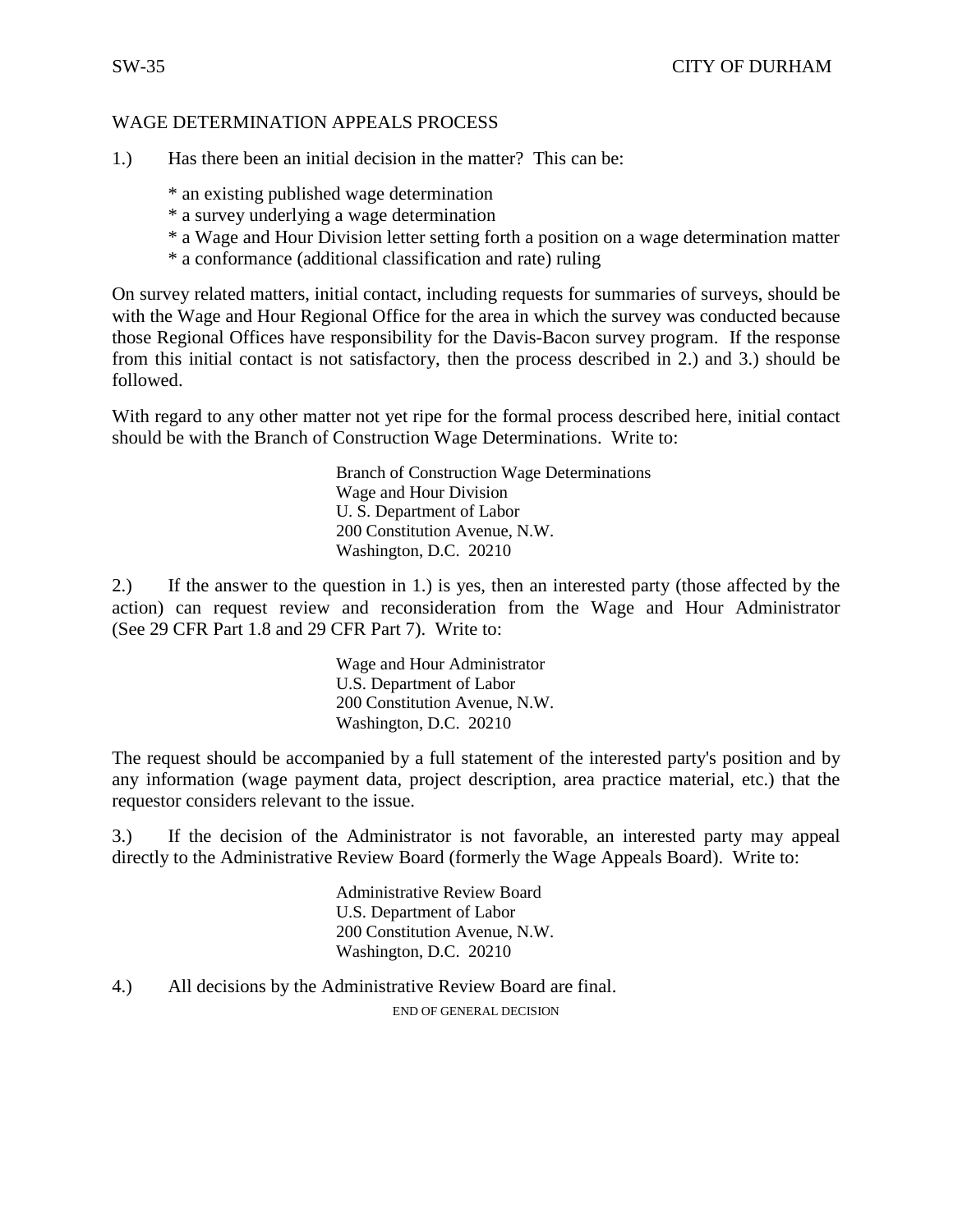## WAGE DETERMINATION APPEALS PROCESS

1.) Has there been an initial decision in the matter? This can be:

* an existing published wage determination
* a survey underlying a wage determination
* a Wage and Hour Division letter setting forth a position on a wage determination matter
* a conformance (additional classification and rate) ruling

On survey related matters, initial contact, including requests for summaries of surveys, should be with the Wage and Hour Regional Office for the area in which the survey was conducted because those Regional Offices have responsibility for the Davis-Bacon survey program. If the response from this initial contact is not satisfactory, then the process described in 2.) and 3.) should be followed.

With regard to any other matter not yet ripe for the formal process described here, initial contact should be with the Branch of Construction Wage Determinations. Write to:

Branch of Construction Wage Determinations  
Wage and Hour Division  
U. S. Department of Labor  
200 Constitution Avenue, N.W.  
Washington, D.C. 20210

2.) If the answer to the question in 1.) is yes, then an interested party (those affected by the action) can request review and reconsideration from the Wage and Hour Administrator (See 29 CFR Part 1.8 and 29 CFR Part 7). Write to:

Wage and Hour Administrator  
U.S. Department of Labor  
200 Constitution Avenue, N.W.  
Washington, D.C. 20210

The request should be accompanied by a full statement of the interested party's position and by any information (wage payment data, project description, area practice material, etc.) that the requestor considers relevant to the issue.

3.) If the decision of the Administrator is not favorable, an interested party may appeal directly to the Administrative Review Board (formerly the Wage Appeals Board). Write to:

Administrative Review Board  
U.S. Department of Labor  
200 Constitution Avenue, N.W.  
Washington, D.C. 20210

4.) All decisions by the Administrative Review Board are final.

END OF GENERAL DECISION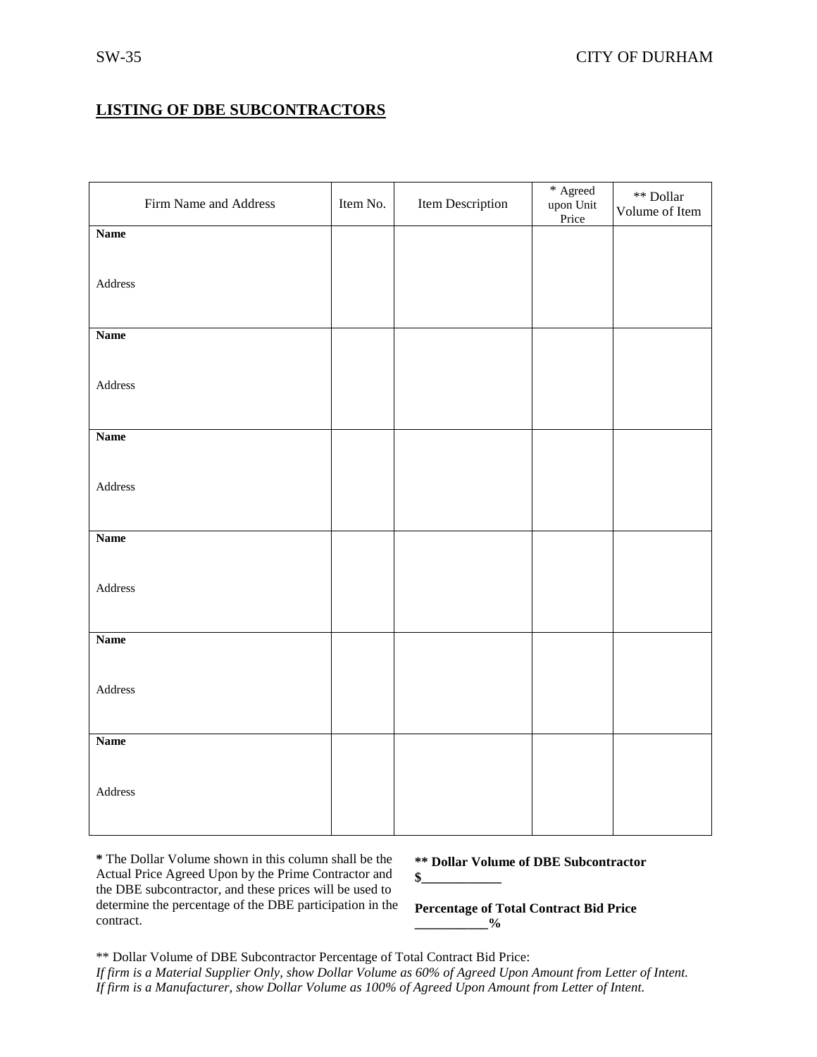SW-35 CITY OF DURHAM

## LISTING OF DBE SUBCONTRACTORS

| Firm Name and Address | Item No. | Item Description | * Agreed upon Unit Price | ** Dollar Volume of Item |
|---|---|---|---|---|
| **Name**<br><br>Address | | | | |
| **Name**<br><br>Address | | | | |
| **Name**<br><br>Address | | | | |
| **Name**<br><br>Address | | | | |
| **Name**<br><br>Address | | | | |
| **Name**<br><br>Address | | | | |

**\*** The Dollar Volume shown in this column shall be the Actual Price Agreed Upon by the Prime Contractor and the DBE subcontractor, and these prices will be used to determine the percentage of the DBE participation in the contract.

**\*\* Dollar Volume of DBE Subcontractor**
**$____________**

**Percentage of Total Contract Bid Price**
**___________%**

** Dollar Volume of DBE Subcontractor Percentage of Total Contract Bid Price:
*If firm is a Material Supplier Only, show Dollar Volume as 60% of Agreed Upon Amount from Letter of Intent.*
*If firm is a Manufacturer, show Dollar Volume as 100% of Agreed Upon Amount from Letter of Intent.*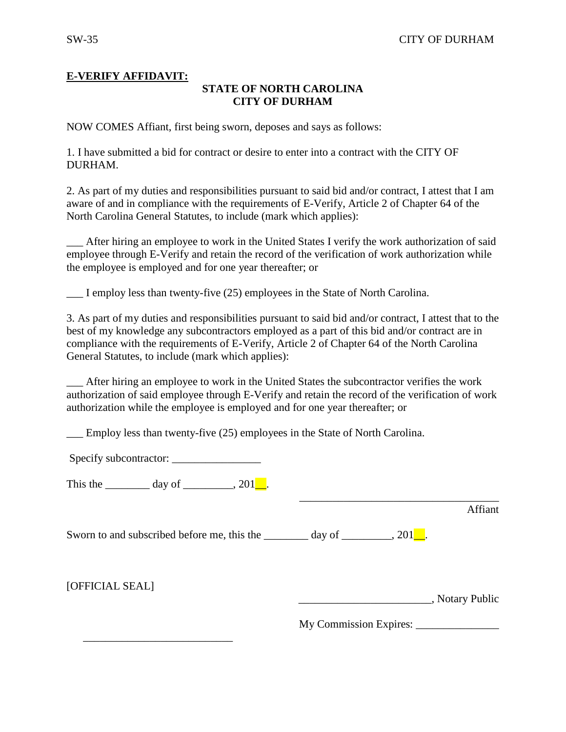SW-35 CITY OF DURHAM

**E-VERIFY AFFIDAVIT:**

**STATE OF NORTH CAROLINA**
**CITY OF DURHAM**

NOW COMES Affiant, first being sworn, deposes and says as follows:

1. I have submitted a bid for contract or desire to enter into a contract with the CITY OF DURHAM.

2. As part of my duties and responsibilities pursuant to said bid and/or contract, I attest that I am aware of and in compliance with the requirements of E-Verify, Article 2 of Chapter 64 of the North Carolina General Statutes, to include (mark which applies):

___ After hiring an employee to work in the United States I verify the work authorization of said employee through E-Verify and retain the record of the verification of work authorization while the employee is employed and for one year thereafter; or

___ I employ less than twenty-five (25) employees in the State of North Carolina.

3. As part of my duties and responsibilities pursuant to said bid and/or contract, I attest that to the best of my knowledge any subcontractors employed as a part of this bid and/or contract are in compliance with the requirements of E-Verify, Article 2 of Chapter 64 of the North Carolina General Statutes, to include (mark which applies):

___ After hiring an employee to work in the United States the subcontractor verifies the work authorization of said employee through E-Verify and retain the record of the verification of work authorization while the employee is employed and for one year thereafter; or

___ Employ less than twenty-five (25) employees in the State of North Carolina.

Specify subcontractor: ________________

This the ________ day of _________, 201__.

____________________________________
Affiant

Sworn to and subscribed before me, this the ________ day of _________, 201__.

[OFFICIAL SEAL]

________________________, Notary Public

My Commission Expires: _______________

___________________________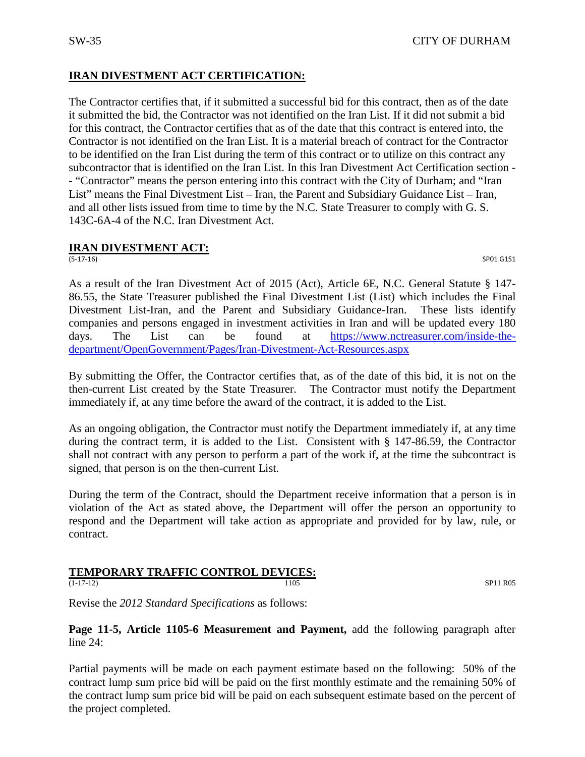## IRAN DIVESTMENT ACT CERTIFICATION:

The Contractor certifies that, if it submitted a successful bid for this contract, then as of the date it submitted the bid, the Contractor was not identified on the Iran List. If it did not submit a bid for this contract, the Contractor certifies that as of the date that this contract is entered into, the Contractor is not identified on the Iran List. It is a material breach of contract for the Contractor to be identified on the Iran List during the term of this contract or to utilize on this contract any subcontractor that is identified on the Iran List. In this Iran Divestment Act Certification section -- "Contractor" means the person entering into this contract with the City of Durham; and "Iran List" means the Final Divestment List – Iran, the Parent and Subsidiary Guidance List – Iran, and all other lists issued from time to time by the N.C. State Treasurer to comply with G. S. 143C-6A-4 of the N.C. Iran Divestment Act.

## IRAN DIVESTMENT ACT:

(5-17-16) SP01 G151

As a result of the Iran Divestment Act of 2015 (Act), Article 6E, N.C. General Statute § 147-86.55, the State Treasurer published the Final Divestment List (List) which includes the Final Divestment List-Iran, and the Parent and Subsidiary Guidance-Iran. These lists identify companies and persons engaged in investment activities in Iran and will be updated every 180 days. The List can be found at https://www.nctreasurer.com/inside-the-department/OpenGovernment/Pages/Iran-Divestment-Act-Resources.aspx

By submitting the Offer, the Contractor certifies that, as of the date of this bid, it is not on the then-current List created by the State Treasurer. The Contractor must notify the Department immediately if, at any time before the award of the contract, it is added to the List.

As an ongoing obligation, the Contractor must notify the Department immediately if, at any time during the contract term, it is added to the List. Consistent with § 147-86.59, the Contractor shall not contract with any person to perform a part of the work if, at the time the subcontract is signed, that person is on the then-current List.

During the term of the Contract, should the Department receive information that a person is in violation of the Act as stated above, the Department will offer the person an opportunity to respond and the Department will take action as appropriate and provided for by law, rule, or contract.

## TEMPORARY TRAFFIC CONTROL DEVICES:

(1-17-12) 1105 SP11 R05

Revise the *2012 Standard Specifications* as follows:

**Page 11-5, Article 1105-6 Measurement and Payment,** add the following paragraph after line 24:

Partial payments will be made on each payment estimate based on the following: 50% of the contract lump sum price bid will be paid on the first monthly estimate and the remaining 50% of the contract lump sum price bid will be paid on each subsequent estimate based on the percent of the project completed.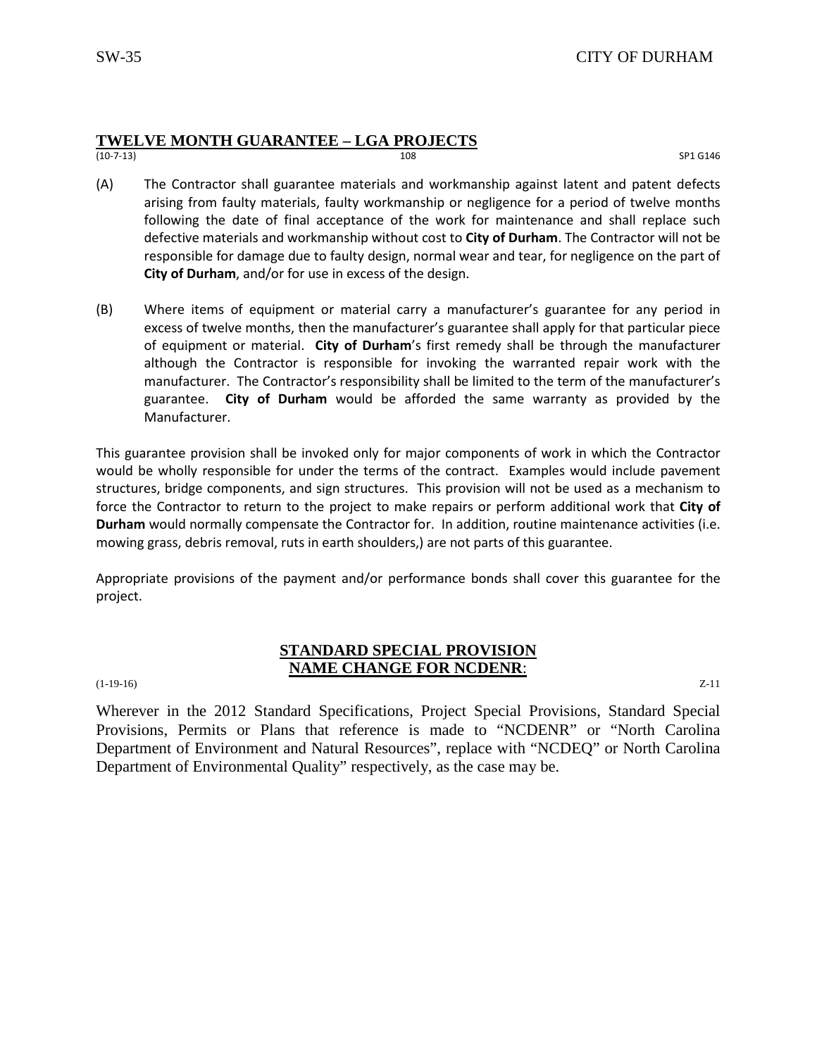## TWELVE MONTH GUARANTEE – LGA PROJECTS

(10-7-13) 108 SP1 G146

(A) The Contractor shall guarantee materials and workmanship against latent and patent defects arising from faulty materials, faulty workmanship or negligence for a period of twelve months following the date of final acceptance of the work for maintenance and shall replace such defective materials and workmanship without cost to **City of Durham**. The Contractor will not be responsible for damage due to faulty design, normal wear and tear, for negligence on the part of **City of Durham**, and/or for use in excess of the design.

(B) Where items of equipment or material carry a manufacturer's guarantee for any period in excess of twelve months, then the manufacturer's guarantee shall apply for that particular piece of equipment or material. **City of Durham**'s first remedy shall be through the manufacturer although the Contractor is responsible for invoking the warranted repair work with the manufacturer. The Contractor's responsibility shall be limited to the term of the manufacturer's guarantee. **City of Durham** would be afforded the same warranty as provided by the Manufacturer.

This guarantee provision shall be invoked only for major components of work in which the Contractor would be wholly responsible for under the terms of the contract. Examples would include pavement structures, bridge components, and sign structures. This provision will not be used as a mechanism to force the Contractor to return to the project to make repairs or perform additional work that **City of Durham** would normally compensate the Contractor for. In addition, routine maintenance activities (i.e. mowing grass, debris removal, ruts in earth shoulders,) are not parts of this guarantee.

Appropriate provisions of the payment and/or performance bonds shall cover this guarantee for the project.

## STANDARD SPECIAL PROVISION NAME CHANGE FOR NCDENR:

(1-19-16) Z-11

Wherever in the 2012 Standard Specifications, Project Special Provisions, Standard Special Provisions, Permits or Plans that reference is made to "NCDENR" or "North Carolina Department of Environment and Natural Resources", replace with "NCDEQ" or North Carolina Department of Environmental Quality" respectively, as the case may be.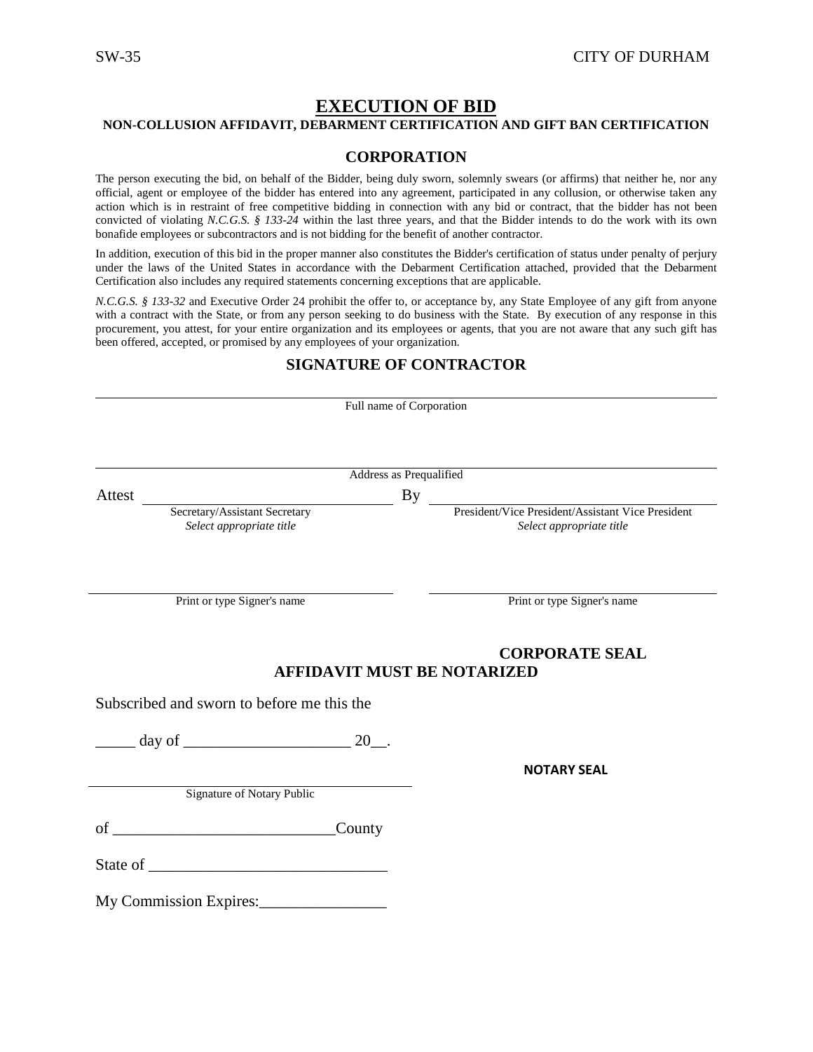# EXECUTION OF BID

**NON-COLLUSION AFFIDAVIT, DEBARMENT CERTIFICATION AND GIFT BAN CERTIFICATION**

## CORPORATION

The person executing the bid, on behalf of the Bidder, being duly sworn, solemnly swears (or affirms) that neither he, nor any official, agent or employee of the bidder has entered into any agreement, participated in any collusion, or otherwise taken any action which is in restraint of free competitive bidding in connection with any bid or contract, that the bidder has not been convicted of violating *N.C.G.S. § 133-24* within the last three years, and that the Bidder intends to do the work with its own bonafide employees or subcontractors and is not bidding for the benefit of another contractor.

In addition, execution of this bid in the proper manner also constitutes the Bidder's certification of status under penalty of perjury under the laws of the United States in accordance with the Debarment Certification attached, provided that the Debarment Certification also includes any required statements concerning exceptions that are applicable.

*N.C.G.S. § 133-32* and Executive Order 24 prohibit the offer to, or acceptance by, any State Employee of any gift from anyone with a contract with the State, or from any person seeking to do business with the State. By execution of any response in this procurement, you attest, for your entire organization and its employees or agents, that you are not aware that any such gift has been offered, accepted, or promised by any employees of your organization.

## SIGNATURE OF CONTRACTOR

______________________________________________________________
Full name of Corporation

______________________________________________________________
Address as Prequalified

Attest ______________________________ By ______________________________

Secretary/Assistant Secretary — *Select appropriate title*

President/Vice President/Assistant Vice President — *Select appropriate title*

______________________________
Print or type Signer's name

______________________________
Print or type Signer's name

**CORPORATE SEAL**

**AFFIDAVIT MUST BE NOTARIZED**

Subscribed and sworn to before me this the

_____ day of _____________________ 20__.

**NOTARY SEAL**

______________________________
Signature of Notary Public

of ____________________________County

State of ______________________________

My Commission Expires:________________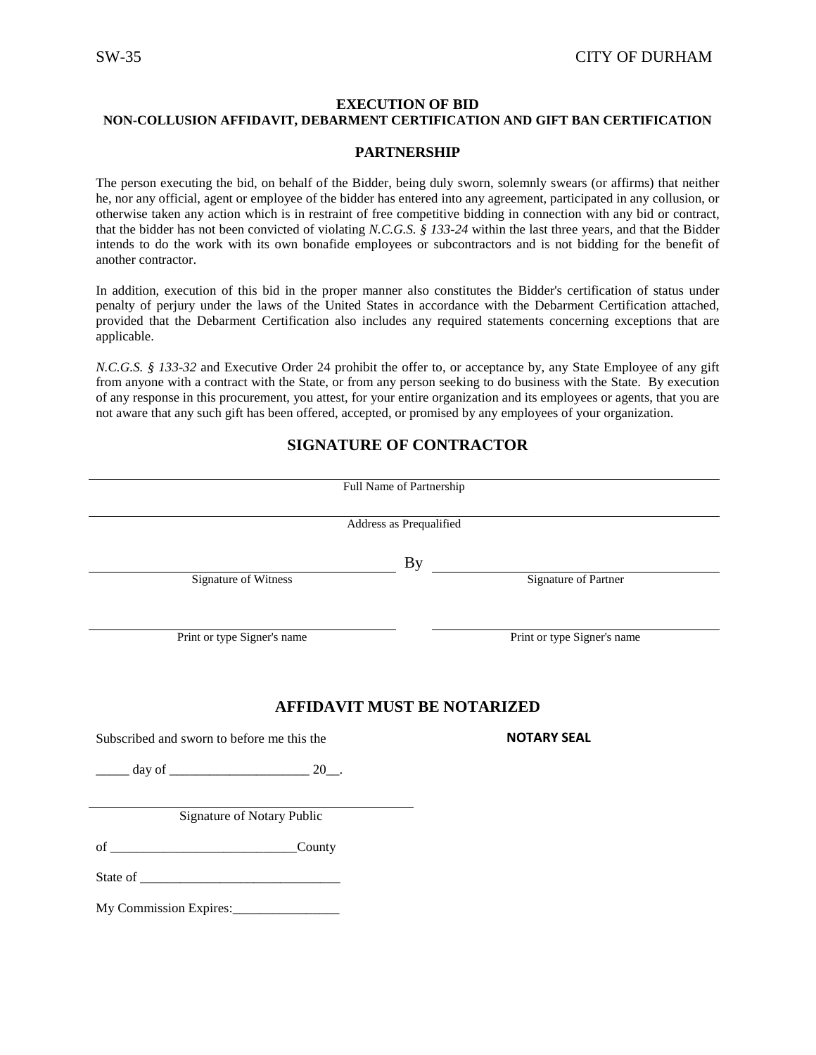SW-35 CITY OF DURHAM

**EXECUTION OF BID**
**NON-COLLUSION AFFIDAVIT, DEBARMENT CERTIFICATION AND GIFT BAN CERTIFICATION**

**PARTNERSHIP**

The person executing the bid, on behalf of the Bidder, being duly sworn, solemnly swears (or affirms) that neither he, nor any official, agent or employee of the bidder has entered into any agreement, participated in any collusion, or otherwise taken any action which is in restraint of free competitive bidding in connection with any bid or contract, that the bidder has not been convicted of violating *N.C.G.S. § 133-24* within the last three years, and that the Bidder intends to do the work with its own bonafide employees or subcontractors and is not bidding for the benefit of another contractor.

In addition, execution of this bid in the proper manner also constitutes the Bidder's certification of status under penalty of perjury under the laws of the United States in accordance with the Debarment Certification attached, provided that the Debarment Certification also includes any required statements concerning exceptions that are applicable.

*N.C.G.S. § 133-32* and Executive Order 24 prohibit the offer to, or acceptance by, any State Employee of any gift from anyone with a contract with the State, or from any person seeking to do business with the State. By execution of any response in this procurement, you attest, for your entire organization and its employees or agents, that you are not aware that any such gift has been offered, accepted, or promised by any employees of your organization.

## SIGNATURE OF CONTRACTOR

______________________________________________
Full Name of Partnership

______________________________________________
Address as Prequalified

______________________________ By ______________________________
Signature of Witness Signature of Partner

______________________________ ______________________________
Print or type Signer's name Print or type Signer's name

## AFFIDAVIT MUST BE NOTARIZED

Subscribed and sworn to before me this the

_____ day of _____________________ 20__.

**NOTARY SEAL**

______________________________________
Signature of Notary Public

of ____________________________County

State of ______________________________

My Commission Expires:________________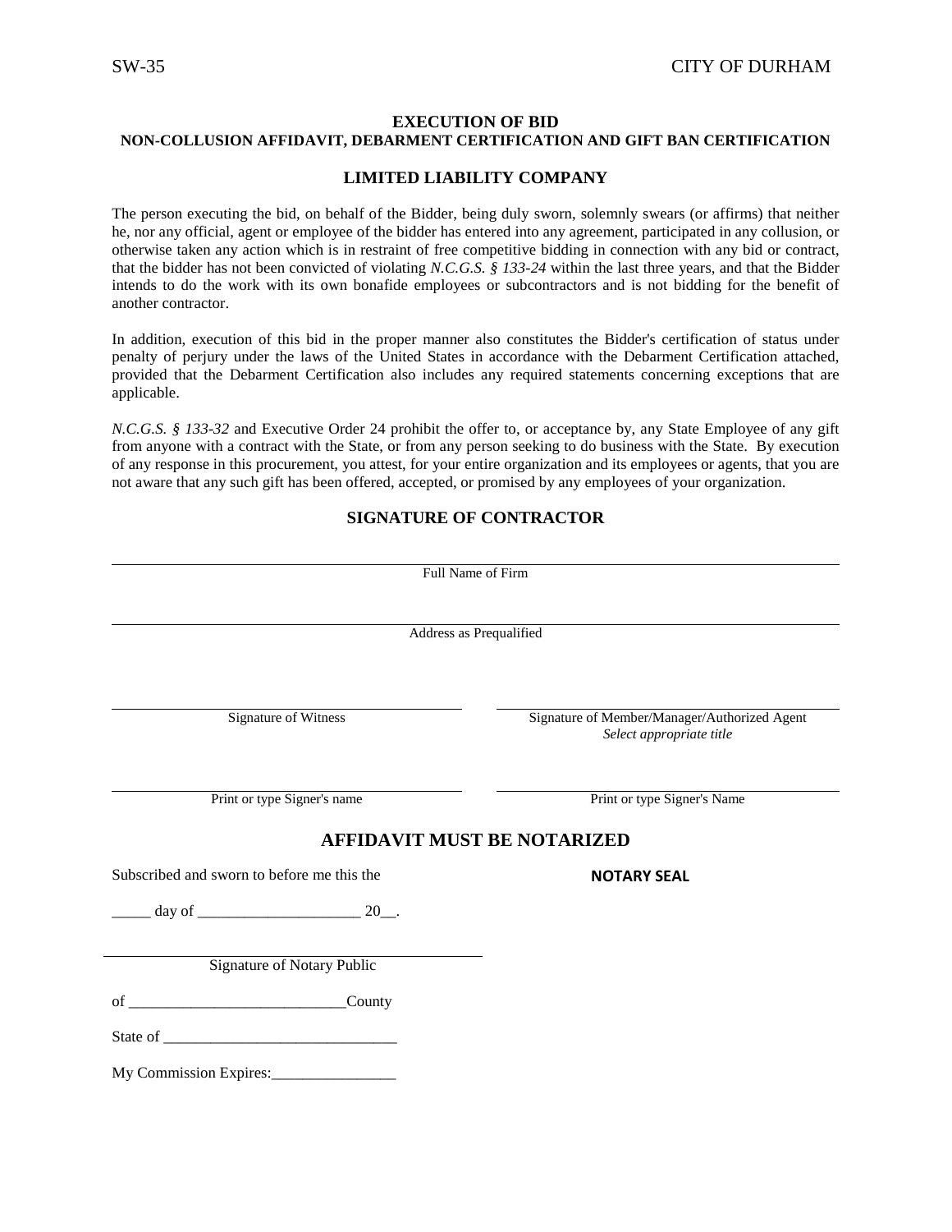# EXECUTION OF BID

## NON-COLLUSION AFFIDAVIT, DEBARMENT CERTIFICATION AND GIFT BAN CERTIFICATION

## LIMITED LIABILITY COMPANY

The person executing the bid, on behalf of the Bidder, being duly sworn, solemnly swears (or affirms) that neither he, nor any official, agent or employee of the bidder has entered into any agreement, participated in any collusion, or otherwise taken any action which is in restraint of free competitive bidding in connection with any bid or contract, that the bidder has not been convicted of violating *N.C.G.S. § 133-24* within the last three years, and that the Bidder intends to do the work with its own bonafide employees or subcontractors and is not bidding for the benefit of another contractor.

In addition, execution of this bid in the proper manner also constitutes the Bidder's certification of status under penalty of perjury under the laws of the United States in accordance with the Debarment Certification attached, provided that the Debarment Certification also includes any required statements concerning exceptions that are applicable.

*N.C.G.S. § 133-32* and Executive Order 24 prohibit the offer to, or acceptance by, any State Employee of any gift from anyone with a contract with the State, or from any person seeking to do business with the State. By execution of any response in this procurement, you attest, for your entire organization and its employees or agents, that you are not aware that any such gift has been offered, accepted, or promised by any employees of your organization.

## SIGNATURE OF CONTRACTOR

______________________________________________________________

Full Name of Firm

______________________________________________________________

Address as Prequalified

______________________________ ______________________________

Signature of Witness — Signature of Member/Manager/Authorized Agent
*Select appropriate title*

______________________________ ______________________________

Print or type Signer's name — Print or type Signer's Name

## AFFIDAVIT MUST BE NOTARIZED

Subscribed and sworn to before me this the

**NOTARY SEAL**

_____ day of _____________________ 20__.

______________________________

Signature of Notary Public

of ___________________________County

State of ______________________________

My Commission Expires:________________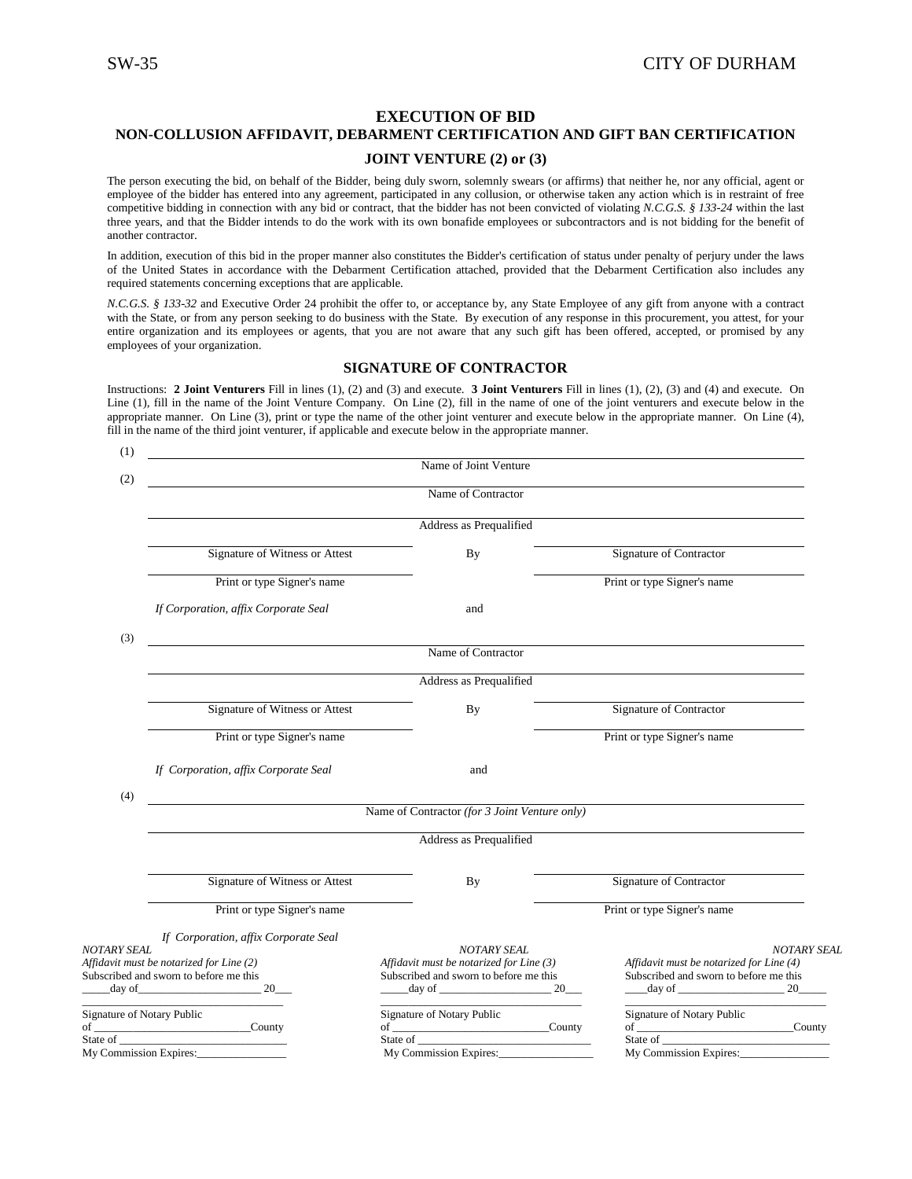SW-35 CITY OF DURHAM

## EXECUTION OF BID

## NON-COLLUSION AFFIDAVIT, DEBARMENT CERTIFICATION AND GIFT BAN CERTIFICATION

### JOINT VENTURE (2) or (3)

The person executing the bid, on behalf of the Bidder, being duly sworn, solemnly swears (or affirms) that neither he, nor any official, agent or employee of the bidder has entered into any agreement, participated in any collusion, or otherwise taken any action which is in restraint of free competitive bidding in connection with any bid or contract, that the bidder has not been convicted of violating *N.C.G.S. § 133-24* within the last three years, and that the Bidder intends to do the work with its own bonafide employees or subcontractors and is not bidding for the benefit of another contractor.

In addition, execution of this bid in the proper manner also constitutes the Bidder's certification of status under penalty of perjury under the laws of the United States in accordance with the Debarment Certification attached, provided that the Debarment Certification also includes any required statements concerning exceptions that are applicable.

*N.C.G.S. § 133-32* and Executive Order 24 prohibit the offer to, or acceptance by, any State Employee of any gift from anyone with a contract with the State, or from any person seeking to do business with the State. By execution of any response in this procurement, you attest, for your entire organization and its employees or agents, that you are not aware that any such gift has been offered, accepted, or promised by any employees of your organization.

### SIGNATURE OF CONTRACTOR

Instructions: **2 Joint Venturers** Fill in lines (1), (2) and (3) and execute. **3 Joint Venturers** Fill in lines (1), (2), (3) and (4) and execute. On Line (1), fill in the name of the Joint Venture Company. On Line (2), fill in the name of one of the joint venturers and execute below in the appropriate manner. On Line (3), print or type the name of the other joint venturer and execute below in the appropriate manner. On Line (4), fill in the name of the third joint venturer, if applicable and execute below in the appropriate manner.

(1) ______________________________________________
Name of Joint Venture

(2) ______________________________________________
Name of Contractor

______________________________________________
Address as Prequalified

______________________ By ______________________
Signature of Witness or Attest &nbsp;&nbsp;&nbsp;&nbsp; Signature of Contractor

______________________ &nbsp;&nbsp;&nbsp;&nbsp; ______________________
Print or type Signer's name &nbsp;&nbsp;&nbsp;&nbsp; Print or type Signer's name

*If Corporation, affix Corporate Seal* &nbsp;&nbsp;&nbsp;&nbsp; and

(3) ______________________________________________
Name of Contractor

______________________________________________
Address as Prequalified

______________________ By ______________________
Signature of Witness or Attest &nbsp;&nbsp;&nbsp;&nbsp; Signature of Contractor

______________________ &nbsp;&nbsp;&nbsp;&nbsp; ______________________
Print or type Signer's name &nbsp;&nbsp;&nbsp;&nbsp; Print or type Signer's name

*If Corporation, affix Corporate Seal* &nbsp;&nbsp;&nbsp;&nbsp; and

(4) ______________________________________________
Name of Contractor *(for 3 Joint Venture only)*

______________________________________________
Address as Prequalified

______________________ By ______________________
Signature of Witness or Attest &nbsp;&nbsp;&nbsp;&nbsp; Signature of Contractor

______________________ &nbsp;&nbsp;&nbsp;&nbsp; ______________________
Print or type Signer's name &nbsp;&nbsp;&nbsp;&nbsp; Print or type Signer's name

*If Corporation, affix Corporate Seal*

*NOTARY SEAL*
*Affidavit must be notarized for Line (2)*
Subscribed and sworn to before me this
_____day of_______________________ 20___
_________________________________
Signature of Notary Public
of ____________________________County
State of _______________________________
My Commission Expires:________________

*NOTARY SEAL*
*Affidavit must be notarized for Line (3)*
Subscribed and sworn to before me this
_____day of _____________________ 20___
_________________________________
Signature of Notary Public
of ____________________________County
State of _______________________________
My Commission Expires:_________________

*NOTARY SEAL*
*Affidavit must be notarized for Line (4)*
Subscribed and sworn to before me this
____day of ___________________ 20_____
_________________________________
Signature of Notary Public
of ____________________________County
State of _______________________________
My Commission Expires:________________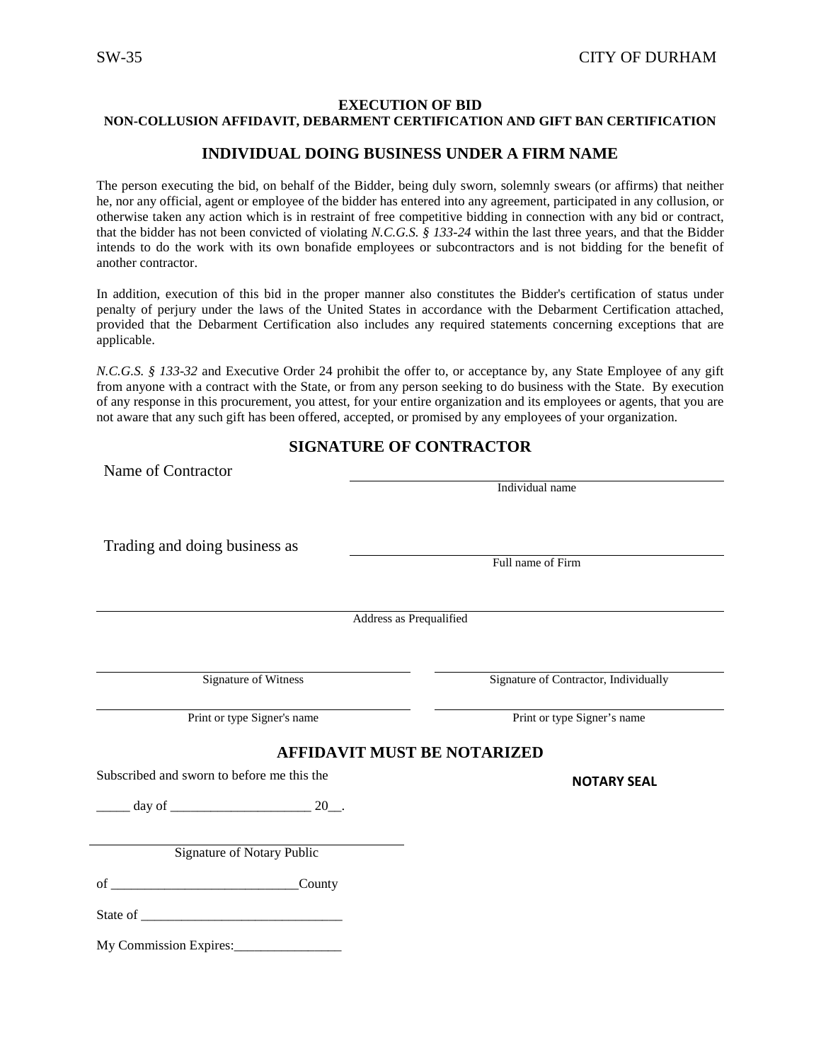SW-35 CITY OF DURHAM

**EXECUTION OF BID**
**NON-COLLUSION AFFIDAVIT, DEBARMENT CERTIFICATION AND GIFT BAN CERTIFICATION**

## INDIVIDUAL DOING BUSINESS UNDER A FIRM NAME

The person executing the bid, on behalf of the Bidder, being duly sworn, solemnly swears (or affirms) that neither he, nor any official, agent or employee of the bidder has entered into any agreement, participated in any collusion, or otherwise taken any action which is in restraint of free competitive bidding in connection with any bid or contract, that the bidder has not been convicted of violating *N.C.G.S. § 133-24* within the last three years, and that the Bidder intends to do the work with its own bonafide employees or subcontractors and is not bidding for the benefit of another contractor.

In addition, execution of this bid in the proper manner also constitutes the Bidder's certification of status under penalty of perjury under the laws of the United States in accordance with the Debarment Certification attached, provided that the Debarment Certification also includes any required statements concerning exceptions that are applicable.

*N.C.G.S. § 133-32* and Executive Order 24 prohibit the offer to, or acceptance by, any State Employee of any gift from anyone with a contract with the State, or from any person seeking to do business with the State. By execution of any response in this procurement, you attest, for your entire organization and its employees or agents, that you are not aware that any such gift has been offered, accepted, or promised by any employees of your organization.

## SIGNATURE OF CONTRACTOR

Name of Contractor ______________________________
Individual name

Trading and doing business as ______________________________
Full name of Firm

______________________________
Address as Prequalified

______________________________ ______________________________
Signature of Witness Signature of Contractor, Individually

______________________________ ______________________________
Print or type Signer's name Print or type Signer's name

## AFFIDAVIT MUST BE NOTARIZED

Subscribed and sworn to before me this the

_____ day of _____________________ 20__.

**NOTARY SEAL**

______________________________
Signature of Notary Public

of ____________________________County

State of ______________________________

My Commission Expires:________________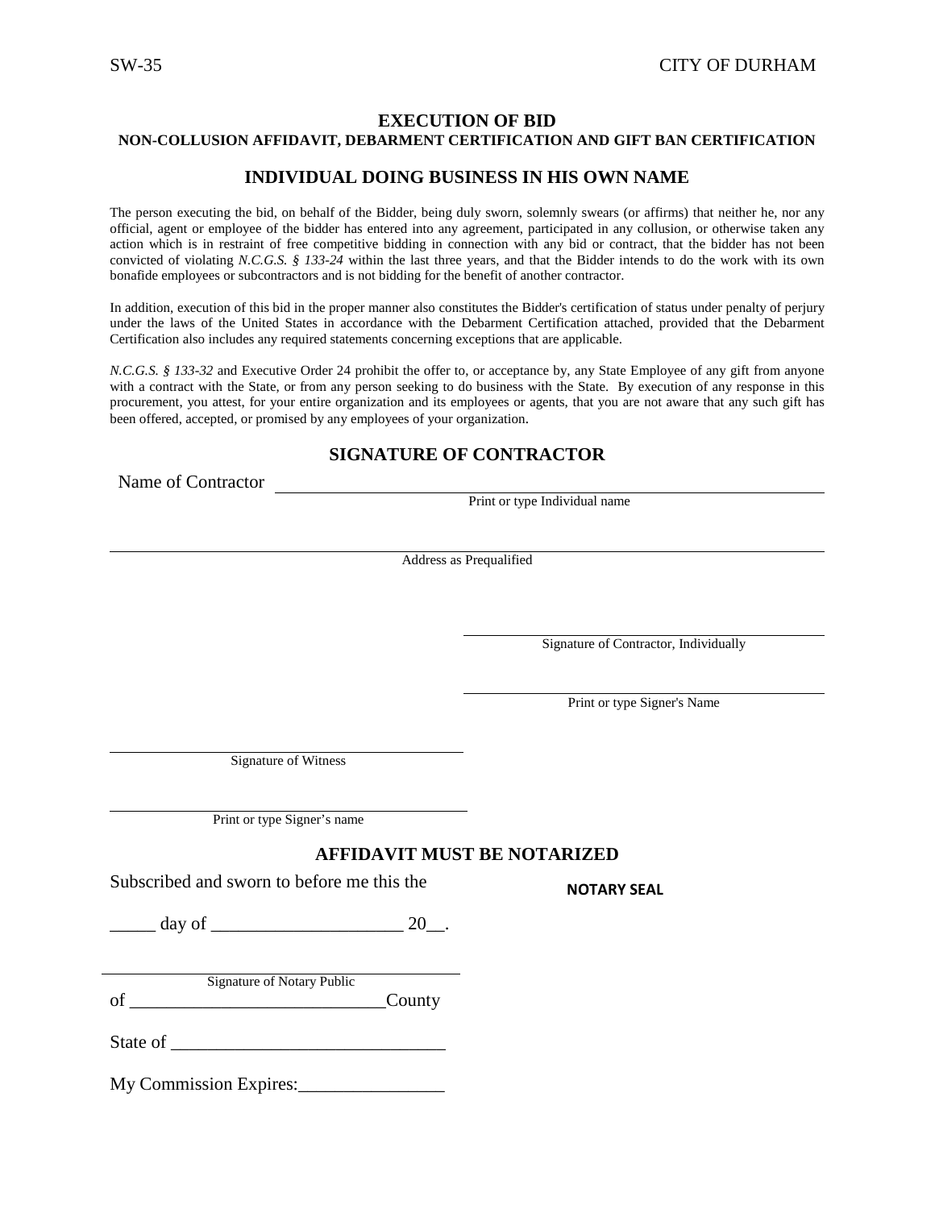SW-35 CITY OF DURHAM

# EXECUTION OF BID

## NON-COLLUSION AFFIDAVIT, DEBARMENT CERTIFICATION AND GIFT BAN CERTIFICATION

## INDIVIDUAL DOING BUSINESS IN HIS OWN NAME

The person executing the bid, on behalf of the Bidder, being duly sworn, solemnly swears (or affirms) that neither he, nor any official, agent or employee of the bidder has entered into any agreement, participated in any collusion, or otherwise taken any action which is in restraint of free competitive bidding in connection with any bid or contract, that the bidder has not been convicted of violating *N.C.G.S. § 133-24* within the last three years, and that the Bidder intends to do the work with its own bonafide employees or subcontractors and is not bidding for the benefit of another contractor.

In addition, execution of this bid in the proper manner also constitutes the Bidder's certification of status under penalty of perjury under the laws of the United States in accordance with the Debarment Certification attached, provided that the Debarment Certification also includes any required statements concerning exceptions that are applicable.

*N.C.G.S. § 133-32* and Executive Order 24 prohibit the offer to, or acceptance by, any State Employee of any gift from anyone with a contract with the State, or from any person seeking to do business with the State. By execution of any response in this procurement, you attest, for your entire organization and its employees or agents, that you are not aware that any such gift has been offered, accepted, or promised by any employees of your organization.

## SIGNATURE OF CONTRACTOR

Name of Contractor ______________________________________________
Print or type Individual name

______________________________________________
Address as Prequalified

______________________________________________
Signature of Contractor, Individually

______________________________________________
Print or type Signer's Name

______________________________________________
Signature of Witness

______________________________________________
Print or type Signer's name

## AFFIDAVIT MUST BE NOTARIZED

Subscribed and sworn to before me this the

_____ day of _____________________ 20__.

**NOTARY SEAL**

______________________________________________
Signature of Notary Public

of ____________________________County

State of ______________________________

My Commission Expires:________________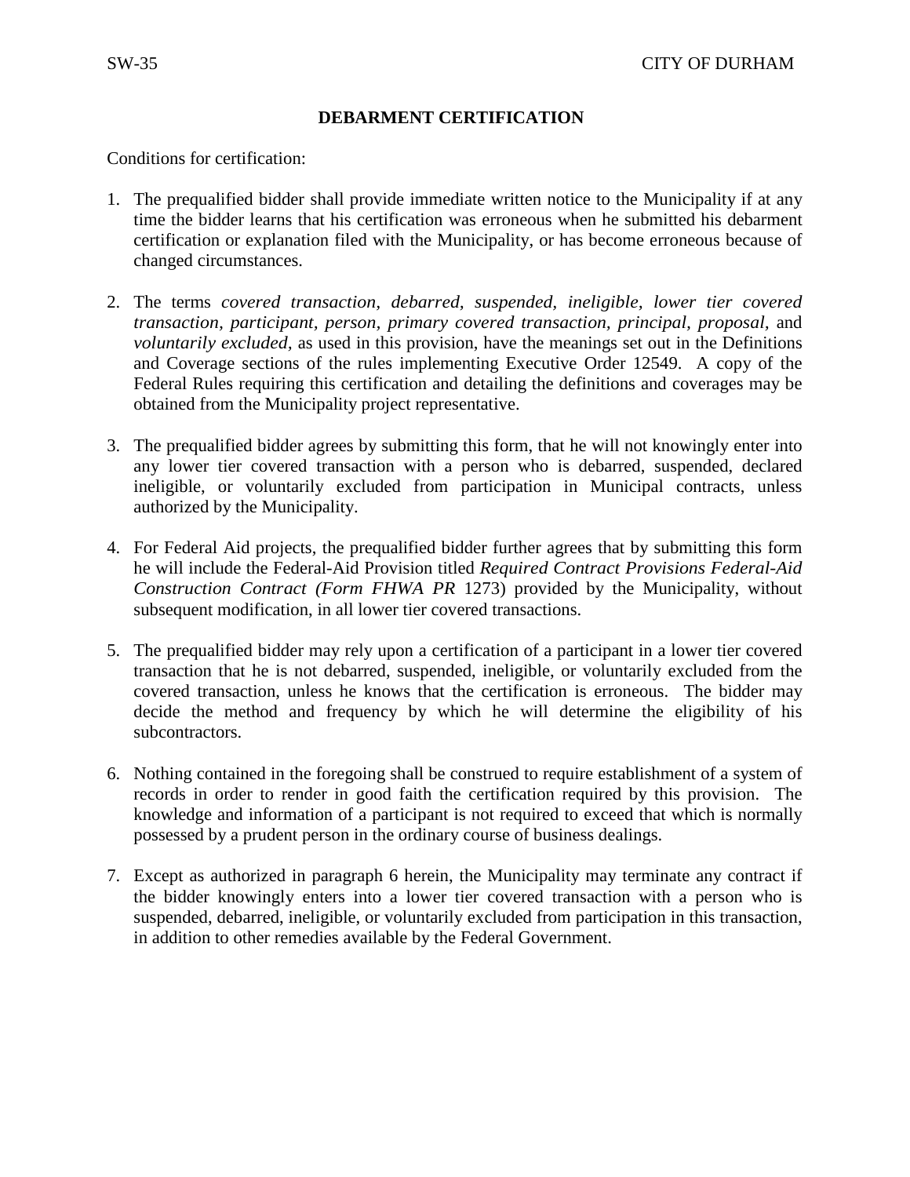# DEBARMENT CERTIFICATION

Conditions for certification:

1. The prequalified bidder shall provide immediate written notice to the Municipality if at any time the bidder learns that his certification was erroneous when he submitted his debarment certification or explanation filed with the Municipality, or has become erroneous because of changed circumstances.

2. The terms *covered transaction, debarred, suspended, ineligible, lower tier covered transaction, participant, person, primary covered transaction, principal, proposal,* and *voluntarily excluded,* as used in this provision, have the meanings set out in the Definitions and Coverage sections of the rules implementing Executive Order 12549. A copy of the Federal Rules requiring this certification and detailing the definitions and coverages may be obtained from the Municipality project representative.

3. The prequalified bidder agrees by submitting this form, that he will not knowingly enter into any lower tier covered transaction with a person who is debarred, suspended, declared ineligible, or voluntarily excluded from participation in Municipal contracts, unless authorized by the Municipality.

4. For Federal Aid projects, the prequalified bidder further agrees that by submitting this form he will include the Federal-Aid Provision titled *Required Contract Provisions Federal-Aid Construction Contract (Form FHWA PR* 1273) provided by the Municipality, without subsequent modification, in all lower tier covered transactions.

5. The prequalified bidder may rely upon a certification of a participant in a lower tier covered transaction that he is not debarred, suspended, ineligible, or voluntarily excluded from the covered transaction, unless he knows that the certification is erroneous. The bidder may decide the method and frequency by which he will determine the eligibility of his subcontractors.

6. Nothing contained in the foregoing shall be construed to require establishment of a system of records in order to render in good faith the certification required by this provision. The knowledge and information of a participant is not required to exceed that which is normally possessed by a prudent person in the ordinary course of business dealings.

7. Except as authorized in paragraph 6 herein, the Municipality may terminate any contract if the bidder knowingly enters into a lower tier covered transaction with a person who is suspended, debarred, ineligible, or voluntarily excluded from participation in this transaction, in addition to other remedies available by the Federal Government.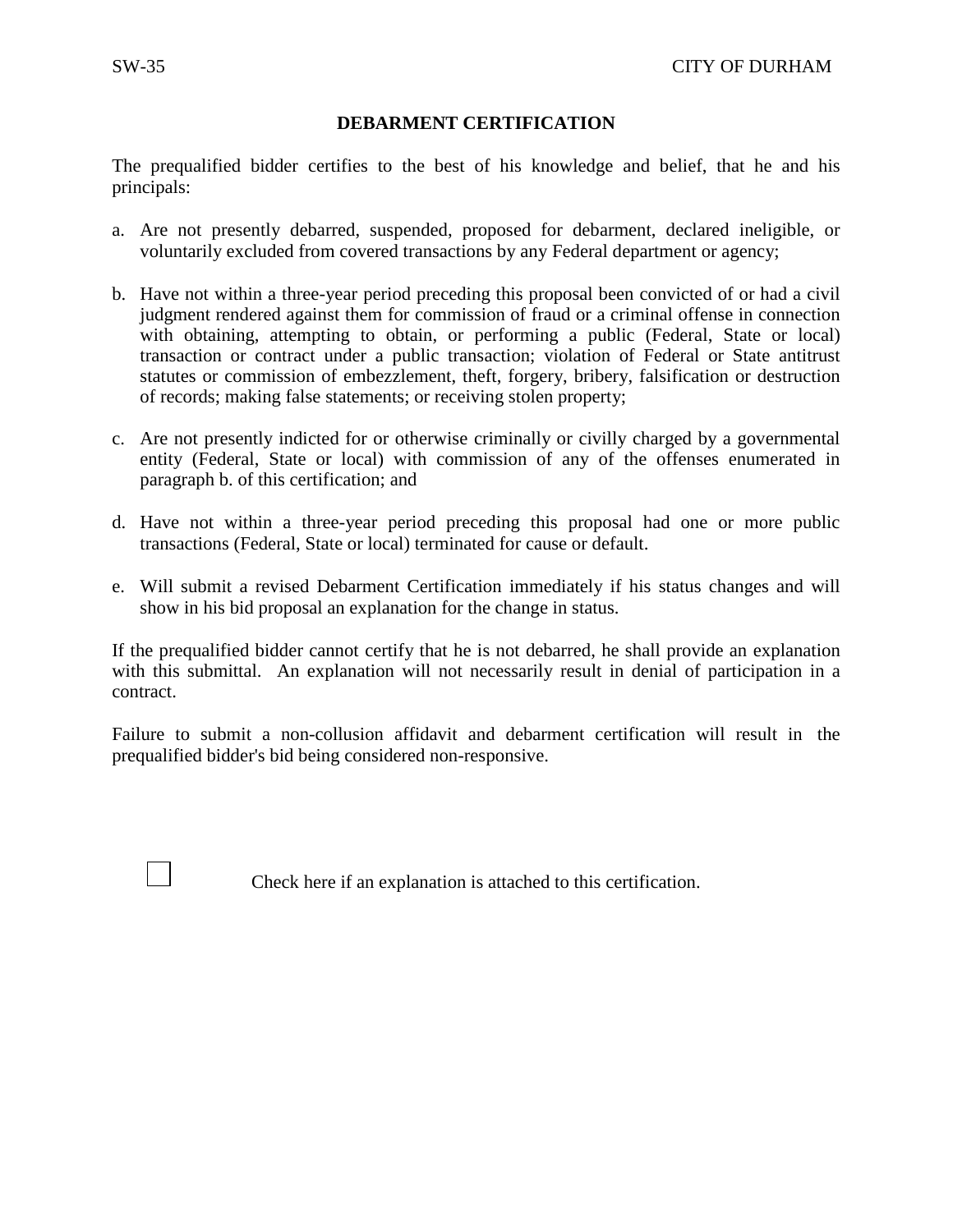# DEBARMENT CERTIFICATION

The prequalified bidder certifies to the best of his knowledge and belief, that he and his principals:

a. Are not presently debarred, suspended, proposed for debarment, declared ineligible, or voluntarily excluded from covered transactions by any Federal department or agency;

b. Have not within a three-year period preceding this proposal been convicted of or had a civil judgment rendered against them for commission of fraud or a criminal offense in connection with obtaining, attempting to obtain, or performing a public (Federal, State or local) transaction or contract under a public transaction; violation of Federal or State antitrust statutes or commission of embezzlement, theft, forgery, bribery, falsification or destruction of records; making false statements; or receiving stolen property;

c. Are not presently indicted for or otherwise criminally or civilly charged by a governmental entity (Federal, State or local) with commission of any of the offenses enumerated in paragraph b. of this certification; and

d. Have not within a three-year period preceding this proposal had one or more public transactions (Federal, State or local) terminated for cause or default.

e. Will submit a revised Debarment Certification immediately if his status changes and will show in his bid proposal an explanation for the change in status.

If the prequalified bidder cannot certify that he is not debarred, he shall provide an explanation with this submittal. An explanation will not necessarily result in denial of participation in a contract.

Failure to submit a non-collusion affidavit and debarment certification will result in the prequalified bidder's bid being considered non-responsive.

☐ Check here if an explanation is attached to this certification.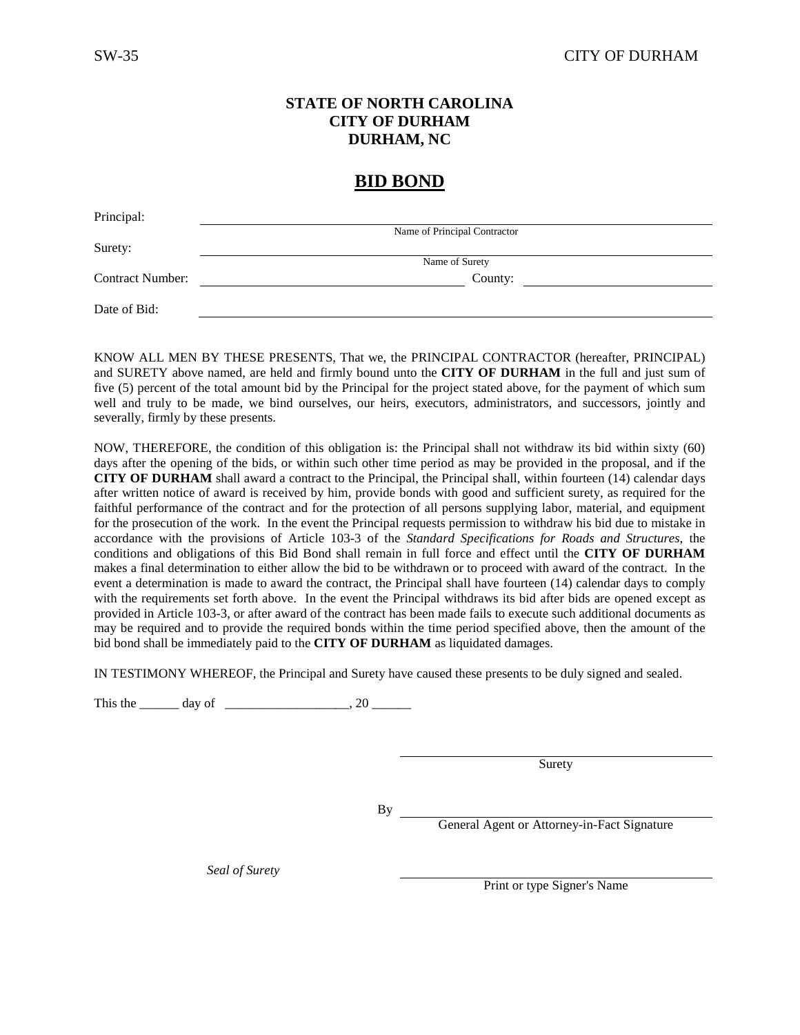**STATE OF NORTH CAROLINA**
**CITY OF DURHAM**
**DURHAM, NC**

# BID BOND

Principal: ______________________________________________
Name of Principal Contractor

Surety: ______________________________________________
Name of Surety

Contract Number: ______________________ County: ______________________

Date of Bid: ______________________________________________

KNOW ALL MEN BY THESE PRESENTS, That we, the PRINCIPAL CONTRACTOR (hereafter, PRINCIPAL) and SURETY above named, are held and firmly bound unto the **CITY OF DURHAM** in the full and just sum of five (5) percent of the total amount bid by the Principal for the project stated above, for the payment of which sum well and truly to be made, we bind ourselves, our heirs, executors, administrators, and successors, jointly and severally, firmly by these presents.

NOW, THEREFORE, the condition of this obligation is: the Principal shall not withdraw its bid within sixty (60) days after the opening of the bids, or within such other time period as may be provided in the proposal, and if the **CITY OF DURHAM** shall award a contract to the Principal, the Principal shall, within fourteen (14) calendar days after written notice of award is received by him, provide bonds with good and sufficient surety, as required for the faithful performance of the contract and for the protection of all persons supplying labor, material, and equipment for the prosecution of the work. In the event the Principal requests permission to withdraw his bid due to mistake in accordance with the provisions of Article 103-3 of the *Standard Specifications for Roads and Structures*, the conditions and obligations of this Bid Bond shall remain in full force and effect until the **CITY OF DURHAM** makes a final determination to either allow the bid to be withdrawn or to proceed with award of the contract. In the event a determination is made to award the contract, the Principal shall have fourteen (14) calendar days to comply with the requirements set forth above. In the event the Principal withdraws its bid after bids are opened except as provided in Article 103-3, or after award of the contract has been made fails to execute such additional documents as may be required and to provide the required bonds within the time period specified above, then the amount of the bid bond shall be immediately paid to the **CITY OF DURHAM** as liquidated damages.

IN TESTIMONY WHEREOF, the Principal and Surety have caused these presents to be duly signed and sealed.

This the ______ day of ___________________, 20 ______

______________________________________________
Surety

By ______________________________________________
General Agent or Attorney-in-Fact Signature

*Seal of Surety*

______________________________________________
Print or type Signer's Name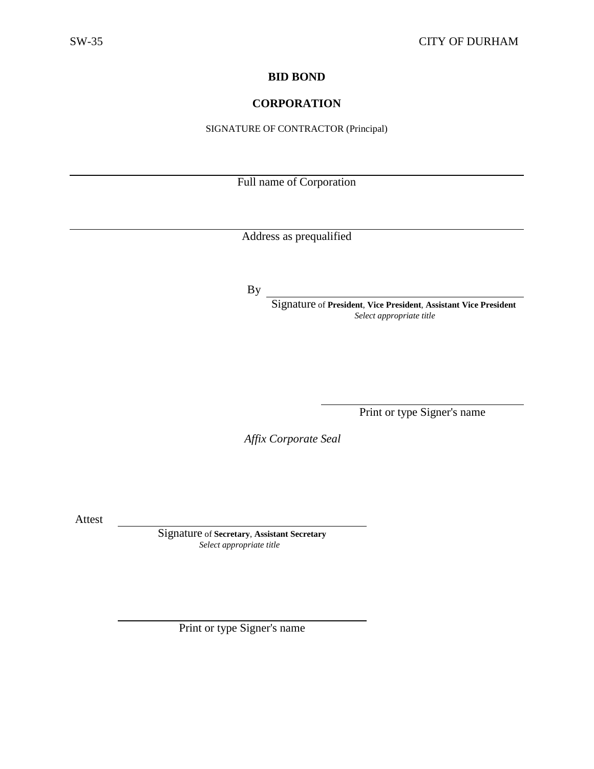SW-35 CITY OF DURHAM

# BID BOND

## CORPORATION

SIGNATURE OF CONTRACTOR (Principal)

\_\_\_\_\_\_\_\_\_\_\_\_\_\_\_\_\_\_\_\_\_\_\_\_\_\_\_\_\_\_\_\_\_\_\_\_\_\_\_\_\_\_\_\_

Full name of Corporation

\_\_\_\_\_\_\_\_\_\_\_\_\_\_\_\_\_\_\_\_\_\_\_\_\_\_\_\_\_\_\_\_\_\_\_\_\_\_\_\_\_\_\_\_

Address as prequalified

By \_\_\_\_\_\_\_\_\_\_\_\_\_\_\_\_\_\_\_\_\_\_\_\_\_\_\_\_\_\_\_\_

Signature of **President**, **Vice President**, **Assistant Vice President**
*Select appropriate title*

\_\_\_\_\_\_\_\_\_\_\_\_\_\_\_\_\_\_\_\_\_\_\_\_\_\_\_\_\_\_\_\_

Print or type Signer's name

*Affix Corporate Seal*

Attest \_\_\_\_\_\_\_\_\_\_\_\_\_\_\_\_\_\_\_\_\_\_\_\_\_\_\_\_\_\_\_\_

Signature of **Secretary**, **Assistant Secretary**
*Select appropriate title*

\_\_\_\_\_\_\_\_\_\_\_\_\_\_\_\_\_\_\_\_\_\_\_\_\_\_\_\_\_\_\_\_

Print or type Signer's name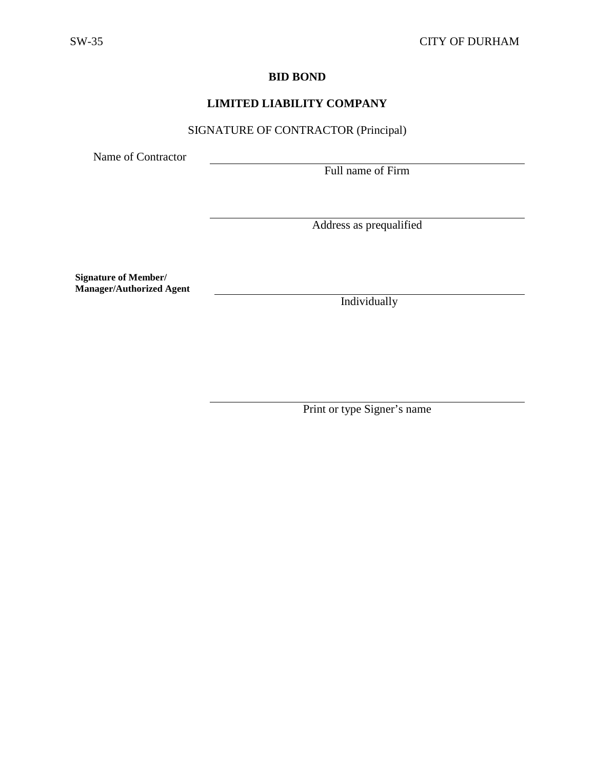## BID BOND

## LIMITED LIABILITY COMPANY

SIGNATURE OF CONTRACTOR (Principal)

Name of Contractor \_\_\_\_\_\_\_\_\_\_\_\_\_\_\_\_\_\_\_\_\_\_\_\_\_\_\_\_\_\_\_\_\_\_\_\_\_\_\_\_

Full name of Firm

\_\_\_\_\_\_\_\_\_\_\_\_\_\_\_\_\_\_\_\_\_\_\_\_\_\_\_\_\_\_\_\_\_\_\_\_\_\_\_\_

Address as prequalified

**Signature of Member/ Manager/Authorized Agent** \_\_\_\_\_\_\_\_\_\_\_\_\_\_\_\_\_\_\_\_\_\_\_\_\_\_\_\_\_\_\_\_\_\_\_\_\_\_\_\_

Individually

\_\_\_\_\_\_\_\_\_\_\_\_\_\_\_\_\_\_\_\_\_\_\_\_\_\_\_\_\_\_\_\_\_\_\_\_\_\_\_\_

Print or type Signer's name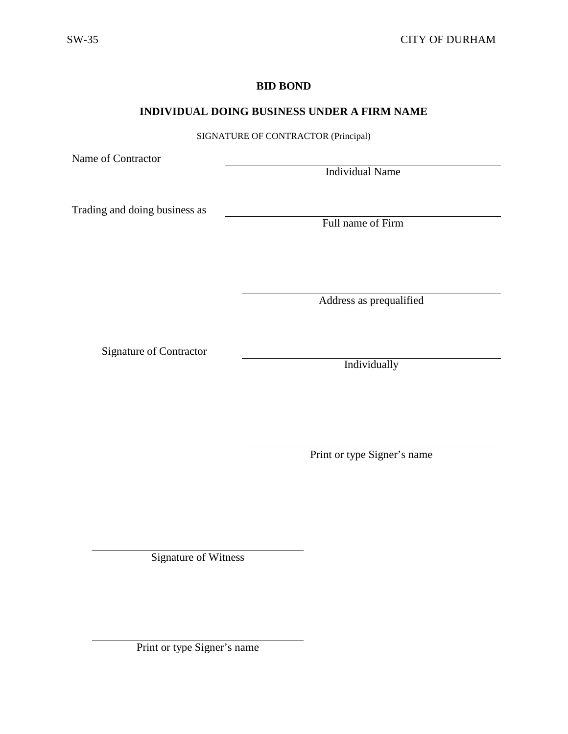# BID BOND

## INDIVIDUAL DOING BUSINESS UNDER A FIRM NAME

SIGNATURE OF CONTRACTOR (Principal)

Name of Contractor \_\_\_\_\_\_\_\_\_\_\_\_\_\_\_\_\_\_\_\_\_\_\_\_\_\_\_\_\_\_\_\_\_\_\_\_\_\_\_\_
Individual Name

Trading and doing business as \_\_\_\_\_\_\_\_\_\_\_\_\_\_\_\_\_\_\_\_\_\_\_\_\_\_\_\_\_\_\_\_\_\_\_\_\_\_\_\_
Full name of Firm

\_\_\_\_\_\_\_\_\_\_\_\_\_\_\_\_\_\_\_\_\_\_\_\_\_\_\_\_\_\_\_\_\_\_\_\_\_\_\_\_
Address as prequalified

Signature of Contractor \_\_\_\_\_\_\_\_\_\_\_\_\_\_\_\_\_\_\_\_\_\_\_\_\_\_\_\_\_\_\_\_\_\_\_\_\_\_\_\_
Individually

\_\_\_\_\_\_\_\_\_\_\_\_\_\_\_\_\_\_\_\_\_\_\_\_\_\_\_\_\_\_\_\_\_\_\_\_\_\_\_\_
Print or type Signer's name

\_\_\_\_\_\_\_\_\_\_\_\_\_\_\_\_\_\_\_\_\_\_\_\_\_\_\_\_\_\_\_\_\_\_\_\_\_\_\_\_
Signature of Witness

\_\_\_\_\_\_\_\_\_\_\_\_\_\_\_\_\_\_\_\_\_\_\_\_\_\_\_\_\_\_\_\_\_\_\_\_\_\_\_\_
Print or type Signer's name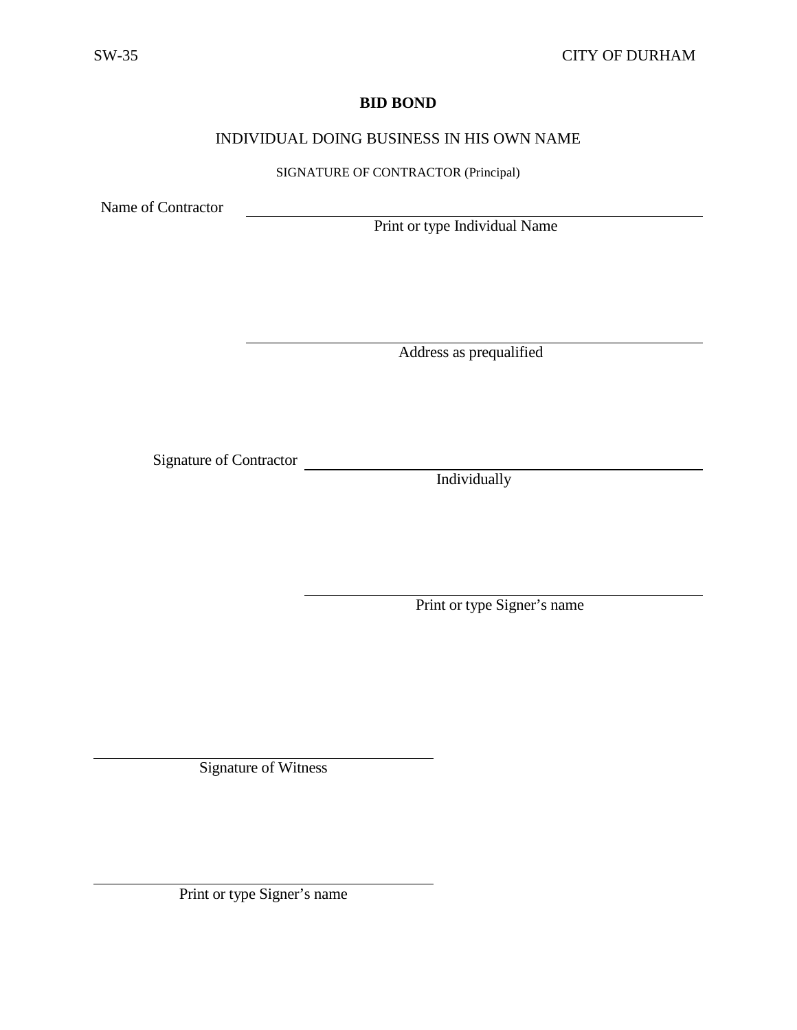SW-35 CITY OF DURHAM

**BID BOND**

INDIVIDUAL DOING BUSINESS IN HIS OWN NAME

SIGNATURE OF CONTRACTOR (Principal)

Name of Contractor \_\_\_\_\_\_\_\_\_\_\_\_\_\_\_\_\_\_\_\_\_\_\_\_\_\_\_\_\_\_\_\_\_\_\_\_\_\_\_\_

Print or type Individual Name

\_\_\_\_\_\_\_\_\_\_\_\_\_\_\_\_\_\_\_\_\_\_\_\_\_\_\_\_\_\_\_\_\_\_\_\_\_\_\_\_

Address as prequalified

Signature of Contractor \_\_\_\_\_\_\_\_\_\_\_\_\_\_\_\_\_\_\_\_\_\_\_\_\_\_\_\_\_\_\_\_\_\_\_\_\_\_\_\_

Individually

\_\_\_\_\_\_\_\_\_\_\_\_\_\_\_\_\_\_\_\_\_\_\_\_\_\_\_\_\_\_\_\_\_\_\_\_\_\_\_\_

Print or type Signer's name

\_\_\_\_\_\_\_\_\_\_\_\_\_\_\_\_\_\_\_\_\_\_\_\_\_\_\_\_\_\_\_\_\_\_\_\_\_\_\_\_

Signature of Witness

\_\_\_\_\_\_\_\_\_\_\_\_\_\_\_\_\_\_\_\_\_\_\_\_\_\_\_\_\_\_\_\_\_\_\_\_\_\_\_\_

Print or type Signer's name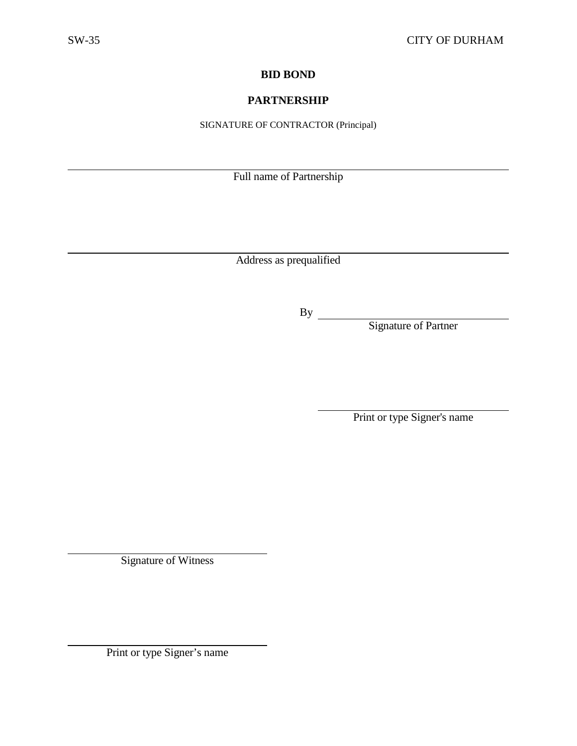SW-35 CITY OF DURHAM

**BID BOND**

**PARTNERSHIP**

SIGNATURE OF CONTRACTOR (Principal)

_______________________________________________

Full name of Partnership

_______________________________________________

Address as prequalified

By _______________________________

Signature of Partner

_______________________________

Print or type Signer's name

_______________________________

Signature of Witness

_______________________________

Print or type Signer's name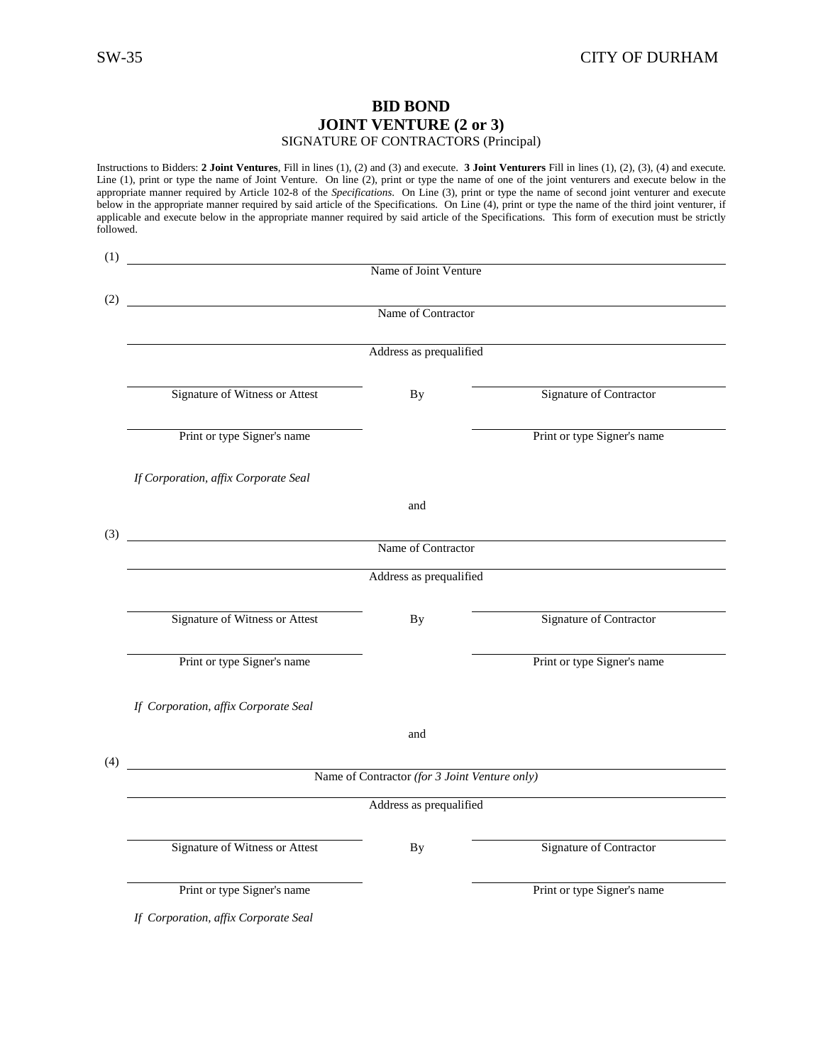SW-35 CITY OF DURHAM

# BID BOND
## JOINT VENTURE (2 or 3)
SIGNATURE OF CONTRACTORS (Principal)

Instructions to Bidders: **2 Joint Ventures**, Fill in lines (1), (2) and (3) and execute. **3 Joint Venturers** Fill in lines (1), (2), (3), (4) and execute. Line (1), print or type the name of Joint Venture. On line (2), print or type the name of one of the joint venturers and execute below in the appropriate manner required by Article 102-8 of the *Specifications*. On Line (3), print or type the name of second joint venturer and execute below in the appropriate manner required by said article of the Specifications. On Line (4), print or type the name of the third joint venturer, if applicable and execute below in the appropriate manner required by said article of the Specifications. This form of execution must be strictly followed.

(1) ____________________________________________
Name of Joint Venture

(2) ____________________________________________
Name of Contractor

____________________________________________
Address as prequalified

| | | |
|---|---|---|
| ______________________ | | ______________________ |
| Signature of Witness or Attest | By | Signature of Contractor |
| ______________________ | | ______________________ |
| Print or type Signer's name | | Print or type Signer's name |

*If Corporation, affix Corporate Seal*

and

(3) ____________________________________________
Name of Contractor

____________________________________________
Address as prequalified

| | | |
|---|---|---|
| ______________________ | | ______________________ |
| Signature of Witness or Attest | By | Signature of Contractor |
| ______________________ | | ______________________ |
| Print or type Signer's name | | Print or type Signer's name |

*If Corporation, affix Corporate Seal*

and

(4) ____________________________________________
Name of Contractor *(for 3 Joint Venture only)*

____________________________________________
Address as prequalified

| | | |
|---|---|---|
| ______________________ | | ______________________ |
| Signature of Witness or Attest | By | Signature of Contractor |
| ______________________ | | ______________________ |
| Print or type Signer's name | | Print or type Signer's name |

*If Corporation, affix Corporate Seal*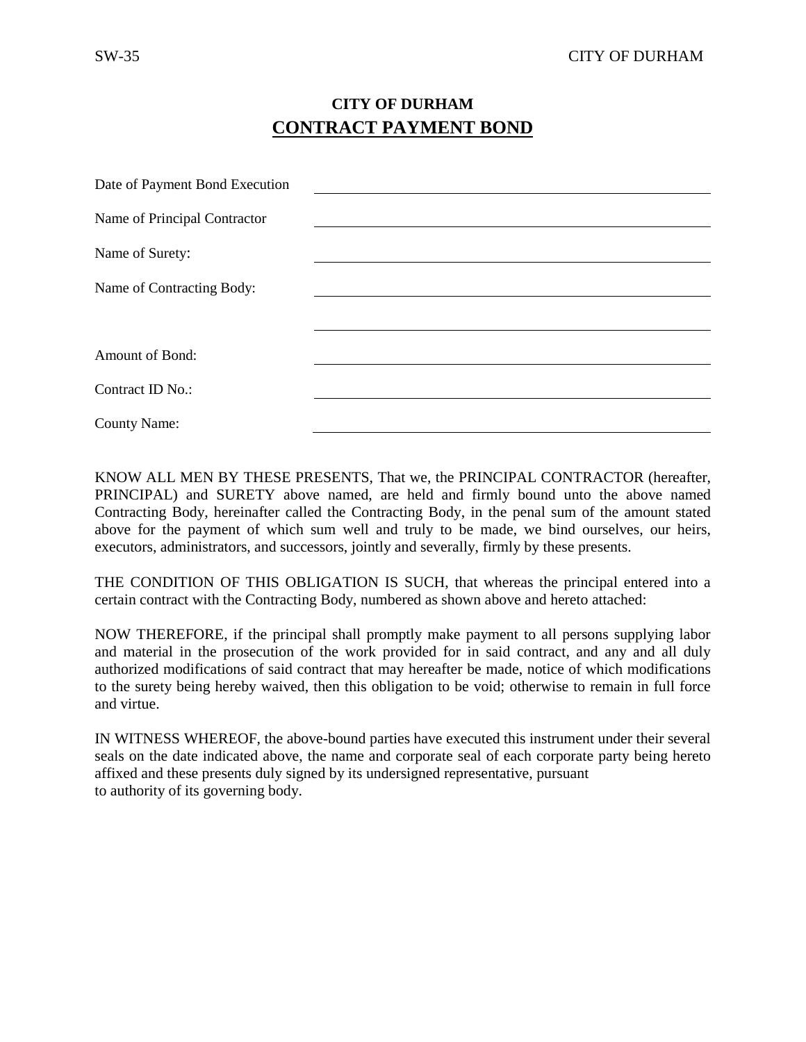# CITY OF DURHAM
## CONTRACT PAYMENT BOND

| | |
|---|---|
| Date of Payment Bond Execution | |
| Name of Principal Contractor | |
| Name of Surety: | |
| Name of Contracting Body: | |
| | |
| Amount of Bond: | |
| Contract ID No.: | |
| County Name: | |

KNOW ALL MEN BY THESE PRESENTS, That we, the PRINCIPAL CONTRACTOR (hereafter, PRINCIPAL) and SURETY above named, are held and firmly bound unto the above named Contracting Body, hereinafter called the Contracting Body, in the penal sum of the amount stated above for the payment of which sum well and truly to be made, we bind ourselves, our heirs, executors, administrators, and successors, jointly and severally, firmly by these presents.

THE CONDITION OF THIS OBLIGATION IS SUCH, that whereas the principal entered into a certain contract with the Contracting Body, numbered as shown above and hereto attached:

NOW THEREFORE, if the principal shall promptly make payment to all persons supplying labor and material in the prosecution of the work provided for in said contract, and any and all duly authorized modifications of said contract that may hereafter be made, notice of which modifications to the surety being hereby waived, then this obligation to be void; otherwise to remain in full force and virtue.

IN WITNESS WHEREOF, the above-bound parties have executed this instrument under their several seals on the date indicated above, the name and corporate seal of each corporate party being hereto affixed and these presents duly signed by its undersigned representative, pursuant to authority of its governing body.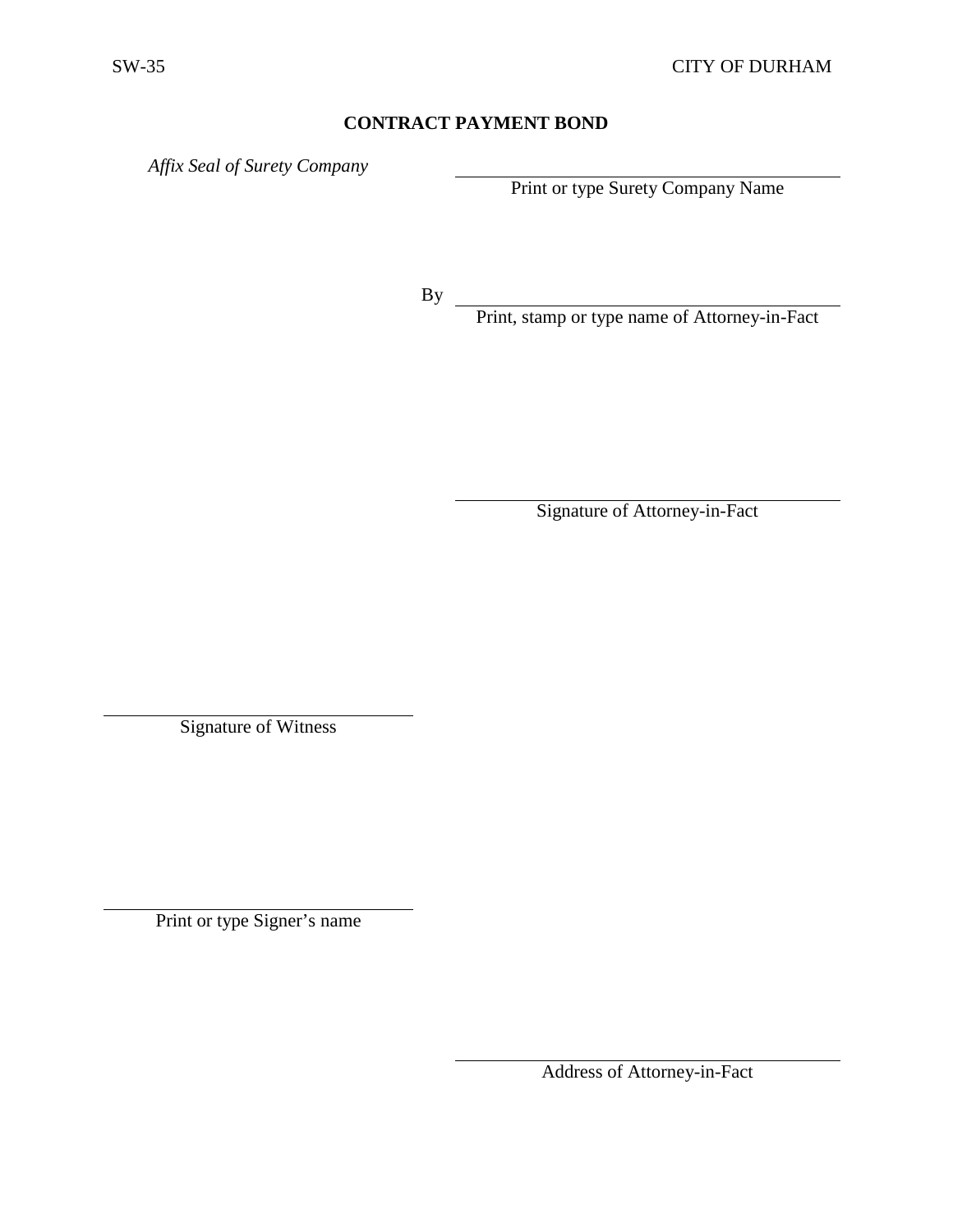SW-35 CITY OF DURHAM

**CONTRACT PAYMENT BOND**

*Affix Seal of Surety Company*

______________________________
Print or type Surety Company Name

By ______________________________
Print, stamp or type name of Attorney-in-Fact

______________________________
Signature of Attorney-in-Fact

______________________________
Signature of Witness

______________________________
Print or type Signer's name

______________________________
Address of Attorney-in-Fact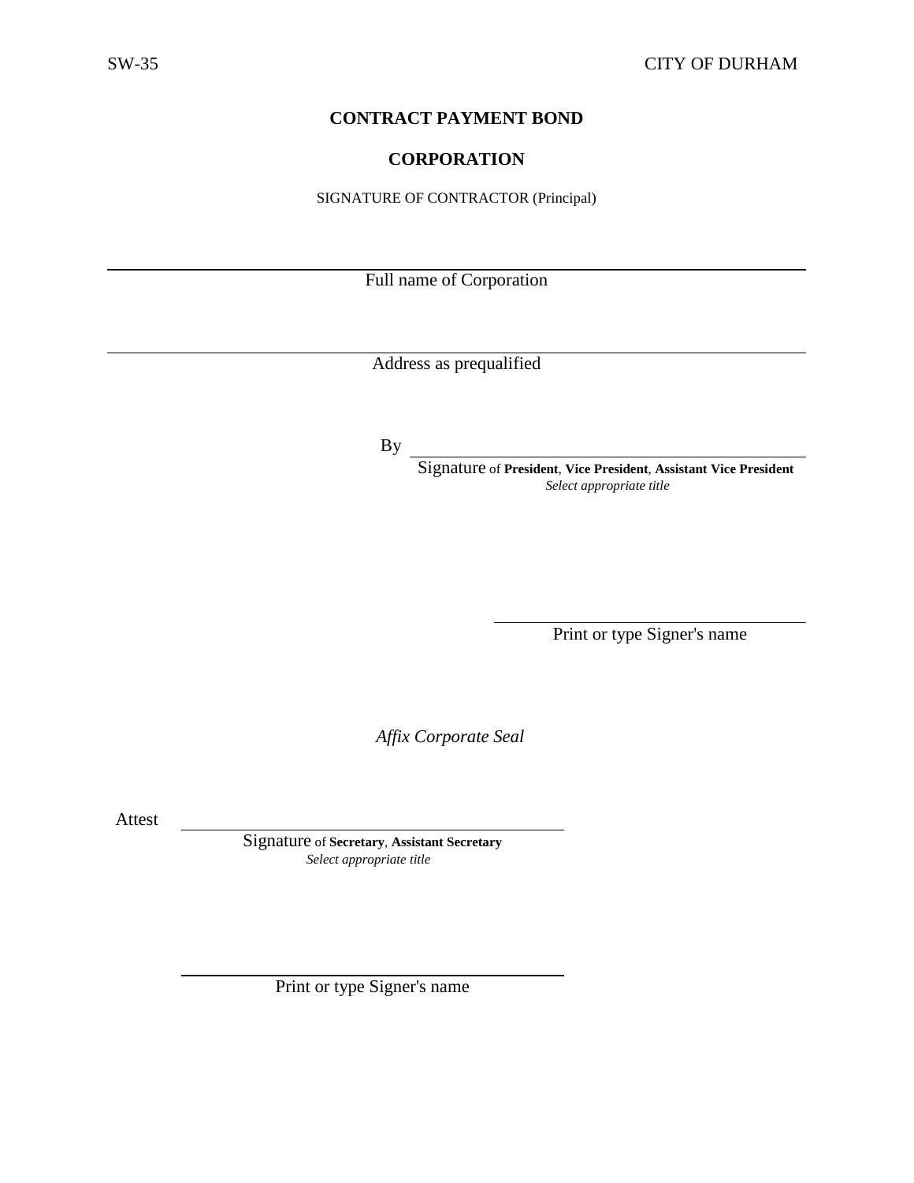SW-35 CITY OF DURHAM

## CONTRACT PAYMENT BOND

## CORPORATION

SIGNATURE OF CONTRACTOR (Principal)

\_\_\_\_\_\_\_\_\_\_\_\_\_\_\_\_\_\_\_\_\_\_\_\_\_\_\_\_\_\_\_\_\_\_\_\_\_\_\_\_\_\_

Full name of Corporation

\_\_\_\_\_\_\_\_\_\_\_\_\_\_\_\_\_\_\_\_\_\_\_\_\_\_\_\_\_\_\_\_\_\_\_\_\_\_\_\_\_\_

Address as prequalified

By \_\_\_\_\_\_\_\_\_\_\_\_\_\_\_\_\_\_\_\_\_\_\_\_\_\_\_\_\_\_

Signature of **President**, **Vice President**, **Assistant Vice President**

*Select appropriate title*

\_\_\_\_\_\_\_\_\_\_\_\_\_\_\_\_\_\_\_\_\_\_\_\_\_\_\_\_\_\_

Print or type Signer's name

*Affix Corporate Seal*

Attest \_\_\_\_\_\_\_\_\_\_\_\_\_\_\_\_\_\_\_\_\_\_\_\_\_\_\_\_\_\_

Signature of **Secretary**, **Assistant Secretary**

*Select appropriate title*

\_\_\_\_\_\_\_\_\_\_\_\_\_\_\_\_\_\_\_\_\_\_\_\_\_\_\_\_\_\_

Print or type Signer's name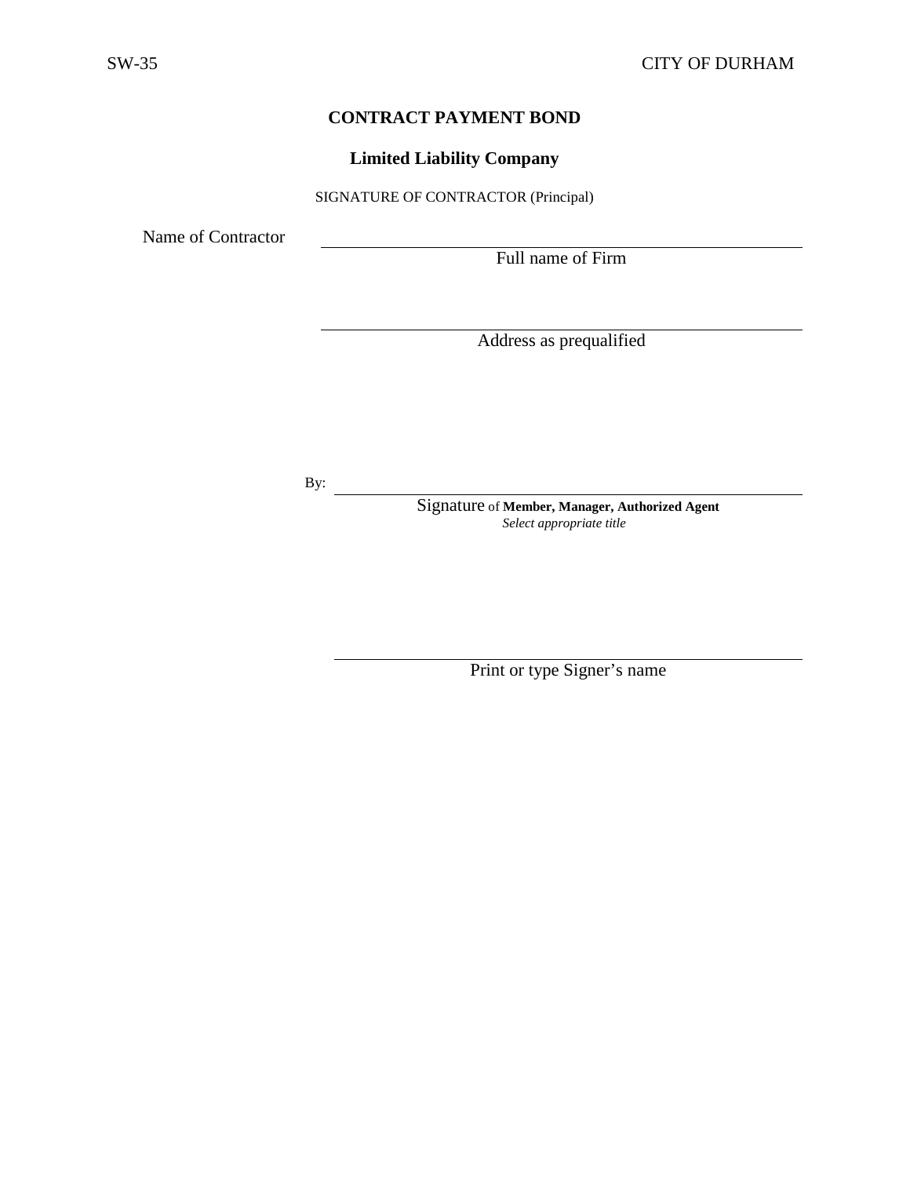# CONTRACT PAYMENT BOND

## Limited Liability Company

SIGNATURE OF CONTRACTOR (Principal)

Name of Contractor ______________________________________________
Full name of Firm

______________________________________________
Address as prequalified

By: ______________________________________________
Signature of **Member, Manager, Authorized Agent**
*Select appropriate title*

______________________________________________
Print or type Signer's name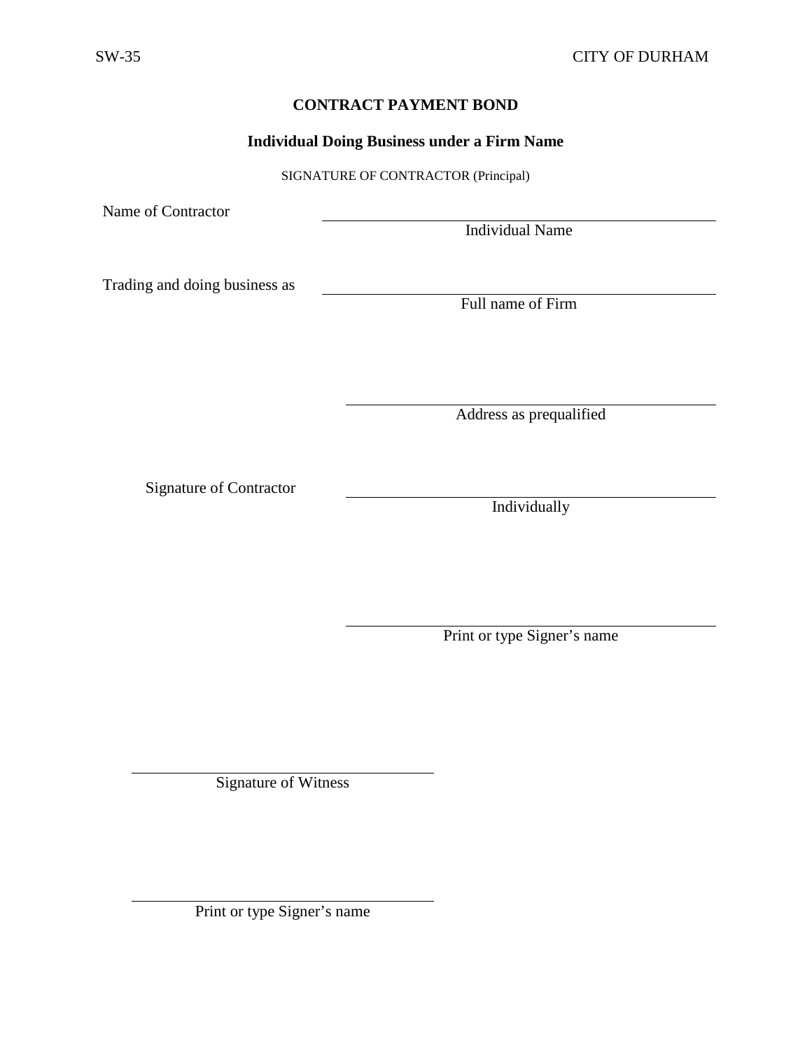SW-35 CITY OF DURHAM

**CONTRACT PAYMENT BOND**

**Individual Doing Business under a Firm Name**

SIGNATURE OF CONTRACTOR (Principal)

Name of Contractor ______________________________
Individual Name

Trading and doing business as ______________________________
Full name of Firm

______________________________
Address as prequalified

Signature of Contractor ______________________________
Individually

______________________________
Print or type Signer's name

______________________________
Signature of Witness

______________________________
Print or type Signer's name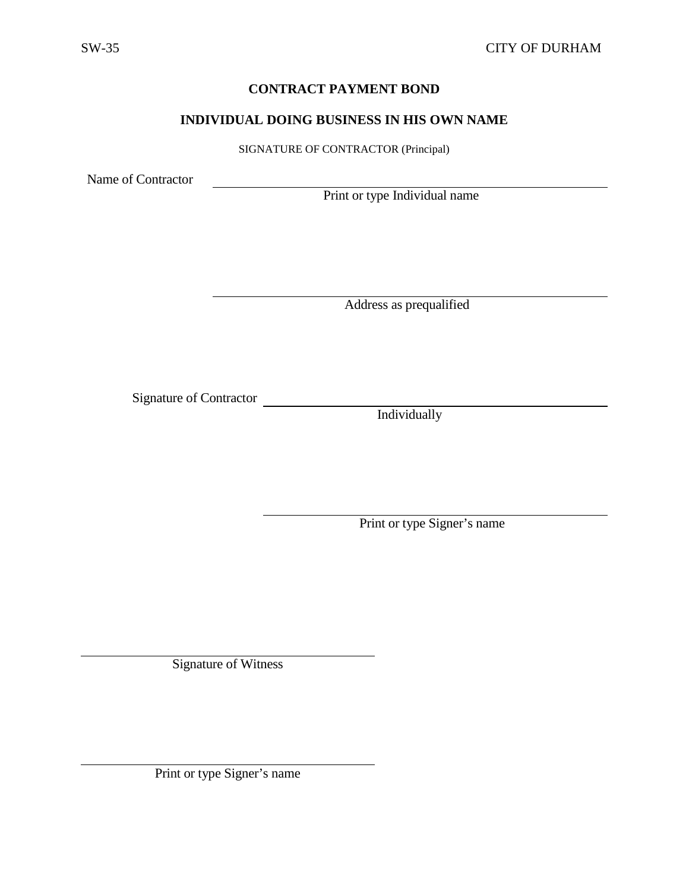SW-35 CITY OF DURHAM

## CONTRACT PAYMENT BOND

## INDIVIDUAL DOING BUSINESS IN HIS OWN NAME

SIGNATURE OF CONTRACTOR (Principal)

Name of Contractor \_\_\_\_\_\_\_\_\_\_\_\_\_\_\_\_\_\_\_\_\_\_\_\_\_\_\_\_\_\_\_\_\_\_\_\_\_\_\_\_

Print or type Individual name

\_\_\_\_\_\_\_\_\_\_\_\_\_\_\_\_\_\_\_\_\_\_\_\_\_\_\_\_\_\_\_\_\_\_\_\_\_\_\_\_

Address as prequalified

Signature of Contractor \_\_\_\_\_\_\_\_\_\_\_\_\_\_\_\_\_\_\_\_\_\_\_\_\_\_\_\_\_\_\_\_\_\_\_\_\_\_\_\_

Individually

\_\_\_\_\_\_\_\_\_\_\_\_\_\_\_\_\_\_\_\_\_\_\_\_\_\_\_\_\_\_\_\_\_\_\_\_\_\_\_\_

Print or type Signer's name

\_\_\_\_\_\_\_\_\_\_\_\_\_\_\_\_\_\_\_\_\_\_\_\_\_\_\_\_\_\_\_\_\_\_\_\_\_\_\_\_

Signature of Witness

\_\_\_\_\_\_\_\_\_\_\_\_\_\_\_\_\_\_\_\_\_\_\_\_\_\_\_\_\_\_\_\_\_\_\_\_\_\_\_\_

Print or type Signer's name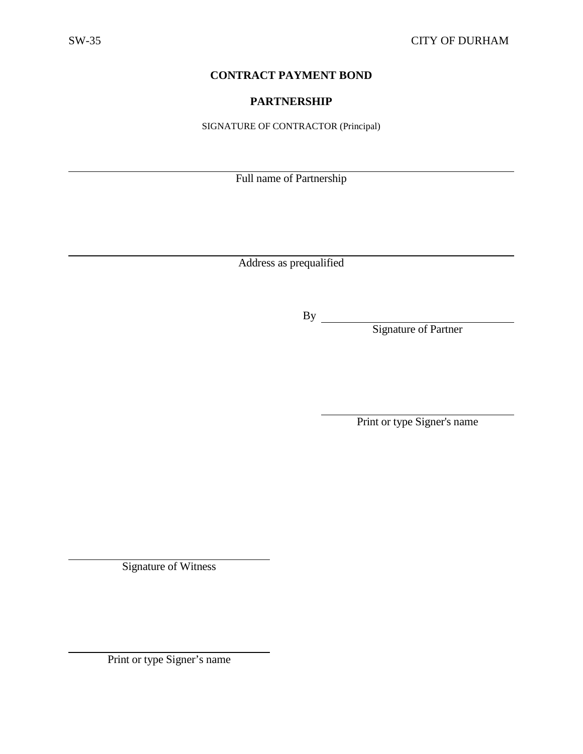SW-35 CITY OF DURHAM

# CONTRACT PAYMENT BOND

## PARTNERSHIP

SIGNATURE OF CONTRACTOR (Principal)

______________________________________________
Full name of Partnership

______________________________________________
Address as prequalified

By ______________________________
Signature of Partner

______________________________
Print or type Signer's name

______________________________
Signature of Witness

______________________________
Print or type Signer's name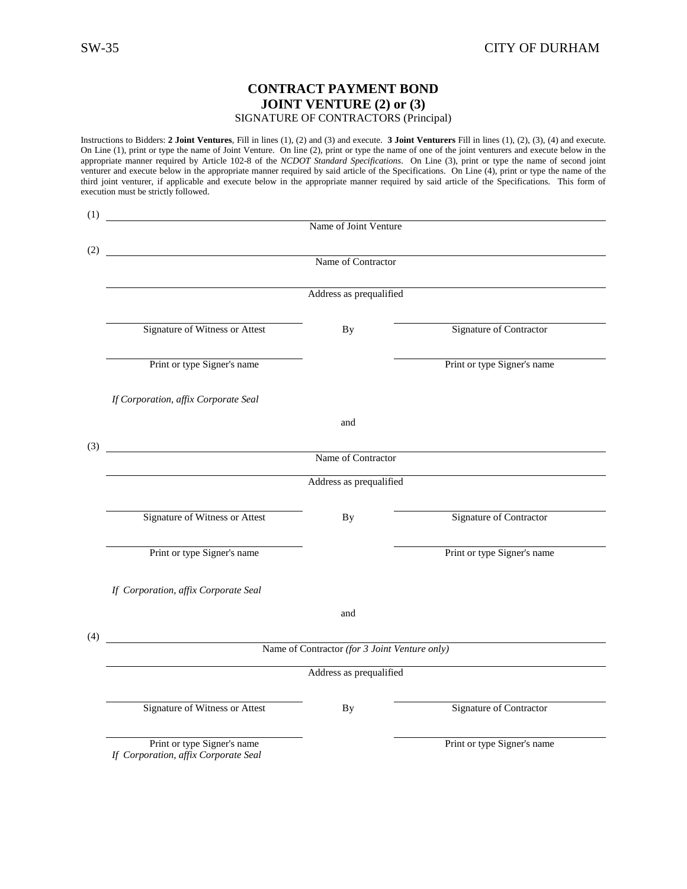# CONTRACT PAYMENT BOND
# JOINT VENTURE (2) or (3)

SIGNATURE OF CONTRACTORS (Principal)

Instructions to Bidders: **2 Joint Ventures**, Fill in lines (1), (2) and (3) and execute. **3 Joint Venturers** Fill in lines (1), (2), (3), (4) and execute. On Line (1), print or type the name of Joint Venture. On line (2), print or type the name of one of the joint venturers and execute below in the appropriate manner required by Article 102-8 of the *NCDOT Standard Specifications*. On Line (3), print or type the name of second joint venturer and execute below in the appropriate manner required by said article of the Specifications. On Line (4), print or type the name of the third joint venturer, if applicable and execute below in the appropriate manner required by said article of the Specifications. This form of execution must be strictly followed.

(1) ______________________________________________
Name of Joint Venture

(2) ______________________________________________
Name of Contractor

______________________________________________
Address as prequalified

______________________ By ______________________
Signature of Witness or Attest — Signature of Contractor

______________________ ______________________
Print or type Signer's name — Print or type Signer's name

*If Corporation, affix Corporate Seal*

and

(3) ______________________________________________
Name of Contractor

______________________________________________
Address as prequalified

______________________ By ______________________
Signature of Witness or Attest — Signature of Contractor

______________________ ______________________
Print or type Signer's name — Print or type Signer's name

*If Corporation, affix Corporate Seal*

and

(4) ______________________________________________
Name of Contractor *(for 3 Joint Venture only)*

______________________________________________
Address as prequalified

______________________ By ______________________
Signature of Witness or Attest — Signature of Contractor

______________________ ______________________
Print or type Signer's name — Print or type Signer's name

*If Corporation, affix Corporate Seal*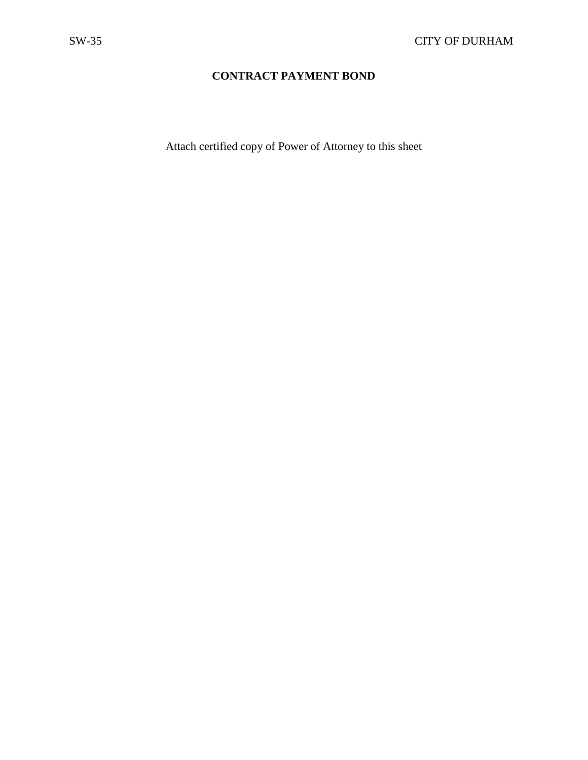# CONTRACT PAYMENT BOND

Attach certified copy of Power of Attorney to this sheet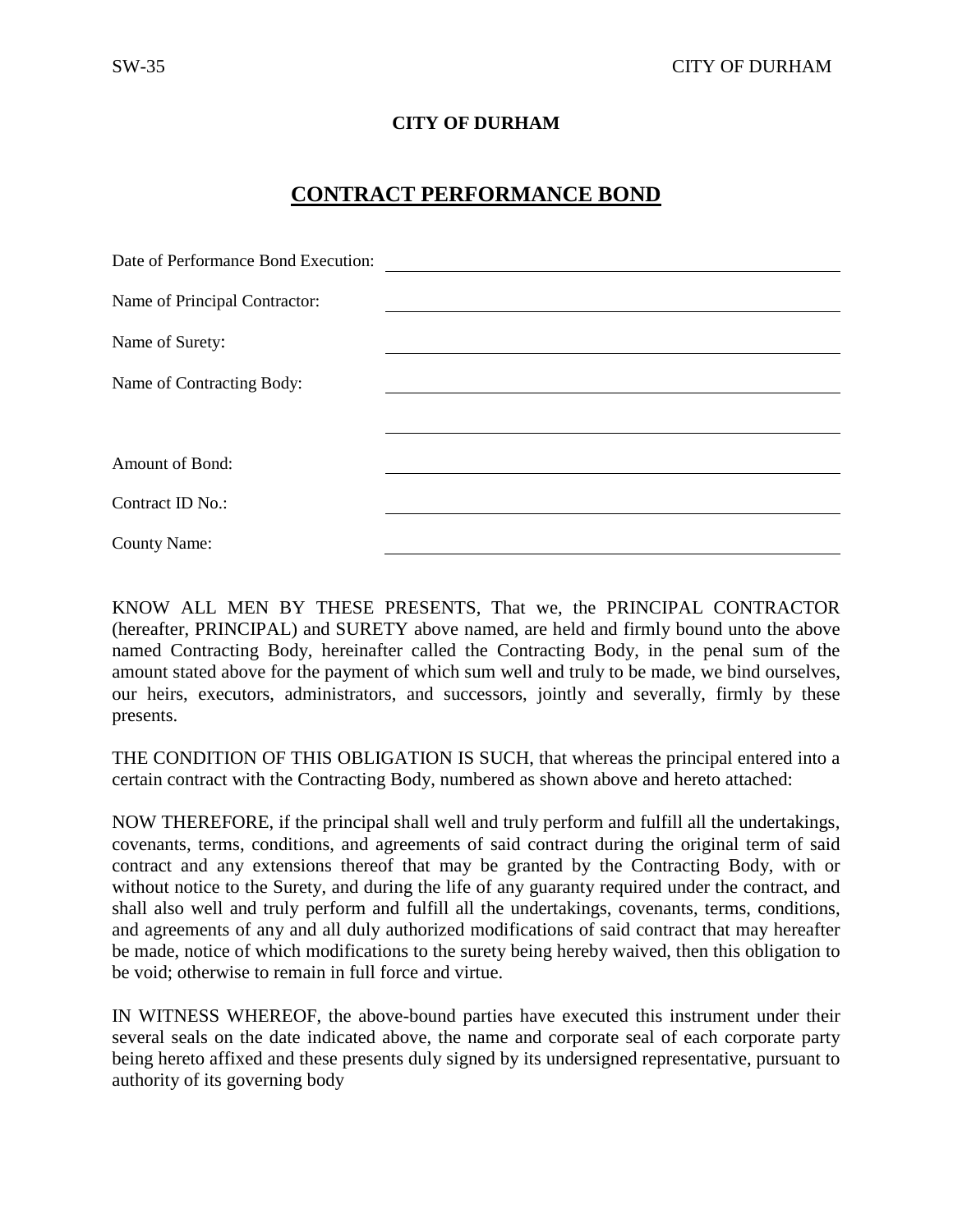**CITY OF DURHAM**

# CONTRACT PERFORMANCE BOND

| | |
|---|---|
| Date of Performance Bond Execution: | |
| Name of Principal Contractor: | |
| Name of Surety: | |
| Name of Contracting Body: | |
| | |
| Amount of Bond: | |
| Contract ID No.: | |
| County Name: | |

KNOW ALL MEN BY THESE PRESENTS, That we, the PRINCIPAL CONTRACTOR (hereafter, PRINCIPAL) and SURETY above named, are held and firmly bound unto the above named Contracting Body, hereinafter called the Contracting Body, in the penal sum of the amount stated above for the payment of which sum well and truly to be made, we bind ourselves, our heirs, executors, administrators, and successors, jointly and severally, firmly by these presents.

THE CONDITION OF THIS OBLIGATION IS SUCH, that whereas the principal entered into a certain contract with the Contracting Body, numbered as shown above and hereto attached:

NOW THEREFORE, if the principal shall well and truly perform and fulfill all the undertakings, covenants, terms, conditions, and agreements of said contract during the original term of said contract and any extensions thereof that may be granted by the Contracting Body, with or without notice to the Surety, and during the life of any guaranty required under the contract, and shall also well and truly perform and fulfill all the undertakings, covenants, terms, conditions, and agreements of any and all duly authorized modifications of said contract that may hereafter be made, notice of which modifications to the surety being hereby waived, then this obligation to be void; otherwise to remain in full force and virtue.

IN WITNESS WHEREOF, the above-bound parties have executed this instrument under their several seals on the date indicated above, the name and corporate seal of each corporate party being hereto affixed and these presents duly signed by its undersigned representative, pursuant to authority of its governing body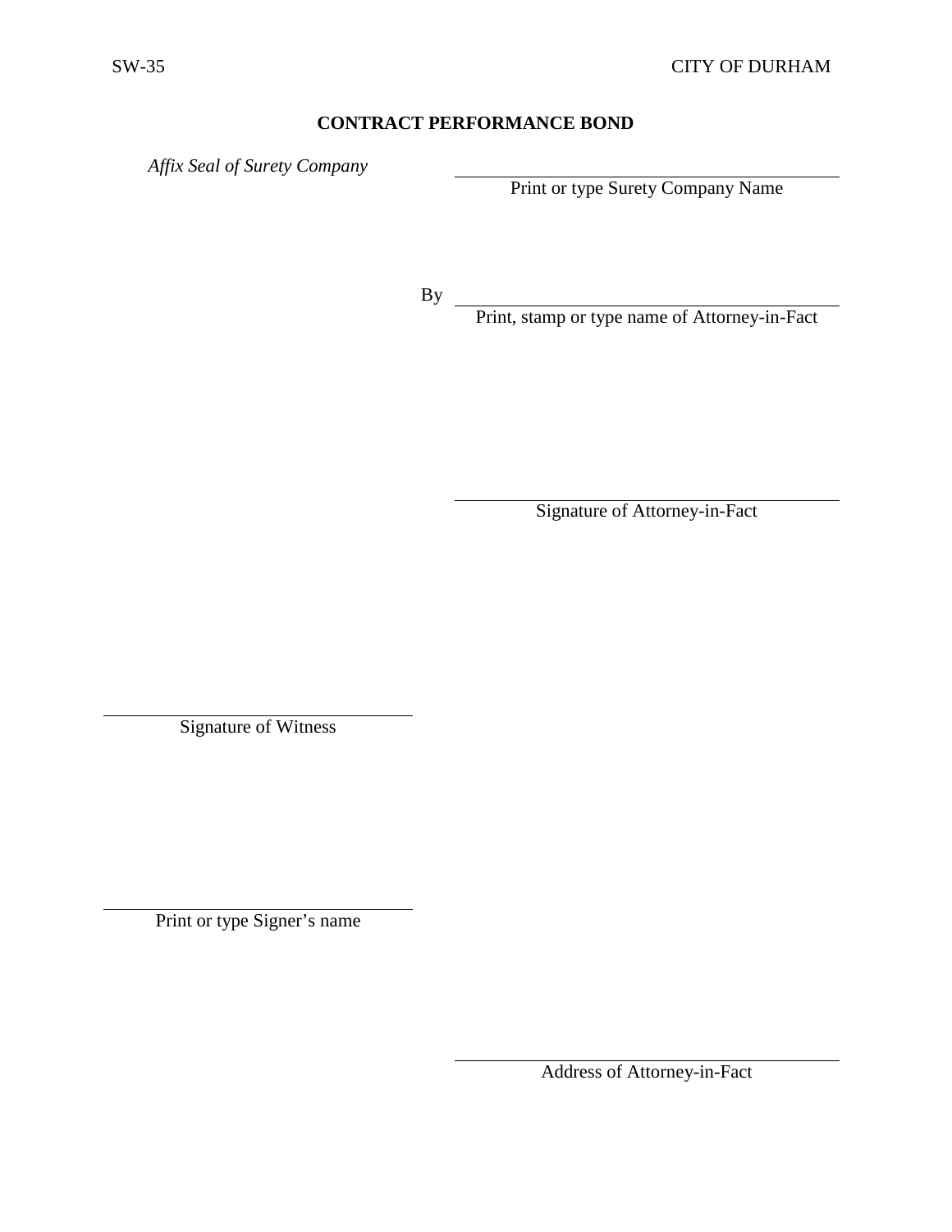## CONTRACT PERFORMANCE BOND

*Affix Seal of Surety Company*

\_\_\_\_\_\_\_\_\_\_\_\_\_\_\_\_\_\_\_\_\_\_\_\_\_\_\_\_\_\_\_\_\_\_\_\_
Print or type Surety Company Name

By \_\_\_\_\_\_\_\_\_\_\_\_\_\_\_\_\_\_\_\_\_\_\_\_\_\_\_\_\_\_\_\_\_\_\_\_
Print, stamp or type name of Attorney-in-Fact

\_\_\_\_\_\_\_\_\_\_\_\_\_\_\_\_\_\_\_\_\_\_\_\_\_\_\_\_\_\_\_\_\_\_\_\_
Signature of Attorney-in-Fact

\_\_\_\_\_\_\_\_\_\_\_\_\_\_\_\_\_\_\_\_\_\_\_\_\_\_\_\_\_\_\_\_\_\_\_\_
Signature of Witness

\_\_\_\_\_\_\_\_\_\_\_\_\_\_\_\_\_\_\_\_\_\_\_\_\_\_\_\_\_\_\_\_\_\_\_\_
Print or type Signer's name

\_\_\_\_\_\_\_\_\_\_\_\_\_\_\_\_\_\_\_\_\_\_\_\_\_\_\_\_\_\_\_\_\_\_\_\_
Address of Attorney-in-Fact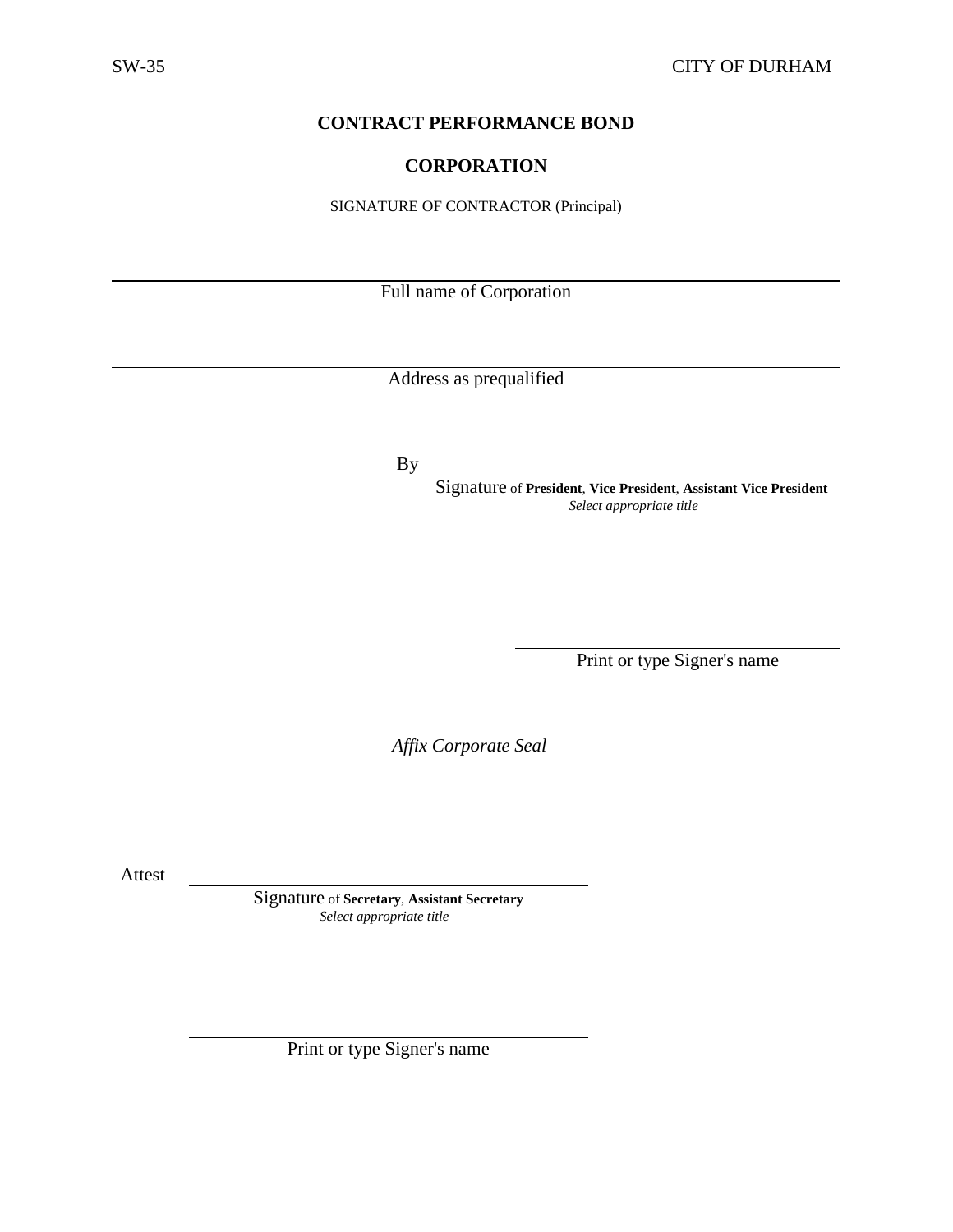SW-35 CITY OF DURHAM

# CONTRACT PERFORMANCE BOND

## CORPORATION

SIGNATURE OF CONTRACTOR (Principal)

\_\_\_\_\_\_\_\_\_\_\_\_\_\_\_\_\_\_\_\_\_\_\_\_\_\_\_\_\_\_\_\_\_\_\_\_\_\_\_\_

Full name of Corporation

\_\_\_\_\_\_\_\_\_\_\_\_\_\_\_\_\_\_\_\_\_\_\_\_\_\_\_\_\_\_\_\_\_\_\_\_\_\_\_\_

Address as prequalified

By \_\_\_\_\_\_\_\_\_\_\_\_\_\_\_\_\_\_\_\_\_\_\_\_\_\_\_\_\_\_\_\_

Signature of **President**, **Vice President**, **Assistant Vice President**

*Select appropriate title*

\_\_\_\_\_\_\_\_\_\_\_\_\_\_\_\_\_\_\_\_\_\_\_\_\_\_\_\_\_\_\_\_

Print or type Signer's name

*Affix Corporate Seal*

Attest \_\_\_\_\_\_\_\_\_\_\_\_\_\_\_\_\_\_\_\_\_\_\_\_\_\_\_\_\_\_\_\_

Signature of **Secretary**, **Assistant Secretary**

*Select appropriate title*

\_\_\_\_\_\_\_\_\_\_\_\_\_\_\_\_\_\_\_\_\_\_\_\_\_\_\_\_\_\_\_\_

Print or type Signer's name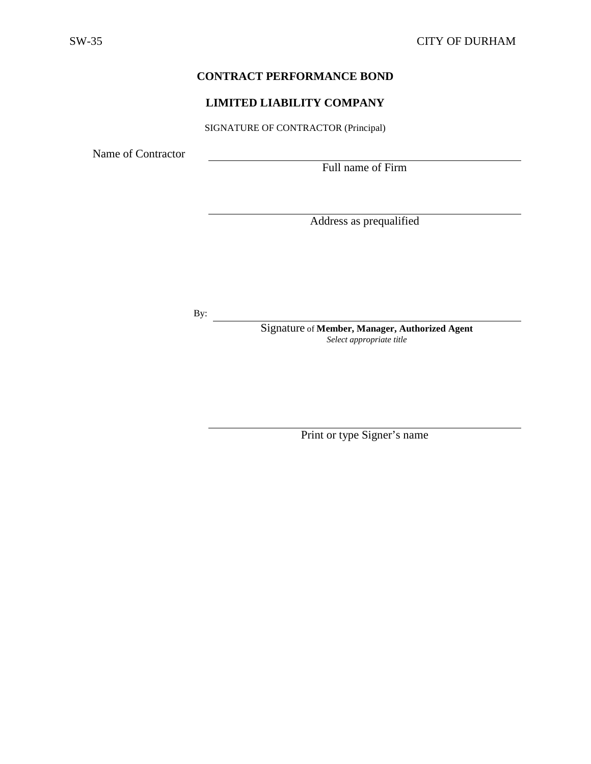**CONTRACT PERFORMANCE BOND**

**LIMITED LIABILITY COMPANY**

SIGNATURE OF CONTRACTOR (Principal)

Name of Contractor ______________________________
Full name of Firm

______________________________
Address as prequalified

By: ______________________________
Signature of **Member, Manager, Authorized Agent**
*Select appropriate title*

______________________________
Print or type Signer's name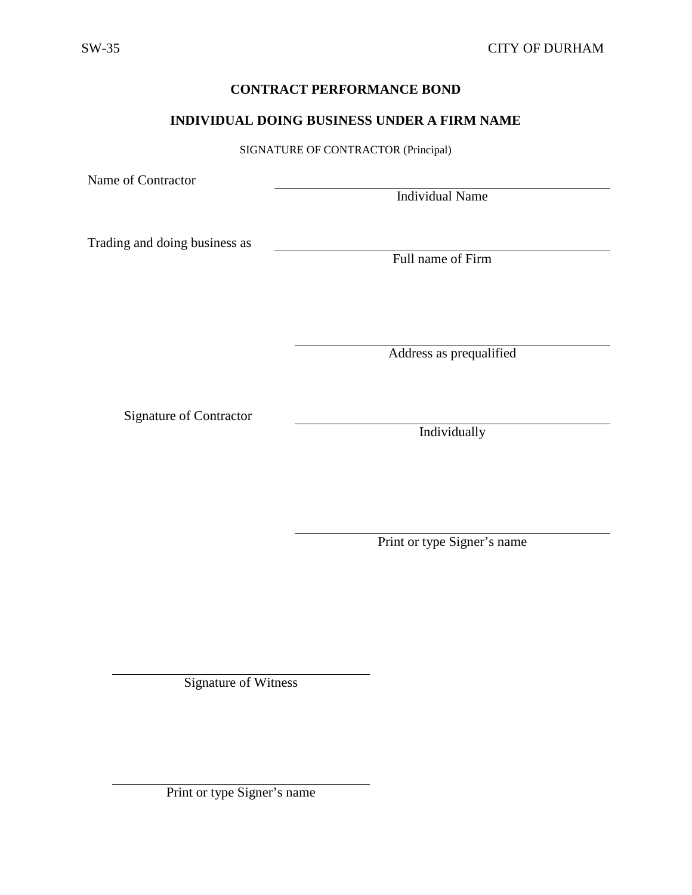SW-35 CITY OF DURHAM

## CONTRACT PERFORMANCE BOND

## INDIVIDUAL DOING BUSINESS UNDER A FIRM NAME

SIGNATURE OF CONTRACTOR (Principal)

Name of Contractor \_\_\_\_\_\_\_\_\_\_\_\_\_\_\_\_\_\_\_\_\_\_\_\_\_\_\_\_\_\_\_\_\_\_\_\_\_\_\_\_
Individual Name

Trading and doing business as \_\_\_\_\_\_\_\_\_\_\_\_\_\_\_\_\_\_\_\_\_\_\_\_\_\_\_\_\_\_\_\_\_\_\_\_\_\_\_\_
Full name of Firm

\_\_\_\_\_\_\_\_\_\_\_\_\_\_\_\_\_\_\_\_\_\_\_\_\_\_\_\_\_\_\_\_\_\_\_\_\_\_\_\_
Address as prequalified

Signature of Contractor \_\_\_\_\_\_\_\_\_\_\_\_\_\_\_\_\_\_\_\_\_\_\_\_\_\_\_\_\_\_\_\_\_\_\_\_\_\_\_\_
Individually

\_\_\_\_\_\_\_\_\_\_\_\_\_\_\_\_\_\_\_\_\_\_\_\_\_\_\_\_\_\_\_\_\_\_\_\_\_\_\_\_
Print or type Signer's name

\_\_\_\_\_\_\_\_\_\_\_\_\_\_\_\_\_\_\_\_\_\_\_\_\_\_\_\_\_\_\_\_\_\_\_\_\_\_\_\_
Signature of Witness

\_\_\_\_\_\_\_\_\_\_\_\_\_\_\_\_\_\_\_\_\_\_\_\_\_\_\_\_\_\_\_\_\_\_\_\_\_\_\_\_
Print or type Signer's name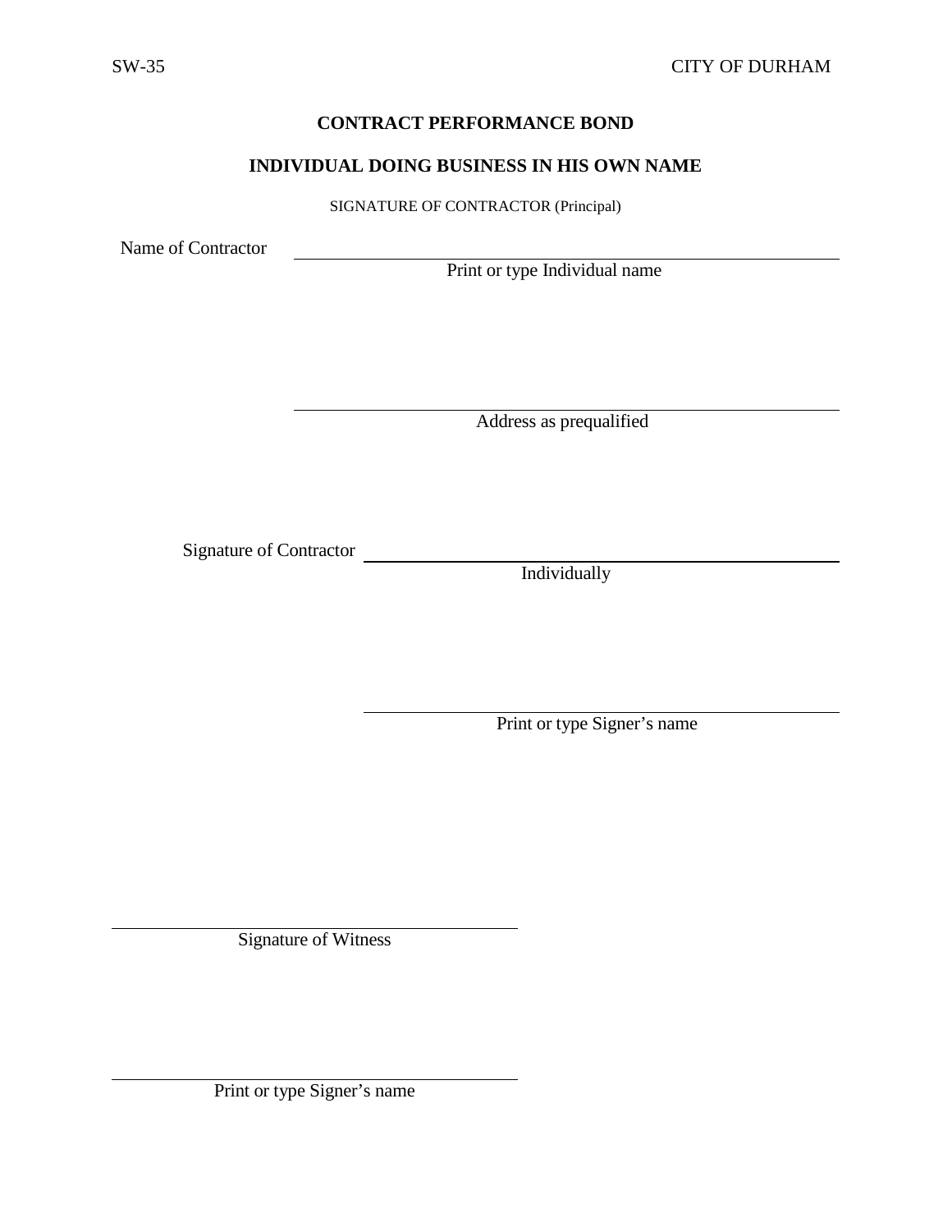SW-35 CITY OF DURHAM

## CONTRACT PERFORMANCE BOND

## INDIVIDUAL DOING BUSINESS IN HIS OWN NAME

SIGNATURE OF CONTRACTOR (Principal)

Name of Contractor ______________________________________________
Print or type Individual name

______________________________________________
Address as prequalified

Signature of Contractor ______________________________________________
Individually

______________________________________________
Print or type Signer's name

______________________________________________
Signature of Witness

______________________________________________
Print or type Signer's name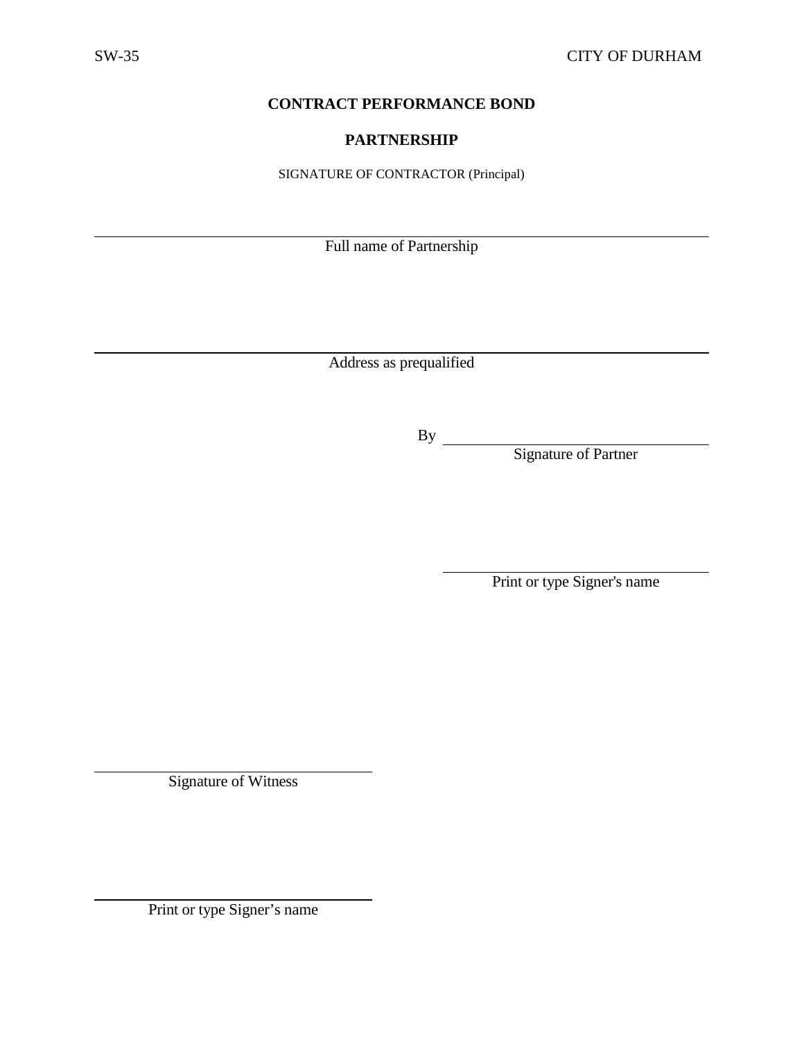# CONTRACT PERFORMANCE BOND

## PARTNERSHIP

SIGNATURE OF CONTRACTOR (Principal)

______________________________________________
Full name of Partnership

______________________________________________
Address as prequalified

By ______________________________
Signature of Partner

______________________________
Print or type Signer's name

______________________________
Signature of Witness

______________________________
Print or type Signer's name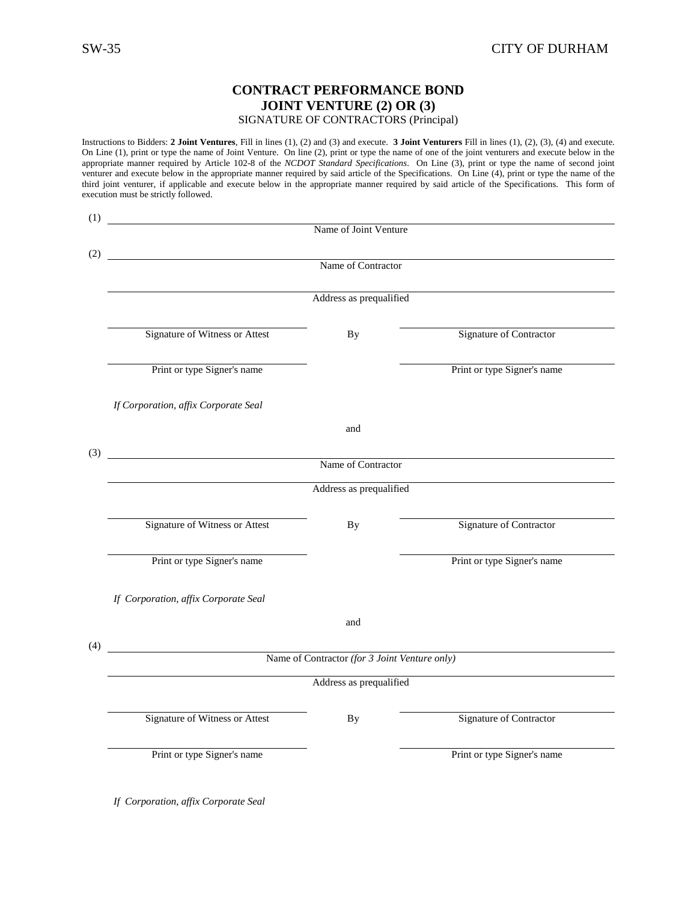SW-35 CITY OF DURHAM

# CONTRACT PERFORMANCE BOND
## JOINT VENTURE (2) OR (3)
SIGNATURE OF CONTRACTORS (Principal)

Instructions to Bidders: **2 Joint Ventures**, Fill in lines (1), (2) and (3) and execute. **3 Joint Venturers** Fill in lines (1), (2), (3), (4) and execute. On Line (1), print or type the name of Joint Venture. On line (2), print or type the name of one of the joint venturers and execute below in the appropriate manner required by Article 102-8 of the *NCDOT Standard Specifications*. On Line (3), print or type the name of second joint venturer and execute below in the appropriate manner required by said article of the Specifications. On Line (4), print or type the name of the third joint venturer, if applicable and execute below in the appropriate manner required by said article of the Specifications. This form of execution must be strictly followed.

(1) ______________________________________________
Name of Joint Venture

(2) ______________________________________________
Name of Contractor

______________________________________________
Address as prequalified

______________________ By ______________________
Signature of Witness or Attest | Signature of Contractor

______________________ ______________________
Print or type Signer's name | Print or type Signer's name

*If Corporation, affix Corporate Seal*

and

(3) ______________________________________________
Name of Contractor

______________________________________________
Address as prequalified

______________________ By ______________________
Signature of Witness or Attest | Signature of Contractor

______________________ ______________________
Print or type Signer's name | Print or type Signer's name

*If Corporation, affix Corporate Seal*

and

(4) ______________________________________________
Name of Contractor *(for 3 Joint Venture only)*

______________________________________________
Address as prequalified

______________________ By ______________________
Signature of Witness or Attest | Signature of Contractor

______________________ ______________________
Print or type Signer's name | Print or type Signer's name

*If Corporation, affix Corporate Seal*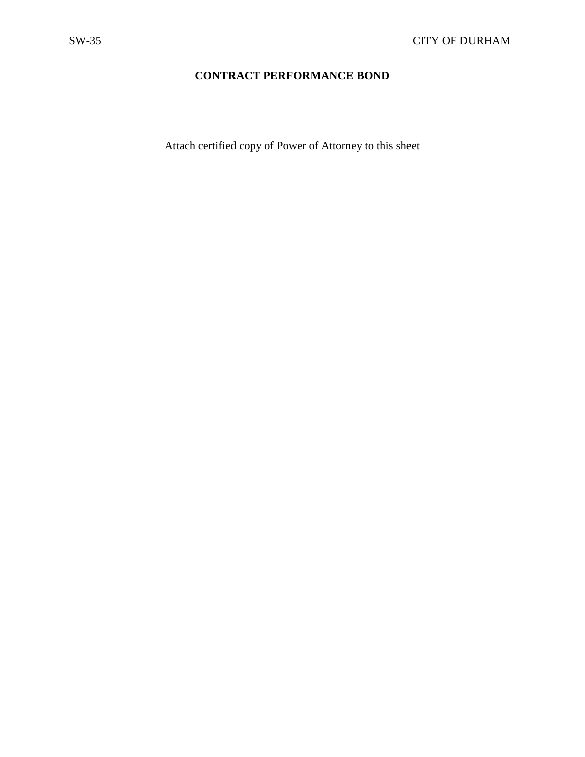# CONTRACT PERFORMANCE BOND

Attach certified copy of Power of Attorney to this sheet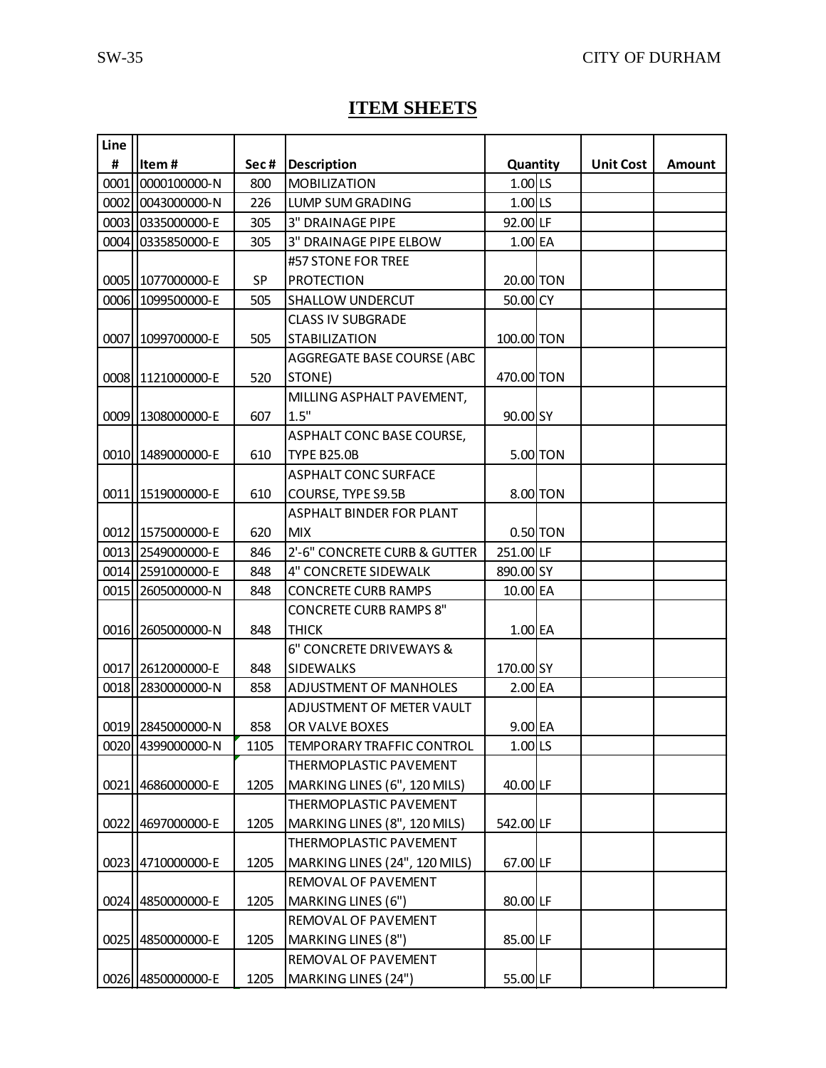## ITEM SHEETS

| Line # | Item # | Sec # | Description | Quantity | | Unit Cost | Amount |
|---|---|---|---|---|---|---|---|
| 0001 | 0000100000-N | 800 | MOBILIZATION | 1.00 | LS | | |
| 0002 | 0043000000-N | 226 | LUMP SUM GRADING | 1.00 | LS | | |
| 0003 | 0335000000-E | 305 | 3" DRAINAGE PIPE | 92.00 | LF | | |
| 0004 | 0335850000-E | 305 | 3" DRAINAGE PIPE ELBOW | 1.00 | EA | | |
| 0005 | 1077000000-E | SP | #57 STONE FOR TREE PROTECTION | 20.00 | TON | | |
| 0006 | 1099500000-E | 505 | SHALLOW UNDERCUT | 50.00 | CY | | |
| 0007 | 1099700000-E | 505 | CLASS IV SUBGRADE STABILIZATION | 100.00 | TON | | |
| 0008 | 1121000000-E | 520 | AGGREGATE BASE COURSE (ABC STONE) | 470.00 | TON | | |
| 0009 | 1308000000-E | 607 | MILLING ASPHALT PAVEMENT, 1.5" | 90.00 | SY | | |
| 0010 | 1489000000-E | 610 | ASPHALT CONC BASE COURSE, TYPE B25.0B | 5.00 | TON | | |
| 0011 | 1519000000-E | 610 | ASPHALT CONC SURFACE COURSE, TYPE S9.5B | 8.00 | TON | | |
| 0012 | 1575000000-E | 620 | ASPHALT BINDER FOR PLANT MIX | 0.50 | TON | | |
| 0013 | 2549000000-E | 846 | 2'-6" CONCRETE CURB & GUTTER | 251.00 | LF | | |
| 0014 | 2591000000-E | 848 | 4" CONCRETE SIDEWALK | 890.00 | SY | | |
| 0015 | 2605000000-N | 848 | CONCRETE CURB RAMPS | 10.00 | EA | | |
| 0016 | 2605000000-N | 848 | CONCRETE CURB RAMPS 8" THICK | 1.00 | EA | | |
| 0017 | 2612000000-E | 848 | 6" CONCRETE DRIVEWAYS & SIDEWALKS | 170.00 | SY | | |
| 0018 | 2830000000-N | 858 | ADJUSTMENT OF MANHOLES | 2.00 | EA | | |
| 0019 | 2845000000-N | 858 | ADJUSTMENT OF METER VAULT OR VALVE BOXES | 9.00 | EA | | |
| 0020 | 4399000000-N | 1105 | TEMPORARY TRAFFIC CONTROL | 1.00 | LS | | |
| 0021 | 4686000000-E | 1205 | THERMOPLASTIC PAVEMENT MARKING LINES (6", 120 MILS) | 40.00 | LF | | |
| 0022 | 4697000000-E | 1205 | THERMOPLASTIC PAVEMENT MARKING LINES (8", 120 MILS) | 542.00 | LF | | |
| 0023 | 4710000000-E | 1205 | THERMOPLASTIC PAVEMENT MARKING LINES (24", 120 MILS) | 67.00 | LF | | |
| 0024 | 4850000000-E | 1205 | REMOVAL OF PAVEMENT MARKING LINES (6") | 80.00 | LF | | |
| 0025 | 4850000000-E | 1205 | REMOVAL OF PAVEMENT MARKING LINES (8") | 85.00 | LF | | |
| 0026 | 4850000000-E | 1205 | REMOVAL OF PAVEMENT MARKING LINES (24") | 55.00 | LF | | |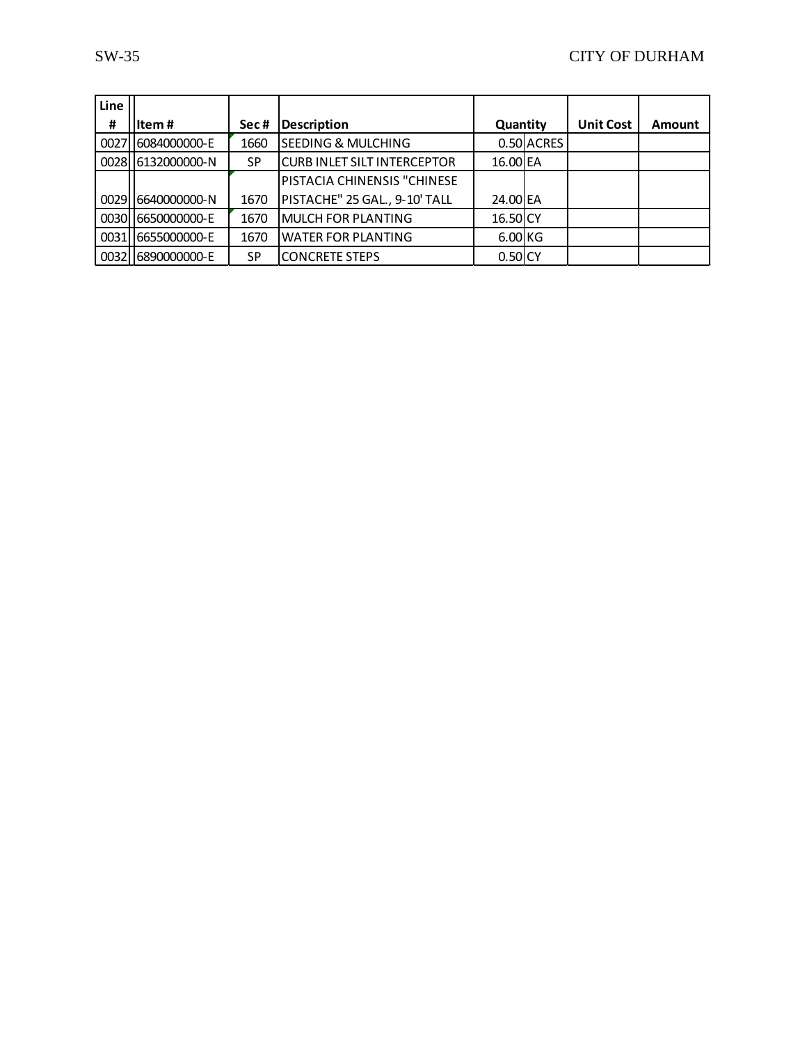| Line # | Item # | Sec # | Description | Quantity | | Unit Cost | Amount |
|---|---|---|---|---|---|---|---|
| 0027 | 6084000000-E | 1660 | SEEDING & MULCHING | 0.50 | ACRES | | |
| 0028 | 6132000000-N | SP | CURB INLET SILT INTERCEPTOR | 16.00 | EA | | |
| 0029 | 6640000000-N | 1670 | PISTACIA CHINENSIS "CHINESE PISTACHE" 25 GAL., 9-10' TALL | 24.00 | EA | | |
| 0030 | 6650000000-E | 1670 | MULCH FOR PLANTING | 16.50 | CY | | |
| 0031 | 6655000000-E | 1670 | WATER FOR PLANTING | 6.00 | KG | | |
| 0032 | 6890000000-E | SP | CONCRETE STEPS | 0.50 | CY | | |